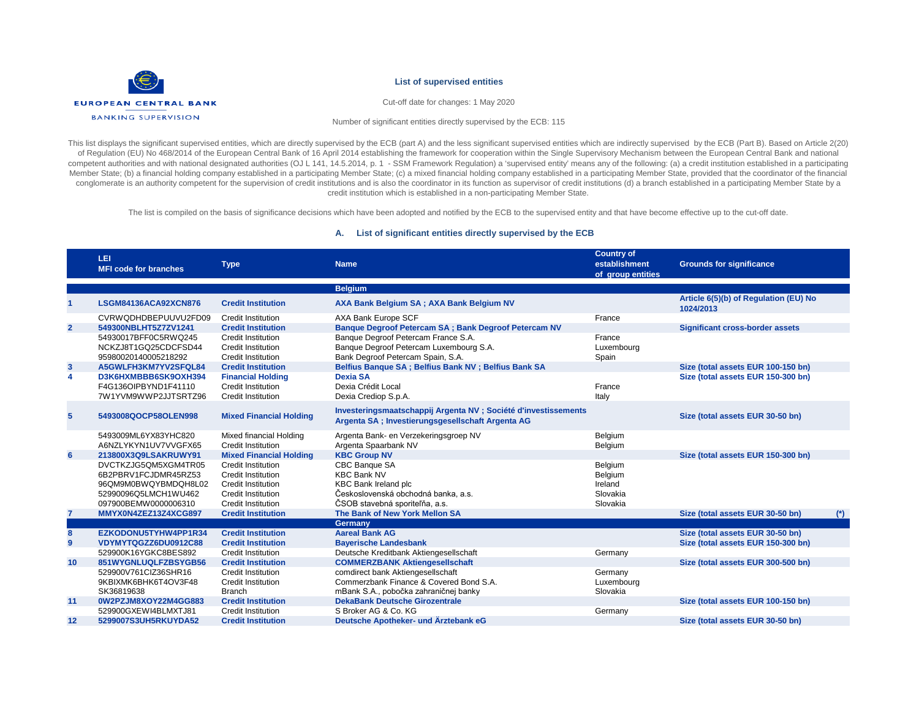EUROPEAN CENTRAL BANK

BANKING SUPERVISION

# List of supervised entities

Cut-off date for changes: 1 May 2020

Number of significant entities directly supervised by the ECB: 115

This list displays the significant supervised entities, which are directly supervised by the ECB (part A) and the less significant supervised entities which are indirectly supervised by the ECB (Part B). Based on Article 2(20) of Regulation (EU) No 468/2014 of the European Central Bank of 16 April 2014 establishing the framework for cooperation within the Single Supervisory Mechanism between the European Central Bank and national competent authorities and with national designated authorities (OJ L 141, 14.5.2014, p. 1 - SSM Framework Regulation) a 'supervised entity' means any of the following: (a) a credit institution established in a participating Member State; (b) a financial holding company established in a participating Member State; (c) a mixed financial holding company established in a participating Member State, provided that the coordinator of the financial conglomerate is an authority competent for the supervision of credit institutions and is also the coordinator in its function as supervisor of credit institutions (d) a branch established in a participating Member State by a credit institution which is established in a non-participating Member State.

The list is compiled on the basis of significance decisions which have been adopted and notified by the ECB to the supervised entity and that have become effective up to the cut-off date.

## A. List of significant entities directly supervised by the ECB

| | LEI<br>MFI code for branches | Type | Name | Country of establishment of group entities | Grounds for significance |
|---|---|---|---|---|---|
| | | | **Belgium** | | |
| **1** | **LSGM84136ACA92XCN876** | **Credit Institution** | **AXA Bank Belgium SA ; AXA Bank Belgium NV** | | **Article 6(5)(b) of Regulation (EU) No 1024/2013** |
| | CVRWQDHDBEPUUVU2FD09 | Credit Institution | AXA Bank Europe SCF | France | |
| **2** | **549300NBLHT5Z7ZV1241** | **Credit Institution** | **Banque Degroof Petercam SA ; Bank Degroof Petercam NV** | | **Significant cross-border assets** |
| | 54930017BFF0C5RWQ245 | Credit Institution | Banque Degroof Petercam France S.A. | France | |
| | NCKZJ8T1GQ25CDCFSD44 | Credit Institution | Banque Degroof Petercam Luxembourg S.A. | Luxembourg | |
| | 95980020140005218292 | Credit Institution | Bank Degroof Petercam Spain, S.A. | Spain | |
| **3** | **A5GWLFH3KM7YV2SFQL84** | **Credit Institution** | **Belfius Banque SA ; Belfius Bank NV ; Belfius Bank SA** | | **Size (total assets EUR 100-150 bn)** |
| **4** | **D3K6HXMBBB6SK9OXH394** | **Financial Holding** | **Dexia SA** | | **Size (total assets EUR 150-300 bn)** |
| | F4G136OIPBYND1F41110 | Credit Institution | Dexia Crédit Local | France | |
| | 7W1YVM9WWP2JJTSRTZ96 | Credit Institution | Dexia Crediop S.p.A. | Italy | |
| **5** | **5493008QOCP58OLEN998** | **Mixed Financial Holding** | **Investeringsmaatschappij Argenta NV ; Société d'investissements Argenta SA ; Investierungsgesellschaft Argenta AG** | | **Size (total assets EUR 30-50 bn)** |
| | 5493009ML6YX83YHC820 | Mixed financial Holding | Argenta Bank- en Verzekeringsgroep NV | Belgium | |
| | A6NZLYKYN1UV7VVGFX65 | Credit Institution | Argenta Spaarbank NV | Belgium | |
| **6** | **213800X3Q9LSAKRUWY91** | **Mixed Financial Holding** | **KBC Group NV** | | **Size (total assets EUR 150-300 bn)** |
| | DVCTKZJG5QM5XGM4TR05 | Credit Institution | CBC Banque SA | Belgium | |
| | 6B2PBRV1FCJDMR45RZ53 | Credit Institution | KBC Bank NV | Belgium | |
| | 96QM9M0BWQYBMDQH8L02 | Credit Institution | KBC Bank Ireland plc | Ireland | |
| | 52990096Q5LMCH1WU462 | Credit Institution | Československá obchodná banka, a.s. | Slovakia | |
| | 097900BEMW0000006310 | Credit Institution | ČSOB stavebná sporiteľňa, a.s. | Slovakia | |
| **7** | **MMYX0N4ZEZ13Z4XCG897** | **Credit Institution** | **The Bank of New York Mellon SA** | | **Size (total assets EUR 30-50 bn) (*)** |
| | | | **Germany** | | |
| **8** | **EZKODONU5TYHW4PP1R34** | **Credit Institution** | **Aareal Bank AG** | | **Size (total assets EUR 30-50 bn)** |
| **9** | **VDYMYTQGZZ6DU0912C88** | **Credit Institution** | **Bayerische Landesbank** | | **Size (total assets EUR 150-300 bn)** |
| | 529900K16YGKC8BES892 | Credit Institution | Deutsche Kreditbank Aktiengesellschaft | Germany | |
| **10** | **851WYGNLUQLFZBSYGB56** | **Credit Institution** | **COMMERZBANK Aktiengesellschaft** | | **Size (total assets EUR 300-500 bn)** |
| | 529900V761CIZ36SHR16 | Credit Institution | comdirect bank Aktiengesellschaft | Germany | |
| | 9KBIXMK6BHK6T4OV3F48 | Credit Institution | Commerzbank Finance & Covered Bond S.A. | Luxembourg | |
| | SK36819638 | Branch | mBank S.A., pobočka zahraničnej banky | Slovakia | |
| **11** | **0W2PZJM8XOY22M4GG883** | **Credit Institution** | **DekaBank Deutsche Girozentrale** | | **Size (total assets EUR 100-150 bn)** |
| | 529900GXEWI4BLMXTJ81 | Credit Institution | S Broker AG & Co. KG | Germany | |
| **12** | **5299007S3UH5RKUYDA52** | **Credit Institution** | **Deutsche Apotheker- und Ärztebank eG** | | **Size (total assets EUR 30-50 bn)** |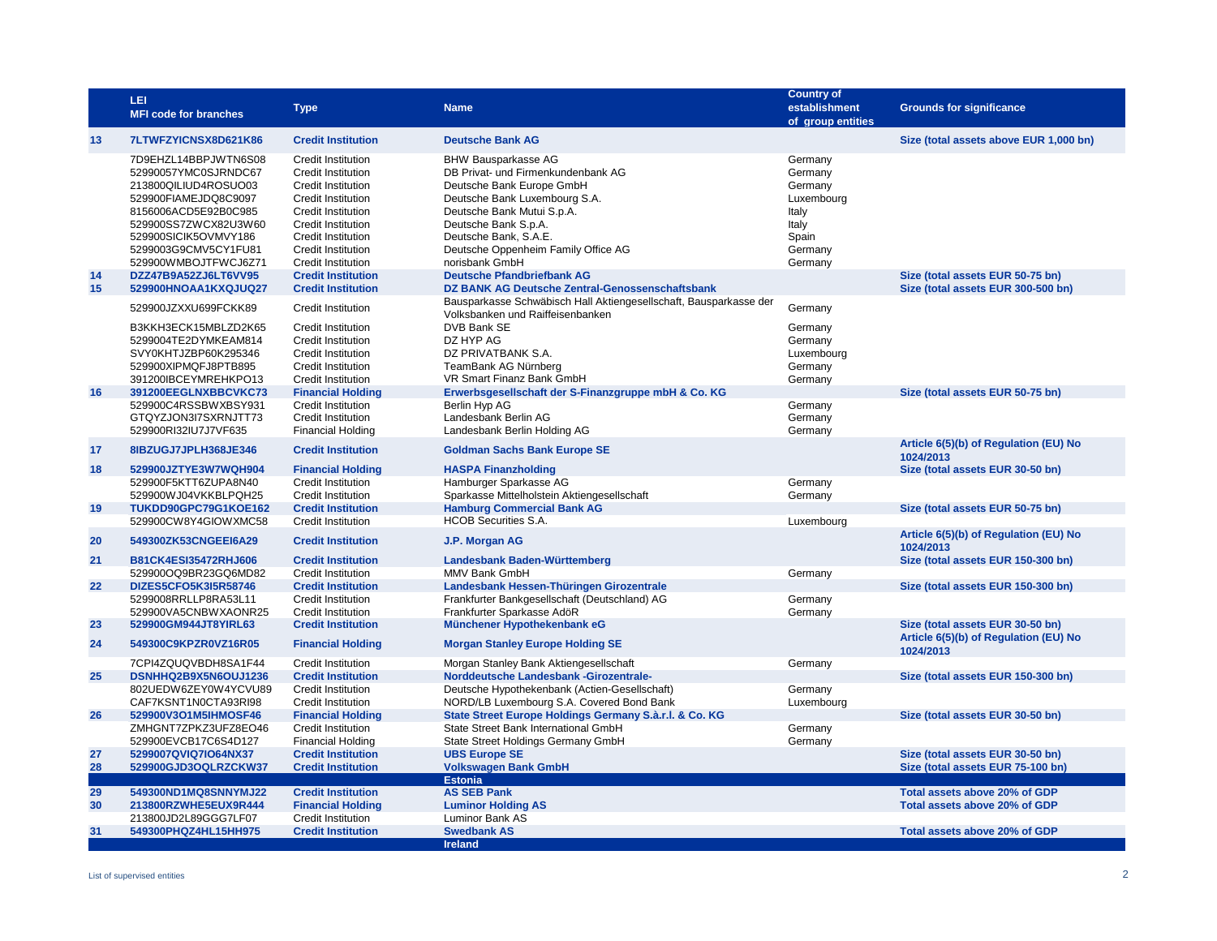|  | LEI<br>MFI code for branches | Type | Name | Country of establishment of group entities | Grounds for significance |
|---|---|---|---|---|---|
| **13** | **7LTWFZYICNSX8D621K86** | **Credit Institution** | **Deutsche Bank AG** |  | **Size (total assets above EUR 1,000 bn)** |
|  | 7D9EHZL14BBPJWTN6S08 | Credit Institution | BHW Bausparkasse AG | Germany |  |
|  | 52990057YMC0SJRNDC67 | Credit Institution | DB Privat- und Firmenkundenbank AG | Germany |  |
|  | 213800QILIUD4ROSUO03 | Credit Institution | Deutsche Bank Europe GmbH | Germany |  |
|  | 529900FIAMEJDQ8C9097 | Credit Institution | Deutsche Bank Luxembourg S.A. | Luxembourg |  |
|  | 8156006ACD5E92B0C985 | Credit Institution | Deutsche Bank Mutui S.p.A. | Italy |  |
|  | 529900SS7ZWCX82U3W60 | Credit Institution | Deutsche Bank S.p.A. | Italy |  |
|  | 529900SICIK5OVMVY186 | Credit Institution | Deutsche Bank, S.A.E. | Spain |  |
|  | 5299003G9CMV5CY1FU81 | Credit Institution | Deutsche Oppenheim Family Office AG | Germany |  |
|  | 529900WMBOJTFWCJ6Z71 | Credit Institution | norisbank GmbH | Germany |  |
| **14** | **DZZ47B9A52ZJ6LT6VV95** | **Credit Institution** | **Deutsche Pfandbriefbank AG** |  | **Size (total assets EUR 50-75 bn)** |
| **15** | **529900HNOAA1KXQJUQ27** | **Credit Institution** | **DZ BANK AG Deutsche Zentral-Genossenschaftsbank** |  | **Size (total assets EUR 300-500 bn)** |
|  | 529900JZXXU699FCKK89 | Credit Institution | Bausparkasse Schwäbisch Hall Aktiengesellschaft, Bausparkasse der Volksbanken und Raiffeisenbanken | Germany |  |
|  | B3KKH3ECK15MBLZD2K65 | Credit Institution | DVB Bank SE | Germany |  |
|  | 5299004TE2DYMKEAM814 | Credit Institution | DZ HYP AG | Germany |  |
|  | SVY0KHTJZBP60K295346 | Credit Institution | DZ PRIVATBANK S.A. | Luxembourg |  |
|  | 529900XIPMQFJ8PTB895 | Credit Institution | TeamBank AG Nürnberg | Germany |  |
|  | 391200IBCEYMREHKPO13 | Credit Institution | VR Smart Finanz Bank GmbH | Germany |  |
| **16** | **391200EEGLNXBBCVKC73** | **Financial Holding** | **Erwerbsgesellschaft der S-Finanzgruppe mbH & Co. KG** |  | **Size (total assets EUR 50-75 bn)** |
|  | 529900C4RSSBWXBSY931 | Credit Institution | Berlin Hyp AG | Germany |  |
|  | GTQYZJON3I7SXRNJTT73 | Credit Institution | Landesbank Berlin AG | Germany |  |
|  | 529900RI32IU7J7VF635 | Financial Holding | Landesbank Berlin Holding AG | Germany |  |
| **17** | **8IBZUGJ7JPLH368JE346** | **Credit Institution** | **Goldman Sachs Bank Europe SE** |  | **Article 6(5)(b) of Regulation (EU) No 1024/2013** |
| **18** | **529900JZTYE3W7WQH904** | **Financial Holding** | **HASPA Finanzholding** |  | **Size (total assets EUR 30-50 bn)** |
|  | 529900F5KTT6ZUPA8N40 | Credit Institution | Hamburger Sparkasse AG | Germany |  |
|  | 529900WJ04VKKBLPQH25 | Credit Institution | Sparkasse Mittelholstein Aktiengesellschaft | Germany |  |
| **19** | **TUKDD90GPC79G1KOE162** | **Credit Institution** | **Hamburg Commercial Bank AG** |  | **Size (total assets EUR 50-75 bn)** |
|  | 529900CW8Y4GIOWXMC58 | Credit Institution | HCOB Securities S.A. | Luxembourg |  |
| **20** | **549300ZK53CNGEEI6A29** | **Credit Institution** | **J.P. Morgan AG** |  | **Article 6(5)(b) of Regulation (EU) No 1024/2013** |
| **21** | **B81CK4ESI35472RHJ606** | **Credit Institution** | **Landesbank Baden-Württemberg** |  | **Size (total assets EUR 150-300 bn)** |
|  | 529900OQ9BR23GQ6MD82 | Credit Institution | MMV Bank GmbH | Germany |  |
| **22** | **DIZES5CFO5K3I5R58746** | **Credit Institution** | **Landesbank Hessen-Thüringen Girozentrale** |  | **Size (total assets EUR 150-300 bn)** |
|  | 5299008RRLLP8RA53L11 | Credit Institution | Frankfurter Bankgesellschaft (Deutschland) AG | Germany |  |
|  | 529900VA5CNBWXAONR25 | Credit Institution | Frankfurter Sparkasse AdöR | Germany |  |
| **23** | **529900GM944JT8YIRL63** | **Credit Institution** | **Münchener Hypothekenbank eG** |  | **Size (total assets EUR 30-50 bn)** |
| **24** | **549300C9KPZR0VZ16R05** | **Financial Holding** | **Morgan Stanley Europe Holding SE** |  | **Article 6(5)(b) of Regulation (EU) No 1024/2013** |
|  | 7CPI4ZQUQVBDH8SA1F44 | Credit Institution | Morgan Stanley Bank Aktiengesellschaft | Germany |  |
| **25** | **DSNHHQ2B9X5N6OUJ1236** | **Credit Institution** | **Norddeutsche Landesbank -Girozentrale-** |  | **Size (total assets EUR 150-300 bn)** |
|  | 802UEDW6ZEY0W4YCVU89 | Credit Institution | Deutsche Hypothekenbank (Actien-Gesellschaft) | Germany |  |
|  | CAF7KSNT1N0CTA93RI98 | Credit Institution | NORD/LB Luxembourg S.A. Covered Bond Bank | Luxembourg |  |
| **26** | **529900V3O1M5IHMOSF46** | **Financial Holding** | **State Street Europe Holdings Germany S.à.r.l. & Co. KG** |  | **Size (total assets EUR 30-50 bn)** |
|  | ZMHGNT7ZPKZ3UFZ8EO46 | Credit Institution | State Street Bank International GmbH | Germany |  |
|  | 529900EVCB17C6S4D127 | Financial Holding | State Street Holdings Germany GmbH | Germany |  |
| **27** | **5299007QVIQ7IO64NX37** | **Credit Institution** | **UBS Europe SE** |  | **Size (total assets EUR 30-50 bn)** |
| **28** | **529900GJD3OQLRZCKW37** | **Credit Institution** | **Volkswagen Bank GmbH** |  | **Size (total assets EUR 75-100 bn)** |
|  |  |  | **Estonia** |  |  |
| **29** | **549300ND1MQ8SNNYMJ22** | **Credit Institution** | **AS SEB Pank** |  | **Total assets above 20% of GDP** |
| **30** | **213800RZWHE5EUX9R444** | **Financial Holding** | **Luminor Holding AS** |  | **Total assets above 20% of GDP** |
|  | 213800JD2L89GGG7LF07 | Credit Institution | Luminor Bank AS |  |  |
| **31** | **549300PHQZ4HL15HH975** | **Credit Institution** | **Swedbank AS** |  | **Total assets above 20% of GDP** |
|  |  |  | **Ireland** |  |  |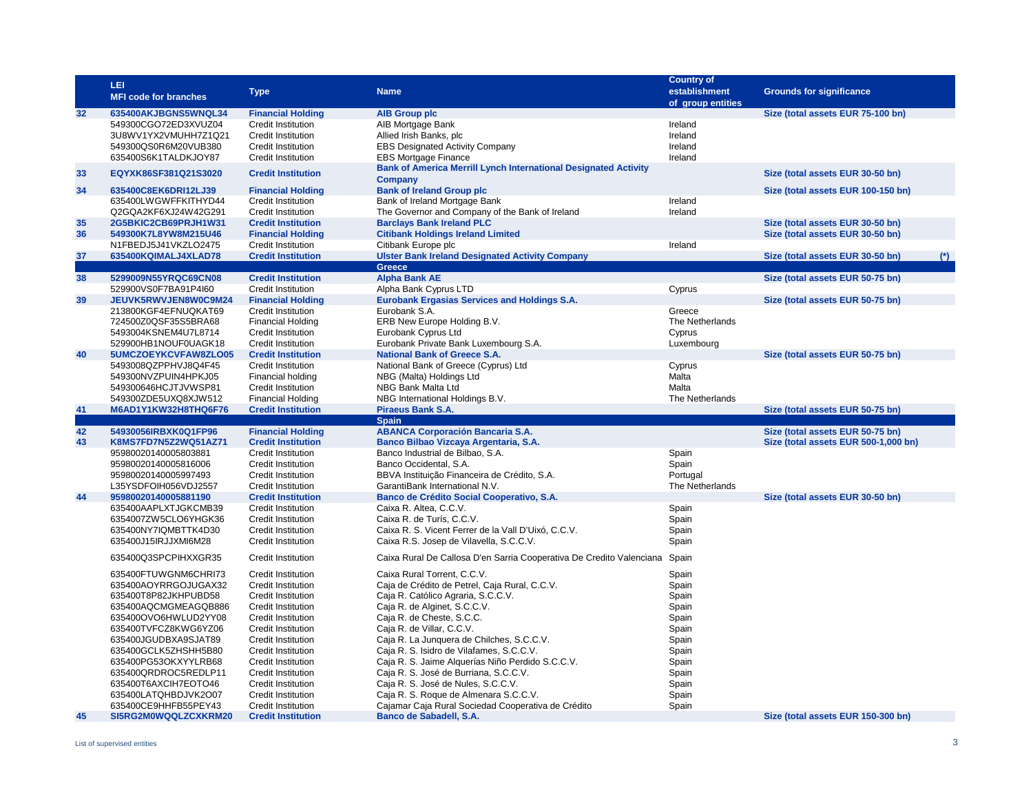| | LEI<br>MFI code for branches | Type | Name | Country of establishment of group entities | Grounds for significance | |
|---|---|---|---|---|---|---|
| **32** | **635400AKJBGNS5WNQL34** | **Financial Holding** | **AIB Group plc** | | **Size (total assets EUR 75-100 bn)** | |
| | 549300CGO72ED3XVUZ04 | Credit Institution | AIB Mortgage Bank | Ireland | | |
| | 3U8WV1YX2VMUHH7Z1Q21 | Credit Institution | Allied Irish Banks, plc | Ireland | | |
| | 549300QS0R6M20VUB380 | Credit Institution | EBS Designated Activity Company | Ireland | | |
| | 635400S6K1TALDKJOY87 | Credit Institution | EBS Mortgage Finance | Ireland | | |
| **33** | **EQYXK86SF381Q21S3020** | **Credit Institution** | **Bank of America Merrill Lynch International Designated Activity Company** | | **Size (total assets EUR 30-50 bn)** | |
| **34** | **635400C8EK6DRI12LJ39** | **Financial Holding** | **Bank of Ireland Group plc** | | **Size (total assets EUR 100-150 bn)** | |
| | 635400LWGWFFKITHYD44 | Credit Institution | Bank of Ireland Mortgage Bank | Ireland | | |
| | Q2GQA2KF6XJ24W42G291 | Credit Institution | The Governor and Company of the Bank of Ireland | Ireland | | |
| **35** | **2G5BKIC2CB69PRJH1W31** | **Credit Institution** | **Barclays Bank Ireland PLC** | | **Size (total assets EUR 30-50 bn)** | |
| **36** | **549300K7L8YW8M215U46** | **Financial Holding** | **Citibank Holdings Ireland Limited** | | **Size (total assets EUR 30-50 bn)** | |
| | N1FBEDJ5J41VKZLO2475 | Credit Institution | Citibank Europe plc | Ireland | | |
| **37** | **635400KQIMALJ4XLAD78** | **Credit Institution** | **Ulster Bank Ireland Designated Activity Company** | | **Size (total assets EUR 30-50 bn)** | **(*)** |
| | | | **Greece** | | | |
| **38** | **5299009N55YRQC69CN08** | **Credit Institution** | **Alpha Bank AE** | | **Size (total assets EUR 50-75 bn)** | |
| | 529900VS0F7BA91P4I60 | Credit Institution | Alpha Bank Cyprus LTD | Cyprus | | |
| **39** | **JEUVK5RWVJEN8W0C9M24** | **Financial Holding** | **Eurobank Ergasias Services and Holdings S.A.** | | **Size (total assets EUR 50-75 bn)** | |
| | 213800KGF4EFNUQKAT69 | Credit Institution | Eurobank S.A. | Greece | | |
| | 724500Z0QSF35S5BRA68 | Financial Holding | ERB New Europe Holding B.V. | The Netherlands | | |
| | 5493004KSNEM4U7L8714 | Credit Institution | Eurobank Cyprus Ltd | Cyprus | | |
| | 529900HB1NOUF0UAGK18 | Credit Institution | Eurobank Private Bank Luxembourg S.A. | Luxembourg | | |
| **40** | **5UMCZOEYKCVFAW8ZLO05** | **Credit Institution** | **National Bank of Greece S.A.** | | **Size (total assets EUR 50-75 bn)** | |
| | 5493008QZPPHVJ8Q4F45 | Credit Institution | National Bank of Greece (Cyprus) Ltd | Cyprus | | |
| | 549300NVZPUIN4HPKJ05 | Financial holding | NBG (Malta) Holdings Ltd | Malta | | |
| | 549300646HCJTJVWSP81 | Credit Institution | NBG Bank Malta Ltd | Malta | | |
| | 549300ZDE5UXQ8XJW512 | Financial Holding | NBG International Holdings B.V. | The Netherlands | | |
| **41** | **M6AD1Y1KW32H8THQ6F76** | **Credit Institution** | **Piraeus Bank S.A.** | | **Size (total assets EUR 50-75 bn)** | |
| | | | **Spain** | | | |
| **42** | **54930056IRBXK0Q1FP96** | **Financial Holding** | **ABANCA Corporación Bancaria S.A.** | | **Size (total assets EUR 50-75 bn)** | |
| **43** | **K8MS7FD7N5Z2WQ51AZ71** | **Credit Institution** | **Banco Bilbao Vizcaya Argentaria, S.A.** | | **Size (total assets EUR 500-1,000 bn)** | |
| | 95980020140005803881 | Credit Institution | Banco Industrial de Bilbao, S.A. | Spain | | |
| | 95980020140005816006 | Credit Institution | Banco Occidental, S.A. | Spain | | |
| | 95980020140005997493 | Credit Institution | BBVA Instituição Financeira de Crédito, S.A. | Portugal | | |
| | L35YSDFOIH056VDJ2557 | Credit Institution | GarantiBank International N.V. | The Netherlands | | |
| **44** | **95980020140005881190** | **Credit Institution** | **Banco de Crédito Social Cooperativo, S.A.** | | **Size (total assets EUR 30-50 bn)** | |
| | 635400AAPLXTJGKCMB39 | Credit Institution | Caixa R. Altea, C.C.V. | Spain | | |
| | 6354007ZW5CLO6YHGK36 | Credit Institution | Caixa R. de Turís, C.C.V. | Spain | | |
| | 635400NY7IQMBTTK4D30 | Credit Institution | Caixa R. S. Vicent Ferrer de la Vall D'Uixó, C.C.V. | Spain | | |
| | 635400J15IRJJXMI6M28 | Credit Institution | Caixa R.S. Josep de Vilavella, S.C.C.V. | Spain | | |
| | 635400Q3SPCPIHXXGR35 | Credit Institution | Caixa Rural De Callosa D'en Sarria Cooperativa De Credito Valenciana | Spain | | |
| | 635400FTUWGNM6CHRI73 | Credit Institution | Caixa Rural Torrent, C.C.V. | Spain | | |
| | 635400AOYRRGOJUGAX32 | Credit Institution | Caja de Crédito de Petrel, Caja Rural, C.C.V. | Spain | | |
| | 635400T8P82JKHPUBD58 | Credit Institution | Caja R. Católico Agraria, S.C.C.V. | Spain | | |
| | 635400AQCMGMEAGQB886 | Credit Institution | Caja R. de Alginet, S.C.C.V. | Spain | | |
| | 635400OVO6HWLUD2YY08 | Credit Institution | Caja R. de Cheste, S.C.C. | Spain | | |
| | 635400TVFCZ8KWG6YZ06 | Credit Institution | Caja R. de Villar, C.C.V. | Spain | | |
| | 635400JGUDBXA9SJAT89 | Credit Institution | Caja R. La Junquera de Chilches, S.C.C.V. | Spain | | |
| | 635400GCLK5ZHSHH5B80 | Credit Institution | Caja R. S. Isidro de Vilafames, S.C.C.V. | Spain | | |
| | 635400PG53OKXYYLRB68 | Credit Institution | Caja R. S. Jaime Alquerías Niño Perdido S.C.C.V. | Spain | | |
| | 635400QRDROC5REDLP11 | Credit Institution | Caja R. S. José de Burriana, S.C.C.V. | Spain | | |
| | 635400T6AXCIH7EOTO46 | Credit Institution | Caja R. S. José de Nules, S.C.C.V. | Spain | | |
| | 635400LATQHBDJVK2O07 | Credit Institution | Caja R. S. Roque de Almenara S.C.C.V. | Spain | | |
| | 635400CE9HHFB55PEY43 | Credit Institution | Cajamar Caja Rural Sociedad Cooperativa de Crédito | Spain | | |
| **45** | **SI5RG2M0WQQLZCXKRM20** | **Credit Institution** | **Banco de Sabadell, S.A.** | | **Size (total assets EUR 150-300 bn)** | |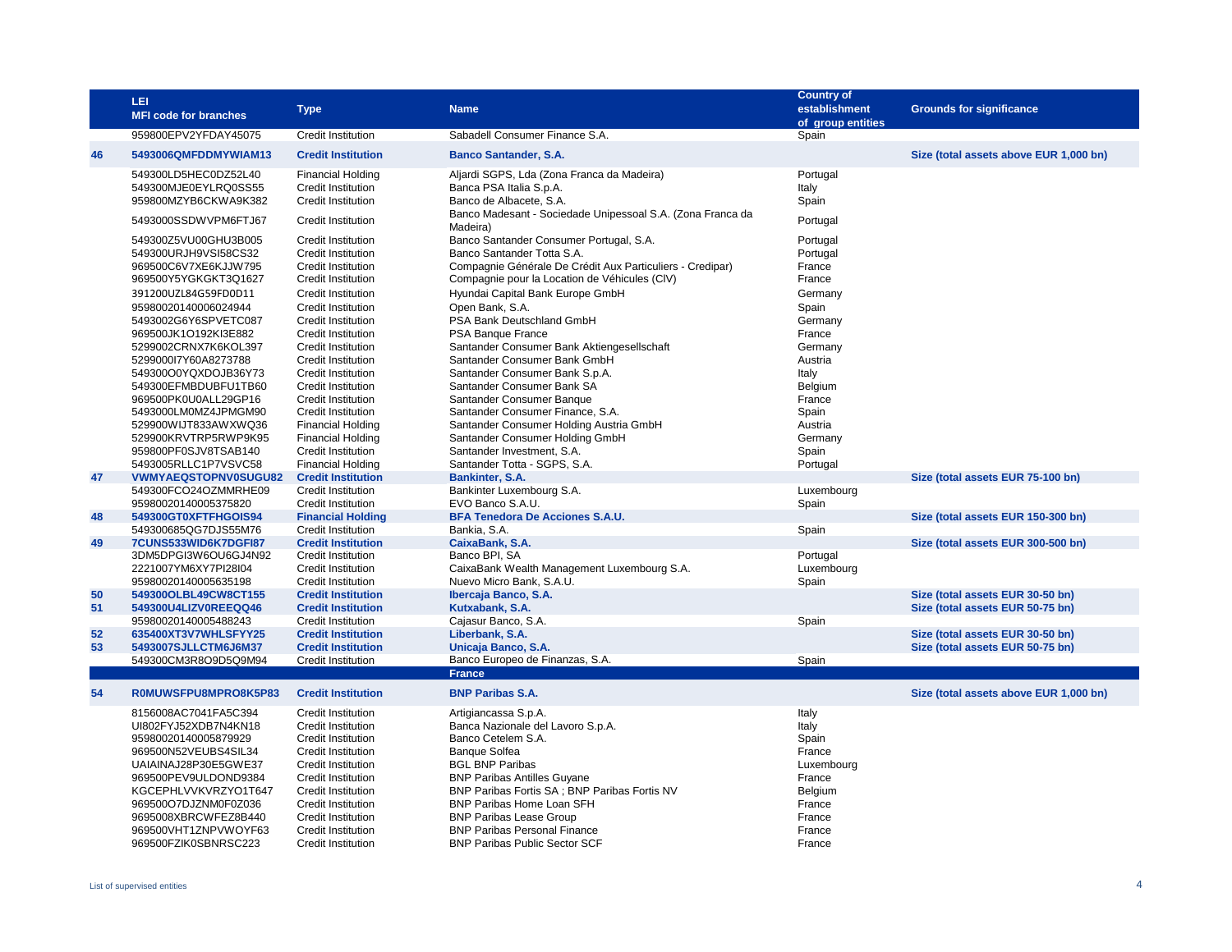| | LEI MFI code for branches | Type | Name | Country of establishment of group entities | Grounds for significance |
|---|---|---|---|---|---|
| | 959800EPV2YFDAY45075 | Credit Institution | Sabadell Consumer Finance S.A. | Spain | |
| **46** | **5493006QMFDDMYWIAM13** | **Credit Institution** | **Banco Santander, S.A.** | | **Size (total assets above EUR 1,000 bn)** |
| | 549300LD5HEC0DZ52L40 | Financial Holding | Aljardi SGPS, Lda (Zona Franca da Madeira) | Portugal | |
| | 549300MJE0EYLRQ0SS55 | Credit Institution | Banca PSA Italia S.p.A. | Italy | |
| | 959800MZYB6CKWA9K382 | Credit Institution | Banco de Albacete, S.A. | Spain | |
| | 5493000SSDWVPM6FTJ67 | Credit Institution | Banco Madesant - Sociedade Unipessoal S.A. (Zona Franca da Madeira) | Portugal | |
| | 549300Z5VU00GHU3B005 | Credit Institution | Banco Santander Consumer Portugal, S.A. | Portugal | |
| | 549300URJH9VSI58CS32 | Credit Institution | Banco Santander Totta S.A. | Portugal | |
| | 969500C6V7XE6KJJW795 | Credit Institution | Compagnie Générale De Crédit Aux Particuliers - Credipar) | France | |
| | 969500Y5YGKGKT3Q1627 | Credit Institution | Compagnie pour la Location de Véhicules (CIV) | France | |
| | 391200UZL84G59FD0D11 | Credit Institution | Hyundai Capital Bank Europe GmbH | Germany | |
| | 95980020140006024944 | Credit Institution | Open Bank, S.A. | Spain | |
| | 5493002G6Y6SPVETC087 | Credit Institution | PSA Bank Deutschland GmbH | Germany | |
| | 969500JK1O192KI3E882 | Credit Institution | PSA Banque France | France | |
| | 5299002CRNX7K6KOL397 | Credit Institution | Santander Consumer Bank Aktiengesellschaft | Germany | |
| | 5299000I7Y60A8273788 | Credit Institution | Santander Consumer Bank GmbH | Austria | |
| | 549300O0YQXDOJB36Y73 | Credit Institution | Santander Consumer Bank S.p.A. | Italy | |
| | 549300EFMBDUBFU1TB60 | Credit Institution | Santander Consumer Bank SA | Belgium | |
| | 969500PK0U0ALL29GP16 | Credit Institution | Santander Consumer Banque | France | |
| | 5493000LM0MZ4JPMGM90 | Credit Institution | Santander Consumer Finance, S.A. | Spain | |
| | 529900WIJT833AWXWQ36 | Financial Holding | Santander Consumer Holding Austria GmbH | Austria | |
| | 529900KRVTRP5RWP9K95 | Financial Holding | Santander Consumer Holding GmbH | Germany | |
| | 959800PF0SJV8TSAB140 | Credit Institution | Santander Investment, S.A. | Spain | |
| | 5493005RLLC1P7VSVC58 | Financial Holding | Santander Totta - SGPS, S.A. | Portugal | |
| **47** | **VWMYAEQSTOPNV0SUGU82** | **Credit Institution** | **Bankinter, S.A.** | | **Size (total assets EUR 75-100 bn)** |
| | 549300FCO24OZMMRHE09 | Credit Institution | Bankinter Luxembourg S.A. | Luxembourg | |
| | 95980020140005375820 | Credit Institution | EVO Banco S.A.U. | Spain | |
| **48** | **549300GT0XFTFHGOIS94** | **Financial Holding** | **BFA Tenedora De Acciones S.A.U.** | | **Size (total assets EUR 150-300 bn)** |
| | 549300685QG7DJS55M76 | Credit Institution | Bankia, S.A. | Spain | |
| **49** | **7CUNS533WID6K7DGFI87** | **Credit Institution** | **CaixaBank, S.A.** | | **Size (total assets EUR 300-500 bn)** |
| | 3DM5DPGI3W6OU6GJ4N92 | Credit Institution | Banco BPI, SA | Portugal | |
| | 2221007YM6XY7PI28I04 | Credit Institution | CaixaBank Wealth Management Luxembourg S.A. | Luxembourg | |
| | 95980020140005635198 | Credit Institution | Nuevo Micro Bank, S.A.U. | Spain | |
| **50** | **549300OLBL49CW8CT155** | **Credit Institution** | **Ibercaja Banco, S.A.** | | **Size (total assets EUR 30-50 bn)** |
| **51** | **549300U4LIZV0REEQQ46** | **Credit Institution** | **Kutxabank, S.A.** | | **Size (total assets EUR 50-75 bn)** |
| | 95980020140005488243 | Credit Institution | Cajasur Banco, S.A. | Spain | |
| **52** | **635400XT3V7WHLSFYY25** | **Credit Institution** | **Liberbank, S.A.** | | **Size (total assets EUR 30-50 bn)** |
| **53** | **5493007SJLLCTM6J6M37** | **Credit Institution** | **Unicaja Banco, S.A.** | | **Size (total assets EUR 50-75 bn)** |
| | 549300CM3R8O9D5Q9M94 | Credit Institution | Banco Europeo de Finanzas, S.A. | Spain | |
| | | | **France** | | |
| **54** | **R0MUWSFPU8MPRO8K5P83** | **Credit Institution** | **BNP Paribas S.A.** | | **Size (total assets above EUR 1,000 bn)** |
| | 8156008AC7041FA5C394 | Credit Institution | Artigiancassa S.p.A. | Italy | |
| | UI802FYJ52XDB7N4KN18 | Credit Institution | Banca Nazionale del Lavoro S.p.A. | Italy | |
| | 95980020140005879929 | Credit Institution | Banco Cetelem S.A. | Spain | |
| | 969500N52VEUBS4SIL34 | Credit Institution | Banque Solfea | France | |
| | UAIAINAJ28P30E5GWE37 | Credit Institution | BGL BNP Paribas | Luxembourg | |
| | 969500PEV9ULDOND9384 | Credit Institution | BNP Paribas Antilles Guyane | France | |
| | KGCEPHLVVKVRZYO1T647 | Credit Institution | BNP Paribas Fortis SA ; BNP Paribas Fortis NV | Belgium | |
| | 969500O7DJZNM0F0Z036 | Credit Institution | BNP Paribas Home Loan SFH | France | |
| | 9695008XBRCWFEZ8B440 | Credit Institution | BNP Paribas Lease Group | France | |
| | 969500VHT1ZNPVWOYF63 | Credit Institution | BNP Paribas Personal Finance | France | |
| | 969500FZIK0SBNRSC223 | Credit Institution | BNP Paribas Public Sector SCF | France | |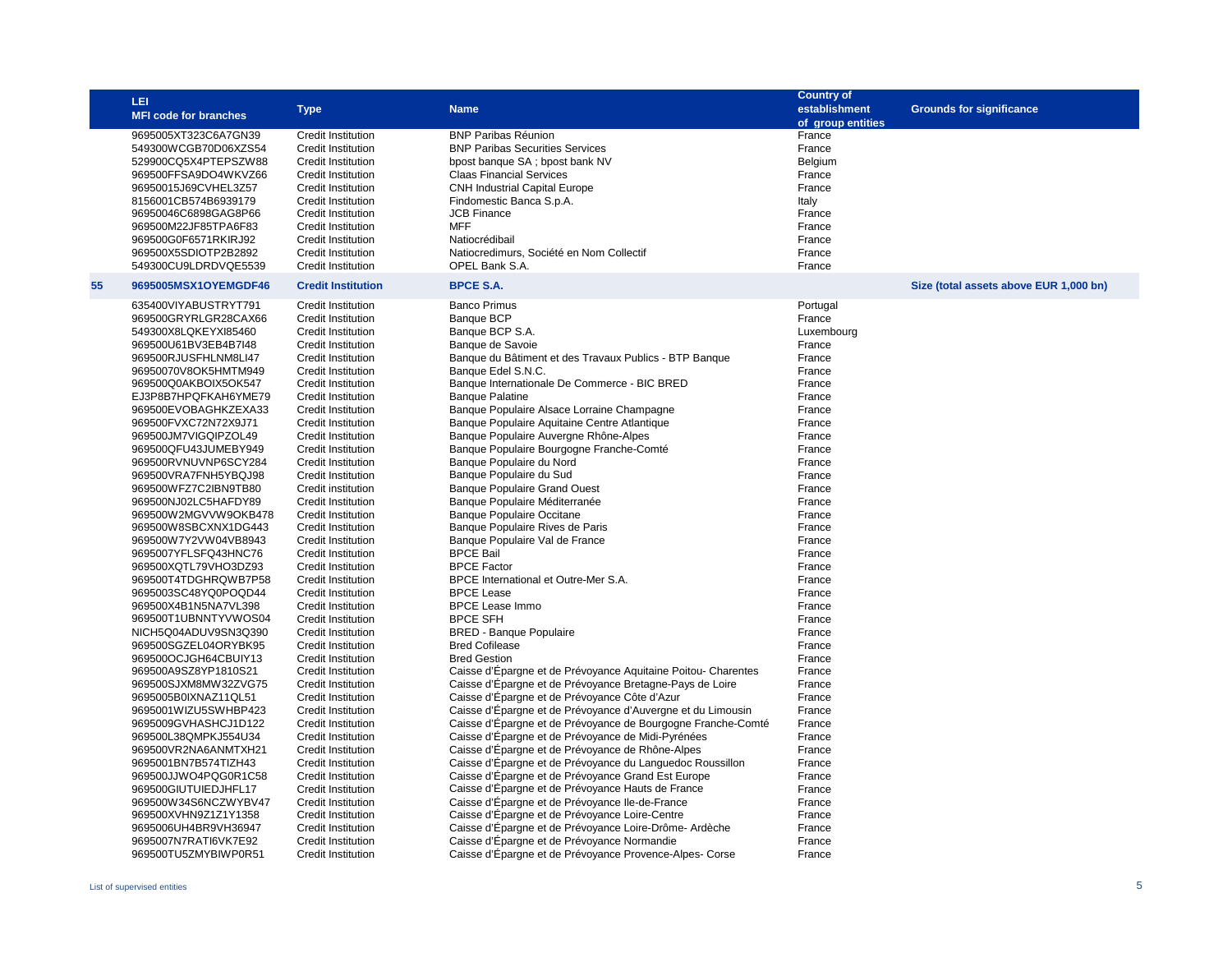| | LEI<br>MFI code for branches | Type | Name | Country of establishment of group entities | Grounds for significance |
|---|---|---|---|---|---|
| | 9695005XT323C6A7GN39 | Credit Institution | BNP Paribas Réunion | France | |
| | 549300WCGB70D06XZS54 | Credit Institution | BNP Paribas Securities Services | France | |
| | 529900CQ5X4PTEPSZW88 | Credit Institution | bpost banque SA ; bpost bank NV | Belgium | |
| | 969500FFSA9DO4WKVZ66 | Credit Institution | Claas Financial Services | France | |
| | 96950015J69CVHEL3Z57 | Credit Institution | CNH Industrial Capital Europe | France | |
| | 8156001CB574B6939179 | Credit Institution | Findomestic Banca S.p.A. | Italy | |
| | 96950046C6898GAG8P66 | Credit Institution | JCB Finance | France | |
| | 969500M22JF85TPA6F83 | Credit Institution | MFF | France | |
| | 969500G0F6571RKIRJ92 | Credit Institution | Natiocrédibail | France | |
| | 969500X5SDIOTP2B2892 | Credit Institution | Natiocredimurs, Société en Nom Collectif | France | |
| | 549300CU9LDRDVQE5539 | Credit Institution | OPEL Bank S.A. | France | |
| **55** | **9695005MSX1OYEMGDF46** | **Credit Institution** | **BPCE S.A.** | | **Size (total assets above EUR 1,000 bn)** |
| | 635400VIYABUSTRYT791 | Credit Institution | Banco Primus | Portugal | |
| | 969500GRYRLGR28CAX66 | Credit Institution | Banque BCP | France | |
| | 549300X8LQKEYXI85460 | Credit Institution | Banque BCP S.A. | Luxembourg | |
| | 969500U61BV3EB4B7I48 | Credit Institution | Banque de Savoie | France | |
| | 969500RJUSFHLNM8LI47 | Credit Institution | Banque du Bâtiment et des Travaux Publics - BTP Banque | France | |
| | 96950070V8OK5HMTM949 | Credit Institution | Banque Edel S.N.C. | France | |
| | 969500Q0AKBOIX5OK547 | Credit Institution | Banque Internationale De Commerce - BIC BRED | France | |
| | EJ3P8B7HPQFKAH6YME79 | Credit Institution | Banque Palatine | France | |
| | 969500EVOBAGHKZEXA33 | Credit Institution | Banque Populaire Alsace Lorraine Champagne | France | |
| | 969500FVXC72N72X9J71 | Credit Institution | Banque Populaire Aquitaine Centre Atlantique | France | |
| | 969500JM7VIGQIPZOL49 | Credit Institution | Banque Populaire Auvergne Rhône-Alpes | France | |
| | 969500QFU43JUMEBY949 | Credit Institution | Banque Populaire Bourgogne Franche-Comté | France | |
| | 969500RVNUVNP6SCY284 | Credit Institution | Banque Populaire du Nord | France | |
| | 969500VRA7FNH5YBQJ98 | Credit Institution | Banque Populaire du Sud | France | |
| | 969500WFZ7C2IBN9TB80 | Credit institution | Banque Populaire Grand Ouest | France | |
| | 969500NJ02LC5HAFDY89 | Credit Institution | Banque Populaire Méditerranée | France | |
| | 969500W2MGVVW9OKB478 | Credit Institution | Banque Populaire Occitane | France | |
| | 969500W8SBCXNX1DG443 | Credit Institution | Banque Populaire Rives de Paris | France | |
| | 969500W7Y2VW04VB8943 | Credit Institution | Banque Populaire Val de France | France | |
| | 9695007YFLSFQ43HNC76 | Credit Institution | BPCE Bail | France | |
| | 969500XQTL79VHO3DZ93 | Credit Institution | BPCE Factor | France | |
| | 969500T4TDGHRQWB7P58 | Credit Institution | BPCE International et Outre-Mer S.A. | France | |
| | 9695003SC48YQ0POQD44 | Credit Institution | BPCE Lease | France | |
| | 969500X4B1N5NA7VL398 | Credit Institution | BPCE Lease Immo | France | |
| | 969500T1UBNNTYVWOS04 | Credit Institution | BPCE SFH | France | |
| | NICH5Q04ADUV9SN3Q390 | Credit Institution | BRED - Banque Populaire | France | |
| | 969500SGZEL04ORYBK95 | Credit Institution | Bred Cofilease | France | |
| | 969500OCJGH64CBUIY13 | Credit Institution | Bred Gestion | France | |
| | 969500A9SZ8YP1810S21 | Credit Institution | Caisse d'Épargne et de Prévoyance Aquitaine Poitou- Charentes | France | |
| | 969500SJXM8MW32ZVG75 | Credit Institution | Caisse d'Épargne et de Prévoyance Bretagne-Pays de Loire | France | |
| | 9695005B0IXNAZ11QL51 | Credit Institution | Caisse d'Épargne et de Prévoyance Côte d'Azur | France | |
| | 9695001WIZU5SWHBP423 | Credit Institution | Caisse d'Épargne et de Prévoyance d'Auvergne et du Limousin | France | |
| | 9695009GVHASHCJ1D122 | Credit Institution | Caisse d'Épargne et de Prévoyance de Bourgogne Franche-Comté | France | |
| | 969500L38QMPKJ554U34 | Credit Institution | Caisse d'Épargne et de Prévoyance de Midi-Pyrénées | France | |
| | 969500VR2NA6ANMTXH21 | Credit Institution | Caisse d'Épargne et de Prévoyance de Rhône-Alpes | France | |
| | 9695001BN7B574TIZH43 | Credit Institution | Caisse d'Épargne et de Prévoyance du Languedoc Roussillon | France | |
| | 969500JJWO4PQG0R1C58 | Credit Institution | Caisse d'Épargne et de Prévoyance Grand Est Europe | France | |
| | 969500GIUTUIEDJHFL17 | Credit Institution | Caisse d'Épargne et de Prévoyance Hauts de France | France | |
| | 969500W34S6NCZWYBV47 | Credit Institution | Caisse d'Épargne et de Prévoyance Ile-de-France | France | |
| | 969500XVHN9Z1Z1Y1358 | Credit Institution | Caisse d'Épargne et de Prévoyance Loire-Centre | France | |
| | 9695006UH4BR9VH36947 | Credit Institution | Caisse d'Épargne et de Prévoyance Loire-Drôme- Ardèche | France | |
| | 9695007N7RATI6VK7E92 | Credit Institution | Caisse d'Épargne et de Prévoyance Normandie | France | |
| | 969500TU5ZMYBIWP0R51 | Credit Institution | Caisse d'Épargne et de Prévoyance Provence-Alpes- Corse | France | |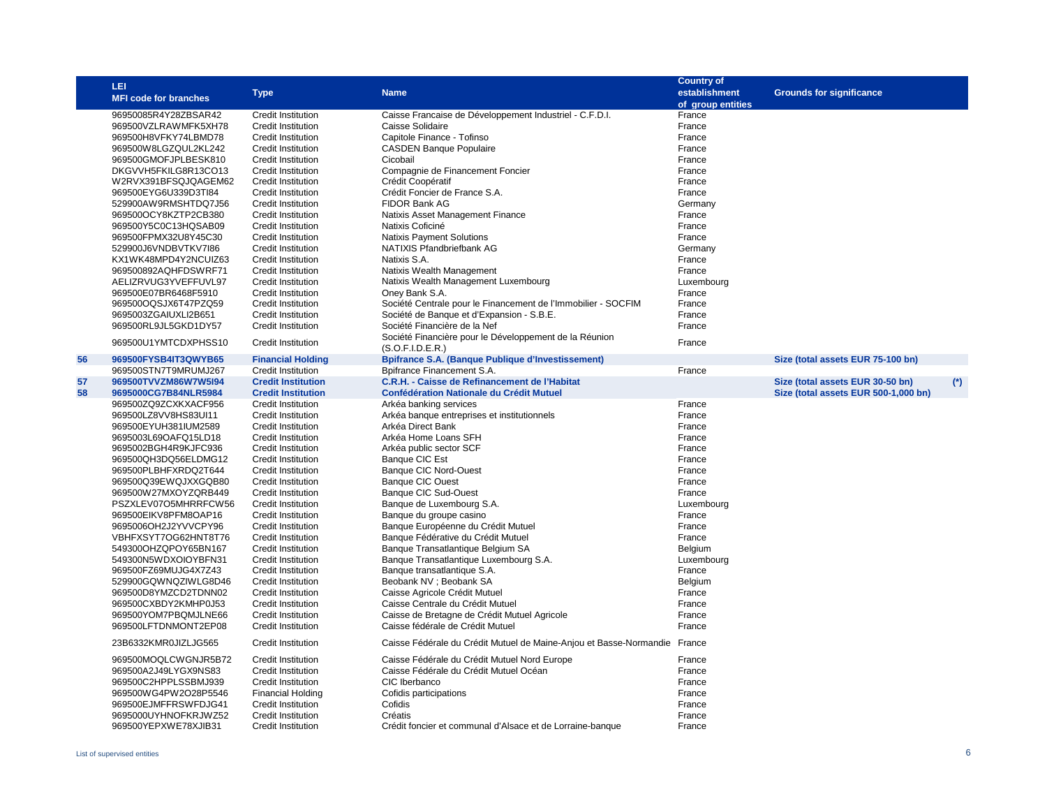| | LEI<br>MFI code for branches | Type | Name | Country of establishment of group entities | Grounds for significance | |
|---|---|---|---|---|---|---|
| | 96950085R4Y28ZBSAR42 | Credit Institution | Caisse Francaise de Développement Industriel - C.F.D.I. | France | | |
| | 969500VZLRAWMFK5XH78 | Credit Institution | Caisse Solidaire | France | | |
| | 969500H8VFKY74LBMD78 | Credit Institution | Capitole Finance - Tofinso | France | | |
| | 969500W8LGZQUL2KL242 | Credit Institution | CASDEN Banque Populaire | France | | |
| | 969500GMOFJPLBESK810 | Credit Institution | Cicobail | France | | |
| | DKGVVH5FKILG8R13CO13 | Credit Institution | Compagnie de Financement Foncier | France | | |
| | W2RVX391BFSQJQAGEM62 | Credit Institution | Crédit Coopératif | France | | |
| | 969500EYG6U339D3TI84 | Credit Institution | Crédit Foncier de France S.A. | France | | |
| | 529900AW9RMSHTDQ7J56 | Credit Institution | FIDOR Bank AG | Germany | | |
| | 969500OCY8KZTP2CB380 | Credit Institution | Natixis Asset Management Finance | France | | |
| | 969500Y5C0C13HQSAB09 | Credit Institution | Natixis Coficiné | France | | |
| | 969500FPMX32U8Y45C30 | Credit Institution | Natixis Payment Solutions | France | | |
| | 529900J6VNDBVTKV7I86 | Credit Institution | NATIXIS Pfandbriefbank AG | Germany | | |
| | KX1WK48MPD4Y2NCUIZ63 | Credit Institution | Natixis S.A. | France | | |
| | 969500892AQHFDSWRF71 | Credit Institution | Natixis Wealth Management | France | | |
| | AELIZRVUG3YVEFFUVL97 | Credit Institution | Natixis Wealth Management Luxembourg | Luxembourg | | |
| | 969500E07BR6468F5910 | Credit Institution | Oney Bank S.A. | France | | |
| | 969500OQSJX6T47PZQ59 | Credit Institution | Société Centrale pour le Financement de l'Immobilier - SOCFIM | France | | |
| | 9695003ZGAIUXLI2B651 | Credit Institution | Société de Banque et d'Expansion - S.B.E. | France | | |
| | 969500RL9JL5GKD1DY57 | Credit Institution | Société Financière de la Nef | France | | |
| | 969500U1YMTCDXPHSS10 | Credit Institution | Société Financière pour le Développement de la Réunion (S.O.F.I.D.E.R.) | France | | |
| **56** | **969500FYSB4IT3QWYB65** | **Financial Holding** | **Bpifrance S.A. (Banque Publique d'Investissement)** | | **Size (total assets EUR 75-100 bn)** | |
| | 969500STN7T9MRUMJ267 | Credit Institution | Bpifrance Financement S.A. | France | | |
| **57** | **969500TVVZM86W7W5I94** | **Credit Institution** | **C.R.H. - Caisse de Refinancement de l'Habitat** | | **Size (total assets EUR 30-50 bn)** | (*) |
| **58** | **9695000CG7B84NLR5984** | **Credit Institution** | **Confédération Nationale du Crédit Mutuel** | | **Size (total assets EUR 500-1,000 bn)** | |
| | 969500ZQ9ZCXKXACF956 | Credit Institution | Arkéa banking services | France | | |
| | 969500LZ8VV8HS83UI11 | Credit Institution | Arkéa banque entreprises et institutionnels | France | | |
| | 969500EYUH381IUM2589 | Credit Institution | Arkéa Direct Bank | France | | |
| | 9695003L69OAFQ15LD18 | Credit Institution | Arkéa Home Loans SFH | France | | |
| | 9695002BGH4R9KJFC936 | Credit Institution | Arkéa public sector SCF | France | | |
| | 969500QH3DQ56ELDMG12 | Credit Institution | Banque CIC Est | France | | |
| | 969500PLBHFXRDQ2T644 | Credit Institution | Banque CIC Nord-Ouest | France | | |
| | 969500Q39EWQJXXGQB80 | Credit Institution | Banque CIC Ouest | France | | |
| | 969500W27MXOYZQRB449 | Credit Institution | Banque CIC Sud-Ouest | France | | |
| | PSZXLEV07O5MHRRFCW56 | Credit Institution | Banque de Luxembourg S.A. | Luxembourg | | |
| | 969500EIKV8PFM8OAP16 | Credit Institution | Banque du groupe casino | France | | |
| | 9695006OH2J2YVVCPY96 | Credit Institution | Banque Européenne du Crédit Mutuel | France | | |
| | VBHFXSYT7OG62HNT8T76 | Credit Institution | Banque Fédérative du Crédit Mutuel | France | | |
| | 549300OHZQPOY65BN167 | Credit Institution | Banque Transatlantique Belgium SA | Belgium | | |
| | 549300N5WDXOIOYBFN31 | Credit Institution | Banque Transatlantique Luxembourg S.A. | Luxembourg | | |
| | 969500FZ69MUJG4X7Z43 | Credit Institution | Banque transatlantique S.A. | France | | |
| | 529900GQWNQZIWLG8D46 | Credit Institution | Beobank NV ; Beobank SA | Belgium | | |
| | 969500D8YMZCD2TDNN02 | Credit Institution | Caisse Agricole Crédit Mutuel | France | | |
| | 969500CXBDY2KMHP0J53 | Credit Institution | Caisse Centrale du Crédit Mutuel | France | | |
| | 969500YOM7PBQMJLNE66 | Credit Institution | Caisse de Bretagne de Crédit Mutuel Agricole | France | | |
| | 969500LFTDNMONT2EP08 | Credit Institution | Caisse fédérale de Crédit Mutuel | France | | |
| | 23B6332KMR0JIZLJG565 | Credit Institution | Caisse Fédérale du Crédit Mutuel de Maine-Anjou et Basse-Normandie | France | | |
| | 969500MOQLCWGNJR5B72 | Credit Institution | Caisse Fédérale du Crédit Mutuel Nord Europe | France | | |
| | 969500A2J49LYGX9NS83 | Credit Institution | Caisse Fédérale du Crédit Mutuel Océan | France | | |
| | 969500C2HPPLSSBMJ939 | Credit Institution | CIC Iberbanco | France | | |
| | 969500WG4PW2O28P5546 | Financial Holding | Cofidis participations | France | | |
| | 969500EJMFFRSWFDJG41 | Credit Institution | Cofidis | France | | |
| | 9695000UYHNOFKRJWZ52 | Credit Institution | Créatis | France | | |
| | 969500YEPXWE78XJIB31 | Credit Institution | Crédit foncier et communal d'Alsace et de Lorraine-banque | France | | |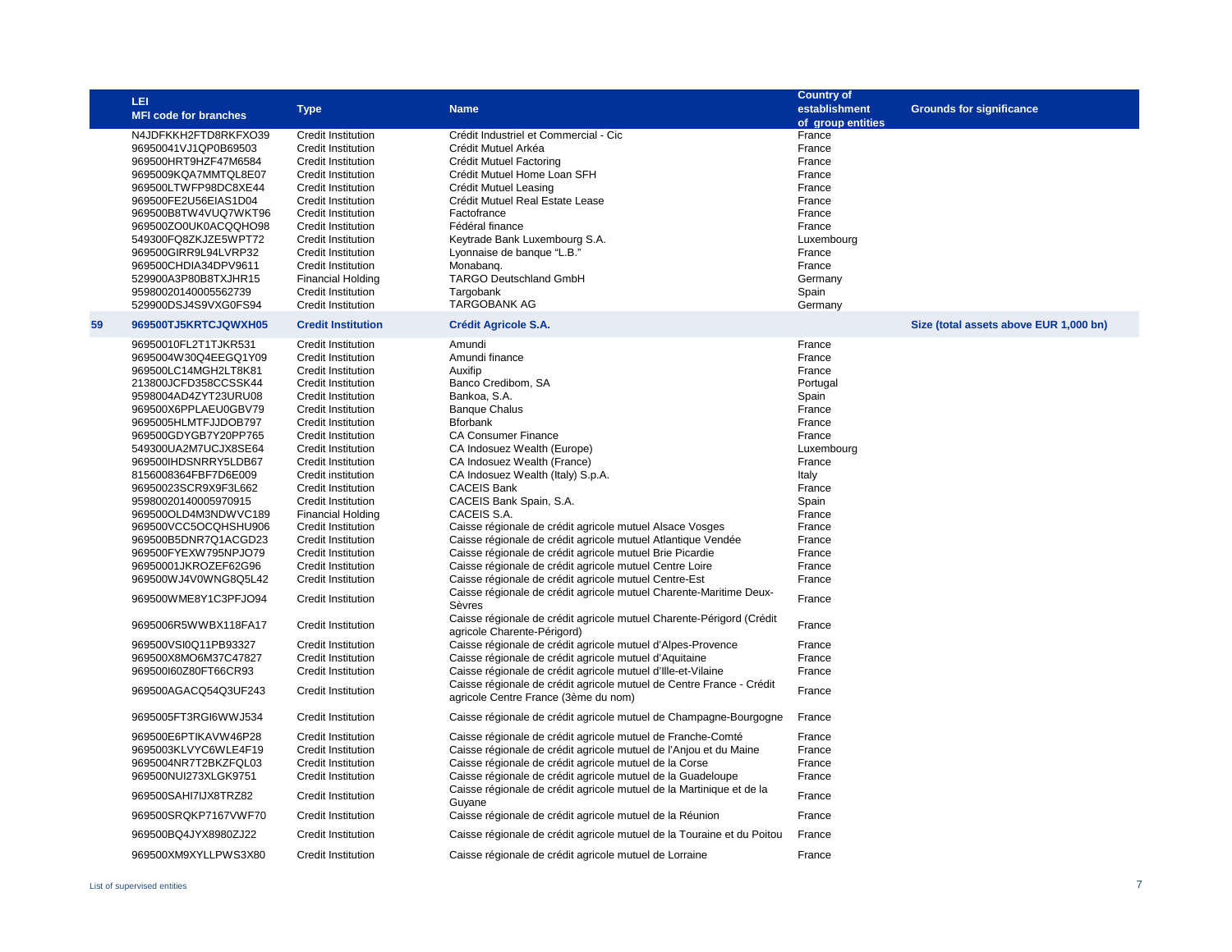| | LEI MFI code for branches | Type | Name | Country of establishment of group entities | Grounds for significance |
|---|---|---|---|---|---|
| | N4JDFKKH2FTD8RKFXO39 | Credit Institution | Crédit Industriel et Commercial - Cic | France | |
| | 96950041VJ1QP0B69503 | Credit Institution | Crédit Mutuel Arkéa | France | |
| | 969500HRT9HZF47M6584 | Credit Institution | Crédit Mutuel Factoring | France | |
| | 9695009KQA7MMTQL8E07 | Credit Institution | Crédit Mutuel Home Loan SFH | France | |
| | 969500LTWFP98DC8XE44 | Credit Institution | Crédit Mutuel Leasing | France | |
| | 969500FE2U56EIAS1D04 | Credit Institution | Crédit Mutuel Real Estate Lease | France | |
| | 969500B8TW4VUQ7WKT96 | Credit Institution | Factofrance | France | |
| | 969500ZO0UK0ACQQHO98 | Credit Institution | Fédéral finance | France | |
| | 549300FQ8ZKJZE5WPT72 | Credit Institution | Keytrade Bank Luxembourg S.A. | Luxembourg | |
| | 969500GIRR9L94LVRP32 | Credit Institution | Lyonnaise de banque "L.B." | France | |
| | 969500CHDIA34DPV9611 | Credit Institution | Monabanq. | France | |
| | 529900A3P80B8TXJHR15 | Financial Holding | TARGO Deutschland GmbH | Germany | |
| | 95980020140005562739 | Credit Institution | Targobank | Spain | |
| | 529900DSJ4S9VXG0FS94 | Credit Institution | TARGOBANK AG | Germany | |
| **59** | **969500TJ5KRTCJQWXH05** | **Credit Institution** | **Crédit Agricole S.A.** | | **Size (total assets above EUR 1,000 bn)** |
| | 96950010FL2T1TJKR531 | Credit Institution | Amundi | France | |
| | 9695004W30Q4EEGQ1Y09 | Credit Institution | Amundi finance | France | |
| | 969500LC14MGH2LT8K81 | Credit Institution | Auxifip | France | |
| | 213800JCFD358CCSSK44 | Credit Institution | Banco Credibom, SA | Portugal | |
| | 9598004AD4ZYT23URU08 | Credit Institution | Bankoa, S.A. | Spain | |
| | 969500X6PPLAEU0GBV79 | Credit Institution | Banque Chalus | France | |
| | 9695005HLMTFJJDOB797 | Credit Institution | Bforbank | France | |
| | 969500GDYGB7Y20PP765 | Credit Institution | CA Consumer Finance | France | |
| | 549300UA2M7UCJX8SE64 | Credit Institution | CA Indosuez Wealth (Europe) | Luxembourg | |
| | 969500IHDSNRRY5LDB67 | Credit Institution | CA Indosuez Wealth (France) | France | |
| | 8156008364FBF7D6E009 | Credit institution | CA Indosuez Wealth (Italy) S.p.A. | Italy | |
| | 96950023SCR9X9F3L662 | Credit Institution | CACEIS Bank | France | |
| | 95980020140005970915 | Credit Institution | CACEIS Bank Spain, S.A. | Spain | |
| | 969500OLD4M3NDWVC189 | Financial Holding | CACEIS S.A. | France | |
| | 969500VCC5OCQHSHU906 | Credit Institution | Caisse régionale de crédit agricole mutuel Alsace Vosges | France | |
| | 969500B5DNR7Q1ACGD23 | Credit Institution | Caisse régionale de crédit agricole mutuel Atlantique Vendée | France | |
| | 969500FYEXW795NPJO79 | Credit Institution | Caisse régionale de crédit agricole mutuel Brie Picardie | France | |
| | 96950001JKROZEF62G96 | Credit Institution | Caisse régionale de crédit agricole mutuel Centre Loire | France | |
| | 969500WJ4V0WNG8Q5L42 | Credit Institution | Caisse régionale de crédit agricole mutuel Centre-Est | France | |
| | 969500WME8Y1C3PFJO94 | Credit Institution | Caisse régionale de crédit agricole mutuel Charente-Maritime Deux-Sèvres | France | |
| | 9695006R5WWBX118FA17 | Credit Institution | Caisse régionale de crédit agricole mutuel Charente-Périgord (Crédit agricole Charente-Périgord) | France | |
| | 969500VSI0Q11PB93327 | Credit Institution | Caisse régionale de crédit agricole mutuel d'Alpes-Provence | France | |
| | 969500X8MO6M37C47827 | Credit Institution | Caisse régionale de crédit agricole mutuel d'Aquitaine | France | |
| | 969500I60Z80FT66CR93 | Credit Institution | Caisse régionale de crédit agricole mutuel d'Ille-et-Vilaine | France | |
| | 969500AGACQ54Q3UF243 | Credit Institution | Caisse régionale de crédit agricole mutuel de Centre France - Crédit agricole Centre France (3ème du nom) | France | |
| | 9695005FT3RGI6WWJ534 | Credit Institution | Caisse régionale de crédit agricole mutuel de Champagne-Bourgogne | France | |
| | 969500E6PTIKAVW46P28 | Credit Institution | Caisse régionale de crédit agricole mutuel de Franche-Comté | France | |
| | 9695003KLVYC6WLE4F19 | Credit Institution | Caisse régionale de crédit agricole mutuel de l'Anjou et du Maine | France | |
| | 9695004NR7T2BKZFQL03 | Credit Institution | Caisse régionale de crédit agricole mutuel de la Corse | France | |
| | 969500NUI273XLGK9751 | Credit Institution | Caisse régionale de crédit agricole mutuel de la Guadeloupe | France | |
| | 969500SAHI7IJX8TRZ82 | Credit Institution | Caisse régionale de crédit agricole mutuel de la Martinique et de la Guyane | France | |
| | 969500SRQKP7167VWF70 | Credit Institution | Caisse régionale de crédit agricole mutuel de la Réunion | France | |
| | 969500BQ4JYX8980ZJ22 | Credit Institution | Caisse régionale de crédit agricole mutuel de la Touraine et du Poitou | France | |
| | 969500XM9XYLLPWS3X80 | Credit Institution | Caisse régionale de crédit agricole mutuel de Lorraine | France | |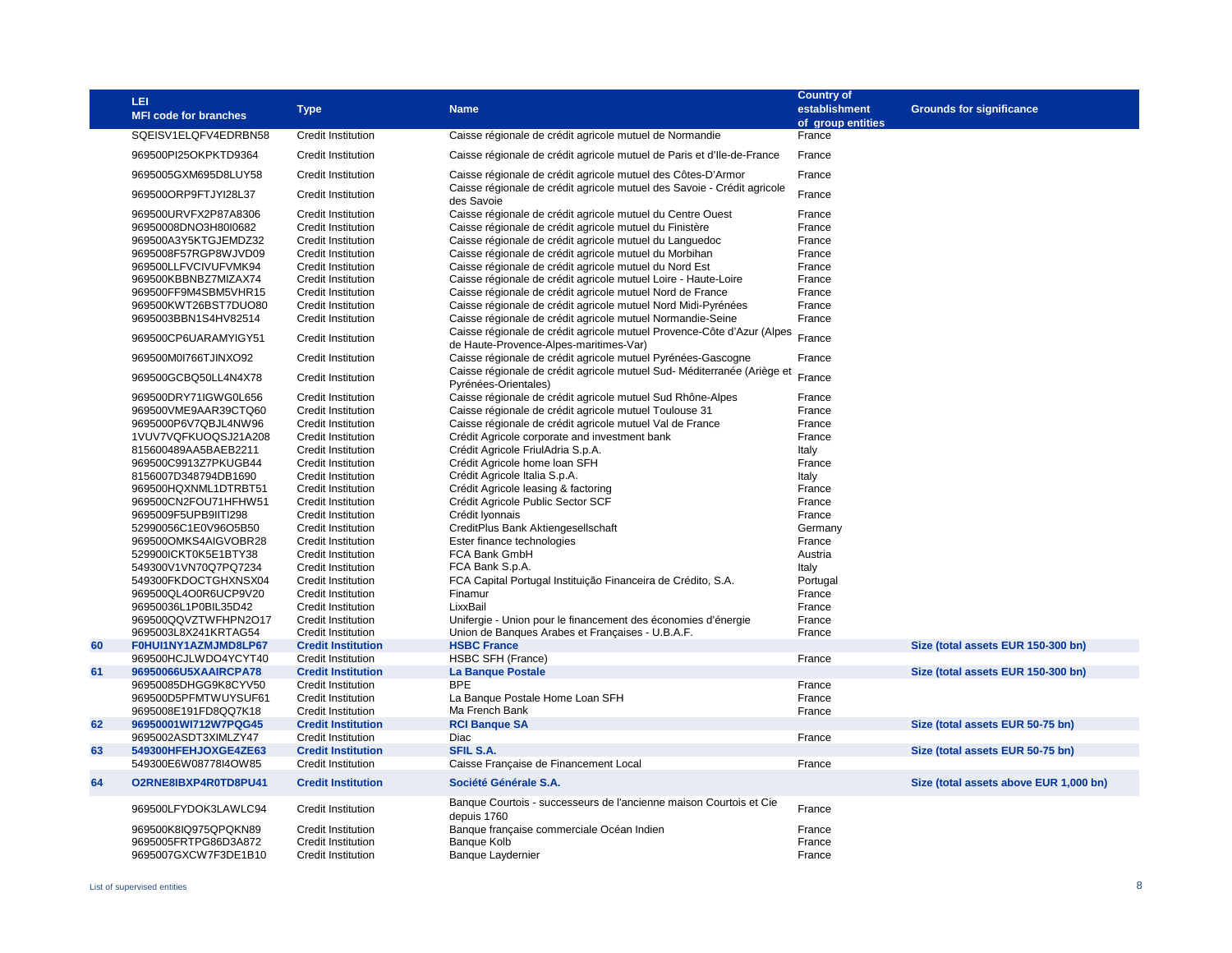| | LEI<br>MFI code for branches | Type | Name | Country of establishment of group entities | Grounds for significance |
|---|---|---|---|---|---|
| | SQEISV1ELQFV4EDRBN58 | Credit Institution | Caisse régionale de crédit agricole mutuel de Normandie | France | |
| | 969500PI25OKPKTD9364 | Credit Institution | Caisse régionale de crédit agricole mutuel de Paris et d'Ile-de-France | France | |
| | 9695005GXM695D8LUY58 | Credit Institution | Caisse régionale de crédit agricole mutuel des Côtes-D'Armor | France | |
| | 969500ORP9FTJYI28L37 | Credit Institution | Caisse régionale de crédit agricole mutuel des Savoie - Crédit agricole des Savoie | France | |
| | 969500URVFX2P87A8306 | Credit Institution | Caisse régionale de crédit agricole mutuel du Centre Ouest | France | |
| | 96950008DNO3H80I0682 | Credit Institution | Caisse régionale de crédit agricole mutuel du Finistère | France | |
| | 969500A3Y5KTGJEMDZ32 | Credit Institution | Caisse régionale de crédit agricole mutuel du Languedoc | France | |
| | 9695008F57RGP8WJVD09 | Credit Institution | Caisse régionale de crédit agricole mutuel du Morbihan | France | |
| | 969500LLFVCIVUFVMK94 | Credit Institution | Caisse régionale de crédit agricole mutuel du Nord Est | France | |
| | 969500KBBNBZ7MIZAX74 | Credit Institution | Caisse régionale de crédit agricole mutuel Loire - Haute-Loire | France | |
| | 969500FF9M4SBM5VHR15 | Credit Institution | Caisse régionale de crédit agricole mutuel Nord de France | France | |
| | 969500KWT26BST7DUO80 | Credit Institution | Caisse régionale de crédit agricole mutuel Nord Midi-Pyrénées | France | |
| | 9695003BBN1S4HV82514 | Credit Institution | Caisse régionale de crédit agricole mutuel Normandie-Seine | France | |
| | 969500CP6UARAMYIGY51 | Credit Institution | Caisse régionale de crédit agricole mutuel Provence-Côte d'Azur (Alpes de Haute-Provence-Alpes-maritimes-Var) | France | |
| | 969500M0I766TJINXO92 | Credit Institution | Caisse régionale de crédit agricole mutuel Pyrénées-Gascogne | France | |
| | 969500GCBQ50LL4N4X78 | Credit Institution | Caisse régionale de crédit agricole mutuel Sud- Méditerranée (Ariège et Pyrénées-Orientales) | France | |
| | 969500DRY71IGWG0L656 | Credit Institution | Caisse régionale de crédit agricole mutuel Sud Rhône-Alpes | France | |
| | 969500VME9AAR39CTQ60 | Credit Institution | Caisse régionale de crédit agricole mutuel Toulouse 31 | France | |
| | 9695000P6V7QBJL4NW96 | Credit Institution | Caisse régionale de crédit agricole mutuel Val de France | France | |
| | 1VUV7VQFKUOQSJ21A208 | Credit Institution | Crédit Agricole corporate and investment bank | France | |
| | 815600489AA5BAEB2211 | Credit Institution | Crédit Agricole FriulAdria S.p.A. | Italy | |
| | 969500C9913Z7PKUGB44 | Credit Institution | Crédit Agricole home loan SFH | France | |
| | 8156007D348794DB1690 | Credit Institution | Crédit Agricole Italia S.p.A. | Italy | |
| | 969500HQXNML1DTRBT51 | Credit Institution | Crédit Agricole leasing & factoring | France | |
| | 969500CN2FOU71HFHW51 | Credit Institution | Crédit Agricole Public Sector SCF | France | |
| | 9695009F5UPB9IITI298 | Credit Institution | Crédit lyonnais | France | |
| | 52990056C1E0V96O5B50 | Credit Institution | CreditPlus Bank Aktiengesellschaft | Germany | |
| | 969500OMKS4AIGVOBR28 | Credit Institution | Ester finance technologies | France | |
| | 529900ICKT0K5E1BTY38 | Credit Institution | FCA Bank GmbH | Austria | |
| | 549300V1VN70Q7PQ7234 | Credit Institution | FCA Bank S.p.A. | Italy | |
| | 549300FKDOCTGHXNSX04 | Credit Institution | FCA Capital Portugal Instituição Financeira de Crédito, S.A. | Portugal | |
| | 969500QL4O0R6UCP9V20 | Credit Institution | Finamur | France | |
| | 96950036L1P0BIL35D42 | Credit Institution | LixxBail | France | |
| | 969500QQVZTWFHPN2O17 | Credit Institution | Unifergie - Union pour le financement des économies d'énergie | France | |
| | 9695003L8X241KRTAG54 | Credit Institution | Union de Banques Arabes et Françaises - U.B.A.F. | France | |
| **60** | **F0HUI1NY1AZMJMD8LP67** | **Credit Institution** | **HSBC France** | | **Size (total assets EUR 150-300 bn)** |
| | 969500HCJLWDO4YCYT40 | Credit Institution | HSBC SFH (France) | France | |
| **61** | **96950066U5XAAIRCPA78** | **Credit Institution** | **La Banque Postale** | | **Size (total assets EUR 150-300 bn)** |
| | 96950085DHGG9K8CYV50 | Credit Institution | BPE | France | |
| | 969500D5PFMTWUYSUF61 | Credit Institution | La Banque Postale Home Loan SFH | France | |
| | 9695008E191FD8QQ7K18 | Credit Institution | Ma French Bank | France | |
| **62** | **96950001WI712W7PQG45** | **Credit Institution** | **RCI Banque SA** | | **Size (total assets EUR 50-75 bn)** |
| | 9695002ASDT3XIMLZY47 | Credit Institution | Diac | France | |
| **63** | **549300HFEHJOXGE4ZE63** | **Credit Institution** | **SFIL S.A.** | | **Size (total assets EUR 50-75 bn)** |
| | 549300E6W08778I4OW85 | Credit Institution | Caisse Française de Financement Local | France | |
| **64** | **O2RNE8IBXP4R0TD8PU41** | **Credit Institution** | **Société Générale S.A.** | | **Size (total assets above EUR 1,000 bn)** |
| | 969500LFYDOK3LAWLC94 | Credit Institution | Banque Courtois - successeurs de l'ancienne maison Courtois et Cie depuis 1760 | France | |
| | 969500K8IQ975QPQKN89 | Credit Institution | Banque française commerciale Océan Indien | France | |
| | 9695005FRTPG86D3A872 | Credit Institution | Banque Kolb | France | |
| | 9695007GXCW7F3DE1B10 | Credit Institution | Banque Laydernier | France | |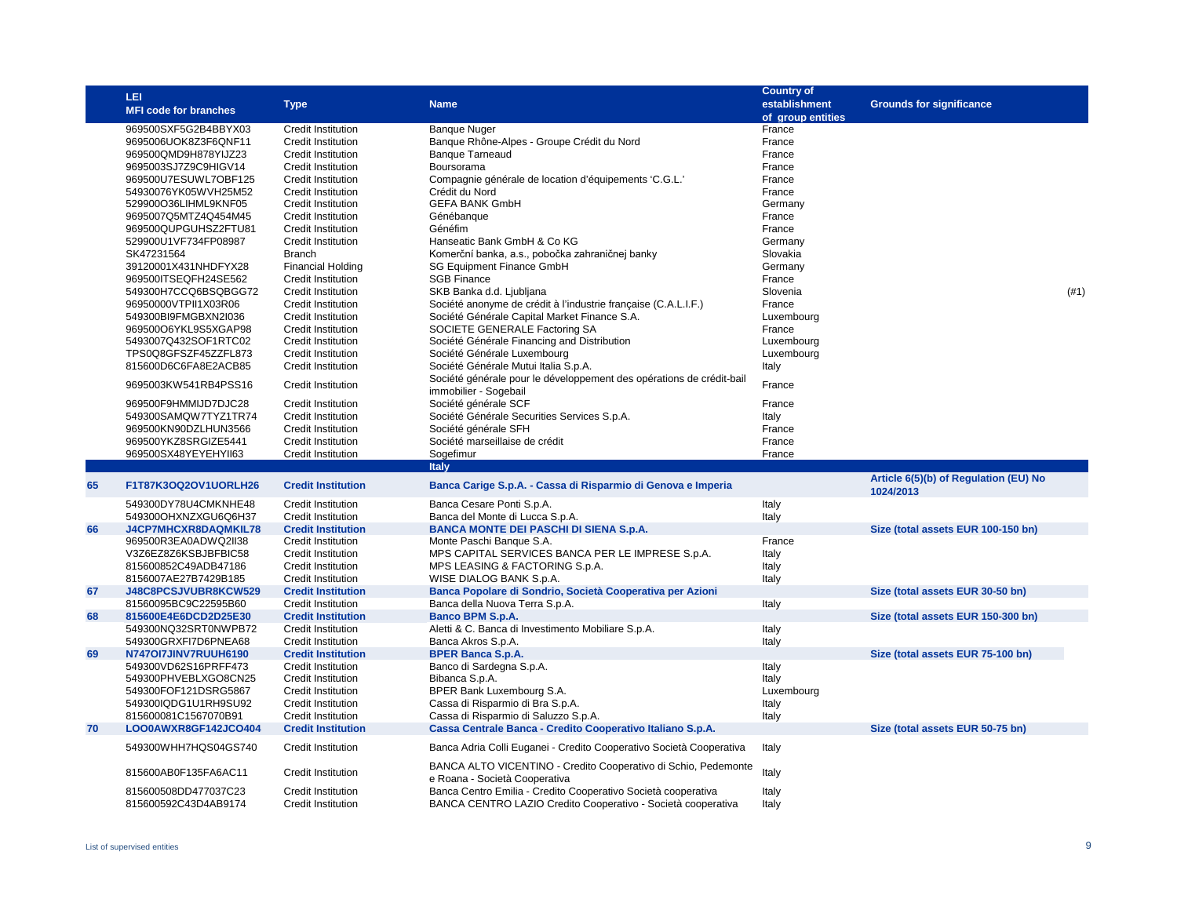| | LEI<br>MFI code for branches | Type | Name | Country of establishment of group entities | Grounds for significance |
|---|---|---|---|---|---|
| | 969500SXF5G2B4BBYX03 | Credit Institution | Banque Nuger | France | |
| | 9695006UOK8Z3F6QNF11 | Credit Institution | Banque Rhône-Alpes - Groupe Crédit du Nord | France | |
| | 969500QMD9H878YIJZ23 | Credit Institution | Banque Tarneaud | France | |
| | 9695003SJ7Z9C9HIGV14 | Credit Institution | Boursorama | France | |
| | 969500U7ESUWL7OBF125 | Credit Institution | Compagnie générale de location d'équipements 'C.G.L.' | France | |
| | 54930076YK05WVH25M52 | Credit Institution | Crédit du Nord | France | |
| | 529900O36LIHML9KNF05 | Credit Institution | GEFA BANK GmbH | Germany | |
| | 9695007Q5MTZ4Q454M45 | Credit Institution | Génébanque | France | |
| | 969500QUPGUHSZ2FTU81 | Credit Institution | Généfim | France | |
| | 529900U1VF734FP08987 | Credit Institution | Hanseatic Bank GmbH & Co KG | Germany | |
| | SK47231564 | Branch | Komerční banka, a.s., pobočka zahraničnej banky | Slovakia | |
| | 39120001X431NHDFYX28 | Financial Holding | SG Equipment Finance GmbH | Germany | |
| | 969500ITSEQFH24SE562 | Credit Institution | SGB Finance | France | |
| | 549300H7CCQ6BSQBGG72 | Credit Institution | SKB Banka d.d. Ljubljana | Slovenia | (#1) |
| | 96950000VTPII1X03R06 | Credit Institution | Société anonyme de crédit à l'industrie française (C.A.L.I.F.) | France | |
| | 549300BI9FMGBXN2I036 | Credit Institution | Société Générale Capital Market Finance S.A. | Luxembourg | |
| | 969500O6YKL9S5XGAP98 | Credit Institution | SOCIETE GENERALE Factoring SA | France | |
| | 5493007Q432SOF1RTC02 | Credit Institution | Société Générale Financing and Distribution | Luxembourg | |
| | TPS0Q8GFSZF45ZZFL873 | Credit Institution | Société Générale Luxembourg | Luxembourg | |
| | 815600D6C6FA8E2ACB85 | Credit Institution | Société Générale Mutui Italia S.p.A. | Italy | |
| | 9695003KW541RB4PSS16 | Credit Institution | Société générale pour le développement des opérations de crédit-bail immobilier - Sogebail | France | |
| | 969500F9HMMIJD7DJC28 | Credit Institution | Société générale SCF | France | |
| | 549300SAMQW7TYZ1TR74 | Credit Institution | Société Générale Securities Services S.p.A. | Italy | |
| | 969500KN90DZLHUN3566 | Credit Institution | Société générale SFH | France | |
| | 969500YKZ8SRGIZE5441 | Credit Institution | Société marseillaise de crédit | France | |
| | 969500SX48YEYEHYII63 | Credit Institution | Sogefimur | France | |
| | | | **Italy** | | |
| **65** | **F1T87K3OQ2OV1UORLH26** | **Credit Institution** | **Banca Carige S.p.A. - Cassa di Risparmio di Genova e Imperia** | | **Article 6(5)(b) of Regulation (EU) No 1024/2013** |
| | 549300DY78U4CMKNHE48 | Credit Institution | Banca Cesare Ponti S.p.A. | Italy | |
| | 549300OHXNZXGU6Q6H37 | Credit Institution | Banca del Monte di Lucca S.p.A. | Italy | |
| **66** | **J4CP7MHCXR8DAQMKIL78** | **Credit Institution** | **BANCA MONTE DEI PASCHI DI SIENA S.p.A.** | | **Size (total assets EUR 100-150 bn)** |
| | 969500R3EA0ADWQ2II38 | Credit Institution | Monte Paschi Banque S.A. | France | |
| | V3Z6EZ8Z6KSBJBFBIC58 | Credit Institution | MPS CAPITAL SERVICES BANCA PER LE IMPRESE S.p.A. | Italy | |
| | 815600852C49ADB47186 | Credit Institution | MPS LEASING & FACTORING S.p.A. | Italy | |
| | 8156007AE27B7429B185 | Credit Institution | WISE DIALOG BANK S.p.A. | Italy | |
| **67** | **J48C8PCSJVUBR8KCW529** | **Credit Institution** | **Banca Popolare di Sondrio, Società Cooperativa per Azioni** | | **Size (total assets EUR 30-50 bn)** |
| | 81560095BC9C22595B60 | Credit Institution | Banca della Nuova Terra S.p.A. | Italy | |
| **68** | **815600E4E6DCD2D25E30** | **Credit Institution** | **Banco BPM S.p.A.** | | **Size (total assets EUR 150-300 bn)** |
| | 549300NQ32SRT0NWPB72 | Credit Institution | Aletti & C. Banca di Investimento Mobiliare S.p.A. | Italy | |
| | 549300GRXFI7D6PNEA68 | Credit Institution | Banca Akros S.p.A. | Italy | |
| **69** | **N747OI7JINV7RUUH6190** | **Credit Institution** | **BPER Banca S.p.A.** | | **Size (total assets EUR 75-100 bn)** |
| | 549300VD62S16PRFF473 | Credit Institution | Banco di Sardegna S.p.A. | Italy | |
| | 549300PHVEBLXGO8CN25 | Credit Institution | Bibanca S.p.A. | Italy | |
| | 549300FOF121DSRG5867 | Credit Institution | BPER Bank Luxembourg S.A. | Luxembourg | |
| | 549300IQDG1U1RH9SU92 | Credit Institution | Cassa di Risparmio di Bra S.p.A. | Italy | |
| | 815600081C1567070B91 | Credit Institution | Cassa di Risparmio di Saluzzo S.p.A. | Italy | |
| **70** | **LOO0AWXR8GF142JCO404** | **Credit Institution** | **Cassa Centrale Banca - Credito Cooperativo Italiano S.p.A.** | | **Size (total assets EUR 50-75 bn)** |
| | 549300WHH7HQS04GS740 | Credit Institution | Banca Adria Colli Euganei - Credito Cooperativo Società Cooperativa | Italy | |
| | 815600AB0F135FA6AC11 | Credit Institution | BANCA ALTO VICENTINO - Credito Cooperativo di Schio, Pedemonte e Roana - Società Cooperativa | Italy | |
| | 815600508DD477037C23 | Credit Institution | Banca Centro Emilia - Credito Cooperativo Società cooperativa | Italy | |
| | 815600592C43D4AB9174 | Credit Institution | BANCA CENTRO LAZIO Credito Cooperativo - Società cooperativa | Italy | |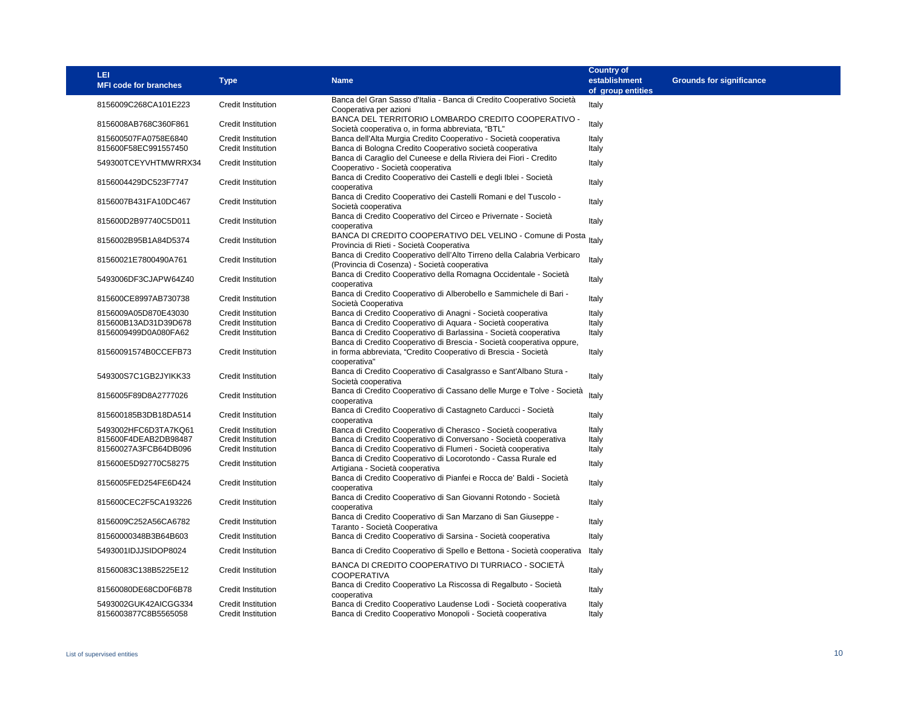| LEI<br>MFI code for branches | Type | Name | Country of establishment of group entities | Grounds for significance |
|---|---|---|---|---|
| 8156009C268CA101E223 | Credit Institution | Banca del Gran Sasso d'Italia - Banca di Credito Cooperativo Società Cooperativa per azioni | Italy | |
| 8156008AB768C360F861 | Credit Institution | BANCA DEL TERRITORIO LOMBARDO CREDITO COOPERATIVO - Società cooperativa o, in forma abbreviata, "BTL" | Italy | |
| 815600507FA0758E6840 | Credit Institution | Banca dell'Alta Murgia Credito Cooperativo - Società cooperativa | Italy | |
| 815600F58EC991557450 | Credit Institution | Banca di Bologna Credito Cooperativo società cooperativa | Italy | |
| 549300TCEYVHTMWRRX34 | Credit Institution | Banca di Caraglio del Cuneese e della Riviera dei Fiori - Credito Cooperativo - Società cooperativa | Italy | |
| 8156004429DC523F7747 | Credit Institution | Banca di Credito Cooperativo dei Castelli e degli Iblei - Società cooperativa | Italy | |
| 8156007B431FA10DC467 | Credit Institution | Banca di Credito Cooperativo dei Castelli Romani e del Tuscolo - Società cooperativa | Italy | |
| 815600D2B97740C5D011 | Credit Institution | Banca di Credito Cooperativo del Circeo e Privernate - Società cooperativa | Italy | |
| 8156002B95B1A84D5374 | Credit Institution | BANCA DI CREDITO COOPERATIVO DEL VELINO - Comune di Posta Provincia di Rieti - Società Cooperativa | Italy | |
| 81560021E7800490A761 | Credit Institution | Banca di Credito Cooperativo dell'Alto Tirreno della Calabria Verbicaro (Provincia di Cosenza) - Società cooperativa | Italy | |
| 5493006DF3CJAPW64Z40 | Credit Institution | Banca di Credito Cooperativo della Romagna Occidentale - Società cooperativa | Italy | |
| 815600CE8997AB730738 | Credit Institution | Banca di Credito Cooperativo di Alberobello e Sammichele di Bari - Società Cooperativa | Italy | |
| 8156009A05D870E43030 | Credit Institution | Banca di Credito Cooperativo di Anagni - Società cooperativa | Italy | |
| 815600B13AD31D39D678 | Credit Institution | Banca di Credito Cooperativo di Aquara - Società cooperativa | Italy | |
| 8156009499D0A080FA62 | Credit Institution | Banca di Credito Cooperativo di Barlassina - Società cooperativa | Italy | |
| 81560091574B0CCEFB73 | Credit Institution | Banca di Credito Cooperativo di Brescia - Società cooperativa oppure, in forma abbreviata, "Credito Cooperativo di Brescia - Società cooperativa" | Italy | |
| 549300S7C1GB2JYIKK33 | Credit Institution | Banca di Credito Cooperativo di Casalgrasso e Sant'Albano Stura - Società cooperativa | Italy | |
| 8156005F89D8A2777026 | Credit Institution | Banca di Credito Cooperativo di Cassano delle Murge e Tolve - Società cooperativa | Italy | |
| 815600185B3DB18DA514 | Credit Institution | Banca di Credito Cooperativo di Castagneto Carducci - Società cooperativa | Italy | |
| 5493002HFC6D3TA7KQ61 | Credit Institution | Banca di Credito Cooperativo di Cherasco - Società cooperativa | Italy | |
| 815600F4DEAB2DB98487 | Credit Institution | Banca di Credito Cooperativo di Conversano - Società cooperativa | Italy | |
| 81560027A3FCB64DB096 | Credit Institution | Banca di Credito Cooperativo di Flumeri - Società cooperativa | Italy | |
| 815600E5D92770C58275 | Credit Institution | Banca di Credito Cooperativo di Locorotondo - Cassa Rurale ed Artigiana - Società cooperativa | Italy | |
| 8156005FED254FE6D424 | Credit Institution | Banca di Credito Cooperativo di Pianfei e Rocca de' Baldi - Società cooperativa | Italy | |
| 815600CEC2F5CA193226 | Credit Institution | Banca di Credito Cooperativo di San Giovanni Rotondo - Società cooperativa | Italy | |
| 8156009C252A56CA6782 | Credit Institution | Banca di Credito Cooperativo di San Marzano di San Giuseppe - Taranto - Società Cooperativa | Italy | |
| 81560000348B3B64B603 | Credit Institution | Banca di Credito Cooperativo di Sarsina - Società cooperativa | Italy | |
| 5493001IDJJSIDOP8024 | Credit Institution | Banca di Credito Cooperativo di Spello e Bettona - Società cooperativa | Italy | |
| 81560083C138B5225E12 | Credit Institution | BANCA DI CREDITO COOPERATIVO DI TURRIACO - SOCIETÀ COOPERATIVA | Italy | |
| 81560080DE68CD0F6B78 | Credit Institution | Banca di Credito Cooperativo La Riscossa di Regalbuto - Società cooperativa | Italy | |
| 5493002GUK42AICGG334 | Credit Institution | Banca di Credito Cooperativo Laudense Lodi - Società cooperativa | Italy | |
| 8156003877C8B5565058 | Credit Institution | Banca di Credito Cooperativo Monopoli - Società cooperativa | Italy | |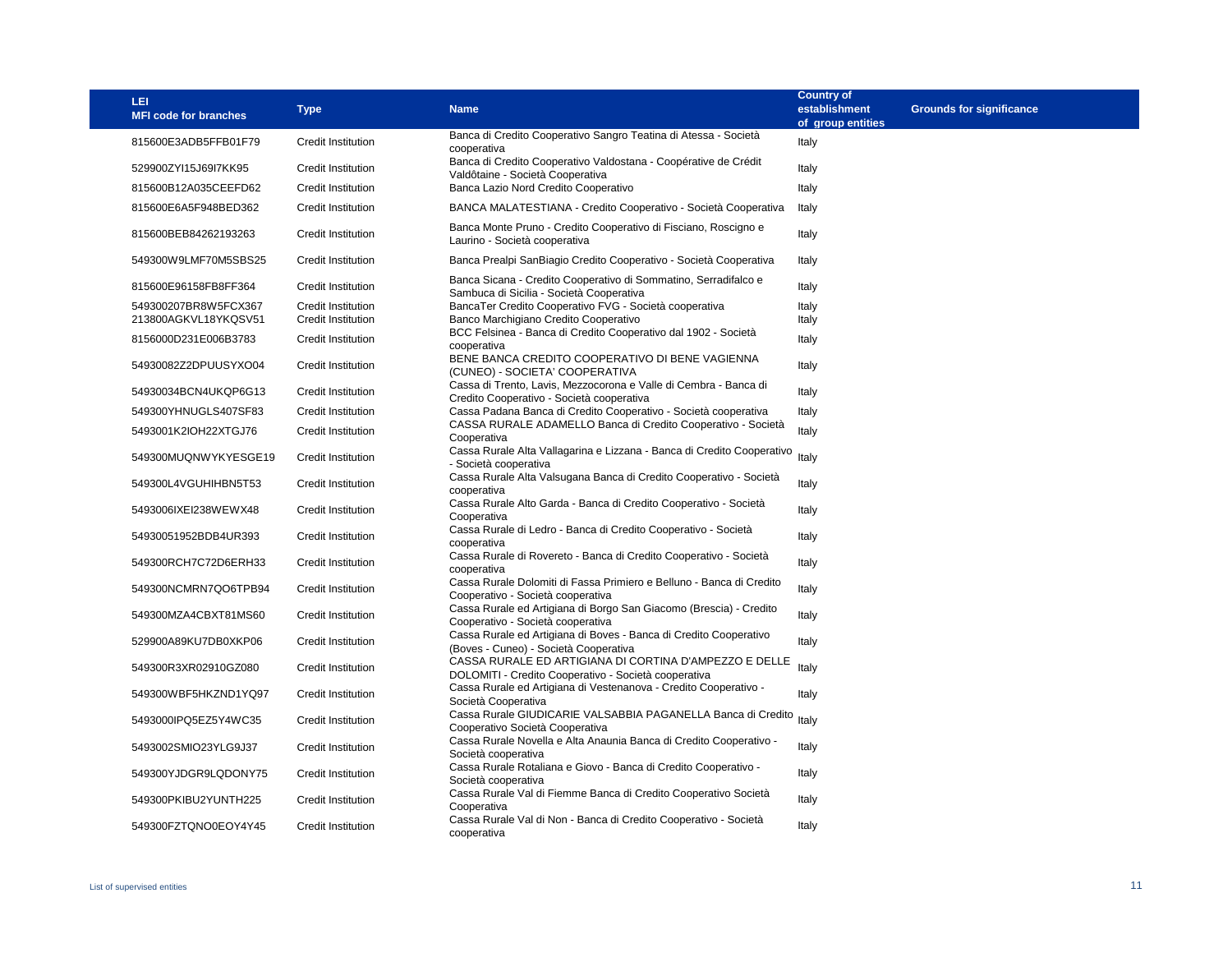| LEI<br>MFI code for branches | Type | Name | Country of establishment of group entities | Grounds for significance |
|---|---|---|---|---|
| 815600E3ADB5FFB01F79 | Credit Institution | Banca di Credito Cooperativo Sangro Teatina di Atessa - Società cooperativa | Italy | |
| 529900ZYI15J69I7KK95 | Credit Institution | Banca di Credito Cooperativo Valdostana - Coopérative de Crédit Valdôtaine - Società Cooperativa | Italy | |
| 815600B12A035CEEFD62 | Credit Institution | Banca Lazio Nord Credito Cooperativo | Italy | |
| 815600E6A5F948BED362 | Credit Institution | BANCA MALATESTIANA - Credito Cooperativo - Società Cooperativa | Italy | |
| 815600BEB84262193263 | Credit Institution | Banca Monte Pruno - Credito Cooperativo di Fisciano, Roscigno e Laurino - Società cooperativa | Italy | |
| 549300W9LMF70M5SBS25 | Credit Institution | Banca Prealpi SanBiagio Credito Cooperativo - Società Cooperativa | Italy | |
| 815600E96158FB8FF364 | Credit Institution | Banca Sicana - Credito Cooperativo di Sommatino, Serradifalco e Sambuca di Sicilia - Società Cooperativa | Italy | |
| 549300207BR8W5FCX367 | Credit Institution | BancaTer Credito Cooperativo FVG - Società cooperativa | Italy | |
| 213800AGKVL18YKQSV51 | Credit Institution | Banco Marchigiano Credito Cooperativo | Italy | |
| 8156000D231E006B3783 | Credit Institution | BCC Felsinea - Banca di Credito Cooperativo dal 1902 - Società cooperativa | Italy | |
| 54930082Z2DPUUSYXO04 | Credit Institution | BENE BANCA CREDITO COOPERATIVO DI BENE VAGIENNA (CUNEO) - SOCIETA' COOPERATIVA | Italy | |
| 54930034BCN4UKQP6G13 | Credit Institution | Cassa di Trento, Lavis, Mezzocorona e Valle di Cembra - Banca di Credito Cooperativo - Società cooperativa | Italy | |
| 549300YHNUGLS407SF83 | Credit Institution | Cassa Padana Banca di Credito Cooperativo - Società cooperativa | Italy | |
| 5493001K2IOH22XTGJ76 | Credit Institution | CASSA RURALE ADAMELLO Banca di Credito Cooperativo - Società Cooperativa | Italy | |
| 549300MUQNWYKYESGE19 | Credit Institution | Cassa Rurale Alta Vallagarina e Lizzana - Banca di Credito Cooperativo - Società cooperativa | Italy | |
| 549300L4VGUHIHBN5T53 | Credit Institution | Cassa Rurale Alta Valsugana Banca di Credito Cooperativo - Società cooperativa | Italy | |
| 5493006IXEI238WEWX48 | Credit Institution | Cassa Rurale Alto Garda - Banca di Credito Cooperativo - Società Cooperativa | Italy | |
| 54930051952BDB4UR393 | Credit Institution | Cassa Rurale di Ledro - Banca di Credito Cooperativo - Società cooperativa | Italy | |
| 549300RCH7C72D6ERH33 | Credit Institution | Cassa Rurale di Rovereto - Banca di Credito Cooperativo - Società cooperativa | Italy | |
| 549300NCMRN7QO6TPB94 | Credit Institution | Cassa Rurale Dolomiti di Fassa Primiero e Belluno - Banca di Credito Cooperativo - Società cooperativa | Italy | |
| 549300MZA4CBXT81MS60 | Credit Institution | Cassa Rurale ed Artigiana di Borgo San Giacomo (Brescia) - Credito Cooperativo - Società cooperativa | Italy | |
| 529900A89KU7DB0XKP06 | Credit Institution | Cassa Rurale ed Artigiana di Boves - Banca di Credito Cooperativo (Boves - Cuneo) - Società Cooperativa | Italy | |
| 549300R3XR02910GZ080 | Credit Institution | CASSA RURALE ED ARTIGIANA DI CORTINA D'AMPEZZO E DELLE DOLOMITI - Credito Cooperativo - Società cooperativa | Italy | |
| 549300WBF5HKZND1YQ97 | Credit Institution | Cassa Rurale ed Artigiana di Vestenanova - Credito Cooperativo - Società Cooperativa | Italy | |
| 5493000IPQ5EZ5Y4WC35 | Credit Institution | Cassa Rurale GIUDICARIE VALSABBIA PAGANELLA Banca di Credito Cooperativo Società Cooperativa | Italy | |
| 5493002SMIO23YLG9J37 | Credit Institution | Cassa Rurale Novella e Alta Anaunia Banca di Credito Cooperativo - Società cooperativa | Italy | |
| 549300YJDGR9LQDONY75 | Credit Institution | Cassa Rurale Rotaliana e Giovo - Banca di Credito Cooperativo - Società cooperativa | Italy | |
| 549300PKIBU2YUNTH225 | Credit Institution | Cassa Rurale Val di Fiemme Banca di Credito Cooperativo Società Cooperativa | Italy | |
| 549300FZTQNO0EOY4Y45 | Credit Institution | Cassa Rurale Val di Non - Banca di Credito Cooperativo - Società cooperativa | Italy | |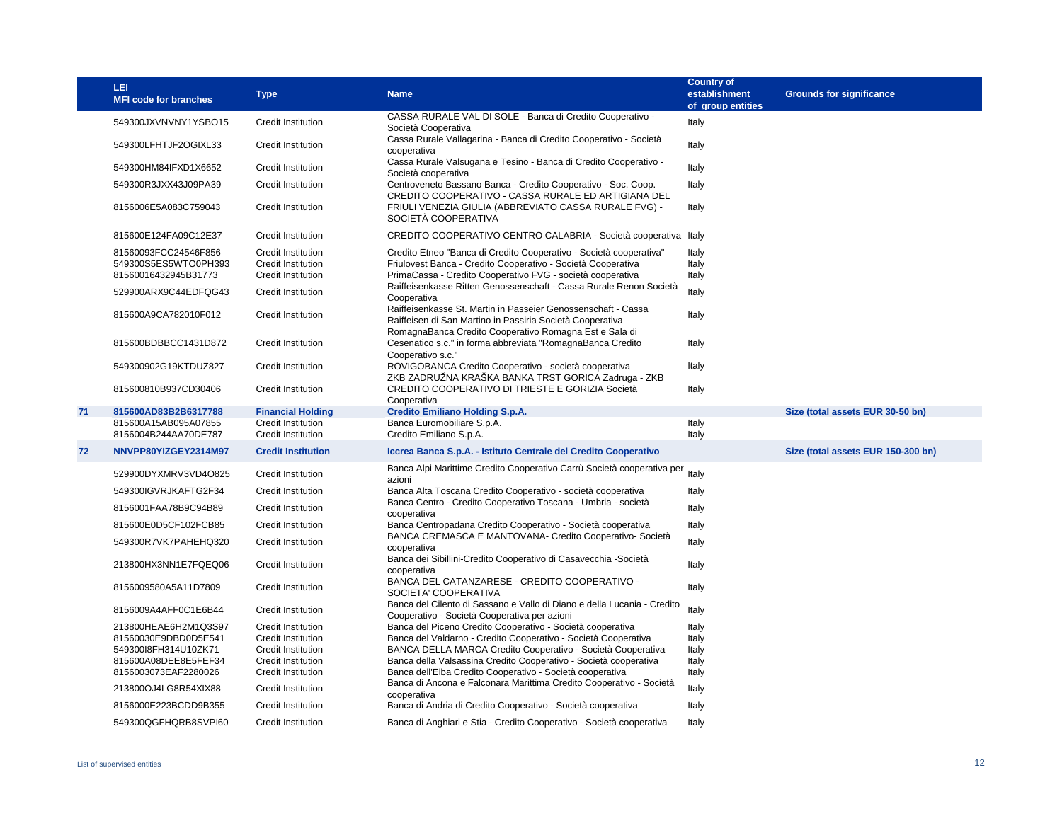|  | LEI<br>MFI code for branches | Type | Name | Country of establishment of group entities | Grounds for significance |
|---|---|---|---|---|---|
|  | 549300JXVNVNY1YSBO15 | Credit Institution | CASSA RURALE VAL DI SOLE - Banca di Credito Cooperativo - Società Cooperativa | Italy |  |
|  | 549300LFHTJF2OGIXL33 | Credit Institution | Cassa Rurale Vallagarina - Banca di Credito Cooperativo - Società cooperativa | Italy |  |
|  | 549300HM84IFXD1X6652 | Credit Institution | Cassa Rurale Valsugana e Tesino - Banca di Credito Cooperativo - Società cooperativa | Italy |  |
|  | 549300R3JXX43J09PA39 | Credit Institution | Centroveneto Bassano Banca - Credito Cooperativo - Soc. Coop. | Italy |  |
|  | 8156006E5A083C759043 | Credit Institution | CREDITO COOPERATIVO - CASSA RURALE ED ARTIGIANA DEL FRIULI VENEZIA GIULIA (ABBREVIATO CASSA RURALE FVG) - SOCIETÀ COOPERATIVA | Italy |  |
|  | 815600E124FA09C12E37 | Credit Institution | CREDITO COOPERATIVO CENTRO CALABRIA - Società cooperativa | Italy |  |
|  | 81560093FCC24546F856 | Credit Institution | Credito Etneo "Banca di Credito Cooperativo - Società cooperativa" | Italy |  |
|  | 549300S5ES5WTO0PH393 | Credit Institution | Friulovest Banca - Credito Cooperativo - Società Cooperativa | Italy |  |
|  | 81560016432945B31773 | Credit Institution | PrimaCassa - Credito Cooperativo FVG - società cooperativa | Italy |  |
|  | 529900ARX9C44EDFQG43 | Credit Institution | Raiffeisenkasse Ritten Genossenschaft - Cassa Rurale Renon Società Cooperativa | Italy |  |
|  | 815600A9CA782010F012 | Credit Institution | Raiffeisenkasse St. Martin in Passeier Genossenschaft - Cassa Raiffeisen di San Martino in Passiria Società Cooperativa | Italy |  |
|  | 815600BDBBCC1431D872 | Credit Institution | RomagnaBanca Credito Cooperativo Romagna Est e Sala di Cesenatico s.c." in forma abbreviata "RomagnaBanca Credito Cooperativo s.c." | Italy |  |
|  | 549300902G19KTDUZ827 | Credit Institution | ROVIGOBANCA Credito Cooperativo - società cooperativa | Italy |  |
|  | 815600810B937CD30406 | Credit Institution | ZKB ZADRUŽNA KRAŠKA BANKA TRST GORICA Zadruga - ZKB CREDITO COOPERATIVO DI TRIESTE E GORIZIA Società Cooperativa | Italy |  |
| **71** | **815600AD83B2B6317788** | **Financial Holding** | **Credito Emiliano Holding S.p.A.** |  | **Size (total assets EUR 30-50 bn)** |
|  | 815600A15AB095A07855 | Credit Institution | Banca Euromobiliare S.p.A. | Italy |  |
|  | 8156004B244AA70DE787 | Credit Institution | Credito Emiliano S.p.A. | Italy |  |
| **72** | **NNVPP80YIZGEY2314M97** | **Credit Institution** | **Iccrea Banca S.p.A. - Istituto Centrale del Credito Cooperativo** |  | **Size (total assets EUR 150-300 bn)** |
|  | 529900DYXMRV3VD4O825 | Credit Institution | Banca Alpi Marittime Credito Cooperativo Carrù Società cooperativa per azioni | Italy |  |
|  | 549300IGVRJKAFTG2F34 | Credit Institution | Banca Alta Toscana Credito Cooperativo - società cooperativa | Italy |  |
|  | 8156001FAA78B9C94B89 | Credit Institution | Banca Centro - Credito Cooperativo Toscana - Umbria - società cooperativa | Italy |  |
|  | 815600E0D5CF102FCB85 | Credit Institution | Banca Centropadana Credito Cooperativo - Società cooperativa | Italy |  |
|  | 549300R7VK7PAHEHQ320 | Credit Institution | BANCA CREMASCA E MANTOVANA- Credito Cooperativo- Società cooperativa | Italy |  |
|  | 213800HX3NN1E7FQEQ06 | Credit Institution | Banca dei Sibillini-Credito Cooperativo di Casavecchia -Società cooperativa | Italy |  |
|  | 8156009580A5A11D7809 | Credit Institution | BANCA DEL CATANZARESE - CREDITO COOPERATIVO - SOCIETA' COOPERATIVA | Italy |  |
|  | 8156009A4AFF0C1E6B44 | Credit Institution | Banca del Cilento di Sassano e Vallo di Diano e della Lucania - Credito Cooperativo - Società Cooperativa per azioni | Italy |  |
|  | 213800HEAE6H2M1Q3S97 | Credit Institution | Banca del Piceno Credito Cooperativo - Società cooperativa | Italy |  |
|  | 81560030E9DBD0D5E541 | Credit Institution | Banca del Valdarno - Credito Cooperativo - Società Cooperativa | Italy |  |
|  | 549300I8FH314U10ZK71 | Credit Institution | BANCA DELLA MARCA Credito Cooperativo - Società Cooperativa | Italy |  |
|  | 815600A08DEE8E5FEF34 | Credit Institution | Banca della Valsassina Credito Cooperativo - Società cooperativa | Italy |  |
|  | 8156003073EAF2280026 | Credit Institution | Banca dell'Elba Credito Cooperativo - Società cooperativa | Italy |  |
|  | 213800OJ4LG8R54XIX88 | Credit Institution | Banca di Ancona e Falconara Marittima Credito Cooperativo - Società cooperativa | Italy |  |
|  | 8156000E223BCDD9B355 | Credit Institution | Banca di Andria di Credito Cooperativo - Società cooperativa | Italy |  |
|  | 549300QGFHQRB8SVPI60 | Credit Institution | Banca di Anghiari e Stia - Credito Cooperativo - Società cooperativa | Italy |  |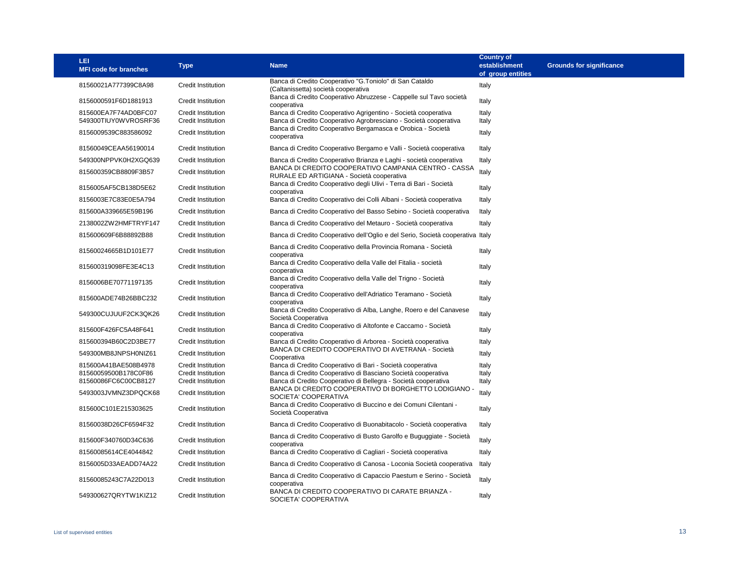| LEI<br>MFI code for branches | Type | Name | Country of establishment of group entities | Grounds for significance |
|---|---|---|---|---|
| 81560021A777399C8A98 | Credit Institution | Banca di Credito Cooperativo "G.Toniolo" di San Cataldo (Caltanissetta) società cooperativa | Italy | |
| 8156000591F6D1881913 | Credit Institution | Banca di Credito Cooperativo Abruzzese - Cappelle sul Tavo società cooperativa | Italy | |
| 815600EA7F74AD0BFC07 | Credit Institution | Banca di Credito Cooperativo Agrigentino - Società cooperativa | Italy | |
| 549300TIUY0WVROSRF36 | Credit Institution | Banca di Credito Cooperativo Agrobresciano - Società cooperativa | Italy | |
| 8156009539C883586092 | Credit Institution | Banca di Credito Cooperativo Bergamasca e Orobica - Società cooperativa | Italy | |
| 81560049CEAA56190014 | Credit Institution | Banca di Credito Cooperativo Bergamo e Valli - Società cooperativa | Italy | |
| 549300NPPVK0H2XGQ639 | Credit Institution | Banca di Credito Cooperativo Brianza e Laghi - società cooperativa | Italy | |
| 815600359CB8809F3B57 | Credit Institution | BANCA DI CREDITO COOPERATIVO CAMPANIA CENTRO - CASSA RURALE ED ARTIGIANA - Società cooperativa | Italy | |
| 8156005AF5CB138D5E62 | Credit Institution | Banca di Credito Cooperativo degli Ulivi - Terra di Bari - Società cooperativa | Italy | |
| 8156003E7C83E0E5A794 | Credit Institution | Banca di Credito Cooperativo dei Colli Albani - Società cooperativa | Italy | |
| 815600A339665E59B196 | Credit Institution | Banca di Credito Cooperativo del Basso Sebino - Società cooperativa | Italy | |
| 2138002ZW2HMFTRYF147 | Credit Institution | Banca di Credito Cooperativo del Metauro - Società cooperativa | Italy | |
| 815600609F6B88892B88 | Credit Institution | Banca di Credito Cooperativo dell'Oglio e del Serio, Società cooperativa | Italy | |
| 81560024665B1D101E77 | Credit Institution | Banca di Credito Cooperativo della Provincia Romana - Società cooperativa | Italy | |
| 815600319098FE3E4C13 | Credit Institution | Banca di Credito Cooperativo della Valle del Fitalia - società cooperativa | Italy | |
| 8156006BE70771197135 | Credit Institution | Banca di Credito Cooperativo della Valle del Trigno - Società cooperativa | Italy | |
| 815600ADE74B26BBC232 | Credit Institution | Banca di Credito Cooperativo dell'Adriatico Teramano - Società cooperativa | Italy | |
| 549300CUJUUF2CK3QK26 | Credit Institution | Banca di Credito Cooperativo di Alba, Langhe, Roero e del Canavese Società Cooperativa | Italy | |
| 815600F426FC5A48F641 | Credit Institution | Banca di Credito Cooperativo di Altofonte e Caccamo - Società cooperativa | Italy | |
| 815600394B60C2D3BE77 | Credit Institution | Banca di Credito Cooperativo di Arborea - Società cooperativa | Italy | |
| 549300MB8JNPSH0NIZ61 | Credit Institution | BANCA DI CREDITO COOPERATIVO DI AVETRANA - Società Cooperativa | Italy | |
| 815600A41BAE508B4978 | Credit Institution | Banca di Credito Cooperativo di Bari - Società cooperativa | Italy | |
| 81560059500B178C0F86 | Credit Institution | Banca di Credito Cooperativo di Basciano Società cooperativa | Italy | |
| 81560086FC6C00CB8127 | Credit Institution | Banca di Credito Cooperativo di Bellegra - Società cooperativa | Italy | |
| 5493003JVMNZ3DPQCK68 | Credit Institution | BANCA DI CREDITO COOPERATIVO DI BORGHETTO LODIGIANO - SOCIETA' COOPERATIVA | Italy | |
| 815600C101E215303625 | Credit Institution | Banca di Credito Cooperativo di Buccino e dei Comuni Cilentani - Società Cooperativa | Italy | |
| 81560038D26CF6594F32 | Credit Institution | Banca di Credito Cooperativo di Buonabitacolo - Società cooperativa | Italy | |
| 815600F340760D34C636 | Credit Institution | Banca di Credito Cooperativo di Busto Garolfo e Buguggiate - Società cooperativa | Italy | |
| 81560085614CE4044842 | Credit Institution | Banca di Credito Cooperativo di Cagliari - Società cooperativa | Italy | |
| 8156005D33AEADD74A22 | Credit Institution | Banca di Credito Cooperativo di Canosa - Loconia Società cooperativa | Italy | |
| 81560085243C7A22D013 | Credit Institution | Banca di Credito Cooperativo di Capaccio Paestum e Serino - Società cooperativa | Italy | |
| 549300627QRYTW1KIZ12 | Credit Institution | BANCA DI CREDITO COOPERATIVO DI CARATE BRIANZA - SOCIETA' COOPERATIVA | Italy | |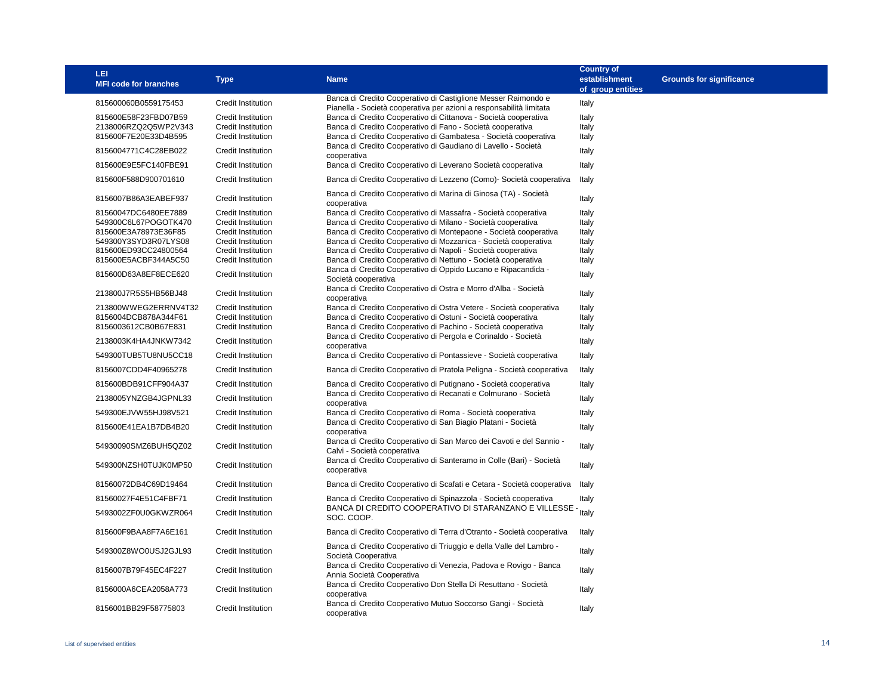| LEI<br>MFI code for branches | Type | Name | Country of establishment of group entities | Grounds for significance |
|---|---|---|---|---|
| 815600060B0559175453 | Credit Institution | Banca di Credito Cooperativo di Castiglione Messer Raimondo e Pianella - Società cooperativa per azioni a responsabilità limitata | Italy | |
| 815600E58F23FBD07B59 | Credit Institution | Banca di Credito Cooperativo di Cittanova - Società cooperativa | Italy | |
| 2138006RZQ2Q5WP2V343 | Credit Institution | Banca di Credito Cooperativo di Fano - Società cooperativa | Italy | |
| 815600F7E20E33D4B595 | Credit Institution | Banca di Credito Cooperativo di Gambatesa - Società cooperativa | Italy | |
| 8156004771C4C28EB022 | Credit Institution | Banca di Credito Cooperativo di Gaudiano di Lavello - Società cooperativa | Italy | |
| 815600E9E5FC140FBE91 | Credit Institution | Banca di Credito Cooperativo di Leverano Società cooperativa | Italy | |
| 815600F588D900701610 | Credit Institution | Banca di Credito Cooperativo di Lezzeno (Como)- Società cooperativa | Italy | |
| 8156007B86A3EABEF937 | Credit Institution | Banca di Credito Cooperativo di Marina di Ginosa (TA) - Società cooperativa | Italy | |
| 81560047DC6480EE7889 | Credit Institution | Banca di Credito Cooperativo di Massafra - Società cooperativa | Italy | |
| 549300C6L67POGOTK470 | Credit Institution | Banca di Credito Cooperativo di Milano - Società cooperativa | Italy | |
| 815600E3A78973E36F85 | Credit Institution | Banca di Credito Cooperativo di Montepaone - Società cooperativa | Italy | |
| 549300Y3SYD3R07LYS08 | Credit Institution | Banca di Credito Cooperativo di Mozzanica - Società cooperativa | Italy | |
| 815600ED93CC24800564 | Credit Institution | Banca di Credito Cooperativo di Napoli - Società cooperativa | Italy | |
| 815600E5ACBF344A5C50 | Credit Institution | Banca di Credito Cooperativo di Nettuno - Società cooperativa | Italy | |
| 815600D63A8EF8ECE620 | Credit Institution | Banca di Credito Cooperativo di Oppido Lucano e Ripacandida - Società cooperativa | Italy | |
| 213800J7R5S5HB56BJ48 | Credit Institution | Banca di Credito Cooperativo di Ostra e Morro d'Alba - Società cooperativa | Italy | |
| 213800WWEG2ERRNV4T32 | Credit Institution | Banca di Credito Cooperativo di Ostra Vetere - Società cooperativa | Italy | |
| 8156004DCB878A344F61 | Credit Institution | Banca di Credito Cooperativo di Ostuni - Società cooperativa | Italy | |
| 8156003612CB0B67E831 | Credit Institution | Banca di Credito Cooperativo di Pachino - Società cooperativa | Italy | |
| 2138003K4HA4JNKW7342 | Credit Institution | Banca di Credito Cooperativo di Pergola e Corinaldo - Società cooperativa | Italy | |
| 549300TUB5TU8NU5CC18 | Credit Institution | Banca di Credito Cooperativo di Pontassieve - Società cooperativa | Italy | |
| 8156007CDD4F40965278 | Credit Institution | Banca di Credito Cooperativo di Pratola Peligna - Società cooperativa | Italy | |
| 815600BDB91CFF904A37 | Credit Institution | Banca di Credito Cooperativo di Putignano - Società cooperativa | Italy | |
| 2138005YNZGB4JGPNL33 | Credit Institution | Banca di Credito Cooperativo di Recanati e Colmurano - Società cooperativa | Italy | |
| 549300EJVW55HJ98V521 | Credit Institution | Banca di Credito Cooperativo di Roma - Società cooperativa | Italy | |
| 815600E41EA1B7DB4B20 | Credit Institution | Banca di Credito Cooperativo di San Biagio Platani - Società cooperativa | Italy | |
| 54930090SMZ6BUH5QZ02 | Credit Institution | Banca di Credito Cooperativo di San Marco dei Cavoti e del Sannio - Calvi - Società cooperativa | Italy | |
| 549300NZSH0TUJK0MP50 | Credit Institution | Banca di Credito Cooperativo di Santeramo in Colle (Bari) - Società cooperativa | Italy | |
| 81560072DB4C69D19464 | Credit Institution | Banca di Credito Cooperativo di Scafati e Cetara - Società cooperativa | Italy | |
| 81560027F4E51C4FBF71 | Credit Institution | Banca di Credito Cooperativo di Spinazzola - Società cooperativa | Italy | |
| 5493002ZF0U0GKWZR064 | Credit Institution | BANCA DI CREDITO COOPERATIVO DI STARANZANO E VILLESSE - SOC. COOP. | Italy | |
| 815600F9BAA8F7A6E161 | Credit Institution | Banca di Credito Cooperativo di Terra d'Otranto - Società cooperativa | Italy | |
| 549300Z8WO0USJ2GJL93 | Credit Institution | Banca di Credito Cooperativo di Triuggio e della Valle del Lambro - Società Cooperativa | Italy | |
| 8156007B79F45EC4F227 | Credit Institution | Banca di Credito Cooperativo di Venezia, Padova e Rovigo - Banca Annia Società Cooperativa | Italy | |
| 8156000A6CEA2058A773 | Credit Institution | Banca di Credito Cooperativo Don Stella Di Resuttano - Società cooperativa | Italy | |
| 8156001BB29F58775803 | Credit Institution | Banca di Credito Cooperativo Mutuo Soccorso Gangi - Società cooperativa | Italy | |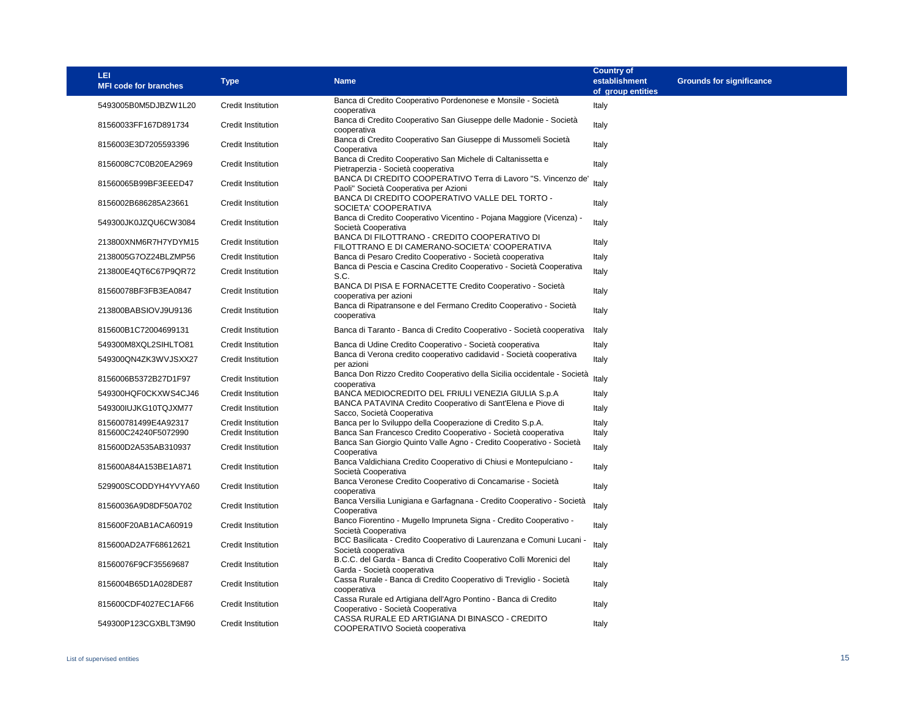| LEI<br>MFI code for branches | Type | Name | Country of establishment of group entities | Grounds for significance |
|---|---|---|---|---|
| 5493005B0M5DJBZW1L20 | Credit Institution | Banca di Credito Cooperativo Pordenonese e Monsile - Società cooperativa | Italy | |
| 81560033FF167D891734 | Credit Institution | Banca di Credito Cooperativo San Giuseppe delle Madonie - Società cooperativa | Italy | |
| 8156003E3D7205593396 | Credit Institution | Banca di Credito Cooperativo San Giuseppe di Mussomeli Società Cooperativa | Italy | |
| 8156008C7C0B20EA2969 | Credit Institution | Banca di Credito Cooperativo San Michele di Caltanissetta e Pietraperzia - Società cooperativa | Italy | |
| 81560065B99BF3EEED47 | Credit Institution | BANCA DI CREDITO COOPERATIVO Terra di Lavoro "S. Vincenzo de' Paoli" Società Cooperativa per Azioni | Italy | |
| 8156002B686285A23661 | Credit Institution | BANCA DI CREDITO COOPERATIVO VALLE DEL TORTO - SOCIETA' COOPERATIVA | Italy | |
| 549300JK0JZQU6CW3084 | Credit Institution | Banca di Credito Cooperativo Vicentino - Pojana Maggiore (Vicenza) - Società Cooperativa | Italy | |
| 213800XNM6R7H7YDYM15 | Credit Institution | BANCA DI FILOTTRANO - CREDITO COOPERATIVO DI FILOTTRANO E DI CAMERANO-SOCIETA' COOPERATIVA | Italy | |
| 2138005G7OZ24BLZMP56 | Credit Institution | Banca di Pesaro Credito Cooperativo - Società cooperativa | Italy | |
| 213800E4QT6C67P9QR72 | Credit Institution | Banca di Pescia e Cascina Credito Cooperativo - Società Cooperativa S.C. | Italy | |
| 81560078BF3FB3EA0847 | Credit Institution | BANCA DI PISA E FORNACETTE Credito Cooperativo - Società cooperativa per azioni | Italy | |
| 213800BABSIOVJ9U9136 | Credit Institution | Banca di Ripatransone e del Fermano Credito Cooperativo - Società cooperativa | Italy | |
| 815600B1C72004699131 | Credit Institution | Banca di Taranto - Banca di Credito Cooperativo - Società cooperativa | Italy | |
| 549300M8XQL2SIHLTO81 | Credit Institution | Banca di Udine Credito Cooperativo - Società cooperativa | Italy | |
| 549300QN4ZK3WVJSXX27 | Credit Institution | Banca di Verona credito cooperativo cadidavid - Società cooperativa per azioni | Italy | |
| 8156006B5372B27D1F97 | Credit Institution | Banca Don Rizzo Credito Cooperativo della Sicilia occidentale - Società cooperativa | Italy | |
| 549300HQF0CKXWS4CJ46 | Credit Institution | BANCA MEDIOCREDITO DEL FRIULI VENEZIA GIULIA S.p.A | Italy | |
| 549300IUJKG10TQJXM77 | Credit Institution | BANCA PATAVINA Credito Cooperativo di Sant'Elena e Piove di Sacco, Società Cooperativa | Italy | |
| 815600781499E4A92317 | Credit Institution | Banca per lo Sviluppo della Cooperazione di Credito S.p.A. | Italy | |
| 815600C24240F5072990 | Credit Institution | Banca San Francesco Credito Cooperativo - Società cooperativa | Italy | |
| 815600D2A535AB310937 | Credit Institution | Banca San Giorgio Quinto Valle Agno - Credito Cooperativo - Società Cooperativa | Italy | |
| 815600A84A153BE1A871 | Credit Institution | Banca Valdichiana Credito Cooperativo di Chiusi e Montepulciano - Società Cooperativa | Italy | |
| 529900SCODDYH4YVYA60 | Credit Institution | Banca Veronese Credito Cooperativo di Concamarise - Società cooperativa | Italy | |
| 81560036A9D8DF50A702 | Credit Institution | Banca Versilia Lunigiana e Garfagnana - Credito Cooperativo - Società Cooperativa | Italy | |
| 815600F20AB1ACA60919 | Credit Institution | Banco Fiorentino - Mugello Impruneta Signa - Credito Cooperativo - Società Cooperativa | Italy | |
| 815600AD2A7F68612621 | Credit Institution | BCC Basilicata - Credito Cooperativo di Laurenzana e Comuni Lucani - Società cooperativa | Italy | |
| 81560076F9CF35569687 | Credit Institution | B.C.C. del Garda - Banca di Credito Cooperativo Colli Morenici del Garda - Società cooperativa | Italy | |
| 8156004B65D1A028DE87 | Credit Institution | Cassa Rurale - Banca di Credito Cooperativo di Treviglio - Società cooperativa | Italy | |
| 815600CDF4027EC1AF66 | Credit Institution | Cassa Rurale ed Artigiana dell'Agro Pontino - Banca di Credito Cooperativo - Società Cooperativa | Italy | |
| 549300P123CGXBLT3M90 | Credit Institution | CASSA RURALE ED ARTIGIANA DI BINASCO - CREDITO COOPERATIVO Società cooperativa | Italy | |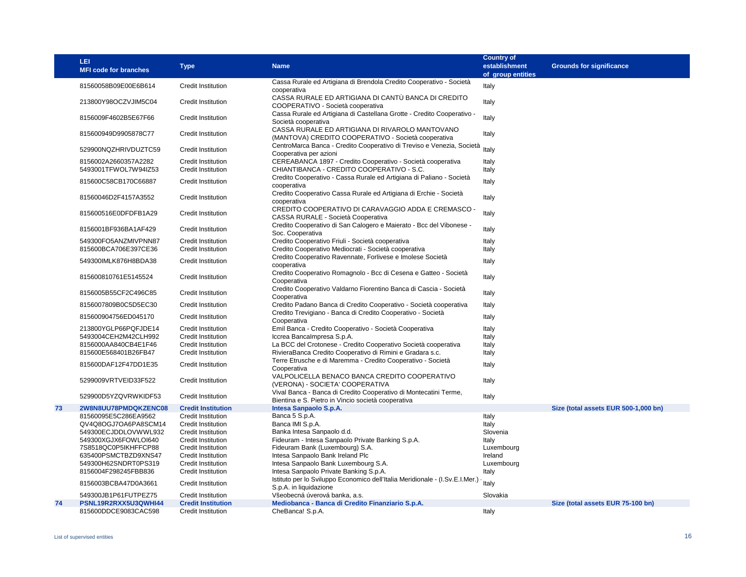| | LEI<br>MFI code for branches | Type | Name | Country of establishment of group entities | Grounds for significance |
|---|---|---|---|---|---|
| | 81560058B09E00E6B614 | Credit Institution | Cassa Rurale ed Artigiana di Brendola Credito Cooperativo - Società cooperativa | Italy | |
| | 213800Y98OCZVJIM5C04 | Credit Institution | CASSA RURALE ED ARTIGIANA DI CANTÙ BANCA DI CREDITO COOPERATIVO - Società cooperativa | Italy | |
| | 8156009F4602B5E67F66 | Credit Institution | Cassa Rurale ed Artigiana di Castellana Grotte - Credito Cooperativo - Società cooperativa | Italy | |
| | 815600949D9905878C77 | Credit Institution | CASSA RURALE ED ARTIGIANA DI RIVAROLO MANTOVANO (MANTOVA) CREDITO COOPERATIVO - Società cooperativa | Italy | |
| | 529900NQZHRIVDUZTC59 | Credit Institution | CentroMarca Banca - Credito Cooperativo di Treviso e Venezia, Società Cooperativa per azioni | Italy | |
| | 8156002A2660357A2282 | Credit Institution | CEREABANCA 1897 - Credito Cooperativo - Società cooperativa | Italy | |
| | 5493001TFWOL7W94IZ53 | Credit Institution | CHIANTIBANCA - CREDITO COOPERATIVO - S.C. | Italy | |
| | 815600C58CB170C66887 | Credit Institution | Credito Cooperativo - Cassa Rurale ed Artigiana di Paliano - Società cooperativa | Italy | |
| | 81560046D2F4157A3552 | Credit Institution | Credito Cooperativo Cassa Rurale ed Artigiana di Erchie - Società cooperativa | Italy | |
| | 815600516E0DFDFB1A29 | Credit Institution | CREDITO COOPERATIVO DI CARAVAGGIO ADDA E CREMASCO - CASSA RURALE - Società Cooperativa | Italy | |
| | 8156001BF936BA1AF429 | Credit Institution | Credito Cooperativo di San Calogero e Maierato - Bcc del Vibonese - Soc. Cooperativa | Italy | |
| | 549300FO5ANZMIVPNN87 | Credit Institution | Credito Cooperativo Friuli - Società cooperativa | Italy | |
| | 815600BCA706E397CE36 | Credit Institution | Credito Cooperativo Mediocrati - Società cooperativa | Italy | |
| | 549300IMLK876H8BDA38 | Credit Institution | Credito Cooperativo Ravennate, Forlivese e Imolese Società cooperativa | Italy | |
| | 815600810761E5145524 | Credit Institution | Credito Cooperativo Romagnolo - Bcc di Cesena e Gatteo - Società Cooperativa | Italy | |
| | 8156005B55CF2C496C85 | Credit Institution | Credito Cooperativo Valdarno Fiorentino Banca di Cascia - Società Cooperativa | Italy | |
| | 8156007809B0C5D5EC30 | Credit Institution | Credito Padano Banca di Credito Cooperativo - Società cooperativa | Italy | |
| | 815600904756ED045170 | Credit Institution | Credito Trevigiano - Banca di Credito Cooperativo - Società Cooperativa | Italy | |
| | 213800YGLP66PQFJDE14 | Credit Institution | Emil Banca - Credito Cooperativo - Società Cooperativa | Italy | |
| | 5493004CEH2M42CLH992 | Credit Institution | Iccrea BancaImpresa S.p.A. | Italy | |
| | 8156000AA840CB4E1F46 | Credit Institution | La BCC del Crotonese - Credito Cooperativo Società cooperativa | Italy | |
| | 815600E568401B26FB47 | Credit Institution | RivieraBanca Credito Cooperativo di Rimini e Gradara s.c. | Italy | |
| | 815600DAF12F47DD1E35 | Credit Institution | Terre Etrusche e di Maremma - Credito Cooperativo - Società Cooperativa | Italy | |
| | 5299009VRTVEID33F522 | Credit Institution | VALPOLICELLA BENACO BANCA CREDITO COOPERATIVO (VERONA) - SOCIETA' COOPERATIVA | Italy | |
| | 529900D5YZQVRWKIDF53 | Credit Institution | Vival Banca - Banca di Credito Cooperativo di Montecatini Terme, Bientina e S. Pietro in Vincio società cooperativa | Italy | |
| **73** | **2W8N8UU78PMDQKZENC08** | **Credit Institution** | **Intesa Sanpaolo S.p.A.** | | **Size (total assets EUR 500-1,000 bn)** |
| | 81560095E5C286EA9562 | Credit Institution | Banca 5 S.p.A. | Italy | |
| | QV4Q8OGJ7OA6PA8SCM14 | Credit Institution | Banca IMI S.p.A. | Italy | |
| | 549300ECJDDLOVWWL932 | Credit Institution | Banka Intesa Sanpaolo d.d. | Slovenia | |
| | 549300XGJX6FOWLOI640 | Credit Institution | Fideuram - Intesa Sanpaolo Private Banking S.p.A. | Italy | |
| | 7S8518QC0P5IKHFFCP88 | Credit Institution | Fideuram Bank (Luxembourg) S.A. | Luxembourg | |
| | 635400PSMCTBZD9XNS47 | Credit Institution | Intesa Sanpaolo Bank Ireland Plc | Ireland | |
| | 549300H62SNDRT0PS319 | Credit Institution | Intesa Sanpaolo Bank Luxembourg S.A. | Luxembourg | |
| | 8156004F298245FBB836 | Credit Institution | Intesa Sanpaolo Private Banking S.p.A. | Italy | |
| | 8156003BCBA47D0A3661 | Credit Institution | Istituto per lo Sviluppo Economico dell'Italia Meridionale - (I.Sv.E.I.Mer.) - S.p.A. in liquidazione | Italy | |
| | 549300JB1P61FUTPEZ75 | Credit Institution | Všeobecná úverová banka, a.s. | Slovakia | |
| **74** | **PSNL19R2RXX5U3QWHI44** | **Credit Institution** | **Mediobanca - Banca di Credito Finanziario S.p.A.** | | **Size (total assets EUR 75-100 bn)** |
| | 815600DDCE9083CAC598 | Credit Institution | CheBanca! S.p.A. | Italy | |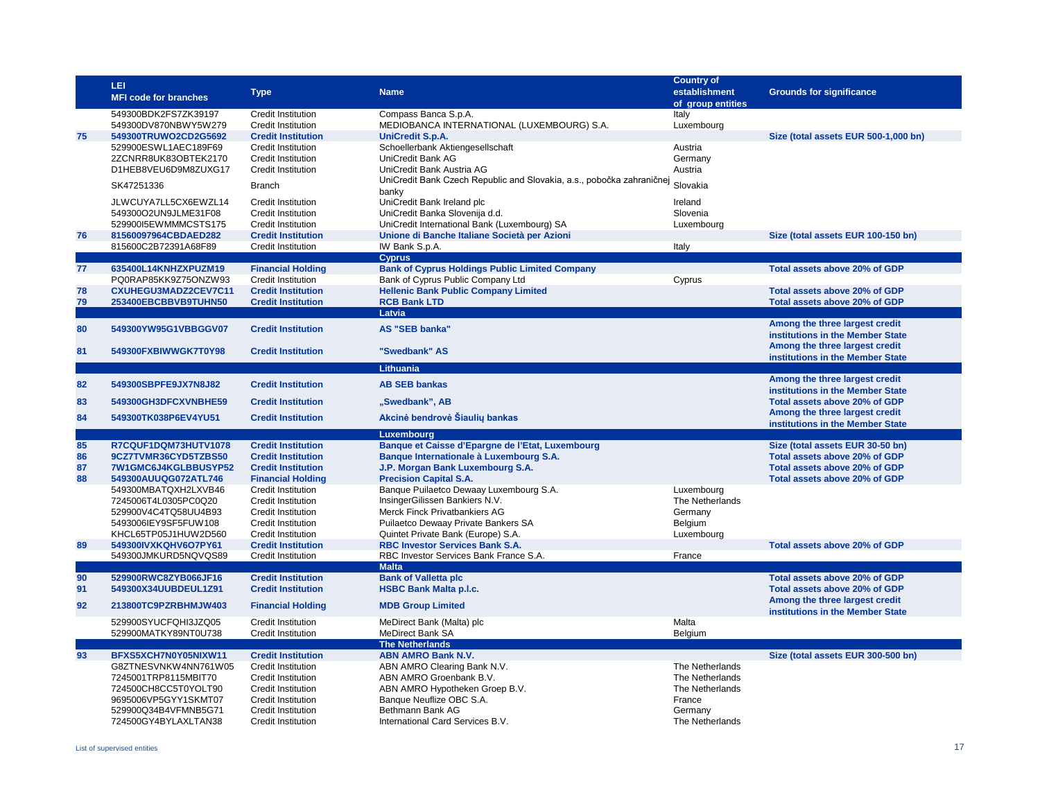| | LEI<br>MFI code for branches | Type | Name | Country of establishment of group entities | Grounds for significance |
|---|---|---|---|---|---|
| | 549300BDK2FS7ZK39197 | Credit Institution | Compass Banca S.p.A. | Italy | |
| | 549300DV870NBWY5W279 | Credit Institution | MEDIOBANCA INTERNATIONAL (LUXEMBOURG) S.A. | Luxembourg | |
| **75** | **549300TRUWO2CD2G5692** | **Credit Institution** | **UniCredit S.p.A.** | | **Size (total assets EUR 500-1,000 bn)** |
| | 529900ESWL1AEC189F69 | Credit Institution | Schoellerbank Aktiengesellschaft | Austria | |
| | 2ZCNRR8UK83OBTEK2170 | Credit Institution | UniCredit Bank AG | Germany | |
| | D1HEB8VEU6D9M8ZUXG17 | Credit Institution | UniCredit Bank Austria AG | Austria | |
| | SK47251336 | Branch | UniCredit Bank Czech Republic and Slovakia, a.s., pobočka zahraničnej banky | Slovakia | |
| | JLWCUYA7LL5CX6EWZL14 | Credit Institution | UniCredit Bank Ireland plc | Ireland | |
| | 549300O2UN9JLME31F08 | Credit Institution | UniCredit Banka Slovenija d.d. | Slovenia | |
| | 529900I5EWMMMCSTS175 | Credit Institution | UniCredit International Bank (Luxembourg) SA | Luxembourg | |
| **76** | **81560097964CBDAED282** | **Credit Institution** | **Unione di Banche Italiane Società per Azioni** | | **Size (total assets EUR 100-150 bn)** |
| | 815600C2B72391A68F89 | Credit Institution | IW Bank S.p.A. | Italy | |
| | | | **Cyprus** | | |
| **77** | **635400L14KNHZXPUZM19** | **Financial Holding** | **Bank of Cyprus Holdings Public Limited Company** | | **Total assets above 20% of GDP** |
| | PQ0RAP85KK9Z75ONZW93 | Credit Institution | Bank of Cyprus Public Company Ltd | Cyprus | |
| **78** | **CXUHEGU3MADZ2CEV7C11** | **Credit Institution** | **Hellenic Bank Public Company Limited** | | **Total assets above 20% of GDP** |
| **79** | **253400EBCBBVB9TUHN50** | **Credit Institution** | **RCB Bank LTD** | | **Total assets above 20% of GDP** |
| | | | **Latvia** | | |
| **80** | **549300YW95G1VBBGGV07** | **Credit Institution** | **AS "SEB banka"** | | **Among the three largest credit institutions in the Member State** |
| **81** | **549300FXBIWWGK7T0Y98** | **Credit Institution** | **"Swedbank" AS** | | **Among the three largest credit institutions in the Member State** |
| | | | **Lithuania** | | |
| **82** | **549300SBPFE9JX7N8J82** | **Credit Institution** | **AB SEB bankas** | | **Among the three largest credit institutions in the Member State** |
| **83** | **549300GH3DFCXVNBHE59** | **Credit Institution** | **„Swedbank", AB** | | **Total assets above 20% of GDP** |
| **84** | **549300TK038P6EV4YU51** | **Credit Institution** | **Akcinė bendrovė Šiaulių bankas** | | **Among the three largest credit institutions in the Member State** |
| | | | **Luxembourg** | | |
| **85** | **R7CQUF1DQM73HUTV1078** | **Credit Institution** | **Banque et Caisse d'Epargne de l'Etat, Luxembourg** | | **Size (total assets EUR 30-50 bn)** |
| **86** | **9CZ7TVMR36CYD5TZBS50** | **Credit Institution** | **Banque Internationale à Luxembourg S.A.** | | **Total assets above 20% of GDP** |
| **87** | **7W1GMC6J4KGLBBUSYP52** | **Credit Institution** | **J.P. Morgan Bank Luxembourg S.A.** | | **Total assets above 20% of GDP** |
| **88** | **549300AUUQG072ATL746** | **Financial Holding** | **Precision Capital S.A.** | | **Total assets above 20% of GDP** |
| | 549300MBATQXH2LXVB46 | Credit Institution | Banque Puilaetco Dewaay Luxembourg S.A. | Luxembourg | |
| | 7245006T4L0305PC0Q20 | Credit Institution | InsingerGilissen Bankiers N.V. | The Netherlands | |
| | 529900V4C4TQ58UU4B93 | Credit Institution | Merck Finck Privatbankiers AG | Germany | |
| | 5493006IEY9SF5FUW108 | Credit Institution | Puilaetco Dewaay Private Bankers SA | Belgium | |
| | KHCL65TP05J1HUW2D560 | Credit Institution | Quintet Private Bank (Europe) S.A. | Luxembourg | |
| **89** | **549300IVXKQHV6O7PY61** | **Credit Institution** | **RBC Investor Services Bank S.A.** | | **Total assets above 20% of GDP** |
| | 549300JMKURD5NQVQS89 | Credit Institution | RBC Investor Services Bank France S.A. | France | |
| | | | **Malta** | | |
| **90** | **529900RWC8ZYB066JF16** | **Credit Institution** | **Bank of Valletta plc** | | **Total assets above 20% of GDP** |
| **91** | **549300X34UUBDEUL1Z91** | **Credit Institution** | **HSBC Bank Malta p.l.c.** | | **Total assets above 20% of GDP** |
| **92** | **213800TC9PZRBHMJW403** | **Financial Holding** | **MDB Group Limited** | | **Among the three largest credit institutions in the Member State** |
| | 529900SYUCFQHI3JZQ05 | Credit Institution | MeDirect Bank (Malta) plc | Malta | |
| | 529900MATKY89NT0U738 | Credit Institution | MeDirect Bank SA | Belgium | |
| | | | **The Netherlands** | | |
| **93** | **BFXS5XCH7N0Y05NIXW11** | **Credit Institution** | **ABN AMRO Bank N.V.** | | **Size (total assets EUR 300-500 bn)** |
| | G8ZTNESVNKW4NN761W05 | Credit Institution | ABN AMRO Clearing Bank N.V. | The Netherlands | |
| | 7245001TRP8115MBIT70 | Credit Institution | ABN AMRO Groenbank B.V. | The Netherlands | |
| | 724500CH8CC5T0YOLT90 | Credit Institution | ABN AMRO Hypotheken Groep B.V. | The Netherlands | |
| | 9695006VP5GYY1SKMT07 | Credit Institution | Banque Neuflize OBC S.A. | France | |
| | 529900Q34B4VFMNB5G71 | Credit Institution | Bethmann Bank AG | Germany | |
| | 724500GY4BYLAXLTAN38 | Credit Institution | International Card Services B.V. | The Netherlands | |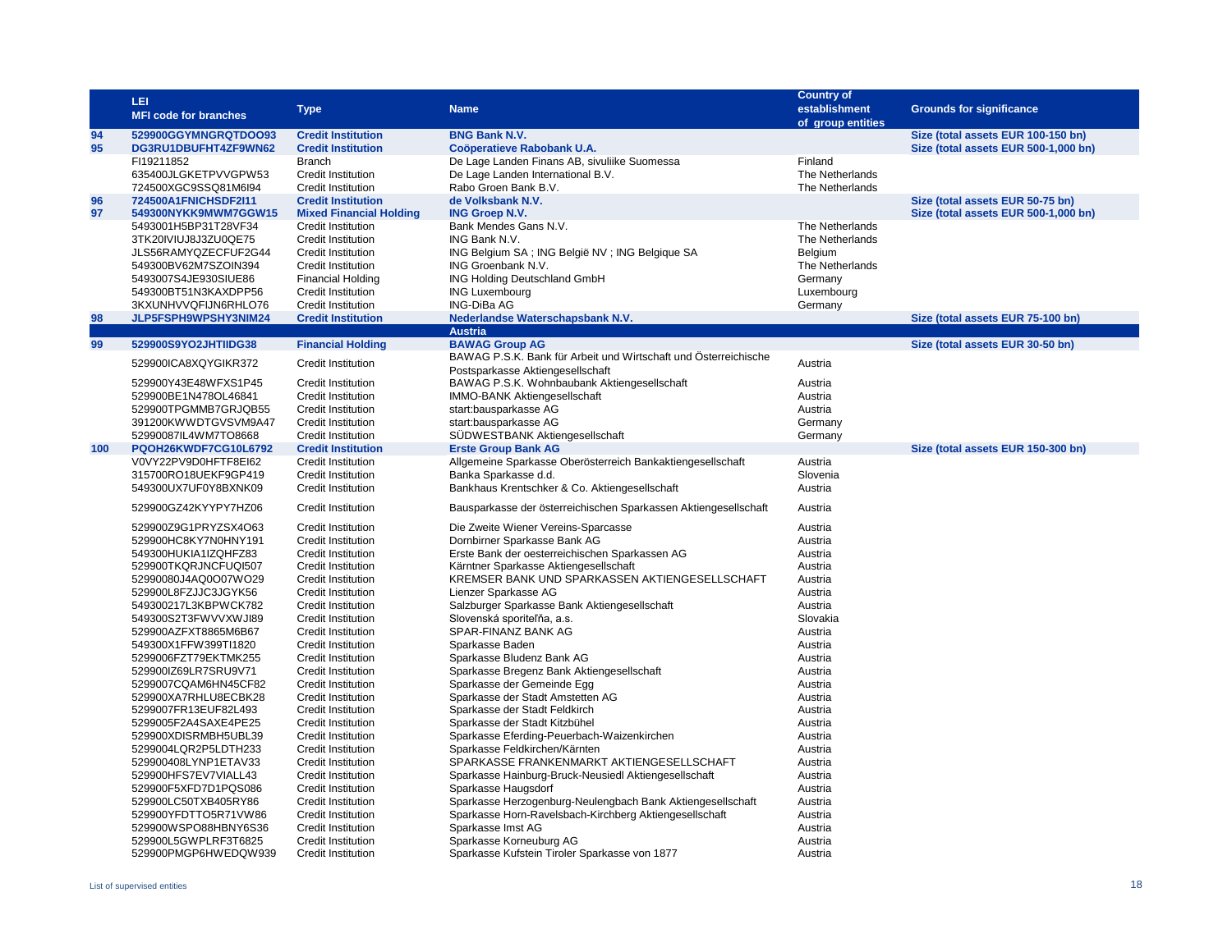| | LEI<br>MFI code for branches | Type | Name | Country of establishment of group entities | Grounds for significance |
|---|---|---|---|---|---|
| **94** | **529900GGYMNGRQTDOO93** | **Credit Institution** | **BNG Bank N.V.** | | **Size (total assets EUR 100-150 bn)** |
| **95** | **DG3RU1DBUFHT4ZF9WN62** | **Credit Institution** | **Coöperatieve Rabobank U.A.** | | **Size (total assets EUR 500-1,000 bn)** |
| | FI19211852 | Branch | De Lage Landen Finans AB, sivuliike Suomessa | Finland | |
| | 635400JLGKETPVVGPW53 | Credit Institution | De Lage Landen International B.V. | The Netherlands | |
| | 724500XGC9SSQ81M6I94 | Credit Institution | Rabo Groen Bank B.V. | The Netherlands | |
| **96** | **724500A1FNICHSDF2I11** | **Credit Institution** | **de Volksbank N.V.** | | **Size (total assets EUR 50-75 bn)** |
| **97** | **549300NYKK9MWM7GGW15** | **Mixed Financial Holding** | **ING Groep N.V.** | | **Size (total assets EUR 500-1,000 bn)** |
| | 5493001H5BP31T28VF34 | Credit Institution | Bank Mendes Gans N.V. | The Netherlands | |
| | 3TK20IVIUJ8J3ZU0QE75 | Credit Institution | ING Bank N.V. | The Netherlands | |
| | JLS56RAMYQZECFUF2G44 | Credit Institution | ING Belgium SA ; ING België NV ; ING Belgique SA | Belgium | |
| | 549300BV62M7SZOIN394 | Credit Institution | ING Groenbank N.V. | The Netherlands | |
| | 5493007S4JE930SIUE86 | Financial Holding | ING Holding Deutschland GmbH | Germany | |
| | 549300BT51N3KAXDPP56 | Credit Institution | ING Luxembourg | Luxembourg | |
| | 3KXUNHVVQFIJN6RHLO76 | Credit Institution | ING-DiBa AG | Germany | |
| **98** | **JLP5FSPH9WPSHY3NIM24** | **Credit Institution** | **Nederlandse Waterschapsbank N.V.** | | **Size (total assets EUR 75-100 bn)** |
| | | | **Austria** | | |
| **99** | **529900S9YO2JHTIIDG38** | **Financial Holding** | **BAWAG Group AG** | | **Size (total assets EUR 30-50 bn)** |
| | 529900ICA8XQYGIKR372 | Credit Institution | BAWAG P.S.K. Bank für Arbeit und Wirtschaft und Österreichische Postsparkasse Aktiengesellschaft | Austria | |
| | 529900Y43E48WFXS1P45 | Credit Institution | BAWAG P.S.K. Wohnbaubank Aktiengesellschaft | Austria | |
| | 529900BE1N478OL46841 | Credit Institution | IMMO-BANK Aktiengesellschaft | Austria | |
| | 529900TPGMMB7GRJQB55 | Credit Institution | start:bausparkasse AG | Austria | |
| | 391200KWWDTGVSVM9A47 | Credit Institution | start:bausparkasse AG | Germany | |
| | 52990087IL4WM7TO8668 | Credit Institution | SÜDWESTBANK Aktiengesellschaft | Germany | |
| **100** | **PQOH26KWDF7CG10L6792** | **Credit Institution** | **Erste Group Bank AG** | | **Size (total assets EUR 150-300 bn)** |
| | V0VY22PV9D0HFTF8EI62 | Credit Institution | Allgemeine Sparkasse Oberösterreich Bankaktiengesellschaft | Austria | |
| | 315700RO18UEKF9GP419 | Credit Institution | Banka Sparkasse d.d. | Slovenia | |
| | 549300UX7UF0Y8BXNK09 | Credit Institution | Bankhaus Krentschker & Co. Aktiengesellschaft | Austria | |
| | 529900GZ42KYYPY7HZ06 | Credit Institution | Bausparkasse der österreichischen Sparkassen Aktiengesellschaft | Austria | |
| | 529900Z9G1PRYZSX4O63 | Credit Institution | Die Zweite Wiener Vereins-Sparcasse | Austria | |
| | 529900HC8KY7N0HNY191 | Credit Institution | Dornbirner Sparkasse Bank AG | Austria | |
| | 549300HUKIA1IZQHFZ83 | Credit Institution | Erste Bank der oesterreichischen Sparkassen AG | Austria | |
| | 529900TKQRJNCFUQI507 | Credit Institution | Kärntner Sparkasse Aktiengesellschaft | Austria | |
| | 52990080J4AQ0O07WO29 | Credit Institution | KREMSER BANK UND SPARKASSEN AKTIENGESELLSCHAFT | Austria | |
| | 529900L8FZJJC3JGYK56 | Credit Institution | Lienzer Sparkasse AG | Austria | |
| | 549300217L3KBPWCK782 | Credit Institution | Salzburger Sparkasse Bank Aktiengesellschaft | Austria | |
| | 549300S2T3FWVVXWJI89 | Credit Institution | Slovenská sporiteľňa, a.s. | Slovakia | |
| | 529900AZFXT8865M6B67 | Credit Institution | SPAR-FINANZ BANK AG | Austria | |
| | 549300X1FFW399TI1820 | Credit Institution | Sparkasse Baden | Austria | |
| | 5299006FZT79EKTMK255 | Credit Institution | Sparkasse Bludenz Bank AG | Austria | |
| | 529900IZ69LR7SRU9V71 | Credit Institution | Sparkasse Bregenz Bank Aktiengesellschaft | Austria | |
| | 5299007CQAM6HN45CF82 | Credit Institution | Sparkasse der Gemeinde Egg | Austria | |
| | 529900XA7RHLU8ECBK28 | Credit Institution | Sparkasse der Stadt Amstetten AG | Austria | |
| | 5299007FR13EUF82L493 | Credit Institution | Sparkasse der Stadt Feldkirch | Austria | |
| | 5299005F2A4SAXE4PE25 | Credit Institution | Sparkasse der Stadt Kitzbühel | Austria | |
| | 529900XDISRMBH5UBL39 | Credit Institution | Sparkasse Eferding-Peuerbach-Waizenkirchen | Austria | |
| | 5299004LQR2P5LDTH233 | Credit Institution | Sparkasse Feldkirchen/Kärnten | Austria | |
| | 529900408LYNP1ETAV33 | Credit Institution | SPARKASSE FRANKENMARKT AKTIENGESELLSCHAFT | Austria | |
| | 529900HFS7EV7VIALL43 | Credit Institution | Sparkasse Hainburg-Bruck-Neusiedl Aktiengesellschaft | Austria | |
| | 529900F5XFD7D1PQS086 | Credit Institution | Sparkasse Haugsdorf | Austria | |
| | 529900LC50TXB405RY86 | Credit Institution | Sparkasse Herzogenburg-Neulengbach Bank Aktiengesellschaft | Austria | |
| | 529900YFDTTO5R71VW86 | Credit Institution | Sparkasse Horn-Ravelsbach-Kirchberg Aktiengesellschaft | Austria | |
| | 529900WSPO88HBNY6S36 | Credit Institution | Sparkasse Imst AG | Austria | |
| | 529900L5GWPLRF3T6825 | Credit Institution | Sparkasse Korneuburg AG | Austria | |
| | 529900PMGP6HWEDQW939 | Credit Institution | Sparkasse Kufstein Tiroler Sparkasse von 1877 | Austria | |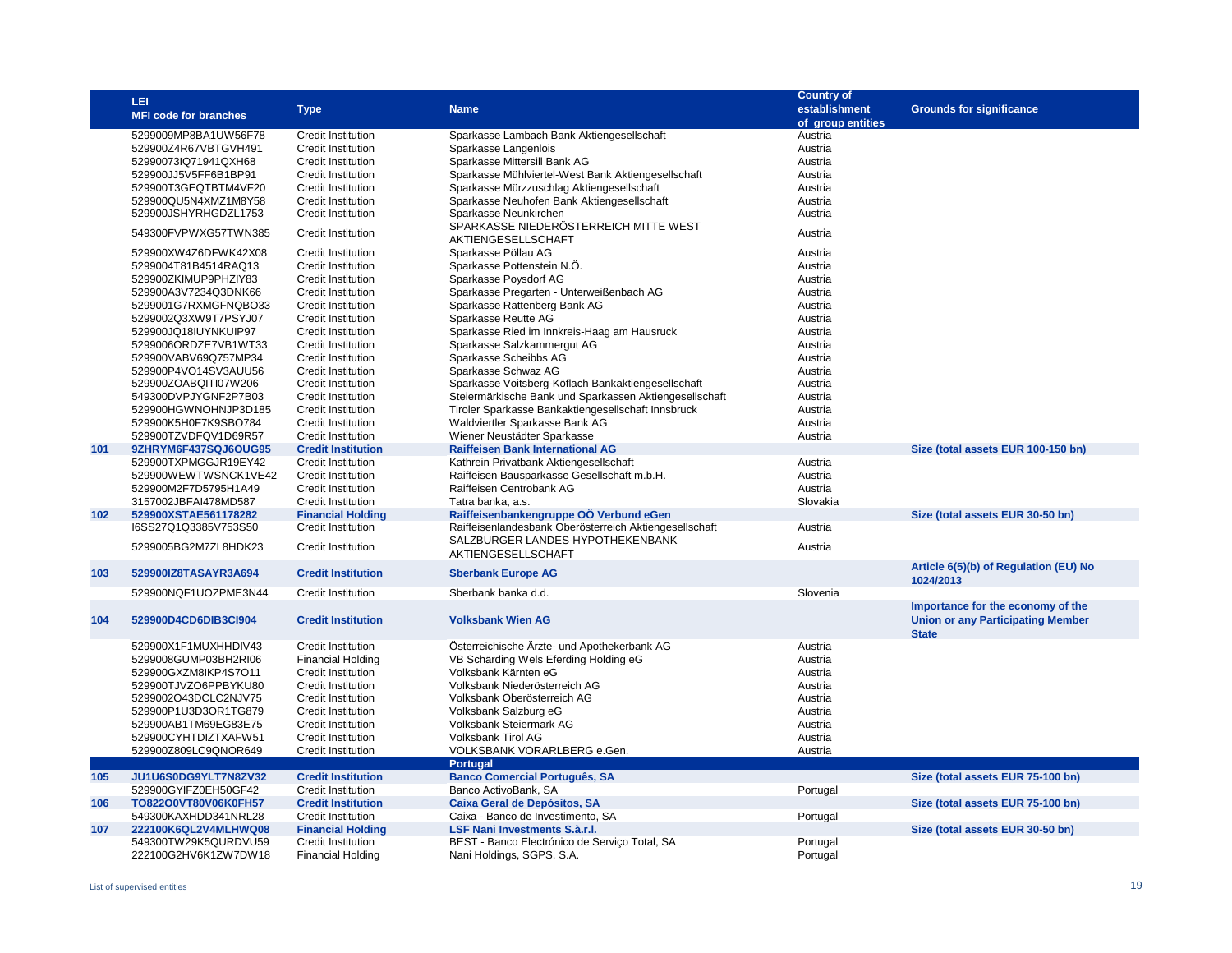| | LEI<br>MFI code for branches | Type | Name | Country of establishment of group entities | Grounds for significance |
|---|---|---|---|---|---|
| | 5299009MP8BA1UW56F78 | Credit Institution | Sparkasse Lambach Bank Aktiengesellschaft | Austria | |
| | 529900Z4R67VBTGVH491 | Credit Institution | Sparkasse Langenlois | Austria | |
| | 52990073IQ71941QXH68 | Credit Institution | Sparkasse Mittersill Bank AG | Austria | |
| | 529900JJ5V5FF6B1BP91 | Credit Institution | Sparkasse Mühlviertel-West Bank Aktiengesellschaft | Austria | |
| | 529900T3GEQTBTM4VF20 | Credit Institution | Sparkasse Mürzzuschlag Aktiengesellschaft | Austria | |
| | 529900QU5N4XMZ1M8Y58 | Credit Institution | Sparkasse Neuhofen Bank Aktiengesellschaft | Austria | |
| | 529900JSHYRHGDZL1753 | Credit Institution | Sparkasse Neunkirchen | Austria | |
| | 549300FVPWXG57TWN385 | Credit Institution | SPARKASSE NIEDERÖSTERREICH MITTE WEST AKTIENGESELLSCHAFT | Austria | |
| | 529900XW4Z6DFWK42X08 | Credit Institution | Sparkasse Pöllau AG | Austria | |
| | 5299004T81B4514RAQ13 | Credit Institution | Sparkasse Pottenstein N.Ö. | Austria | |
| | 529900ZKIMUP9PHZIY83 | Credit Institution | Sparkasse Poysdorf AG | Austria | |
| | 529900A3V7234Q3DNK66 | Credit Institution | Sparkasse Pregarten - Unterweißenbach AG | Austria | |
| | 5299001G7RXMGFNQBO33 | Credit Institution | Sparkasse Rattenberg Bank AG | Austria | |
| | 5299002Q3XW9T7PSYJ07 | Credit Institution | Sparkasse Reutte AG | Austria | |
| | 529900JQ18IUYNKUIP97 | Credit Institution | Sparkasse Ried im Innkreis-Haag am Hausruck | Austria | |
| | 5299006ORDZE7VB1WT33 | Credit Institution | Sparkasse Salzkammergut AG | Austria | |
| | 529900VABV69Q757MP34 | Credit Institution | Sparkasse Scheibbs AG | Austria | |
| | 529900P4VO14SV3AUU56 | Credit Institution | Sparkasse Schwaz AG | Austria | |
| | 529900ZOABQITI07W206 | Credit Institution | Sparkasse Voitsberg-Köflach Bankaktiengesellschaft | Austria | |
| | 549300DVPJYGNF2P7B03 | Credit Institution | Steiermärkische Bank und Sparkassen Aktiengesellschaft | Austria | |
| | 529900HGWNOHNJP3D185 | Credit Institution | Tiroler Sparkasse Bankaktiengesellschaft Innsbruck | Austria | |
| | 529900K5H0F7K9SBO784 | Credit Institution | Waldviertler Sparkasse Bank AG | Austria | |
| | 529900TZVDFQV1D69R57 | Credit Institution | Wiener Neustädter Sparkasse | Austria | |
| **101** | **9ZHRYM6F437SQJ6OUG95** | **Credit Institution** | **Raiffeisen Bank International AG** | | **Size (total assets EUR 100-150 bn)** |
| | 529900TXPMGGJR19EY42 | Credit Institution | Kathrein Privatbank Aktiengesellschaft | Austria | |
| | 529900WEWTWSNCK1VE42 | Credit Institution | Raiffeisen Bausparkasse Gesellschaft m.b.H. | Austria | |
| | 529900M2F7D5795H1A49 | Credit Institution | Raiffeisen Centrobank AG | Austria | |
| | 3157002JBFAI478MD587 | Credit Institution | Tatra banka, a.s. | Slovakia | |
| **102** | **529900XSTAE561178282** | **Financial Holding** | **Raiffeisenbankengruppe OÖ Verbund eGen** | | **Size (total assets EUR 30-50 bn)** |
| | I6SS27Q1Q3385V753S50 | Credit Institution | Raiffeisenlandesbank Oberösterreich Aktiengesellschaft | Austria | |
| | 5299005BG2M7ZL8HDK23 | Credit Institution | SALZBURGER LANDES-HYPOTHEKENBANK AKTIENGESELLSCHAFT | Austria | |
| **103** | **529900IZ8TASAYR3A694** | **Credit Institution** | **Sberbank Europe AG** | | **Article 6(5)(b) of Regulation (EU) No 1024/2013** |
| | 529900NQF1UOZPME3N44 | Credit Institution | Sberbank banka d.d. | Slovenia | |
| **104** | **529900D4CD6DIB3CI904** | **Credit Institution** | **Volksbank Wien AG** | | **Importance for the economy of the Union or any Participating Member State** |
| | 529900X1F1MUXHHDIV43 | Credit Institution | Österreichische Ärzte- und Apothekerbank AG | Austria | |
| | 5299008GUMP03BH2RI06 | Financial Holding | VB Schärding Wels Eferding Holding eG | Austria | |
| | 529900GXZM8IKP4S7O11 | Credit Institution | Volksbank Kärnten eG | Austria | |
| | 529900TJVZO6PPBYKU80 | Credit Institution | Volksbank Niederösterreich AG | Austria | |
| | 5299002O43DCLC2NJV75 | Credit Institution | Volksbank Oberösterreich AG | Austria | |
| | 529900P1U3D3OR1TG879 | Credit Institution | Volksbank Salzburg eG | Austria | |
| | 529900AB1TM69EG83E75 | Credit Institution | Volksbank Steiermark AG | Austria | |
| | 529900CYHTDIZTXAFW51 | Credit Institution | Volksbank Tirol AG | Austria | |
| | 529900Z809LC9QNOR649 | Credit Institution | VOLKSBANK VORARLBERG e.Gen. | Austria | |
| | | | **Portugal** | | |
| **105** | **JU1U6S0DG9YLT7N8ZV32** | **Credit Institution** | **Banco Comercial Português, SA** | | **Size (total assets EUR 75-100 bn)** |
| | 529900GYIFZ0EH50GF42 | Credit Institution | Banco ActivoBank, SA | Portugal | |
| **106** | **TO822O0VT80V06K0FH57** | **Credit Institution** | **Caixa Geral de Depósitos, SA** | | **Size (total assets EUR 75-100 bn)** |
| | 549300KAXHDD341NRL28 | Credit Institution | Caixa - Banco de Investimento, SA | Portugal | |
| **107** | **222100K6QL2V4MLHWQ08** | **Financial Holding** | **LSF Nani Investments S.à.r.l.** | | **Size (total assets EUR 30-50 bn)** |
| | 549300TW29K5QURDVU59 | Credit Institution | BEST - Banco Electrónico de Serviço Total, SA | Portugal | |
| | 222100G2HV6K1ZW7DW18 | Financial Holding | Nani Holdings, SGPS, S.A. | Portugal | |

List of supervised entities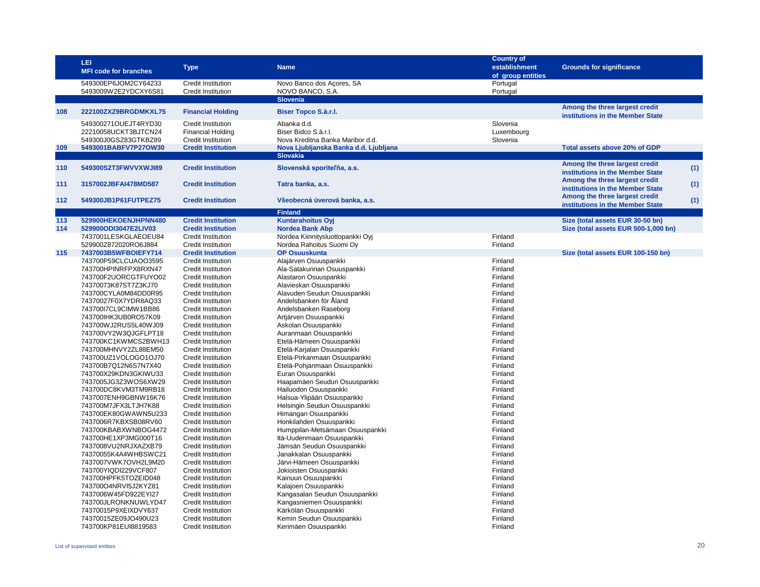| | LEI<br>MFI code for branches | Type | Name | Country of establishment of group entities | Grounds for significance | |
|---|---|---|---|---|---|---|
| | 549300EP6JOM2CY64233 | Credit Institution | Novo Banco dos Açores, SA | Portugal | | |
| | 5493009W2E2YDCXY6S81 | Credit Institution | NOVO BANCO, S.A. | Portugal | | |
| | | | **Slovenia** | | | |
| **108** | **222100ZXZ9BRGDMKXL75** | **Financial Holding** | **Biser Topco S.à.r.l.** | | **Among the three largest credit institutions in the Member State** | |
| | 549300271OUEJT4RYD30 | Credit Institution | Abanka d.d. | Slovenia | | |
| | 22210058UCKT3BJTCN24 | Financial Holding | Biser Bidco S.à.r.l. | Luxembourg | | |
| | 549300J0GSZ83GTKBZ89 | Credit Institution | Nova Kreditna Banka Maribor d.d. | Slovenia | | |
| **109** | **5493001BABFV7P27OW30** | **Credit Institution** | **Nova Ljubljanska Banka d.d. Ljubljana** | | **Total assets above 20% of GDP** | |
| | | | **Slovakia** | | | |
| **110** | **549300S2T3FWVVXWJI89** | **Credit Institution** | **Slovenská sporiteľňa, a.s.** | | **Among the three largest credit institutions in the Member State** | (‡) |
| **111** | **3157002JBFAI478MD587** | **Credit Institution** | **Tatra banka, a.s.** | | **Among the three largest credit institutions in the Member State** | (‡) |
| **112** | **549300JB1P61FUTPEZ75** | **Credit Institution** | **Všeobecná úverová banka, a.s.** | | **Among the three largest credit institutions in the Member State** | (‡) |
| | | | **Finland** | | | |
| **113** | **529900HEKOENJHPNN480** | **Credit Institution** | **Kuntarahoitus Oyj** | | **Size (total assets EUR 30-50 bn)** | |
| **114** | **529900ODI3047E2LIV03** | **Credit Institution** | **Nordea Bank Abp** | | **Size (total assets EUR 500-1,000 bn)** | |
| | 7437001LESKGLAEOEU84 | Credit Institution | Nordea Kiinnitysluottopankki Oyj | Finland | | |
| | 529900Z872020RO6J884 | Credit Institution | Nordea Rahoitus Suomi Oy | Finland | | |
| **115** | **7437003B5WFBOIEFY714** | **Credit Institution** | **OP Osuuskunta** | | **Size (total assets EUR 100-150 bn)** | |
| | 743700P59CLCUAOO3595 | Credit Institution | Alajärven Osuuspankki | Finland | | |
| | 743700HPINRFPX8RXN47 | Credit Institution | Ala-Satakunnan Osuuspankki | Finland | | |
| | 743700F2UORCGTFUYO02 | Credit Institution | Alastaron Osuuspankki | Finland | | |
| | 74370073K87ST7Z3KJ70 | Credit Institution | Alavieskan Osuuspankki | Finland | | |
| | 743700CYLA0M84DD0R95 | Credit Institution | Alavuden Seudun Osuuspankki | Finland | | |
| | 74370027F0X7YDR8AQ33 | Credit Institution | Andelsbanken för Åland | Finland | | |
| | 743700I7CL9CIMW1BB86 | Credit Institution | Andelsbanken Raseborg | Finland | | |
| | 743700IHK3UB0RO57K09 | Credit Institution | Artjärven Osuuspankki | Finland | | |
| | 743700WJ2RUS5L40WJ09 | Credit Institution | Askolan Osuuspankki | Finland | | |
| | 743700VY2W3QJGFLPT18 | Credit Institution | Auranmaan Osuuspankki | Finland | | |
| | 743700KC1KWMCS2BWH13 | Credit Institution | Etelä-Hämeen Osuuspankki | Finland | | |
| | 743700MHNVY2ZL88EM50 | Credit Institution | Etelä-Karjalan Osuuspankki | Finland | | |
| | 743700UZ1VOLOGO1OJ70 | Credit Institution | Etelä-Pirkanmaan Osuuspankki | Finland | | |
| | 743700B7Q12N6S7N7X40 | Credit Institution | Etelä-Pohjanmaan Osuuspankki | Finland | | |
| | 743700X29KDN3GKIWU33 | Credit Institution | Euran Osuuspankki | Finland | | |
| | 7437005JG3Z3WOS6XW29 | Credit Institution | Haapamäen Seudun Osuuspankki | Finland | | |
| | 743700DC8KVM3TM9RB18 | Credit Institution | Hailuodon Osuuspankki | Finland | | |
| | 7437007ENH9GBNW16K76 | Credit Institution | Halsua-Ylipään Osuuspankki | Finland | | |
| | 743700M7JFX3LTJH7K88 | Credit Institution | Helsingin Seudun Osuuspankki | Finland | | |
| | 743700EK80GWAWN5U233 | Credit Institution | Himangan Osuuspankki | Finland | | |
| | 7437006R7KBXSB08RV60 | Credit Institution | Honkilahden Osuuspankki | Finland | | |
| | 743700KBABXWNBOG4472 | Credit Institution | Humppilan-Metsämaan Osuuspankki | Finland | | |
| | 743700HE1XP3MG000T16 | Credit Institution | Itä-Uudenmaan Osuuspankki | Finland | | |
| | 7437008VU2NRJXAZXB79 | Credit Institution | Jämsän Seudun Osuuspankki | Finland | | |
| | 74370055K4A4WHBSWC21 | Credit Institution | Janakkalan Osuuspankki | Finland | | |
| | 7437007VWK7OVH2L9M20 | Credit Institution | Järvi-Hämeen Osuuspankki | Finland | | |
| | 743700YIQDI229VCF807 | Credit Institution | Jokioisten Osuuspankki | Finland | | |
| | 743700HPFK5TOZEID048 | Credit Institution | Kainuun Osuuspankki | Finland | | |
| | 743700O4NRVI5J2KYZ81 | Credit Institution | Kalajoen Osuuspankki | Finland | | |
| | 7437006W45FD922EYI27 | Credit Institution | Kangasalan Seudun Osuuspankki | Finland | | |
| | 743700JLRONKNUWLYD47 | Credit Institution | Kangasniemen Osuuspankki | Finland | | |
| | 74370015P9XEIXDVY637 | Credit Institution | Kärkölän Osuuspankki | Finland | | |
| | 74370015ZE09JO490U23 | Credit Institution | Kemin Seudun Osuuspankki | Finland | | |
| | 743700KP81EUI8819583 | Credit Institution | Kerimäen Osuuspankki | Finland | | |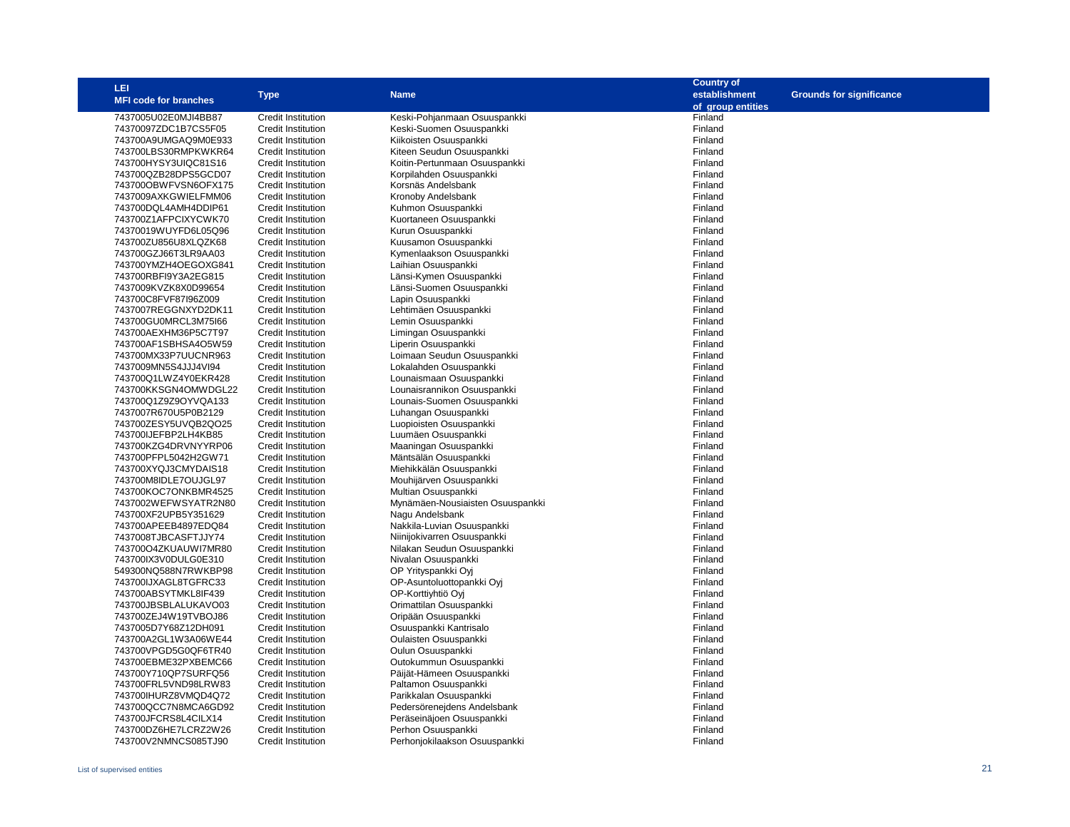| LEI<br>MFI code for branches | Type | Name | Country of establishment of group entities | Grounds for significance |
|---|---|---|---|---|
| 7437005U02E0MJI4BB87 | Credit Institution | Keski-Pohjanmaan Osuuspankki | Finland | |
| 74370097ZDC1B7CS5F05 | Credit Institution | Keski-Suomen Osuuspankki | Finland | |
| 743700A9UMGAQ9M0E933 | Credit Institution | Kiikoisten Osuuspankki | Finland | |
| 743700LBS30RMPKWKR64 | Credit Institution | Kiteen Seudun Osuuspankki | Finland | |
| 743700HYSY3UIQC81S16 | Credit Institution | Koitin-Pertunmaan Osuuspankki | Finland | |
| 743700QZB28DPS5GCD07 | Credit Institution | Korpilahden Osuuspankki | Finland | |
| 743700OBWFVSN6OFX175 | Credit Institution | Korsnäs Andelsbank | Finland | |
| 7437009AXKGWIELFMM06 | Credit Institution | Kronoby Andelsbank | Finland | |
| 743700DQL4AMH4DDIP61 | Credit Institution | Kuhmon Osuuspankki | Finland | |
| 743700Z1AFPCIXYCWK70 | Credit Institution | Kuortaneen Osuuspankki | Finland | |
| 74370019WUYFD6L05Q96 | Credit Institution | Kurun Osuuspankki | Finland | |
| 743700ZU856U8XLQZK68 | Credit Institution | Kuusamon Osuuspankki | Finland | |
| 743700GZJ66T3LR9AA03 | Credit Institution | Kymenlaakson Osuuspankki | Finland | |
| 743700YMZH4OEGOXG841 | Credit Institution | Laihian Osuuspankki | Finland | |
| 743700RBFI9Y3A2EG815 | Credit Institution | Länsi-Kymen Osuuspankki | Finland | |
| 7437009KVZK8X0D99654 | Credit Institution | Länsi-Suomen Osuuspankki | Finland | |
| 743700C8FVF87I96Z009 | Credit Institution | Lapin Osuuspankki | Finland | |
| 7437007REGGNXYD2DK11 | Credit Institution | Lehtimäen Osuuspankki | Finland | |
| 743700GU0MRCL3M75I66 | Credit Institution | Lemin Osuuspankki | Finland | |
| 743700AEXHM36P5C7T97 | Credit Institution | Limingan Osuuspankki | Finland | |
| 743700AF1SBHSA4O5W59 | Credit Institution | Liperin Osuuspankki | Finland | |
| 743700MX33P7UUCNR963 | Credit Institution | Loimaan Seudun Osuuspankki | Finland | |
| 7437009MN5S4JJJ4VI94 | Credit Institution | Lokalahden Osuuspankki | Finland | |
| 743700Q1LWZ4Y0EKR428 | Credit Institution | Lounaismaan Osuuspankki | Finland | |
| 743700KKSGN4OMWDGL22 | Credit Institution | Lounaisrannikon Osuuspankki | Finland | |
| 743700Q1Z9Z9OYVQA133 | Credit Institution | Lounais-Suomen Osuuspankki | Finland | |
| 7437007R670U5P0B2129 | Credit Institution | Luhangan Osuuspankki | Finland | |
| 743700ZESY5UVQB2QO25 | Credit Institution | Luopioisten Osuuspankki | Finland | |
| 743700IJEFBP2LH4KB85 | Credit Institution | Luumäen Osuuspankki | Finland | |
| 743700KZG4DRVNYYRP06 | Credit Institution | Maaningan Osuuspankki | Finland | |
| 743700PFPL5042H2GW71 | Credit Institution | Mäntsälän Osuuspankki | Finland | |
| 743700XYQJ3CMYDAIS18 | Credit Institution | Miehikkälän Osuuspankki | Finland | |
| 743700M8IDLE7OUJGL97 | Credit Institution | Mouhijärven Osuuspankki | Finland | |
| 743700KOC7ONKBMR4525 | Credit Institution | Multian Osuuspankki | Finland | |
| 7437002WEFWSYATR2N80 | Credit Institution | Mynämäen-Nousiaisten Osuuspankki | Finland | |
| 743700XF2UPB5Y351629 | Credit Institution | Nagu Andelsbank | Finland | |
| 743700APEEB4897EDQ84 | Credit Institution | Nakkila-Luvian Osuuspankki | Finland | |
| 7437008TJBCASFTJJY74 | Credit Institution | Niinijokivarren Osuuspankki | Finland | |
| 743700O4ZKUAUWI7MR80 | Credit Institution | Nilakan Seudun Osuuspankki | Finland | |
| 743700IX3V0DULG0E310 | Credit Institution | Nivalan Osuuspankki | Finland | |
| 549300NQ588N7RWKBP98 | Credit Institution | OP Yrityspankki Oyj | Finland | |
| 743700IJXAGL8TGFRC33 | Credit Institution | OP-Asuntoluottopankki Oyj | Finland | |
| 743700ABSYTMKL8IF439 | Credit Institution | OP-Korttiyhtiö Oyj | Finland | |
| 743700JBSBLALUKAVO03 | Credit Institution | Orimattilan Osuuspankki | Finland | |
| 743700ZEJ4W19TVBOJ86 | Credit Institution | Oripään Osuuspankki | Finland | |
| 7437005D7Y68Z12DH091 | Credit Institution | Osuuspankki Kantrisalo | Finland | |
| 743700A2GL1W3A06WE44 | Credit Institution | Oulaisten Osuuspankki | Finland | |
| 743700VPGD5G0QF6TR40 | Credit Institution | Oulun Osuuspankki | Finland | |
| 743700EBME32PXBEMC66 | Credit Institution | Outokummun Osuuspankki | Finland | |
| 743700Y710QP7SURFQ56 | Credit Institution | Päijät-Hämeen Osuuspankki | Finland | |
| 743700FRL5VND98LRW83 | Credit Institution | Paltamon Osuuspankki | Finland | |
| 743700IHURZ8VMQD4Q72 | Credit Institution | Parikkalan Osuuspankki | Finland | |
| 743700QCC7N8MCA6GD92 | Credit Institution | Pedersörenejdens Andelsbank | Finland | |
| 743700JFCRS8L4CILX14 | Credit Institution | Peräseinäjoen Osuuspankki | Finland | |
| 743700DZ6HE7LCRZ2W26 | Credit Institution | Perhon Osuuspankki | Finland | |
| 743700V2NMNCS085TJ90 | Credit Institution | Perhonjokilaakson Osuuspankki | Finland | |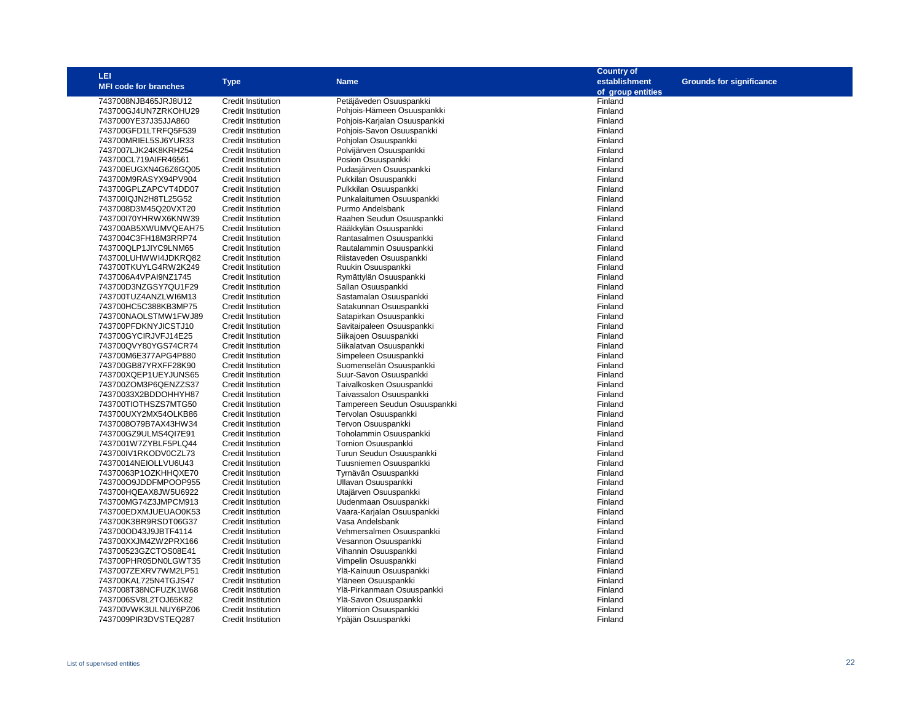| LEI MFI code for branches | Type | Name | Country of establishment of group entities | Grounds for significance |
|---|---|---|---|---|
| 7437008NJB465JRJ8U12 | Credit Institution | Petäjäveden Osuuspankki | Finland | |
| 743700GJ4UN7ZRKOHU29 | Credit Institution | Pohjois-Hämeen Osuuspankki | Finland | |
| 7437000YE37J35JJA860 | Credit Institution | Pohjois-Karjalan Osuuspankki | Finland | |
| 743700GFD1LTRFQ5F539 | Credit Institution | Pohjois-Savon Osuuspankki | Finland | |
| 743700MRIEL5SJ6YUR33 | Credit Institution | Pohjolan Osuuspankki | Finland | |
| 7437007LJK24K8KRH254 | Credit Institution | Polvijärven Osuuspankki | Finland | |
| 743700CL719AIFR46561 | Credit Institution | Posion Osuuspankki | Finland | |
| 743700EUGXN4G6Z6GQ05 | Credit Institution | Pudasjärven Osuuspankki | Finland | |
| 743700M9RASYX94PV904 | Credit Institution | Pukkilan Osuuspankki | Finland | |
| 743700GPLZAPCVT4DD07 | Credit Institution | Pulkkilan Osuuspankki | Finland | |
| 743700IQJN2H8TL25G52 | Credit Institution | Punkalaitumen Osuuspankki | Finland | |
| 7437008D3M45Q20VXT20 | Credit Institution | Purmo Andelsbank | Finland | |
| 743700I70YHRWX6KNW39 | Credit Institution | Raahen Seudun Osuuspankki | Finland | |
| 743700AB5XWUMVQEAH75 | Credit Institution | Rääkkylän Osuuspankki | Finland | |
| 7437004C3FH18M3RRP74 | Credit Institution | Rantasalmen Osuuspankki | Finland | |
| 743700QLP1JIYC9LNM65 | Credit Institution | Rautalammin Osuuspankki | Finland | |
| 743700LUHWWI4JDKRQ82 | Credit Institution | Riistaveden Osuuspankki | Finland | |
| 743700TKUYLG4RW2K249 | Credit Institution | Ruukin Osuuspankki | Finland | |
| 7437006A4VPAI9NZ1745 | Credit Institution | Rymättylän Osuuspankki | Finland | |
| 743700D3NZGSY7QU1F29 | Credit Institution | Sallan Osuuspankki | Finland | |
| 743700TUZ4ANZLWI6M13 | Credit Institution | Sastamalan Osuuspankki | Finland | |
| 743700HC5C388KB3MP75 | Credit Institution | Satakunnan Osuuspankki | Finland | |
| 743700NAOLSTMW1FWJ89 | Credit Institution | Satapirkan Osuuspankki | Finland | |
| 743700PFDKNYJICSTJ10 | Credit Institution | Savitaipaleen Osuuspankki | Finland | |
| 743700GYCIRJVFJ14E25 | Credit Institution | Siikajoen Osuuspankki | Finland | |
| 743700QVY80YGS74CR74 | Credit Institution | Siikalatvan Osuuspankki | Finland | |
| 743700M6E377APG4P880 | Credit Institution | Simpeleen Osuuspankki | Finland | |
| 743700GB87YRXFF28K90 | Credit Institution | Suomenselän Osuuspankki | Finland | |
| 743700XQEP1UEYJUNS65 | Credit Institution | Suur-Savon Osuuspankki | Finland | |
| 743700ZOM3P6QENZZS37 | Credit Institution | Taivalkosken Osuuspankki | Finland | |
| 74370033X2BDDOHHYH87 | Credit Institution | Taivassalon Osuuspankki | Finland | |
| 743700TIOTHSZS7MTG50 | Credit Institution | Tampereen Seudun Osuuspankki | Finland | |
| 743700UXY2MX54OLKB86 | Credit Institution | Tervolan Osuuspankki | Finland | |
| 7437008O79B7AX43HW34 | Credit Institution | Tervon Osuuspankki | Finland | |
| 743700GZ9ULMS4QI7E91 | Credit Institution | Toholammin Osuuspankki | Finland | |
| 7437001W7ZYBLF5PLQ44 | Credit Institution | Tornion Osuuspankki | Finland | |
| 743700IV1RKODV0CZL73 | Credit Institution | Turun Seudun Osuuspankki | Finland | |
| 74370014NEIOLLVU6U43 | Credit Institution | Tuusniemen Osuuspankki | Finland | |
| 74370063P1OZKHHQXE70 | Credit Institution | Tyrnävän Osuuspankki | Finland | |
| 743700O9JDDFMPOOP955 | Credit Institution | Ullavan Osuuspankki | Finland | |
| 743700HQEAX8JW5U6922 | Credit Institution | Utajärven Osuuspankki | Finland | |
| 743700MG74Z3JMPCM913 | Credit Institution | Uudenmaan Osuuspankki | Finland | |
| 743700EDXMJUEUAO0K53 | Credit Institution | Vaara-Karjalan Osuuspankki | Finland | |
| 743700K3BR9RSDT06G37 | Credit Institution | Vasa Andelsbank | Finland | |
| 743700OD43J9JBTF4114 | Credit Institution | Vehmersalmen Osuuspankki | Finland | |
| 743700XXJM4ZW2PRX166 | Credit Institution | Vesannon Osuuspankki | Finland | |
| 743700523GZCTOS08E41 | Credit Institution | Vihannin Osuuspankki | Finland | |
| 743700PHR05DN0LGWT35 | Credit Institution | Vimpelin Osuuspankki | Finland | |
| 7437007ZEXRV7WM2LP51 | Credit Institution | Ylä-Kainuun Osuuspankki | Finland | |
| 743700KAL725N4TGJS47 | Credit Institution | Yläneen Osuuspankki | Finland | |
| 7437008T38NCFUZK1W68 | Credit Institution | Ylä-Pirkanmaan Osuuspankki | Finland | |
| 7437006SV8L2TOJ65K82 | Credit Institution | Ylä-Savon Osuuspankki | Finland | |
| 743700VWK3ULNUY6PZ06 | Credit Institution | Ylitornion Osuuspankki | Finland | |
| 7437009PIR3DVSTEQ287 | Credit Institution | Ypäjän Osuuspankki | Finland | |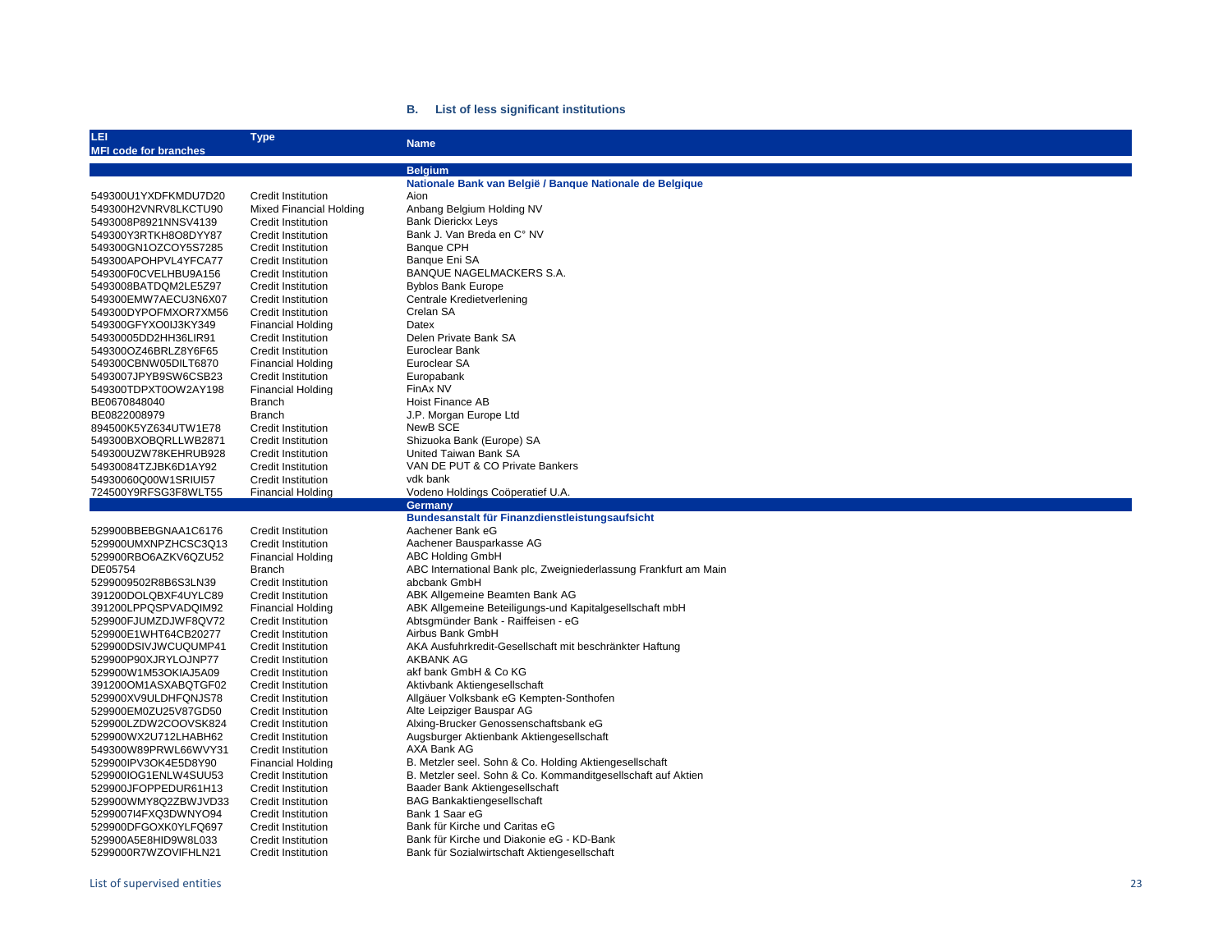### B. List of less significant institutions

| LEI<br>MFI code for branches | Type | Name |
|---|---|---|
| | | **Belgium** |
| | | **Nationale Bank van België / Banque Nationale de Belgique** |
| 549300U1YXDFKMDU7D20 | Credit Institution | Aion |
| 549300H2VNRV8LKCTU90 | Mixed Financial Holding | Anbang Belgium Holding NV |
| 5493008P8921NNSV4139 | Credit Institution | Bank Dierickx Leys |
| 549300Y3RTKH8O8DYY87 | Credit Institution | Bank J. Van Breda en C° NV |
| 549300GN1OZCOY5S7285 | Credit Institution | Banque CPH |
| 549300APOHPVL4YFCA77 | Credit Institution | Banque Eni SA |
| 549300F0CVELHBU9A156 | Credit Institution | BANQUE NAGELMACKERS S.A. |
| 5493008BATDQM2LE5Z97 | Credit Institution | Byblos Bank Europe |
| 549300EMW7AECU3N6X07 | Credit Institution | Centrale Kredietverlening |
| 549300DYPOFMXOR7XM56 | Credit Institution | Crelan SA |
| 549300GFYXO0IJ3KY349 | Financial Holding | Datex |
| 54930005DD2HH36LIR91 | Credit Institution | Delen Private Bank SA |
| 549300OZ46BRLZ8Y6F65 | Credit Institution | Euroclear Bank |
| 549300CBNW05DILT6870 | Financial Holding | Euroclear SA |
| 5493007JPYB9SW6CSB23 | Credit Institution | Europabank |
| 549300TDPXT0OW2AY198 | Financial Holding | FinAx NV |
| BE0670848040 | Branch | Hoist Finance AB |
| BE0822008979 | Branch | J.P. Morgan Europe Ltd |
| 894500K5YZ634UTW1E78 | Credit Institution | NewB SCE |
| 549300BXOBQRLLWB2871 | Credit Institution | Shizuoka Bank (Europe) SA |
| 549300UZW78KEHRUB928 | Credit Institution | United Taiwan Bank SA |
| 54930084TZJBK6D1AY92 | Credit Institution | VAN DE PUT & CO Private Bankers |
| 54930060Q00W1SRIUI57 | Credit Institution | vdk bank |
| 724500Y9RFSG3F8WLT55 | Financial Holding | Vodeno Holdings Coöperatief U.A. |
| | | **Germany** |
| | | **Bundesanstalt für Finanzdienstleistungsaufsicht** |
| 529900BBEBGNAA1C6176 | Credit Institution | Aachener Bank eG |
| 529900UMXNPZHCSC3Q13 | Credit Institution | Aachener Bausparkasse AG |
| 529900RBO6AZKV6QZU52 | Financial Holding | ABC Holding GmbH |
| DE05754 | Branch | ABC International Bank plc, Zweigniederlassung Frankfurt am Main |
| 5299009502R8B6S3LN39 | Credit Institution | abcbank GmbH |
| 391200DOLQBXF4UYLC89 | Credit Institution | ABK Allgemeine Beamten Bank AG |
| 391200LPPQSPVADQIM92 | Financial Holding | ABK Allgemeine Beteiligungs-und Kapitalgesellschaft mbH |
| 529900FJUMZDJWF8QV72 | Credit Institution | Abtsgmünder Bank - Raiffeisen - eG |
| 529900E1WHT64CB20277 | Credit Institution | Airbus Bank GmbH |
| 529900DSIVJWCUQUMP41 | Credit Institution | AKA Ausfuhrkredit-Gesellschaft mit beschränkter Haftung |
| 529900P90XJRYLOJNP77 | Credit Institution | AKBANK AG |
| 529900W1M53OKIAJ5A09 | Credit Institution | akf bank GmbH & Co KG |
| 391200OM1ASXABQTGF02 | Credit Institution | Aktivbank Aktiengesellschaft |
| 529900XV9ULDHFQNJS78 | Credit Institution | Allgäuer Volksbank eG Kempten-Sonthofen |
| 529900EM0ZU25V87GD50 | Credit Institution | Alte Leipziger Bauspar AG |
| 529900LZDW2COOVSK824 | Credit Institution | Alxing-Brucker Genossenschaftsbank eG |
| 529900WX2U712LHABH62 | Credit Institution | Augsburger Aktienbank Aktiengesellschaft |
| 549300W89PRWL66WVY31 | Credit Institution | AXA Bank AG |
| 529900IPV3OK4E5D8Y90 | Financial Holding | B. Metzler seel. Sohn & Co. Holding Aktiengesellschaft |
| 529900IOG1ENLW4SUU53 | Credit Institution | B. Metzler seel. Sohn & Co. Kommanditgesellschaft auf Aktien |
| 529900JFOPPEDUR61H13 | Credit Institution | Baader Bank Aktiengesellschaft |
| 529900WMY8Q2ZBWJVD33 | Credit Institution | BAG Bankaktiengesellschaft |
| 5299007I4FXQ3DWNYO94 | Credit Institution | Bank 1 Saar eG |
| 529900DFGOXK0YLFQ697 | Credit Institution | Bank für Kirche und Caritas eG |
| 529900A5E8HID9W8L033 | Credit Institution | Bank für Kirche und Diakonie eG - KD-Bank |
| 5299000R7WZOVIFHLN21 | Credit Institution | Bank für Sozialwirtschaft Aktiengesellschaft |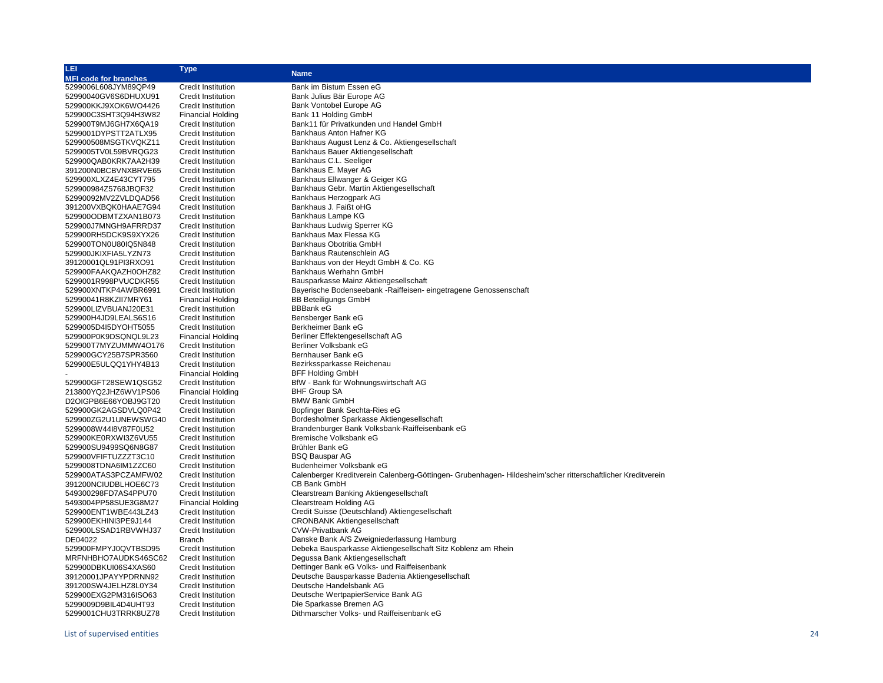| LEI<br>MFI code for branches | Type | Name |
|---|---|---|
| 5299006L608JYM89QP49 | Credit Institution | Bank im Bistum Essen eG |
| 52990040GV6S6DHUXU91 | Credit Institution | Bank Julius Bär Europe AG |
| 529900KKJ9XOK6WO4426 | Credit Institution | Bank Vontobel Europe AG |
| 529900C3SHT3Q94H3W82 | Financial Holding | Bank 11 Holding GmbH |
| 529900T9MJ6GH7X6QA19 | Credit Institution | Bank11 für Privatkunden und Handel GmbH |
| 5299001DYPSTT2ATLX95 | Credit Institution | Bankhaus Anton Hafner KG |
| 529900508MSGTKVQKZ11 | Credit Institution | Bankhaus August Lenz & Co. Aktiengesellschaft |
| 5299005TV0L59BVRQG23 | Credit Institution | Bankhaus Bauer Aktiengesellschaft |
| 529900QAB0KRK7AA2H39 | Credit Institution | Bankhaus C.L. Seeliger |
| 391200N0BCBVNXBRVE65 | Credit Institution | Bankhaus E. Mayer AG |
| 529900XLXZ4E43CYT795 | Credit Institution | Bankhaus Ellwanger & Geiger KG |
| 529900984Z5768JBQF32 | Credit Institution | Bankhaus Gebr. Martin Aktiengesellschaft |
| 52990092MV2ZVLDQAD56 | Credit Institution | Bankhaus Herzogpark AG |
| 391200VXBQK0HAAE7G94 | Credit Institution | Bankhaus J. Faißt oHG |
| 529900ODBMTZXAN1B073 | Credit Institution | Bankhaus Lampe KG |
| 529900J7MNGH9AFRRD37 | Credit Institution | Bankhaus Ludwig Sperrer KG |
| 529900RH5DCK9S9XYX26 | Credit Institution | Bankhaus Max Flessa KG |
| 529900TON0U80IQ5N848 | Credit Institution | Bankhaus Obotritia GmbH |
| 529900JKIXFIA5LYZN73 | Credit Institution | Bankhaus Rautenschlein AG |
| 39120001QL91PI3RXO91 | Credit Institution | Bankhaus von der Heydt GmbH & Co. KG |
| 529900FAAKQAZH0OHZ82 | Credit Institution | Bankhaus Werhahn GmbH |
| 5299001R998PVUCDKR55 | Credit Institution | Bausparkasse Mainz Aktiengesellschaft |
| 529900XNTKP4AWBR6991 | Credit Institution | Bayerische Bodenseebank -Raiffeisen- eingetragene Genossenschaft |
| 52990041R8KZII7MRY61 | Financial Holding | BB Beteiligungs GmbH |
| 529900LIZVBUANJ20E31 | Credit Institution | BBBank eG |
| 529900H4JD9LEALS6S16 | Credit Institution | Bensberger Bank eG |
| 5299005D4I5DYOHT5055 | Credit Institution | Berkheimer Bank eG |
| 529900P0K9DSQNQL9L23 | Financial Holding | Berliner Effektengesellschaft AG |
| 529900T7MYZUMMW4O176 | Credit Institution | Berliner Volksbank eG |
| 529900GCY25B7SPR3560 | Credit Institution | Bernhauser Bank eG |
| 529900E5ULQQ1YHY4B13 | Credit Institution | Bezirkssparkasse Reichenau |
| - | Financial Holding | BFF Holding GmbH |
| 529900GFT28SEW1QSG52 | Credit Institution | BfW - Bank für Wohnungswirtschaft AG |
| 213800YQ2JHZ6WV1PS06 | Financial Holding | BHF Group SA |
| D2OIGPB6E66YOBJ9GT20 | Credit Institution | BMW Bank GmbH |
| 529900GK2AGSDVLQ0P42 | Credit Institution | Bopfinger Bank Sechta-Ries eG |
| 529900ZG2U1UNEWSWG40 | Credit Institution | Bordesholmer Sparkasse Aktiengesellschaft |
| 5299008W44I8V87F0U52 | Credit Institution | Brandenburger Bank Volksbank-Raiffeisenbank eG |
| 529900KE0RXWI3Z6VU55 | Credit Institution | Bremische Volksbank eG |
| 529900SU9499SQ6N8G87 | Credit Institution | Brühler Bank eG |
| 529900VFIFTUZZZT3C10 | Credit Institution | BSQ Bauspar AG |
| 5299008TDNA6IM1ZZC60 | Credit Institution | Budenheimer Volksbank eG |
| 529900ATAS3PCZAMFW02 | Credit Institution | Calenberger Kreditverein Calenberg-Göttingen- Grubenhagen- Hildesheim'scher ritterschaftlicher Kreditverein |
| 391200NCIUDBLHOE6C73 | Credit Institution | CB Bank GmbH |
| 549300298FD7AS4PPU70 | Credit Institution | Clearstream Banking Aktiengesellschaft |
| 5493004PP58SUE3G8M27 | Financial Holding | Clearstream Holding AG |
| 529900ENT1WBE443LZ43 | Credit Institution | Credit Suisse (Deutschland) Aktiengesellschaft |
| 529900EKHINI3PE9J144 | Credit Institution | CRONBANK Aktiengesellschaft |
| 529900LSSAD1RBVWHJ37 | Credit Institution | CVW-Privatbank AG |
| DE04022 | Branch | Danske Bank A/S Zweigniederlassung Hamburg |
| 529900FMPYJ0QVTBSD95 | Credit Institution | Debeka Bausparkasse Aktiengesellschaft Sitz Koblenz am Rhein |
| MRFNHBHO7AUDKS46SC62 | Credit Institution | Degussa Bank Aktiengesellschaft |
| 529900DBKUI06S4XAS60 | Credit Institution | Dettinger Bank eG Volks- und Raiffeisenbank |
| 39120001JPAYYPDRNN92 | Credit Institution | Deutsche Bausparkasse Badenia Aktiengesellschaft |
| 391200SW4JELHZ8L0Y34 | Credit Institution | Deutsche Handelsbank AG |
| 529900EXG2PM316ISO63 | Credit Institution | Deutsche WertpapierService Bank AG |
| 5299009D9BIL4D4UHT93 | Credit Institution | Die Sparkasse Bremen AG |
| 5299001CHU3TRRK8UZ78 | Credit Institution | Dithmarscher Volks- und Raiffeisenbank eG |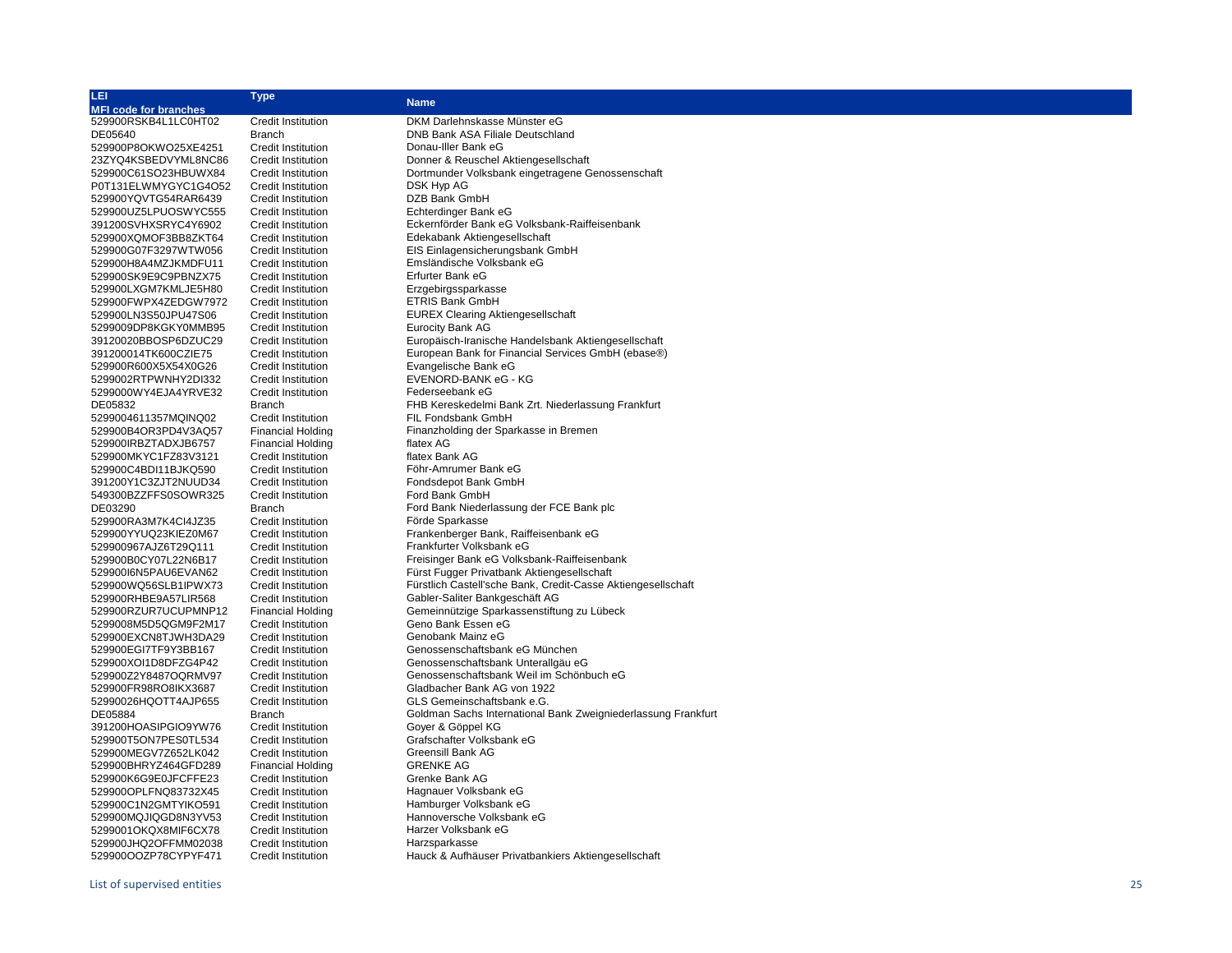| LEI<br>MFI code for branches | Type | Name |
|---|---|---|
| 529900RSKB4L1LC0HT02 | Credit Institution | DKM Darlehnskasse Münster eG |
| DE05640 | Branch | DNB Bank ASA Filiale Deutschland |
| 529900P8OKWO25XE4251 | Credit Institution | Donau-Iller Bank eG |
| 23ZYQ4KSBEDVYML8NC86 | Credit Institution | Donner & Reuschel Aktiengesellschaft |
| 529900C61SO23HBUWX84 | Credit Institution | Dortmunder Volksbank eingetragene Genossenschaft |
| P0T131ELWMYGYC1G4O52 | Credit Institution | DSK Hyp AG |
| 529900YQVTG54RAR6439 | Credit Institution | DZB Bank GmbH |
| 529900UZ5LPUOSWYC555 | Credit Institution | Echterdinger Bank eG |
| 391200SVHXSRYC4Y6902 | Credit Institution | Eckernförder Bank eG Volksbank-Raiffeisenbank |
| 529900XQMOF3BB8ZKT64 | Credit Institution | Edekabank Aktiengesellschaft |
| 529900G07F3297WTW056 | Credit Institution | EIS Einlagensicherungsbank GmbH |
| 529900H8A4MZJKMDFU11 | Credit Institution | Emsländische Volksbank eG |
| 529900SK9E9C9PBNZX75 | Credit Institution | Erfurter Bank eG |
| 529900LXGM7KMLJE5H80 | Credit Institution | Erzgebirgssparkasse |
| 529900FWPX4ZEDGW7972 | Credit Institution | ETRIS Bank GmbH |
| 529900LN3S50JPU47S06 | Credit Institution | EUREX Clearing Aktiengesellschaft |
| 5299009DP8KGKY0MMB95 | Credit Institution | Eurocity Bank AG |
| 39120020BBOSP6DZUC29 | Credit Institution | Europäisch-Iranische Handelsbank Aktiengesellschaft |
| 391200014TK600CZIE75 | Credit Institution | European Bank for Financial Services GmbH (ebase®) |
| 529900R600X5X54X0G26 | Credit Institution | Evangelische Bank eG |
| 5299002RTPWNHY2DI332 | Credit Institution | EVENORD-BANK eG - KG |
| 5299000WY4EJA4YRVE32 | Credit Institution | Federseebank eG |
| DE05832 | Branch | FHB Kereskedelmi Bank Zrt. Niederlassung Frankfurt |
| 5299004611357MQINQ02 | Credit Institution | FIL Fondsbank GmbH |
| 529900B4OR3PD4V3AQ57 | Financial Holding | Finanzholding der Sparkasse in Bremen |
| 529900IRBZTADXJB6757 | Financial Holding | flatex AG |
| 529900MKYC1FZ83V3121 | Credit Institution | flatex Bank AG |
| 529900C4BDI11BJKQ590 | Credit Institution | Föhr-Amrumer Bank eG |
| 391200Y1C3ZJT2NUUD34 | Credit Institution | Fondsdepot Bank GmbH |
| 549300BZZFFS0SOWR325 | Credit Institution | Ford Bank GmbH |
| DE03290 | Branch | Ford Bank Niederlassung der FCE Bank plc |
| 529900RA3M7K4CI4JZ35 | Credit Institution | Förde Sparkasse |
| 529900YYUQ23KIEZ0M67 | Credit Institution | Frankenberger Bank, Raiffeisenbank eG |
| 529900967AJZ6T29Q111 | Credit Institution | Frankfurter Volksbank eG |
| 529900B0CY07L22N6B17 | Credit Institution | Freisinger Bank eG Volksbank-Raiffeisenbank |
| 529900I6N5PAU6EVAN62 | Credit Institution | Fürst Fugger Privatbank Aktiengesellschaft |
| 529900WQ56SLB1IPWX73 | Credit Institution | Fürstlich Castell'sche Bank, Credit-Casse Aktiengesellschaft |
| 529900RHBE9A57LIR568 | Credit Institution | Gabler-Saliter Bankgeschäft AG |
| 529900RZUR7UCUPMNP12 | Financial Holding | Gemeinnützige Sparkassenstiftung zu Lübeck |
| 5299008M5D5QGM9F2M17 | Credit Institution | Geno Bank Essen eG |
| 529900EXCN8TJWH3DA29 | Credit Institution | Genobank Mainz eG |
| 529900EGI7TF9Y3BB167 | Credit Institution | Genossenschaftsbank eG München |
| 529900XOI1D8DFZG4P42 | Credit Institution | Genossenschaftsbank Unterallgäu eG |
| 529900Z2Y8487OQRMV97 | Credit Institution | Genossenschaftsbank Weil im Schönbuch eG |
| 529900FR98RO8IKX3687 | Credit Institution | Gladbacher Bank AG von 1922 |
| 52990026HQOTT4AJP655 | Credit Institution | GLS Gemeinschaftsbank e.G. |
| DE05884 | Branch | Goldman Sachs International Bank Zweigniederlassung Frankfurt |
| 391200HOASIPGIO9YW76 | Credit Institution | Goyer & Göppel KG |
| 529900T5ON7PES0TL534 | Credit Institution | Grafschafter Volksbank eG |
| 529900MEGV7Z652LK042 | Credit Institution | Greensill Bank AG |
| 529900BHRYZ464GFD289 | Financial Holding | GRENKE AG |
| 529900K6G9E0JFCFFE23 | Credit Institution | Grenke Bank AG |
| 529900OPLFNQ83732X45 | Credit Institution | Hagnauer Volksbank eG |
| 529900C1N2GMTYIKO591 | Credit Institution | Hamburger Volksbank eG |
| 529900MQJIQGD8N3YV53 | Credit Institution | Hannoversche Volksbank eG |
| 5299001OKQX8MIF6CX78 | Credit Institution | Harzer Volksbank eG |
| 529900JHQ2OFFMM02038 | Credit Institution | Harzsparkasse |
| 529900OOZP78CYPYF471 | Credit Institution | Hauck & Aufhäuser Privatbankiers Aktiengesellschaft |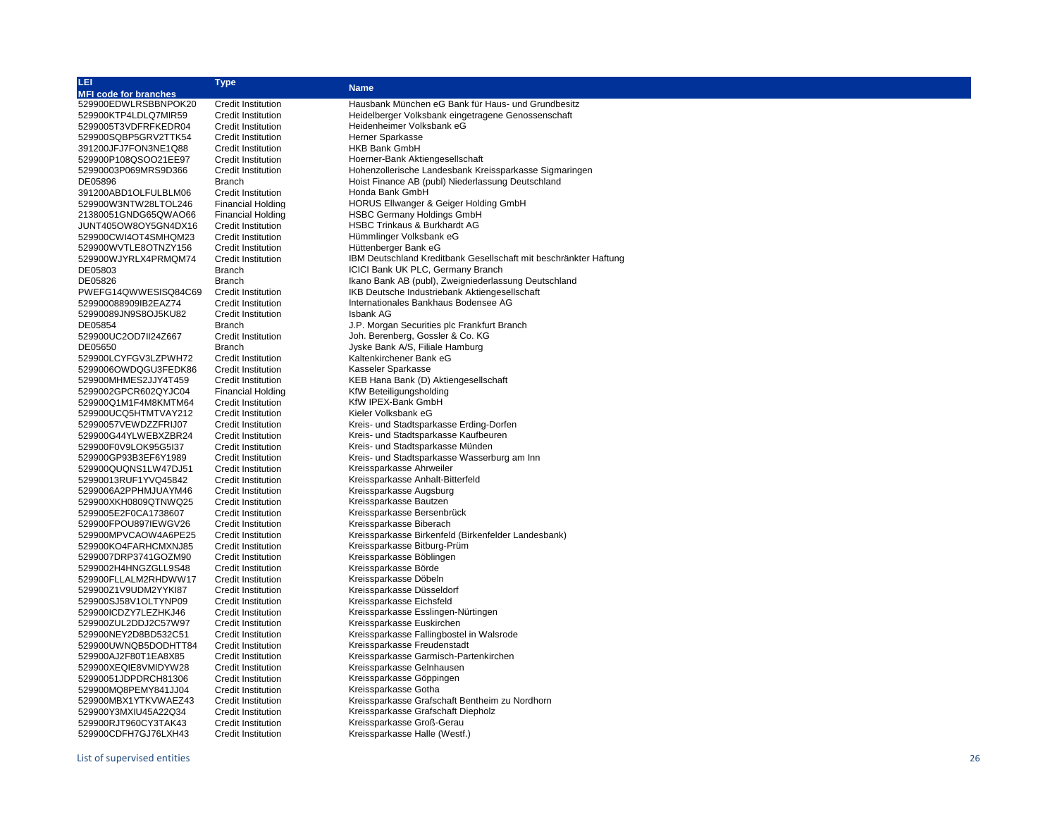| LEI<br>MFI code for branches | Type | Name |
|---|---|---|
| 529900EDWLRSBBNPOK20 | Credit Institution | Hausbank München eG Bank für Haus- und Grundbesitz |
| 529900KTP4LDLQ7MIR59 | Credit Institution | Heidelberger Volksbank eingetragene Genossenschaft |
| 5299005T3VDFRFKEDR04 | Credit Institution | Heidenheimer Volksbank eG |
| 529900SQBP5GRV2TTK54 | Credit Institution | Herner Sparkasse |
| 391200JFJ7FON3NE1Q88 | Credit Institution | HKB Bank GmbH |
| 529900P108QSOO21EE97 | Credit Institution | Hoerner-Bank Aktiengesellschaft |
| 52990003P069MRS9D366 | Credit Institution | Hohenzollerische Landesbank Kreissparkasse Sigmaringen |
| DE05896 | Branch | Hoist Finance AB (publ) Niederlassung Deutschland |
| 391200ABD1OLFULBLM06 | Credit Institution | Honda Bank GmbH |
| 529900W3NTW28LTOL246 | Financial Holding | HORUS Ellwanger & Geiger Holding GmbH |
| 21380051GNDG65QWAO66 | Financial Holding | HSBC Germany Holdings GmbH |
| JUNT405OW8OY5GN4DX16 | Credit Institution | HSBC Trinkaus & Burkhardt AG |
| 529900CWI4OT4SMHQM23 | Credit Institution | Hümmlinger Volksbank eG |
| 529900WVTLE8OTNZY156 | Credit Institution | Hüttenberger Bank eG |
| 529900WJYRLX4PRMQM74 | Credit Institution | IBM Deutschland Kreditbank Gesellschaft mit beschränkter Haftung |
| DE05803 | Branch | ICICI Bank UK PLC, Germany Branch |
| DE05826 | Branch | Ikano Bank AB (publ), Zweigniederlassung Deutschland |
| PWEFG14QWWESISQ84C69 | Credit Institution | IKB Deutsche Industriebank Aktiengesellschaft |
| 529900088909IB2EAZ74 | Credit Institution | Internationales Bankhaus Bodensee AG |
| 52990089JN9S8OJ5KU82 | Credit Institution | Isbank AG |
| DE05854 | Branch | J.P. Morgan Securities plc Frankfurt Branch |
| 529900UC2OD7II24Z667 | Credit Institution | Joh. Berenberg, Gossler & Co. KG |
| DE05650 | Branch | Jyske Bank A/S, Filiale Hamburg |
| 529900LCYFGV3LZPWH72 | Credit Institution | Kaltenkirchener Bank eG |
| 5299006OWDQGU3FEDK86 | Credit Institution | Kasseler Sparkasse |
| 529900MHMES2JJY4T459 | Credit Institution | KEB Hana Bank (D) Aktiengesellschaft |
| 5299002GPCR602QYJC04 | Financial Holding | KfW Beteiligungsholding |
| 529900Q1M1F4M8KMTM64 | Credit Institution | KfW IPEX-Bank GmbH |
| 529900UCQ5HTMTVAY212 | Credit Institution | Kieler Volksbank eG |
| 52990057VEWDZZFRIJ07 | Credit Institution | Kreis- und Stadtsparkasse Erding-Dorfen |
| 529900G44YLWEBXZBR24 | Credit Institution | Kreis- und Stadtsparkasse Kaufbeuren |
| 529900F0V9LOK95G5I37 | Credit Institution | Kreis- und Stadtsparkasse Münden |
| 529900GP93B3EF6Y1989 | Credit Institution | Kreis- und Stadtsparkasse Wasserburg am Inn |
| 529900QUQNS1LW47DJ51 | Credit Institution | Kreissparkasse Ahrweiler |
| 52990013RUF1YVQ45842 | Credit Institution | Kreissparkasse Anhalt-Bitterfeld |
| 5299006A2PPHMJUAYM46 | Credit Institution | Kreissparkasse Augsburg |
| 529900XKH0809QTNWQ25 | Credit Institution | Kreissparkasse Bautzen |
| 5299005E2F0CA1738607 | Credit Institution | Kreissparkasse Bersenbrück |
| 529900FPOU897IEWGV26 | Credit Institution | Kreissparkasse Biberach |
| 529900MPVCAOW4A6PE25 | Credit Institution | Kreissparkasse Birkenfeld (Birkenfelder Landesbank) |
| 529900KO4FARHCMXNJ85 | Credit Institution | Kreissparkasse Bitburg-Prüm |
| 5299007DRP3741GOZM90 | Credit Institution | Kreissparkasse Böblingen |
| 5299002H4HNGZGLL9S48 | Credit Institution | Kreissparkasse Börde |
| 529900FLLALM2RHDWW17 | Credit Institution | Kreissparkasse Döbeln |
| 529900Z1V9UDM2YYKI87 | Credit Institution | Kreissparkasse Düsseldorf |
| 529900SJ58V1OLTYNP09 | Credit Institution | Kreissparkasse Eichsfeld |
| 529900ICDZY7LEZHKJ46 | Credit Institution | Kreissparkasse Esslingen-Nürtingen |
| 529900ZUL2DDJ2C57W97 | Credit Institution | Kreissparkasse Euskirchen |
| 529900NEY2D8BD532C51 | Credit Institution | Kreissparkasse Fallingbostel in Walsrode |
| 529900UWNQB5DODHTT84 | Credit Institution | Kreissparkasse Freudenstadt |
| 529900AJ2F80T1EA8X85 | Credit Institution | Kreissparkasse Garmisch-Partenkirchen |
| 529900XEQIE8VMIDYW28 | Credit Institution | Kreissparkasse Gelnhausen |
| 52990051JDPDRCH81306 | Credit Institution | Kreissparkasse Göppingen |
| 529900MQ8PEMY841JJ04 | Credit Institution | Kreissparkasse Gotha |
| 529900MBX1YTKVWAEZ43 | Credit Institution | Kreissparkasse Grafschaft Bentheim zu Nordhorn |
| 529900Y3MXIU45A22Q34 | Credit Institution | Kreissparkasse Grafschaft Diepholz |
| 529900RJT960CY3TAK43 | Credit Institution | Kreissparkasse Groß-Gerau |
| 529900CDFH7GJ76LXH43 | Credit Institution | Kreissparkasse Halle (Westf.) |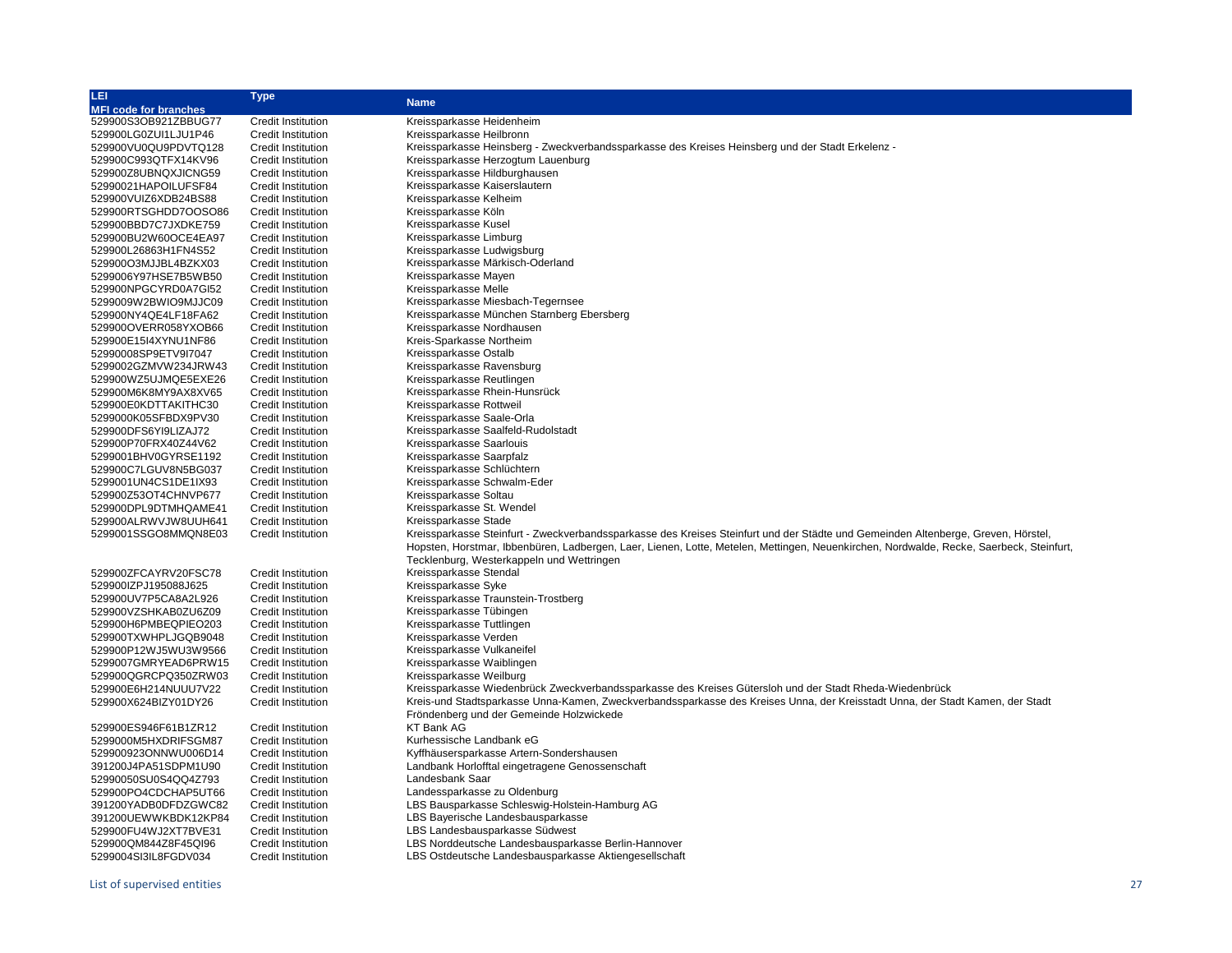| LEI<br>MFI code for branches | Type | Name |
|---|---|---|
| 529900S3OB921ZBBUG77 | Credit Institution | Kreissparkasse Heidenheim |
| 529900LG0ZUI1LJU1P46 | Credit Institution | Kreissparkasse Heilbronn |
| 529900VU0QU9PDVTQ128 | Credit Institution | Kreissparkasse Heinsberg - Zweckverbandssparkasse des Kreises Heinsberg und der Stadt Erkelenz - |
| 529900C993QTFX14KV96 | Credit Institution | Kreissparkasse Herzogtum Lauenburg |
| 529900Z8UBNQXJICNG59 | Credit Institution | Kreissparkasse Hildburghausen |
| 52990021HAPOILUFSF84 | Credit Institution | Kreissparkasse Kaiserslautern |
| 529900VUIZ6XDB24BS88 | Credit Institution | Kreissparkasse Kelheim |
| 529900RTSGHDD7OOSO86 | Credit Institution | Kreissparkasse Köln |
| 529900BBD7C7JXDKE759 | Credit Institution | Kreissparkasse Kusel |
| 529900BU2W60OCE4EA97 | Credit Institution | Kreissparkasse Limburg |
| 529900L26863H1FN4S52 | Credit Institution | Kreissparkasse Ludwigsburg |
| 529900O3MJJBL4BZKX03 | Credit Institution | Kreissparkasse Märkisch-Oderland |
| 5299006Y97HSE7B5WB50 | Credit Institution | Kreissparkasse Mayen |
| 529900NPGCYRD0A7GI52 | Credit Institution | Kreissparkasse Melle |
| 5299009W2BWIO9MJJC09 | Credit Institution | Kreissparkasse Miesbach-Tegernsee |
| 529900NY4QE4LF18FA62 | Credit Institution | Kreissparkasse München Starnberg Ebersberg |
| 529900OVERR058YXOB66 | Credit Institution | Kreissparkasse Nordhausen |
| 529900E15I4XYNU1NF86 | Credit Institution | Kreis-Sparkasse Northeim |
| 52990008SP9ETV9I7047 | Credit Institution | Kreissparkasse Ostalb |
| 5299002GZMVW234JRW43 | Credit Institution | Kreissparkasse Ravensburg |
| 529900WZ5UJMQE5EXE26 | Credit Institution | Kreissparkasse Reutlingen |
| 529900M6K8MY9AX8XV65 | Credit Institution | Kreissparkasse Rhein-Hunsrück |
| 529900E0KDTTAKITHC30 | Credit Institution | Kreissparkasse Rottweil |
| 5299000K05SFBDX9PV30 | Credit Institution | Kreissparkasse Saale-Orla |
| 529900DFS6YI9LIZAJ72 | Credit Institution | Kreissparkasse Saalfeld-Rudolstadt |
| 529900P70FRX40Z44V62 | Credit Institution | Kreissparkasse Saarlouis |
| 5299001BHV0GYRSE1192 | Credit Institution | Kreissparkasse Saarpfalz |
| 529900C7LGUV8N5BG037 | Credit Institution | Kreissparkasse Schlüchtern |
| 5299001UN4CS1DE1IX93 | Credit Institution | Kreissparkasse Schwalm-Eder |
| 529900Z53OT4CHNVP677 | Credit Institution | Kreissparkasse Soltau |
| 529900DPL9DTMHQAME41 | Credit Institution | Kreissparkasse St. Wendel |
| 529900ALRWVJW8UUH641 | Credit Institution | Kreissparkasse Stade |
| 5299001SSGO8MMQN8E03 | Credit Institution | Kreissparkasse Steinfurt - Zweckverbandssparkasse des Kreises Steinfurt und der Städte und Gemeinden Altenberge, Greven, Hörstel, Hopsten, Horstmar, Ibbenbüren, Ladbergen, Laer, Lienen, Lotte, Metelen, Mettingen, Neuenkirchen, Nordwalde, Recke, Saerbeck, Steinfurt, Tecklenburg, Westerkappeln und Wettringen |
| 529900ZFCAYRV20FSC78 | Credit Institution | Kreissparkasse Stendal |
| 529900IZPJ195088J625 | Credit Institution | Kreissparkasse Syke |
| 529900UV7P5CA8A2L926 | Credit Institution | Kreissparkasse Traunstein-Trostberg |
| 529900VZSHKAB0ZU6Z09 | Credit Institution | Kreissparkasse Tübingen |
| 529900H6PMBEQPIEO203 | Credit Institution | Kreissparkasse Tuttlingen |
| 529900TXWHPLJGQB9048 | Credit Institution | Kreissparkasse Verden |
| 529900P12WJ5WU3W9566 | Credit Institution | Kreissparkasse Vulkaneifel |
| 5299007GMRYEAD6PRW15 | Credit Institution | Kreissparkasse Waiblingen |
| 529900QGRCPQ350ZRW03 | Credit Institution | Kreissparkasse Weilburg |
| 529900E6H214NUUU7V22 | Credit Institution | Kreissparkasse Wiedenbrück Zweckverbandssparkasse des Kreises Gütersloh und der Stadt Rheda-Wiedenbrück |
| 529900X624BIZY01DY26 | Credit Institution | Kreis-und Stadtsparkasse Unna-Kamen, Zweckverbandssparkasse des Kreises Unna, der Kreisstadt Unna, der Stadt Kamen, der Stadt Fröndenberg und der Gemeinde Holzwickede |
| 529900ES946F61B1ZR12 | Credit Institution | KT Bank AG |
| 5299000M5HXDRIFSGM87 | Credit Institution | Kurhessische Landbank eG |
| 529900923ONNWU006D14 | Credit Institution | Kyffhäusersparkasse Artern-Sondershausen |
| 391200J4PA51SDPM1U90 | Credit Institution | Landbank Horlofftal eingetragene Genossenschaft |
| 52990050SU0S4QQ4Z793 | Credit Institution | Landesbank Saar |
| 529900PO4CDCHAP5UT66 | Credit Institution | Landessparkasse zu Oldenburg |
| 391200YADB0DFDZGWC82 | Credit Institution | LBS Bausparkasse Schleswig-Holstein-Hamburg AG |
| 391200UEWWKBDK12KP84 | Credit Institution | LBS Bayerische Landesbausparkasse |
| 529900FU4WJ2XT7BVE31 | Credit Institution | LBS Landesbausparkasse Südwest |
| 529900QM844Z8F45QI96 | Credit Institution | LBS Norddeutsche Landesbausparkasse Berlin-Hannover |
| 5299004SI3IL8FGDV034 | Credit Institution | LBS Ostdeutsche Landesbausparkasse Aktiengesellschaft |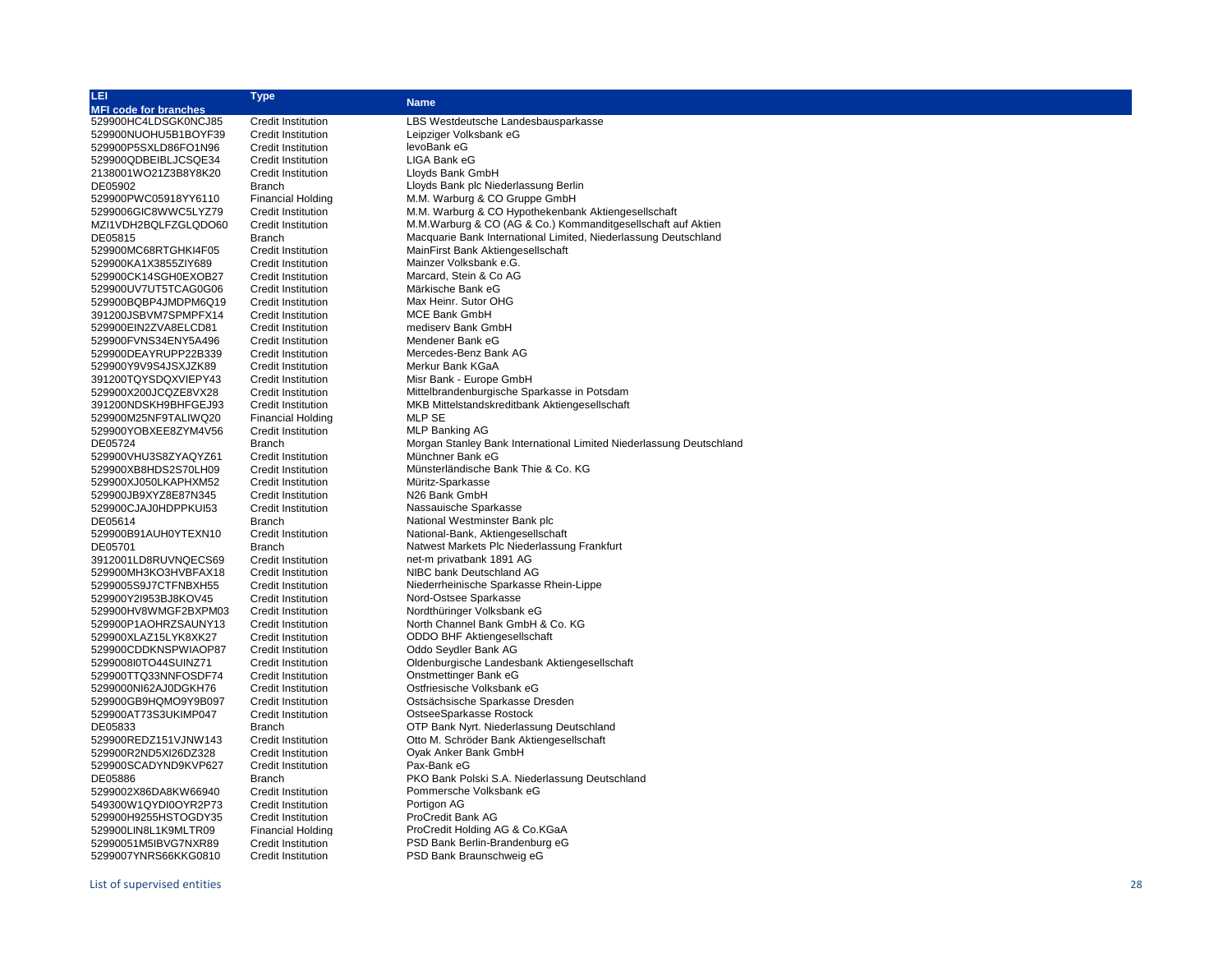| LEI<br>MFI code for branches | Type | Name |
|---|---|---|
| 529900HC4LDSGK0NCJ85 | Credit Institution | LBS Westdeutsche Landesbausparkasse |
| 529900NUOHU5B1BOYF39 | Credit Institution | Leipziger Volksbank eG |
| 529900P5SXLD86FO1N96 | Credit Institution | levoBank eG |
| 529900QDBEIBLJCSQE34 | Credit Institution | LIGA Bank eG |
| 2138001WO21Z3B8Y8K20 | Credit Institution | Lloyds Bank GmbH |
| DE05902 | Branch | Lloyds Bank plc Niederlassung Berlin |
| 529900PWC05918YY6110 | Financial Holding | M.M. Warburg & CO Gruppe GmbH |
| 5299006GIC8WWC5LYZ79 | Credit Institution | M.M. Warburg & CO Hypothekenbank Aktiengesellschaft |
| MZI1VDH2BQLFZGLQDO60 | Credit Institution | M.M.Warburg & CO (AG & Co.) Kommanditgesellschaft auf Aktien |
| DE05815 | Branch | Macquarie Bank International Limited, Niederlassung Deutschland |
| 529900MC68RTGHKI4F05 | Credit Institution | MainFirst Bank Aktiengesellschaft |
| 529900KA1X3855ZIY689 | Credit Institution | Mainzer Volksbank e.G. |
| 529900CK14SGH0EXOB27 | Credit Institution | Marcard, Stein & Co AG |
| 529900UV7UT5TCAG0G06 | Credit Institution | Märkische Bank eG |
| 529900BQBP4JMDPM6Q19 | Credit Institution | Max Heinr. Sutor OHG |
| 391200JSBVM7SPMPFX14 | Credit Institution | MCE Bank GmbH |
| 529900EIN2ZVA8ELCD81 | Credit Institution | mediserv Bank GmbH |
| 529900FVNS34ENY5A496 | Credit Institution | Mendener Bank eG |
| 529900DEAYRUPP22B339 | Credit Institution | Mercedes-Benz Bank AG |
| 529900Y9V9S4JSXJZK89 | Credit Institution | Merkur Bank KGaA |
| 391200TQYSDQXVIEPY43 | Credit Institution | Misr Bank - Europe GmbH |
| 529900X200JCQZE8VX28 | Credit Institution | Mittelbrandenburgische Sparkasse in Potsdam |
| 391200NDSKH9BHFGEJ93 | Credit Institution | MKB Mittelstandskreditbank Aktiengesellschaft |
| 529900M25NF9TALIWQ20 | Financial Holding | MLP SE |
| 529900YOBXEE8ZYM4V56 | Credit Institution | MLP Banking AG |
| DE05724 | Branch | Morgan Stanley Bank International Limited Niederlassung Deutschland |
| 529900VHU3S8ZYAQYZ61 | Credit Institution | Münchner Bank eG |
| 529900XB8HDS2S70LH09 | Credit Institution | Münsterländische Bank Thie & Co. KG |
| 529900XJ050LKAPHXM52 | Credit Institution | Müritz-Sparkasse |
| 529900JB9XYZ8E87N345 | Credit Institution | N26 Bank GmbH |
| 529900CJAJ0HDPPKUI53 | Credit Institution | Nassauische Sparkasse |
| DE05614 | Branch | National Westminster Bank plc |
| 529900B91AUH0YTEXN10 | Credit Institution | National-Bank, Aktiengesellschaft |
| DE05701 | Branch | Natwest Markets Plc Niederlassung Frankfurt |
| 3912001LD8RUVNQECS69 | Credit Institution | net-m privatbank 1891 AG |
| 529900MH3KO3HVBFAX18 | Credit Institution | NIBC bank Deutschland AG |
| 5299005S9J7CTFNBXH55 | Credit Institution | Niederrheinische Sparkasse Rhein-Lippe |
| 529900Y2I953BJ8KOV45 | Credit Institution | Nord-Ostsee Sparkasse |
| 529900HV8WMGF2BXPM03 | Credit Institution | Nordthüringer Volksbank eG |
| 529900P1AOHRZSAUNY13 | Credit Institution | North Channel Bank GmbH & Co. KG |
| 529900XLAZ15LYK8XK27 | Credit Institution | ODDO BHF Aktiengesellschaft |
| 529900CDDKNSPWIAOP87 | Credit Institution | Oddo Seydler Bank AG |
| 5299008I0TO44SUINZ71 | Credit Institution | Oldenburgische Landesbank Aktiengesellschaft |
| 529900TTQ33NNFOSDF74 | Credit Institution | Onstmettinger Bank eG |
| 5299000NI62AJ0DGKH76 | Credit Institution | Ostfriesische Volksbank eG |
| 529900GB9HQMO9Y9B097 | Credit Institution | Ostsächsische Sparkasse Dresden |
| 529900AT73S3UKIMP047 | Credit Institution | OstseeSparkasse Rostock |
| DE05833 | Branch | OTP Bank Nyrt. Niederlassung Deutschland |
| 529900REDZ151VJNW143 | Credit Institution | Otto M. Schröder Bank Aktiengesellschaft |
| 529900R2ND5XI26DZ328 | Credit Institution | Oyak Anker Bank GmbH |
| 529900SCADYND9KVP627 | Credit Institution | Pax-Bank eG |
| DE05886 | Branch | PKO Bank Polski S.A. Niederlassung Deutschland |
| 5299002X86DA8KW66940 | Credit Institution | Pommersche Volksbank eG |
| 549300W1QYDI0OYR2P73 | Credit Institution | Portigon AG |
| 529900H9255HSTOGDY35 | Credit Institution | ProCredit Bank AG |
| 529900LIN8L1K9MLTR09 | Financial Holding | ProCredit Holding AG & Co.KGaA |
| 52990051M5IBVG7NXR89 | Credit Institution | PSD Bank Berlin-Brandenburg eG |
| 5299007YNRS66KKG0810 | Credit Institution | PSD Bank Braunschweig eG |

List of supervised entities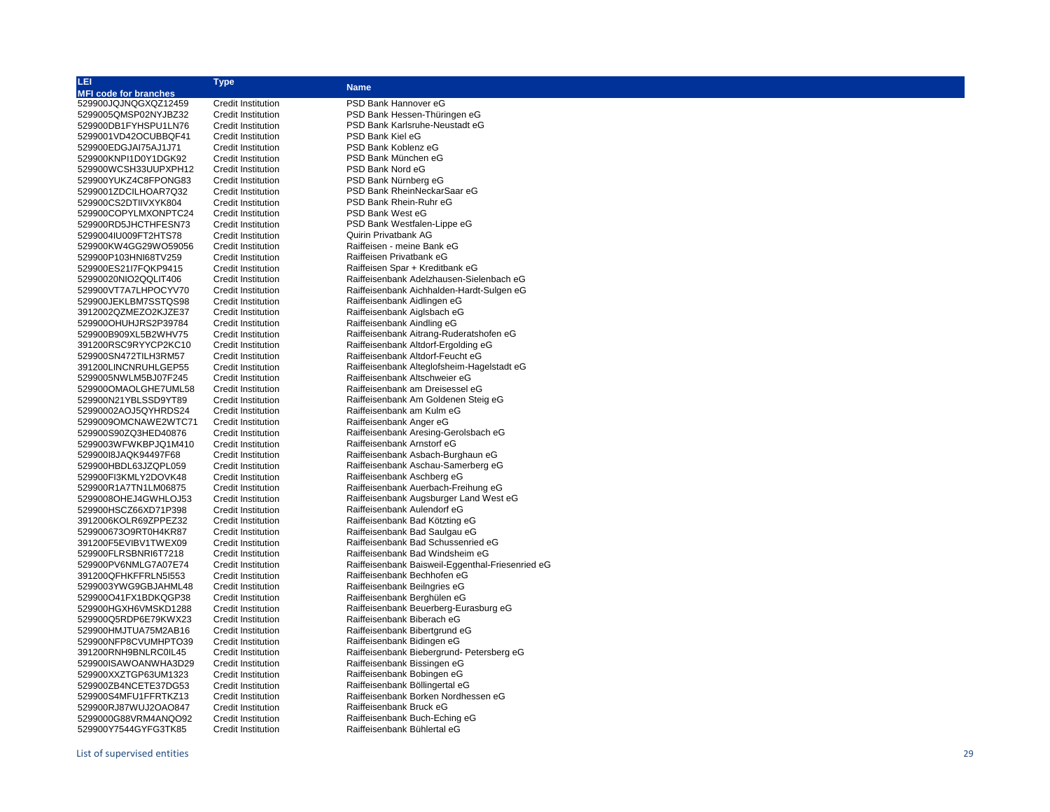| LEI<br>MFI code for branches | Type | Name |
|---|---|---|
| 529900JQJNQGXQZ12459 | Credit Institution | PSD Bank Hannover eG |
| 5299005QMSP02NYJBZ32 | Credit Institution | PSD Bank Hessen-Thüringen eG |
| 529900DB1FYHSPU1LN76 | Credit Institution | PSD Bank Karlsruhe-Neustadt eG |
| 5299001VD42OCUBBQF41 | Credit Institution | PSD Bank Kiel eG |
| 529900EDGJAI75AJ1J71 | Credit Institution | PSD Bank Koblenz eG |
| 529900KNPI1D0Y1DGK92 | Credit Institution | PSD Bank München eG |
| 529900WCSH33UUPXPH12 | Credit Institution | PSD Bank Nord eG |
| 529900YUKZ4C8FPONG83 | Credit Institution | PSD Bank Nürnberg eG |
| 5299001ZDCILHOAR7Q32 | Credit Institution | PSD Bank RheinNeckarSaar eG |
| 529900CS2DTIIVXYK804 | Credit Institution | PSD Bank Rhein-Ruhr eG |
| 529900COPYLMXONPTC24 | Credit Institution | PSD Bank West eG |
| 529900RD5JHCTHFESN73 | Credit Institution | PSD Bank Westfalen-Lippe eG |
| 5299004IU009FT2HTS78 | Credit Institution | Quirin Privatbank AG |
| 529900KW4GG29WO59056 | Credit Institution | Raiffeisen - meine Bank eG |
| 529900P103HNI68TV259 | Credit Institution | Raiffeisen Privatbank eG |
| 529900ES21I7FQKP9415 | Credit Institution | Raiffeisen Spar + Kreditbank eG |
| 52990020NIO2QQLIT406 | Credit Institution | Raiffeisenbank Adelzhausen-Sielenbach eG |
| 529900VT7A7LHPOCYV70 | Credit Institution | Raiffeisenbank Aichhalden-Hardt-Sulgen eG |
| 529900JEKLBM7SSTQS98 | Credit Institution | Raiffeisenbank Aidlingen eG |
| 3912002QZMEZO2KJZE37 | Credit Institution | Raiffeisenbank Aiglsbach eG |
| 529900OHUHJRS2P39784 | Credit Institution | Raiffeisenbank Aindling eG |
| 529900B909XL5B2WHV75 | Credit Institution | Raiffeisenbank Aitrang-Ruderatshofen eG |
| 391200RSC9RYYCP2KC10 | Credit Institution | Raiffeisenbank Altdorf-Ergolding eG |
| 529900SN472TILH3RM57 | Credit Institution | Raiffeisenbank Altdorf-Feucht eG |
| 391200LINCNRUHLGEP55 | Credit Institution | Raiffeisenbank Alteglofsheim-Hagelstadt eG |
| 5299005NWLM5BJ07F245 | Credit Institution | Raiffeisenbank Altschweier eG |
| 529900OMAOLGHE7UML58 | Credit Institution | Raiffeisenbank am Dreisessel eG |
| 529900N21YBLSSD9YT89 | Credit Institution | Raiffeisenbank Am Goldenen Steig eG |
| 52990002AOJ5QYHRDS24 | Credit Institution | Raiffeisenbank am Kulm eG |
| 5299009OMCNAWE2WTC71 | Credit Institution | Raiffeisenbank Anger eG |
| 529900S90ZQ3HED40876 | Credit Institution | Raiffeisenbank Aresing-Gerolsbach eG |
| 5299003WFWKBPJQ1M410 | Credit Institution | Raiffeisenbank Arnstorf eG |
| 529900I8JAQK94497F68 | Credit Institution | Raiffeisenbank Asbach-Burghaun eG |
| 529900HBDL63JZQPL059 | Credit Institution | Raiffeisenbank Aschau-Samerberg eG |
| 529900FI3KMLY2DOVK48 | Credit Institution | Raiffeisenbank Aschberg eG |
| 529900R1A7TN1LM06875 | Credit Institution | Raiffeisenbank Auerbach-Freihung eG |
| 5299008OHEJ4GWHLOJ53 | Credit Institution | Raiffeisenbank Augsburger Land West eG |
| 529900HSCZ66XD71P398 | Credit Institution | Raiffeisenbank Aulendorf eG |
| 3912006KOLR69ZPPEZ32 | Credit Institution | Raiffeisenbank Bad Kötzting eG |
| 529900673O9RT0H4KR87 | Credit Institution | Raiffeisenbank Bad Saulgau eG |
| 391200F5EVIBV1TWEX09 | Credit Institution | Raiffeisenbank Bad Schussenried eG |
| 529900FLRSBNRI6T7218 | Credit Institution | Raiffeisenbank Bad Windsheim eG |
| 529900PV6NMLG7A07E74 | Credit Institution | Raiffeisenbank Baisweil-Eggenthal-Friesenried eG |
| 391200QFHKFFRLN5I553 | Credit Institution | Raiffeisenbank Bechhofen eG |
| 5299003YWG9GBJAHML48 | Credit Institution | Raiffeisenbank Beilngries eG |
| 529900O41FX1BDKQGP38 | Credit Institution | Raiffeisenbank Berghülen eG |
| 529900HGXH6VMSKD1288 | Credit Institution | Raiffeisenbank Beuerberg-Eurasburg eG |
| 529900Q5RDP6E79KWX23 | Credit Institution | Raiffeisenbank Biberach eG |
| 529900HMJTUA75M2AB16 | Credit Institution | Raiffeisenbank Bibertgrund eG |
| 529900NFP8CVUMHPTO39 | Credit Institution | Raiffeisenbank Bidingen eG |
| 391200RNH9BNLRC0IL45 | Credit Institution | Raiffeisenbank Biebergrund- Petersberg eG |
| 529900ISAWOANWHA3D29 | Credit Institution | Raiffeisenbank Bissingen eG |
| 529900XXZTGP63UM1323 | Credit Institution | Raiffeisenbank Bobingen eG |
| 529900ZB4NCETE37DG53 | Credit Institution | Raiffeisenbank Böllingertal eG |
| 529900S4MFU1FFRTKZ13 | Credit Institution | Raiffeisenbank Borken Nordhessen eG |
| 529900RJ87WUJ2OAO847 | Credit Institution | Raiffeisenbank Bruck eG |
| 5299000G88VRM4ANQO92 | Credit Institution | Raiffeisenbank Buch-Eching eG |
| 529900Y7544GYFG3TK85 | Credit Institution | Raiffeisenbank Bühlertal eG |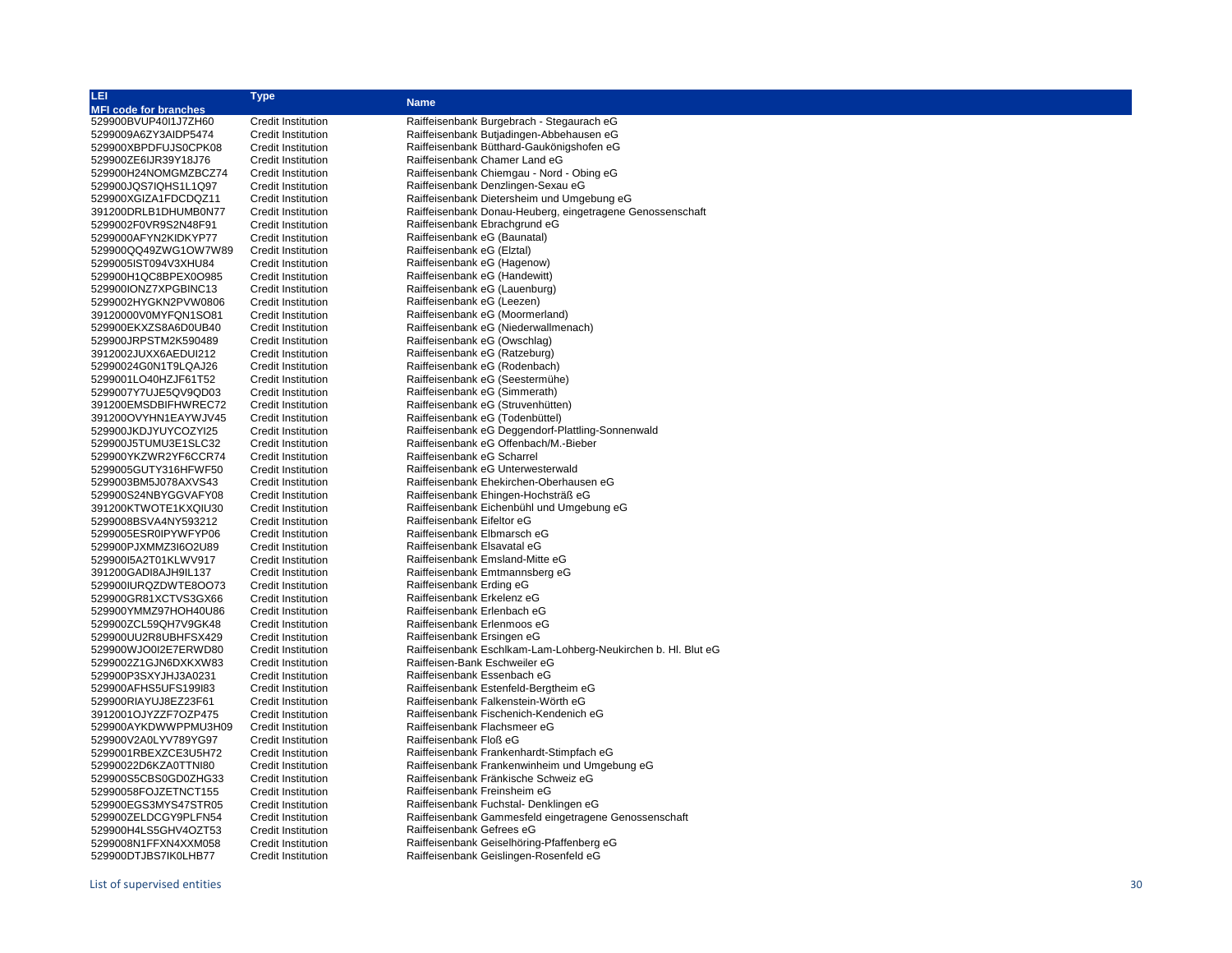| LEI<br>MFI code for branches | Type | Name |
|---|---|---|
| 529900BVUP40I1J7ZH60 | Credit Institution | Raiffeisenbank Burgebrach - Stegaurach eG |
| 5299009A6ZY3AIDP5474 | Credit Institution | Raiffeisenbank Butjadingen-Abbehausen eG |
| 529900XBPDFUJS0CPK08 | Credit Institution | Raiffeisenbank Bütthard-Gaukönigshofen eG |
| 529900ZE6IJR39Y18J76 | Credit Institution | Raiffeisenbank Chamer Land eG |
| 529900H24NOMGMZBCZ74 | Credit Institution | Raiffeisenbank Chiemgau - Nord - Obing eG |
| 529900JQS7IQHS1L1Q97 | Credit Institution | Raiffeisenbank Denzlingen-Sexau eG |
| 529900XGIZA1FDCDQZ11 | Credit Institution | Raiffeisenbank Dietersheim und Umgebung eG |
| 391200DRLB1DHUMB0N77 | Credit Institution | Raiffeisenbank Donau-Heuberg, eingetragene Genossenschaft |
| 5299002F0VR9S2N48F91 | Credit Institution | Raiffeisenbank Ebrachgrund eG |
| 5299000AFYN2KIDKYP77 | Credit Institution | Raiffeisenbank eG (Baunatal) |
| 529900QQ49ZWG1OW7W89 | Credit Institution | Raiffeisenbank eG (Elztal) |
| 5299005IST094V3XHU84 | Credit Institution | Raiffeisenbank eG (Hagenow) |
| 529900H1QC8BPEX0O985 | Credit Institution | Raiffeisenbank eG (Handewitt) |
| 529900IONZ7XPGBINC13 | Credit Institution | Raiffeisenbank eG (Lauenburg) |
| 5299002HYGKN2PVW0806 | Credit Institution | Raiffeisenbank eG (Leezen) |
| 39120000V0MYFQN1SO81 | Credit Institution | Raiffeisenbank eG (Moormerland) |
| 529900EKXZS8A6D0UB40 | Credit Institution | Raiffeisenbank eG (Niederwallmenach) |
| 529900JRPSTM2K590489 | Credit Institution | Raiffeisenbank eG (Owschlag) |
| 3912002JUXX6AEDUI212 | Credit Institution | Raiffeisenbank eG (Ratzeburg) |
| 52990024G0N1T9LQAJ26 | Credit Institution | Raiffeisenbank eG (Rodenbach) |
| 5299001LO40HZJF61T52 | Credit Institution | Raiffeisenbank eG (Seestermühe) |
| 5299007Y7UJE5QV9QD03 | Credit Institution | Raiffeisenbank eG (Simmerath) |
| 391200EMSDBIFHWREC72 | Credit Institution | Raiffeisenbank eG (Struvenhütten) |
| 391200OVYHN1EAYWJV45 | Credit Institution | Raiffeisenbank eG (Todenbüttel) |
| 529900JKDJYUYCOZYI25 | Credit Institution | Raiffeisenbank eG Deggendorf-Plattling-Sonnenwald |
| 529900J5TUMU3E1SLC32 | Credit Institution | Raiffeisenbank eG Offenbach/M.-Bieber |
| 529900YKZWR2YF6CCR74 | Credit Institution | Raiffeisenbank eG Scharrel |
| 5299005GUTY316HFWF50 | Credit Institution | Raiffeisenbank eG Unterwesterwald |
| 5299003BM5J078AXVS43 | Credit Institution | Raiffeisenbank Ehekirchen-Oberhausen eG |
| 529900S24NBYGGVAFY08 | Credit Institution | Raiffeisenbank Ehingen-Hochsträß eG |
| 391200KTWOTE1KXQIU30 | Credit Institution | Raiffeisenbank Eichenbühl und Umgebung eG |
| 5299008BSVA4NY593212 | Credit Institution | Raiffeisenbank Eifeltor eG |
| 5299005ESR0IPYWFYP06 | Credit Institution | Raiffeisenbank Elbmarsch eG |
| 529900PJXMMZ3I6O2U89 | Credit Institution | Raiffeisenbank Elsavatal eG |
| 529900I5A2T01KLWV917 | Credit Institution | Raiffeisenbank Emsland-Mitte eG |
| 391200GADI8AJH9IL137 | Credit Institution | Raiffeisenbank Emtmannsberg eG |
| 529900IURQZDWTE8OO73 | Credit Institution | Raiffeisenbank Erding eG |
| 529900GR81XCTVS3GX66 | Credit Institution | Raiffeisenbank Erkelenz eG |
| 529900YMMZ97HOH40U86 | Credit Institution | Raiffeisenbank Erlenbach eG |
| 529900ZCL59QH7V9GK48 | Credit Institution | Raiffeisenbank Erlenmoos eG |
| 529900UU2R8UBHFSX429 | Credit Institution | Raiffeisenbank Ersingen eG |
| 529900WJO0I2E7ERWD80 | Credit Institution | Raiffeisenbank Eschlkam-Lam-Lohberg-Neukirchen b. Hl. Blut eG |
| 5299002Z1GJN6DXKXW83 | Credit Institution | Raiffeisen-Bank Eschweiler eG |
| 529900P3SXYJHJ3A0231 | Credit Institution | Raiffeisenbank Essenbach eG |
| 529900AFHS5UFS199I83 | Credit Institution | Raiffeisenbank Estenfeld-Bergtheim eG |
| 529900RIAYUJ8EZ23F61 | Credit Institution | Raiffeisenbank Falkenstein-Wörth eG |
| 3912001OJYZZF7OZP475 | Credit Institution | Raiffeisenbank Fischenich-Kendenich eG |
| 529900AYKDWWPPMU3H09 | Credit Institution | Raiffeisenbank Flachsmeer eG |
| 529900V2A0LYV789YG97 | Credit Institution | Raiffeisenbank Floß eG |
| 5299001RBEXZCE3U5H72 | Credit Institution | Raiffeisenbank Frankenhardt-Stimpfach eG |
| 52990022D6KZA0TTNI80 | Credit Institution | Raiffeisenbank Frankenwinheim und Umgebung eG |
| 529900S5CBS0GD0ZHG33 | Credit Institution | Raiffeisenbank Fränkische Schweiz eG |
| 52990058FOJZETNCT155 | Credit Institution | Raiffeisenbank Freinsheim eG |
| 529900EGS3MYS47STR05 | Credit Institution | Raiffeisenbank Fuchstal- Denklingen eG |
| 529900ZELDCGY9PLFN54 | Credit Institution | Raiffeisenbank Gammesfeld eingetragene Genossenschaft |
| 529900H4LS5GHV4OZT53 | Credit Institution | Raiffeisenbank Gefrees eG |
| 5299008N1FFXN4XXM058 | Credit Institution | Raiffeisenbank Geiselhöring-Pfaffenberg eG |
| 529900DTJBS7IK0LHB77 | Credit Institution | Raiffeisenbank Geislingen-Rosenfeld eG |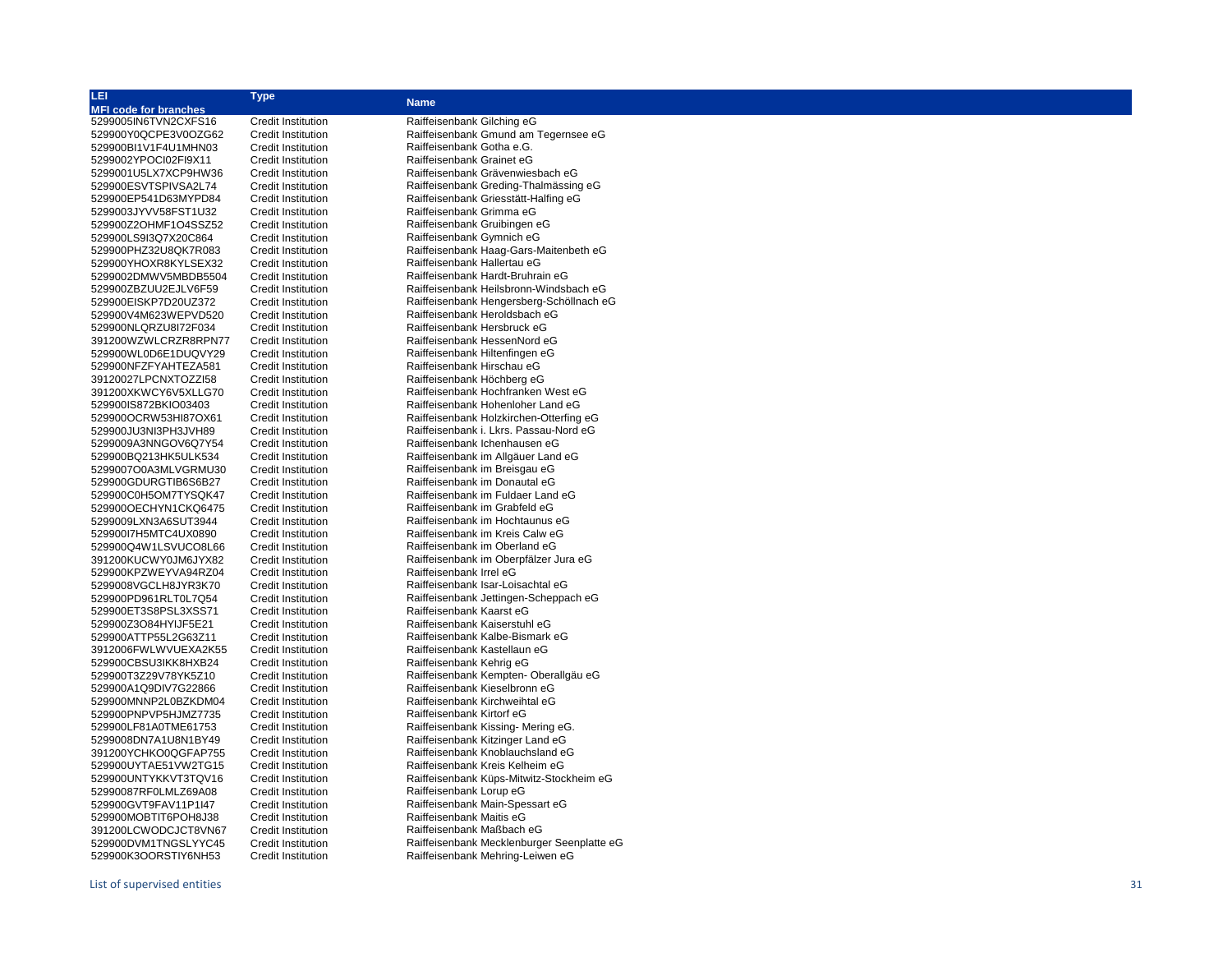| LEI<br>MFI code for branches | Type | Name |
|---|---|---|
| 5299005IN6TVN2CXFS16 | Credit Institution | Raiffeisenbank Gilching eG |
| 529900Y0QCPE3V0OZG62 | Credit Institution | Raiffeisenbank Gmund am Tegernsee eG |
| 529900BI1V1F4U1MHN03 | Credit Institution | Raiffeisenbank Gotha e.G. |
| 5299002YPOCI02FI9X11 | Credit Institution | Raiffeisenbank Grainet eG |
| 5299001U5LX7XCP9HW36 | Credit Institution | Raiffeisenbank Grävenwiesbach eG |
| 529900ESVTSPIVSA2L74 | Credit Institution | Raiffeisenbank Greding-Thalmässing eG |
| 529900EP541D63MYPD84 | Credit Institution | Raiffeisenbank Griesstätt-Halfing eG |
| 5299003JYVV58FST1U32 | Credit Institution | Raiffeisenbank Grimma eG |
| 529900Z2OHMF1O4SSZ52 | Credit Institution | Raiffeisenbank Gruibingen eG |
| 529900LS9I3Q7X20C864 | Credit Institution | Raiffeisenbank Gymnich eG |
| 529900PHZ32U8QK7R083 | Credit Institution | Raiffeisenbank Haag-Gars-Maitenbeth eG |
| 529900YHOXR8KYLSEX32 | Credit Institution | Raiffeisenbank Hallertau eG |
| 5299002DMWV5MBDB5504 | Credit Institution | Raiffeisenbank Hardt-Bruhrain eG |
| 529900ZBZUU2EJLV6F59 | Credit Institution | Raiffeisenbank Heilsbronn-Windsbach eG |
| 529900EISKP7D20UZ372 | Credit Institution | Raiffeisenbank Hengersberg-Schöllnach eG |
| 529900V4M623WEPVD520 | Credit Institution | Raiffeisenbank Heroldsbach eG |
| 529900NLQRZU8I72F034 | Credit Institution | Raiffeisenbank Hersbruck eG |
| 391200WZWLCRZR8RPN77 | Credit Institution | Raiffeisenbank HessenNord eG |
| 529900WL0D6E1DUQVY29 | Credit Institution | Raiffeisenbank Hiltenfingen eG |
| 529900NFZFYAHTEZA581 | Credit Institution | Raiffeisenbank Hirschau eG |
| 39120027LPCNXTOZZI58 | Credit Institution | Raiffeisenbank Höchberg eG |
| 391200XKWCY6V5XLLG70 | Credit Institution | Raiffeisenbank Hochfranken West eG |
| 529900IS872BKIO03403 | Credit Institution | Raiffeisenbank Hohenloher Land eG |
| 529900OCRW53HI87OX61 | Credit Institution | Raiffeisenbank Holzkirchen-Otterfing eG |
| 529900JU3NI3PH3JVH89 | Credit Institution | Raiffeisenbank i. Lkrs. Passau-Nord eG |
| 5299009A3NNGOV6Q7Y54 | Credit Institution | Raiffeisenbank Ichenhausen eG |
| 529900BQ213HK5ULK534 | Credit Institution | Raiffeisenbank im Allgäuer Land eG |
| 5299007O0A3MLVGRMU30 | Credit Institution | Raiffeisenbank im Breisgau eG |
| 529900GDURGTIB6S6B27 | Credit Institution | Raiffeisenbank im Donautal eG |
| 529900C0H5OM7TYSQK47 | Credit Institution | Raiffeisenbank im Fuldaer Land eG |
| 529900OECHYN1CKQ6475 | Credit Institution | Raiffeisenbank im Grabfeld eG |
| 5299009LXN3A6SUT3944 | Credit Institution | Raiffeisenbank im Hochtaunus eG |
| 529900I7H5MTC4UX0890 | Credit Institution | Raiffeisenbank im Kreis Calw eG |
| 529900Q4W1LSVUCO8L66 | Credit Institution | Raiffeisenbank im Oberland eG |
| 391200KUCWY0JM6JYX82 | Credit Institution | Raiffeisenbank im Oberpfälzer Jura eG |
| 529900KPZWEYVA94RZ04 | Credit Institution | Raiffeisenbank Irrel eG |
| 5299008VGCLH8JYR3K70 | Credit Institution | Raiffeisenbank Isar-Loisachtal eG |
| 529900PD961RLT0L7Q54 | Credit Institution | Raiffeisenbank Jettingen-Scheppach eG |
| 529900ET3S8PSL3XSS71 | Credit Institution | Raiffeisenbank Kaarst eG |
| 529900Z3O84HYIJF5E21 | Credit Institution | Raiffeisenbank Kaiserstuhl eG |
| 529900ATTP55L2G63Z11 | Credit Institution | Raiffeisenbank Kalbe-Bismark eG |
| 3912006FWLWVUEXA2K55 | Credit Institution | Raiffeisenbank Kastellaun eG |
| 529900CBSU3IKK8HXB24 | Credit Institution | Raiffeisenbank Kehrig eG |
| 529900T3Z29V78YK5Z10 | Credit Institution | Raiffeisenbank Kempten- Oberallgäu eG |
| 529900A1Q9DIV7G22866 | Credit Institution | Raiffeisenbank Kieselbronn eG |
| 529900MNNP2L0BZKDM04 | Credit Institution | Raiffeisenbank Kirchweihtal eG |
| 529900PNPVP5HJMZ7735 | Credit Institution | Raiffeisenbank Kirtorf eG |
| 529900LF81A0TME61753 | Credit Institution | Raiffeisenbank Kissing- Mering eG. |
| 5299008DN7A1U8N1BY49 | Credit Institution | Raiffeisenbank Kitzinger Land eG |
| 391200YCHKO0QGFAP755 | Credit Institution | Raiffeisenbank Knoblauchsland eG |
| 529900UYTAE51VW2TG15 | Credit Institution | Raiffeisenbank Kreis Kelheim eG |
| 529900UNTYKKVT3TQV16 | Credit Institution | Raiffeisenbank Küps-Mitwitz-Stockheim eG |
| 52990087RF0LMLZ69A08 | Credit Institution | Raiffeisenbank Lorup eG |
| 529900GVT9FAV11P1I47 | Credit Institution | Raiffeisenbank Main-Spessart eG |
| 529900MOBTIT6POH8J38 | Credit Institution | Raiffeisenbank Maitis eG |
| 391200LCWODCJCT8VN67 | Credit Institution | Raiffeisenbank Maßbach eG |
| 529900DVM1TNGSLYYC45 | Credit Institution | Raiffeisenbank Mecklenburger Seenplatte eG |
| 529900K3OORSTIY6NH53 | Credit Institution | Raiffeisenbank Mehring-Leiwen eG |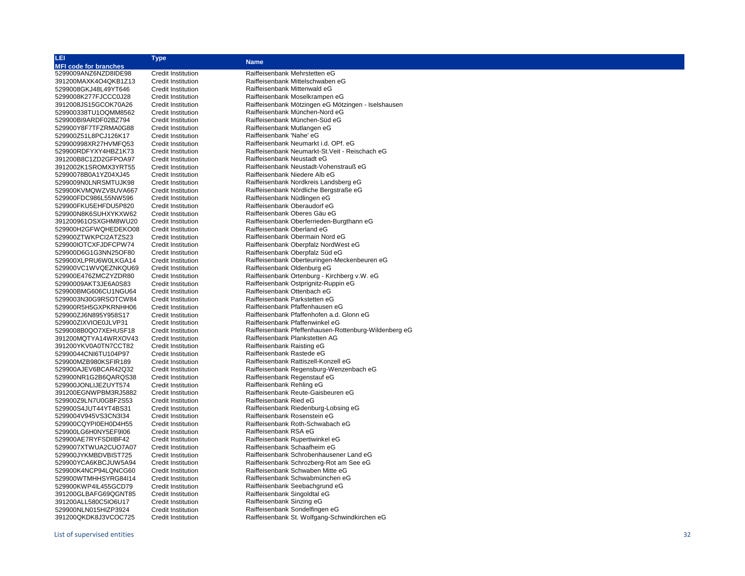| LEI<br>MFI code for branches | Type | Name |
|---|---|---|
| 5299009ANZ6NZD8IDE98 | Credit Institution | Raiffeisenbank Mehrstetten eG |
| 391200MAXK4O4QKB1Z13 | Credit Institution | Raiffeisenbank Mittelschwaben eG |
| 5299008GKJ48L49YT646 | Credit Institution | Raiffeisenbank Mittenwald eG |
| 5299008K277FJCCC0J28 | Credit Institution | Raiffeisenbank Moselkrampen eG |
| 3912008JS15GCOK70A26 | Credit Institution | Raiffeisenbank Mötzingen eG Mötzingen - Iselshausen |
| 529900338TU1OQMM8562 | Credit Institution | Raiffeisenbank München-Nord eG |
| 529900BI9ARDF02BZ794 | Credit Institution | Raiffeisenbank München-Süd eG |
| 529900Y8F7TFZRMA0G88 | Credit Institution | Raiffeisenbank Mutlangen eG |
| 529900Z51L8PCJ126K17 | Credit Institution | Raiffeisenbank 'Nahe' eG |
| 529900998XR27HVMFQ53 | Credit Institution | Raiffeisenbank Neumarkt i.d. OPf. eG |
| 529900RDFYXY4HBZ1K73 | Credit Institution | Raiffeisenbank Neumarkt-St.Veit - Reischach eG |
| 391200B8C1ZD2GFPOA97 | Credit Institution | Raiffeisenbank Neustadt eG |
| 3912002K1SROMX3YRT55 | Credit Institution | Raiffeisenbank Neustadt-Vohenstrauß eG |
| 52990078B0A1YZ04XJ45 | Credit Institution | Raiffeisenbank Niedere Alb eG |
| 5299009N0LNRSMTUJK98 | Credit Institution | Raiffeisenbank Nordkreis Landsberg eG |
| 529900KVMQWZV8UVA667 | Credit Institution | Raiffeisenbank Nördliche Bergstraße eG |
| 529900FDC986L55NW596 | Credit Institution | Raiffeisenbank Nüdlingen eG |
| 529900FKU5EHFDU5P820 | Credit Institution | Raiffeisenbank Oberaudorf eG |
| 529900N8K6SUHXYKXW62 | Credit Institution | Raiffeisenbank Oberes Gäu eG |
| 391200961OSXGHM8WU20 | Credit Institution | Raiffeisenbank Oberferrieden-Burgthann eG |
| 529900H2GFWQHEDEKO08 | Credit Institution | Raiffeisenbank Oberland eG |
| 529900ZTWKPCI2ATZS23 | Credit Institution | Raiffeisenbank Obermain Nord eG |
| 529900IOTCXFJDFCPW74 | Credit Institution | Raiffeisenbank Oberpfalz NordWest eG |
| 529900D6G1G3NN25OF80 | Credit Institution | Raiffeisenbank Oberpfalz Süd eG |
| 529900XLPRU6W0LKGA14 | Credit Institution | Raiffeisenbank Oberteuringen-Meckenbeuren eG |
| 529900VC1WVQEZNKQU69 | Credit Institution | Raiffeisenbank Oldenburg eG |
| 529900E476ZMCZYZDR80 | Credit Institution | Raiffeisenbank Ortenburg - Kirchberg v.W. eG |
| 52990009AKT3JE6A0S83 | Credit Institution | Raiffeisenbank Ostprignitz-Ruppin eG |
| 529900BMG606CU1NGU64 | Credit Institution | Raiffeisenbank Ottenbach eG |
| 5299003N30G9RSOTCW84 | Credit Institution | Raiffeisenbank Parkstetten eG |
| 529900R5H5GXPKRNHH06 | Credit Institution | Raiffeisenbank Pfaffenhausen eG |
| 529900ZJ6N895Y958S17 | Credit Institution | Raiffeisenbank Pfaffenhofen a.d. Glonn eG |
| 529900ZIXVIOE0JLVP31 | Credit Institution | Raiffeisenbank Pfaffenwinkel eG |
| 5299008B0QO7XEHUSF18 | Credit Institution | Raiffeisenbank Pfeffenhausen-Rottenburg-Wildenberg eG |
| 391200MQTYA14WRXOV43 | Credit Institution | Raiffeisenbank Plankstetten AG |
| 391200YKV0A0TN7CCT82 | Credit Institution | Raiffeisenbank Raisting eG |
| 52990044CNI6TU104P97 | Credit Institution | Raiffeisenbank Rastede eG |
| 529900MZB980KSFIR189 | Credit Institution | Raiffeisenbank Rattiszell-Konzell eG |
| 529900AJEV6BCAR42Q32 | Credit Institution | Raiffeisenbank Regensburg-Wenzenbach eG |
| 529900NR1G2B6QARQS38 | Credit Institution | Raiffeisenbank Regenstauf eG |
| 529900JONLIJEZUYT574 | Credit Institution | Raiffeisenbank Rehling eG |
| 391200EGNWPBM3RJ5882 | Credit Institution | Raiffeisenbank Reute-Gaisbeuren eG |
| 529900Z9LN7U0GBF2S53 | Credit Institution | Raiffeisenbank Ried eG |
| 529900S4JUT44YT4BS31 | Credit Institution | Raiffeisenbank Riedenburg-Lobsing eG |
| 5299004V945VS3CN3I34 | Credit Institution | Raiffeisenbank Rosenstein eG |
| 529900CQYPI0EH0D4H55 | Credit Institution | Raiffeisenbank Roth-Schwabach eG |
| 529900LG6H0NY5EF9I06 | Credit Institution | Raiffeisenbank RSA eG |
| 529900AE7RYFSDIIBF42 | Credit Institution | Raiffeisenbank Rupertiwinkel eG |
| 5299007XTWUA2CUO7A07 | Credit Institution | Raiffeisenbank Schaafheim eG |
| 529900JYKMBDVBIST725 | Credit Institution | Raiffeisenbank Schrobenhausener Land eG |
| 529900YCA6KBCJUW5A94 | Credit Institution | Raiffeisenbank Schrozberg-Rot am See eG |
| 529900K4NCP94LQNCG60 | Credit Institution | Raiffeisenbank Schwaben Mitte eG |
| 529900WTMHHSYRG84I14 | Credit Institution | Raiffeisenbank Schwabmünchen eG |
| 529900KWP4IL455GCD79 | Credit Institution | Raiffeisenbank Seebachgrund eG |
| 391200GLBAFG69QGNT85 | Credit Institution | Raiffeisenbank Singoldtal eG |
| 391200ALL580C5IO6U17 | Credit Institution | Raiffeisenbank Sinzing eG |
| 529900NLN015HIZP3924 | Credit Institution | Raiffeisenbank Sondelfingen eG |
| 391200QKDK8J3VCOC725 | Credit Institution | Raiffeisenbank St. Wolfgang-Schwindkirchen eG |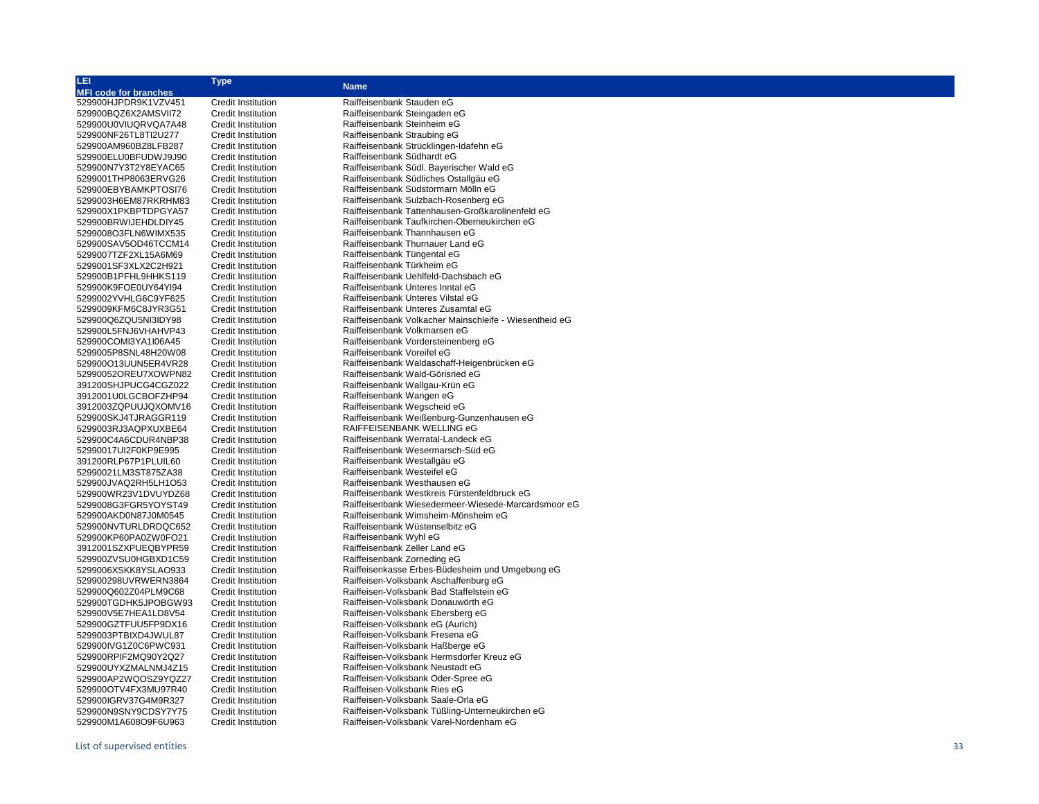| LEI<br>MFI code for branches | Type | Name |
|---|---|---|
| 529900HJPDR9K1VZV451 | Credit Institution | Raiffeisenbank Stauden eG |
| 529900BQZ6X2AMSVII72 | Credit Institution | Raiffeisenbank Steingaden eG |
| 529900U0VIUQRVQA7A48 | Credit Institution | Raiffeisenbank Steinheim eG |
| 529900NF26TL8TI2U277 | Credit Institution | Raiffeisenbank Straubing eG |
| 529900AM960BZ8LFB287 | Credit Institution | Raiffeisenbank Strücklingen-Idafehn eG |
| 529900ELU0BFUDWJ9J90 | Credit Institution | Raiffeisenbank Südhardt eG |
| 529900N7Y3T2Y8EYAC65 | Credit Institution | Raiffeisenbank Südl. Bayerischer Wald eG |
| 5299001THP8063ERVG26 | Credit Institution | Raiffeisenbank Südliches Ostallgäu eG |
| 529900EBYBAMKPTOSI76 | Credit Institution | Raiffeisenbank Südstormarn Mölln eG |
| 5299003H6EM87RKRHM83 | Credit Institution | Raiffeisenbank Sulzbach-Rosenberg eG |
| 529900X1PKBPTDPGYA57 | Credit Institution | Raiffeisenbank Tattenhausen-Großkarolinenfeld eG |
| 529900BRWIJEHDLDIY45 | Credit Institution | Raiffeisenbank Taufkirchen-Oberneukirchen eG |
| 5299008O3FLN6WIMX535 | Credit Institution | Raiffeisenbank Thannhausen eG |
| 529900SAV5OD46TCCM14 | Credit Institution | Raiffeisenbank Thurnauer Land eG |
| 5299007TZF2XL15A6M69 | Credit Institution | Raiffeisenbank Tüngental eG |
| 5299001SF3XLX2C2H921 | Credit Institution | Raiffeisenbank Türkheim eG |
| 529900B1PFHL9HHKS119 | Credit Institution | Raiffeisenbank Uehlfeld-Dachsbach eG |
| 529900K9FOE0UY64YI94 | Credit Institution | Raiffeisenbank Unteres Inntal eG |
| 5299002YVHLG6C9YF625 | Credit Institution | Raiffeisenbank Unteres Vilstal eG |
| 5299009KFM6C8JYR3G51 | Credit Institution | Raiffeisenbank Unteres Zusamtal eG |
| 529900Q6ZQU5NI3IDY98 | Credit Institution | Raiffeisenbank Volkacher Mainschleife - Wiesentheid eG |
| 529900L5FNJ6VHAHVP43 | Credit Institution | Raiffeisenbank Volkmarsen eG |
| 529900COMI3YA1I06A45 | Credit Institution | Raiffeisenbank Vordersteinenberg eG |
| 5299005P8SNL48H20W08 | Credit Institution | Raiffeisenbank Voreifel eG |
| 529900O13UUN5ER4VR28 | Credit Institution | Raiffeisenbank Waldaschaff-Heigenbrücken eG |
| 52990052OREU7XOWPN82 | Credit Institution | Raiffeisenbank Wald-Görisried eG |
| 391200SHJPUCG4CGZ022 | Credit Institution | Raiffeisenbank Wallgau-Krün eG |
| 3912001U0LGCBOFZHP94 | Credit Institution | Raiffeisenbank Wangen eG |
| 3912003ZQPUUJQXOMV16 | Credit Institution | Raiffeisenbank Wegscheid eG |
| 529900SKJ4TJRAGGR119 | Credit Institution | Raiffeisenbank Weißenburg-Gunzenhausen eG |
| 5299003RJ3AQPXUXBE64 | Credit Institution | RAIFFEISENBANK WELLING eG |
| 529900C4A6CDUR4NBP38 | Credit Institution | Raiffeisenbank Werratal-Landeck eG |
| 52990017UI2F0KP9E995 | Credit Institution | Raiffeisenbank Wesermarsch-Süd eG |
| 391200RLP67P1PLUIL60 | Credit Institution | Raiffeisenbank Westallgäu eG |
| 52990021LM3ST875ZA38 | Credit Institution | Raiffeisenbank Westeifel eG |
| 529900JVAQ2RH5LH1O53 | Credit Institution | Raiffeisenbank Westhausen eG |
| 529900WR23V1DVUYDZ68 | Credit Institution | Raiffeisenbank Westkreis Fürstenfeldbruck eG |
| 5299008G3FGR5YOYST49 | Credit Institution | Raiffeisenbank Wiesedermeer-Wiesede-Marcardsmoor eG |
| 529900AKD0N87J0M0545 | Credit Institution | Raiffeisenbank Wimsheim-Mönsheim eG |
| 529900NVTURLDRDQC652 | Credit Institution | Raiffeisenbank Wüstenselbitz eG |
| 529900KP60PA0ZW0FO21 | Credit Institution | Raiffeisenbank Wyhl eG |
| 3912001SZXPUEQBYPR59 | Credit Institution | Raiffeisenbank Zeller Land eG |
| 529900ZVSU0HGBXD1C59 | Credit Institution | Raiffeisenbank Zorneding eG |
| 5299006XSKK8YSLAO933 | Credit Institution | Raiffeisenkasse Erbes-Büdesheim und Umgebung eG |
| 529900298UVRWERN3864 | Credit Institution | Raiffeisen-Volksbank Aschaffenburg eG |
| 529900Q602Z04PLM9C68 | Credit Institution | Raiffeisen-Volksbank Bad Staffelstein eG |
| 529900TGDHK5JPOBGW93 | Credit Institution | Raiffeisen-Volksbank Donauwörth eG |
| 529900V5E7HEA1LD8V54 | Credit Institution | Raiffeisen-Volksbank Ebersberg eG |
| 529900GZTFUU5FP9DX16 | Credit Institution | Raiffeisen-Volksbank eG (Aurich) |
| 5299003PTBIXD4JWUL87 | Credit Institution | Raiffeisen-Volksbank Fresena eG |
| 529900IVG1Z0C6PWC931 | Credit Institution | Raiffeisen-Volksbank Haßberge eG |
| 529900RPIF2MQ90Y2Q27 | Credit Institution | Raiffeisen-Volksbank Hermsdorfer Kreuz eG |
| 529900UYXZMALNMJ4Z15 | Credit Institution | Raiffeisen-Volksbank Neustadt eG |
| 529900AP2WQOSZ9YQZ27 | Credit Institution | Raiffeisen-Volksbank Oder-Spree eG |
| 529900OTV4FX3MU97R40 | Credit Institution | Raiffeisen-Volksbank Ries eG |
| 529900IGRV37G4M9R327 | Credit Institution | Raiffeisen-Volksbank Saale-Orla eG |
| 529900N9SNY9CDSY7Y75 | Credit Institution | Raiffeisen-Volksbank Tüßling-Unterneukirchen eG |
| 529900M1A608O9F6U963 | Credit Institution | Raiffeisen-Volksbank Varel-Nordenham eG |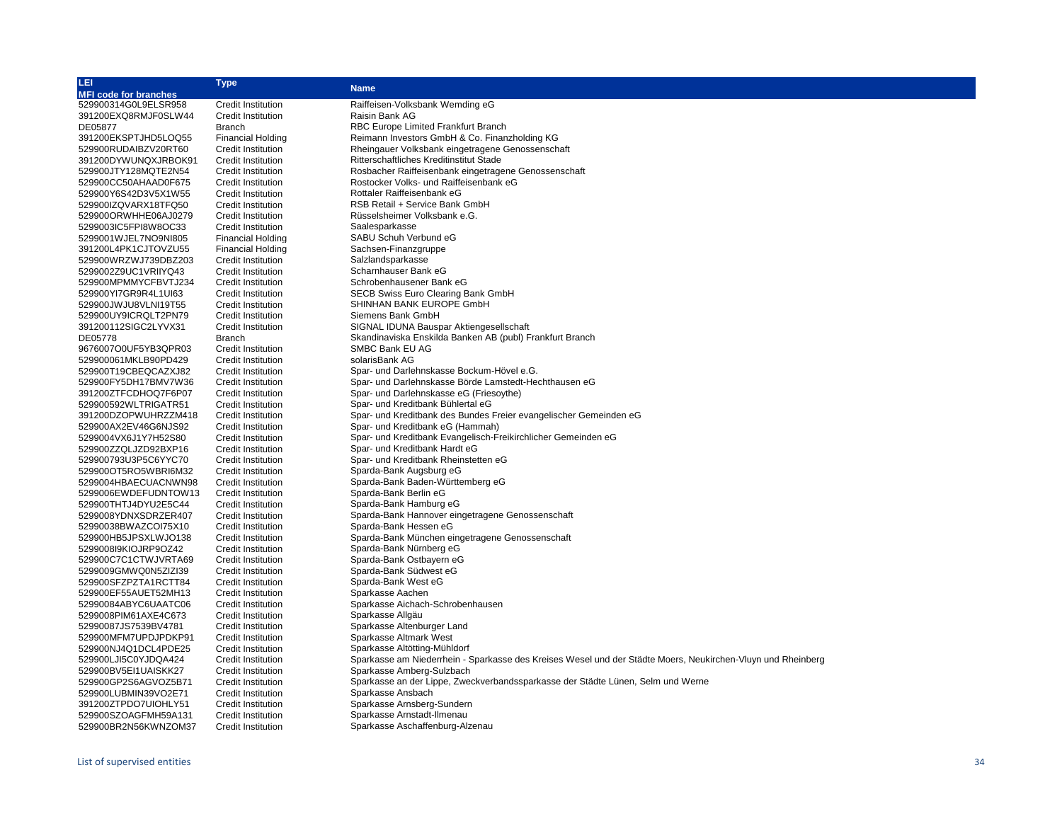| LEI<br>MFI code for branches | Type | Name |
|---|---|---|
| 529900314G0L9ELSR958 | Credit Institution | Raiffeisen-Volksbank Wemding eG |
| 391200EXQ8RMJF0SLW44 | Credit Institution | Raisin Bank AG |
| DE05877 | Branch | RBC Europe Limited Frankfurt Branch |
| 391200EKSPTJHD5LOQ55 | Financial Holding | Reimann Investors GmbH & Co. Finanzholding KG |
| 529900RUDAIBZV20RT60 | Credit Institution | Rheingauer Volksbank eingetragene Genossenschaft |
| 391200DYWUNQXJRBOK91 | Credit Institution | Ritterschaftliches Kreditinstitut Stade |
| 529900JTY128MQTE2N54 | Credit Institution | Rosbacher Raiffeisenbank eingetragene Genossenschaft |
| 529900CC50AHAAD0F675 | Credit Institution | Rostocker Volks- und Raiffeisenbank eG |
| 529900Y6S42D3V5X1W55 | Credit Institution | Rottaler Raiffeisenbank eG |
| 529900IZQVARX18TFQ50 | Credit Institution | RSB Retail + Service Bank GmbH |
| 529900ORWHHE06AJ0279 | Credit Institution | Rüsselsheimer Volksbank e.G. |
| 5299003IC5FPI8W8OC33 | Credit Institution | Saalesparkasse |
| 5299001WJEL7NO9NI805 | Financial Holding | SABU Schuh Verbund eG |
| 391200L4PK1CJTOVZU55 | Financial Holding | Sachsen-Finanzgruppe |
| 529900WRZWJ739DBZ203 | Credit Institution | Salzlandsparkasse |
| 5299002Z9UC1VRIIYQ43 | Credit Institution | Scharnhauser Bank eG |
| 529900MPMMYCFBVTJ234 | Credit Institution | Schrobenhausener Bank eG |
| 529900YI7GR9R4L1UI63 | Credit Institution | SECB Swiss Euro Clearing Bank GmbH |
| 529900JWJU8VLNI19T55 | Credit Institution | SHINHAN BANK EUROPE GmbH |
| 529900UY9ICRQLT2PN79 | Credit Institution | Siemens Bank GmbH |
| 391200112SIGC2LYVX31 | Credit Institution | SIGNAL IDUNA Bauspar Aktiengesellschaft |
| DE05778 | Branch | Skandinaviska Enskilda Banken AB (publ) Frankfurt Branch |
| 9676007O0UF5YB3QPR03 | Credit Institution | SMBC Bank EU AG |
| 529900061MKLB90PD429 | Credit Institution | solarisBank AG |
| 529900T19CBEQCAZXJ82 | Credit Institution | Spar- und Darlehnskasse Bockum-Hövel e.G. |
| 529900FY5DH17BMV7W36 | Credit Institution | Spar- und Darlehnskasse Börde Lamstedt-Hechthausen eG |
| 391200ZTFCDHOQ7F6P07 | Credit Institution | Spar- und Darlehnskasse eG (Friesoythe) |
| 529900592WLTRIGATR51 | Credit Institution | Spar- und Kreditbank Bühlertal eG |
| 391200DZOPWUHRZZM418 | Credit Institution | Spar- und Kreditbank des Bundes Freier evangelischer Gemeinden eG |
| 529900AX2EV46G6NJS92 | Credit Institution | Spar- und Kreditbank eG (Hammah) |
| 5299004VX6J1Y7H52S80 | Credit Institution | Spar- und Kreditbank Evangelisch-Freikirchlicher Gemeinden eG |
| 529900ZZQLJZD92BXP16 | Credit Institution | Spar- und Kreditbank Hardt eG |
| 529900793U3P5C6YYC70 | Credit Institution | Spar- und Kreditbank Rheinstetten eG |
| 529900OT5RO5WBRI6M32 | Credit Institution | Sparda-Bank Augsburg eG |
| 5299004HBAECUACNWN98 | Credit Institution | Sparda-Bank Baden-Württemberg eG |
| 5299006EWDEFUDNTOW13 | Credit Institution | Sparda-Bank Berlin eG |
| 529900THTJ4DYU2E5C44 | Credit Institution | Sparda-Bank Hamburg eG |
| 5299008YDNXSDRZER407 | Credit Institution | Sparda-Bank Hannover eingetragene Genossenschaft |
| 52990038BWAZCOI75X10 | Credit Institution | Sparda-Bank Hessen eG |
| 529900HB5JPSXLWJO138 | Credit Institution | Sparda-Bank München eingetragene Genossenschaft |
| 5299008I9KIOJRP9OZ42 | Credit Institution | Sparda-Bank Nürnberg eG |
| 529900C7C1CTWJVRTA69 | Credit Institution | Sparda-Bank Ostbayern eG |
| 5299009GMWQ0N5ZIZI39 | Credit Institution | Sparda-Bank Südwest eG |
| 529900SFZPZTA1RCTT84 | Credit Institution | Sparda-Bank West eG |
| 529900EF55AUET52MH13 | Credit Institution | Sparkasse Aachen |
| 52990084ABYC6UAATC06 | Credit Institution | Sparkasse Aichach-Schrobenhausen |
| 5299008PIM61AXE4C673 | Credit Institution | Sparkasse Allgäu |
| 52990087JS7539BV4781 | Credit Institution | Sparkasse Altenburger Land |
| 529900MFM7UPDJPDKP91 | Credit Institution | Sparkasse Altmark West |
| 529900NJ4Q1DCL4PDE25 | Credit Institution | Sparkasse Altötting-Mühldorf |
| 529900LJI5C0YJDQA424 | Credit Institution | Sparkasse am Niederrhein - Sparkasse des Kreises Wesel und der Städte Moers, Neukirchen-Vluyn und Rheinberg |
| 529900BV5EI1UAISKK27 | Credit Institution | Sparkasse Amberg-Sulzbach |
| 529900GP2S6AGVOZ5B71 | Credit Institution | Sparkasse an der Lippe, Zweckverbandssparkasse der Städte Lünen, Selm und Werne |
| 529900LUBMIN39VO2E71 | Credit Institution | Sparkasse Ansbach |
| 391200ZTPDO7UIOHLY51 | Credit Institution | Sparkasse Arnsberg-Sundern |
| 529900SZOAGFMH59A131 | Credit Institution | Sparkasse Arnstadt-Ilmenau |
| 529900BR2N56KWNZOM37 | Credit Institution | Sparkasse Aschaffenburg-Alzenau |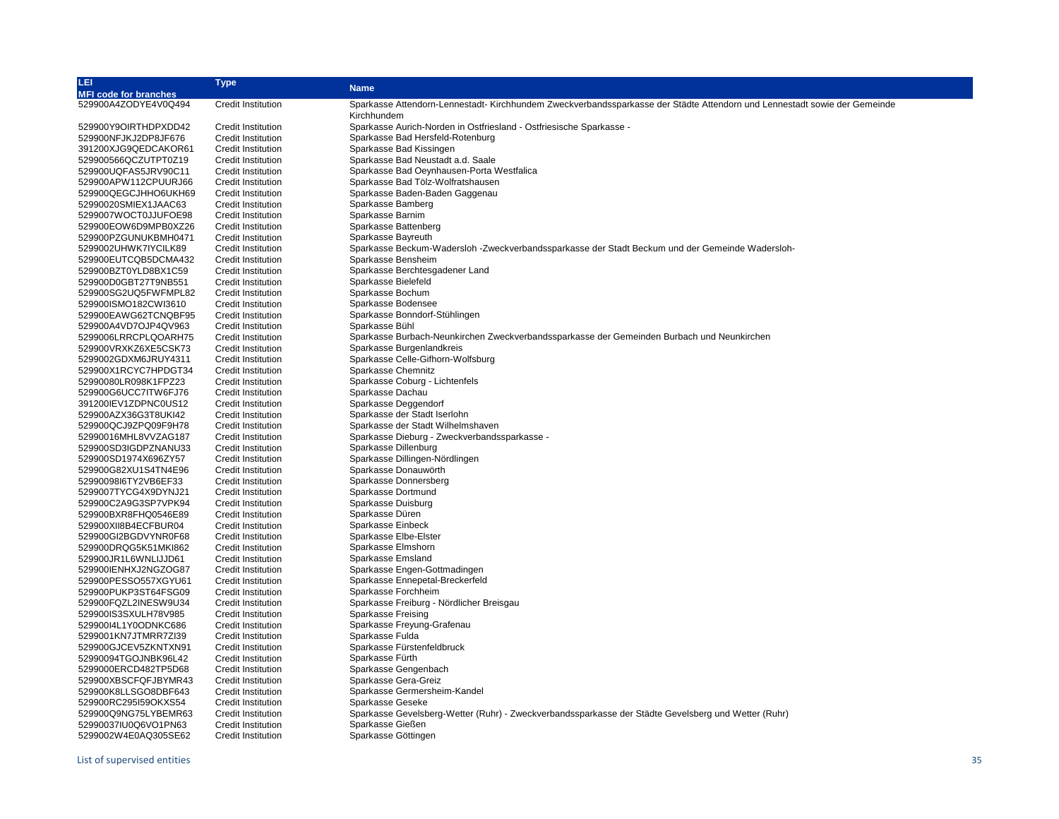| LEI<br>MFI code for branches | Type | Name |
|---|---|---|
| 529900A4ZODYE4V0Q494 | Credit Institution | Sparkasse Attendorn-Lennestadt- Kirchhundem Zweckverbandssparkasse der Städte Attendorn und Lennestadt sowie der Gemeinde Kirchhundem |
| 529900Y9OIRTHDPXDD42 | Credit Institution | Sparkasse Aurich-Norden in Ostfriesland - Ostfriesische Sparkasse - |
| 529900NFJKJ2DP8JF676 | Credit Institution | Sparkasse Bad Hersfeld-Rotenburg |
| 391200XJG9QEDCAKOR61 | Credit Institution | Sparkasse Bad Kissingen |
| 529900566QCZUTPT0Z19 | Credit Institution | Sparkasse Bad Neustadt a.d. Saale |
| 529900UQFAS5JRV90C11 | Credit Institution | Sparkasse Bad Oeynhausen-Porta Westfalica |
| 529900APW112CPUURJ66 | Credit Institution | Sparkasse Bad Tölz-Wolfratshausen |
| 529900QEGCJHHO6UKH69 | Credit Institution | Sparkasse Baden-Baden Gaggenau |
| 52990020SMIEX1JAAC63 | Credit Institution | Sparkasse Bamberg |
| 5299007WOCT0JJUFOE98 | Credit Institution | Sparkasse Barnim |
| 529900EOW6D9MPB0XZ26 | Credit Institution | Sparkasse Battenberg |
| 529900PZGUNUKBMH0471 | Credit Institution | Sparkasse Bayreuth |
| 5299002UHWK7IYCILK89 | Credit Institution | Sparkasse Beckum-Wadersloh -Zweckverbandssparkasse der Stadt Beckum und der Gemeinde Wadersloh- |
| 529900EUTCQB5DCMA432 | Credit Institution | Sparkasse Bensheim |
| 529900BZT0YLD8BX1C59 | Credit Institution | Sparkasse Berchtesgadener Land |
| 529900D0GBT27T9NB551 | Credit Institution | Sparkasse Bielefeld |
| 529900SG2UQ5FWFMPL82 | Credit Institution | Sparkasse Bochum |
| 529900ISMO182CWI3610 | Credit Institution | Sparkasse Bodensee |
| 529900EAWG62TCNQBF95 | Credit Institution | Sparkasse Bonndorf-Stühlingen |
| 529900A4VD7OJP4QV963 | Credit Institution | Sparkasse Bühl |
| 5299006LRRCPLQOARH75 | Credit Institution | Sparkasse Burbach-Neunkirchen Zweckverbandssparkasse der Gemeinden Burbach und Neunkirchen |
| 529900VRXKZ6XE5CSK73 | Credit Institution | Sparkasse Burgenlandkreis |
| 5299002GDXM6JRUY4311 | Credit Institution | Sparkasse Celle-Gifhorn-Wolfsburg |
| 529900X1RCYC7HPDGT34 | Credit Institution | Sparkasse Chemnitz |
| 52990080LR098K1FPZ23 | Credit Institution | Sparkasse Coburg - Lichtenfels |
| 529900G6UCC7ITW6FJ76 | Credit Institution | Sparkasse Dachau |
| 391200IEV1ZDPNC0US12 | Credit Institution | Sparkasse Deggendorf |
| 529900AZX36G3T8UKI42 | Credit Institution | Sparkasse der Stadt Iserlohn |
| 529900QCJ9ZPQ09F9H78 | Credit Institution | Sparkasse der Stadt Wilhelmshaven |
| 52990016MHL8VVZAG187 | Credit Institution | Sparkasse Dieburg - Zweckverbandssparkasse - |
| 529900SD3IGDPZNANU33 | Credit Institution | Sparkasse Dillenburg |
| 529900SD1974X696ZY57 | Credit Institution | Sparkasse Dillingen-Nördlingen |
| 529900G82XU1S4TN4E96 | Credit Institution | Sparkasse Donauwörth |
| 52990098I6TY2VB6EF33 | Credit Institution | Sparkasse Donnersberg |
| 5299007TYCG4X9DYNJ21 | Credit Institution | Sparkasse Dortmund |
| 529900C2A9G3SP7VPK94 | Credit Institution | Sparkasse Duisburg |
| 529900BXR8FHQ0546E89 | Credit Institution | Sparkasse Düren |
| 529900XII8B4ECFBUR04 | Credit Institution | Sparkasse Einbeck |
| 529900GI2BGDVYNR0F68 | Credit Institution | Sparkasse Elbe-Elster |
| 529900DRQG5K51MKI862 | Credit Institution | Sparkasse Elmshorn |
| 529900JR1L6WNLIJJD61 | Credit Institution | Sparkasse Emsland |
| 529900IENHXJ2NGZOG87 | Credit Institution | Sparkasse Engen-Gottmadingen |
| 529900PESSO557XGYU61 | Credit Institution | Sparkasse Ennepetal-Breckerfeld |
| 529900PUKP3ST64FSG09 | Credit Institution | Sparkasse Forchheim |
| 529900FQZL2INESW9U34 | Credit Institution | Sparkasse Freiburg - Nördlicher Breisgau |
| 529900IS3SXULH78V985 | Credit Institution | Sparkasse Freising |
| 529900I4L1Y0ODNKC686 | Credit Institution | Sparkasse Freyung-Grafenau |
| 5299001KN7JTMRR7ZI39 | Credit Institution | Sparkasse Fulda |
| 529900GJCEV5ZKNTXN91 | Credit Institution | Sparkasse Fürstenfeldbruck |
| 52990094TGOJNBK96L42 | Credit Institution | Sparkasse Fürth |
| 5299000ERCD482TP5D68 | Credit Institution | Sparkasse Gengenbach |
| 529900XBSCFQFJBYMR43 | Credit Institution | Sparkasse Gera-Greiz |
| 529900K8LLSGO8DBF643 | Credit Institution | Sparkasse Germersheim-Kandel |
| 529900RC295I59OKXS54 | Credit Institution | Sparkasse Geseke |
| 529900Q9NG75LYBEMR63 | Credit Institution | Sparkasse Gevelsberg-Wetter (Ruhr) - Zweckverbandssparkasse der Städte Gevelsberg und Wetter (Ruhr) |
| 52990037IU0Q6VO1PN63 | Credit Institution | Sparkasse Gießen |
| 5299002W4E0AQ305SE62 | Credit Institution | Sparkasse Göttingen |

List of supervised entities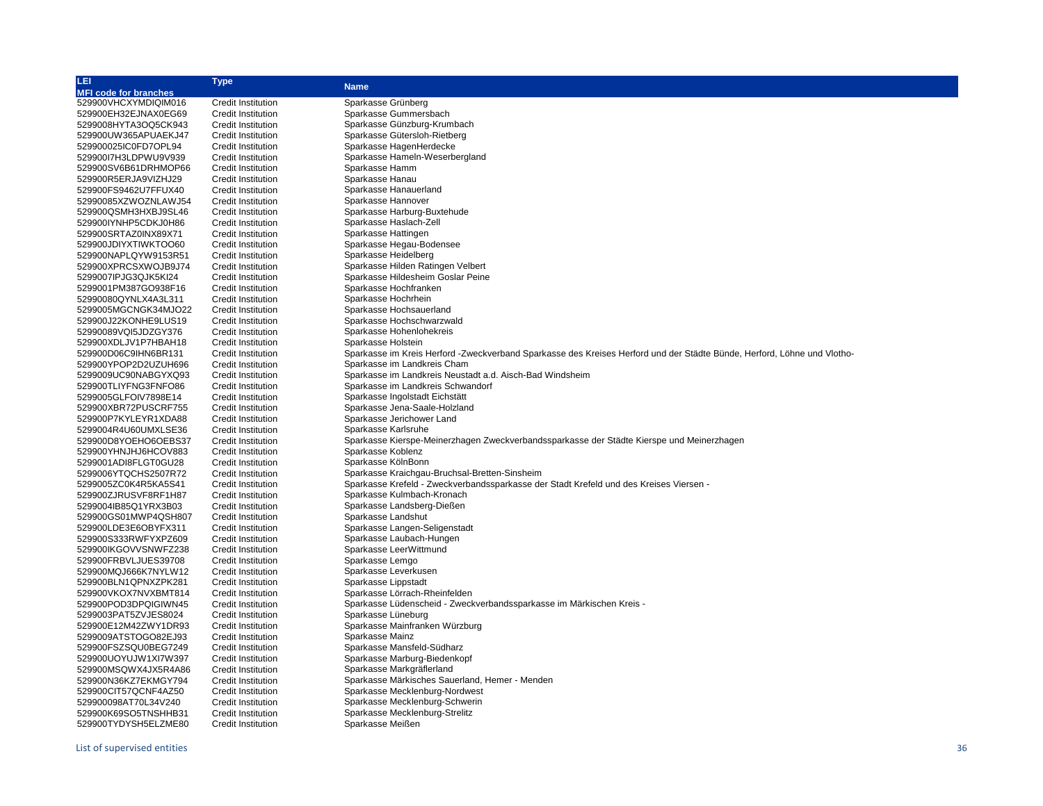| LEI<br>MFI code for branches | Type | Name |
|---|---|---|
| 529900VHCXYMDIQIM016 | Credit Institution | Sparkasse Grünberg |
| 529900EH32EJNAX0EG69 | Credit Institution | Sparkasse Gummersbach |
| 5299008HYTA3OQ5CK943 | Credit Institution | Sparkasse Günzburg-Krumbach |
| 529900UW365APUAEKJ47 | Credit Institution | Sparkasse Gütersloh-Rietberg |
| 529900025IC0FD7OPL94 | Credit Institution | Sparkasse HagenHerdecke |
| 529900I7H3LDPWU9V939 | Credit Institution | Sparkasse Hameln-Weserbergland |
| 529900SV6B61DRHMOP66 | Credit Institution | Sparkasse Hamm |
| 529900R5ERJA9VIZHJ29 | Credit Institution | Sparkasse Hanau |
| 529900FS9462U7FFUX40 | Credit Institution | Sparkasse Hanauerland |
| 52990085XZWOZNLAWJ54 | Credit Institution | Sparkasse Hannover |
| 529900QSMH3HXBJ9SL46 | Credit Institution | Sparkasse Harburg-Buxtehude |
| 529900IYNHP5CDKJ0H86 | Credit Institution | Sparkasse Haslach-Zell |
| 529900SRTAZ0INX89X71 | Credit Institution | Sparkasse Hattingen |
| 529900JDIYXTIWKTOO60 | Credit Institution | Sparkasse Hegau-Bodensee |
| 529900NAPLQYW9153R51 | Credit Institution | Sparkasse Heidelberg |
| 529900XPRCSXWOJB9J74 | Credit Institution | Sparkasse Hilden Ratingen Velbert |
| 5299007IPJG3QJK5KI24 | Credit Institution | Sparkasse Hildesheim Goslar Peine |
| 5299001PM387GO938F16 | Credit Institution | Sparkasse Hochfranken |
| 52990080QYNLX4A3L311 | Credit Institution | Sparkasse Hochrhein |
| 5299005MGCNGK34MJO22 | Credit Institution | Sparkasse Hochsauerland |
| 529900J22KONHE9LUS19 | Credit Institution | Sparkasse Hochschwarzwald |
| 52990089VQI5JDZGY376 | Credit Institution | Sparkasse Hohenlohekreis |
| 529900XDLJV1P7HBAH18 | Credit Institution | Sparkasse Holstein |
| 529900D06C9IHN6BR131 | Credit Institution | Sparkasse im Kreis Herford -Zweckverband Sparkasse des Kreises Herford und der Städte Bünde, Herford, Löhne und Vlotho- |
| 529900YPOP2D2UZUH696 | Credit Institution | Sparkasse im Landkreis Cham |
| 5299009UC90NABGYXQ93 | Credit Institution | Sparkasse im Landkreis Neustadt a.d. Aisch-Bad Windsheim |
| 529900TLIYFNG3FNFO86 | Credit Institution | Sparkasse im Landkreis Schwandorf |
| 5299005GLFOIV7898E14 | Credit Institution | Sparkasse Ingolstadt Eichstätt |
| 529900XBR72PUSCRF755 | Credit Institution | Sparkasse Jena-Saale-Holzland |
| 529900P7KYLEYR1XDA88 | Credit Institution | Sparkasse Jerichower Land |
| 5299004R4U60UMXLSE36 | Credit Institution | Sparkasse Karlsruhe |
| 529900D8YOEHO6OEBS37 | Credit Institution | Sparkasse Kierspe-Meinerzhagen Zweckverbandssparkasse der Städte Kierspe und Meinerzhagen |
| 529900YHNJHJ6HCOV883 | Credit Institution | Sparkasse Koblenz |
| 5299001ADI8FLGT0GU28 | Credit Institution | Sparkasse KölnBonn |
| 5299006YTQCHS2507R72 | Credit Institution | Sparkasse Kraichgau-Bruchsal-Bretten-Sinsheim |
| 5299005ZC0K4R5KA5S41 | Credit Institution | Sparkasse Krefeld - Zweckverbandssparkasse der Stadt Krefeld und des Kreises Viersen - |
| 529900ZJRUSVF8RF1H87 | Credit Institution | Sparkasse Kulmbach-Kronach |
| 5299004IB85Q1YRX3B03 | Credit Institution | Sparkasse Landsberg-Dießen |
| 529900GS01MWP4QSH807 | Credit Institution | Sparkasse Landshut |
| 529900LDE3E6OBYFX311 | Credit Institution | Sparkasse Langen-Seligenstadt |
| 529900S333RWFYXPZ609 | Credit Institution | Sparkasse Laubach-Hungen |
| 529900IKGOVVSNWFZ238 | Credit Institution | Sparkasse LeerWittmund |
| 529900FRBVLJUES39708 | Credit Institution | Sparkasse Lemgo |
| 529900MQJ666K7NYLW12 | Credit Institution | Sparkasse Leverkusen |
| 529900BLN1QPNXZPK281 | Credit Institution | Sparkasse Lippstadt |
| 529900VKOX7NVXBMT814 | Credit Institution | Sparkasse Lörrach-Rheinfelden |
| 529900POD3DPQIGIWN45 | Credit Institution | Sparkasse Lüdenscheid - Zweckverbandssparkasse im Märkischen Kreis - |
| 5299003PAT5ZVJES8024 | Credit Institution | Sparkasse Lüneburg |
| 529900E12M42ZWY1DR93 | Credit Institution | Sparkasse Mainfranken Würzburg |
| 5299009ATSTOGO82EJ93 | Credit Institution | Sparkasse Mainz |
| 529900FSZSQU0BEG7249 | Credit Institution | Sparkasse Mansfeld-Südharz |
| 529900UOYUJW1XI7W397 | Credit Institution | Sparkasse Marburg-Biedenkopf |
| 529900MSQWX4JX5R4A86 | Credit Institution | Sparkasse Markgräflerland |
| 529900N36KZ7EKMGY794 | Credit Institution | Sparkasse Märkisches Sauerland, Hemer - Menden |
| 529900CIT57QCNF4AZ50 | Credit Institution | Sparkasse Mecklenburg-Nordwest |
| 529900098AT70L34V240 | Credit Institution | Sparkasse Mecklenburg-Schwerin |
| 529900K69SO5TNSHHB31 | Credit Institution | Sparkasse Mecklenburg-Strelitz |
| 529900TYDYSH5ELZME80 | Credit Institution | Sparkasse Meißen |

List of supervised entities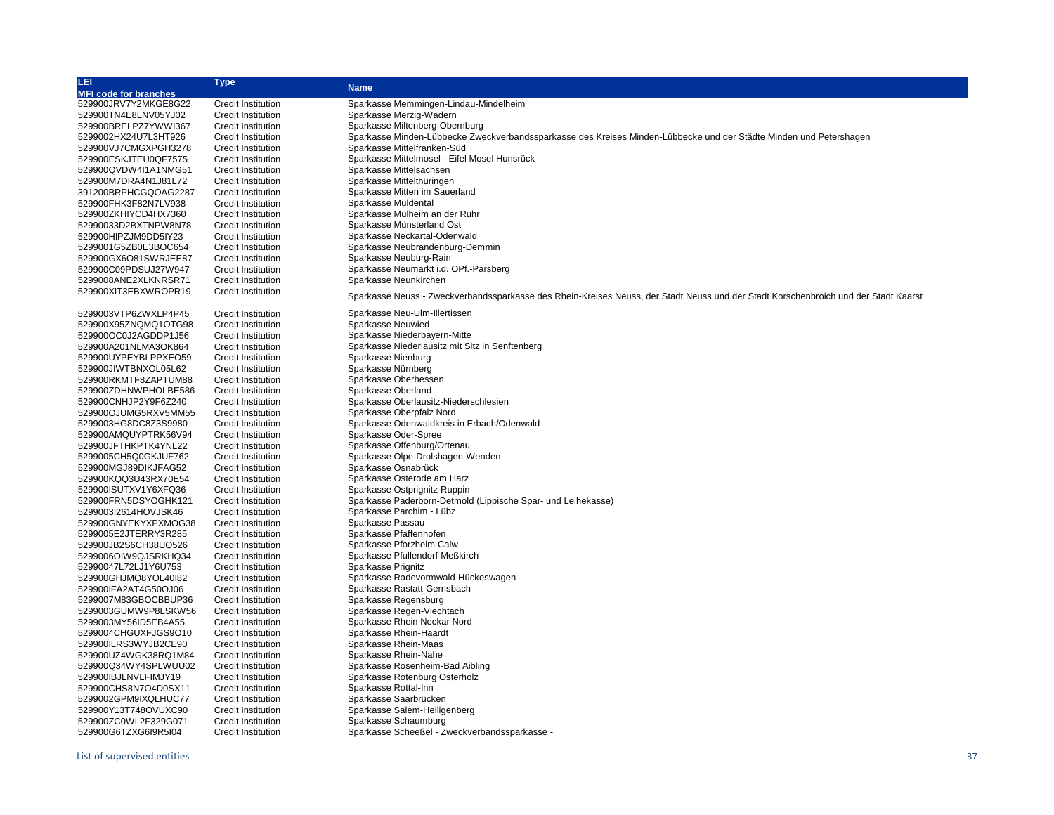| LEI<br>MFI code for branches | Type | Name |
| --- | --- | --- |
| 529900JRV7Y2MKGE8G22 | Credit Institution | Sparkasse Memmingen-Lindau-Mindelheim |
| 529900TN4E8LNV05YJ02 | Credit Institution | Sparkasse Merzig-Wadern |
| 529900BRELPZ7YWWI367 | Credit Institution | Sparkasse Miltenberg-Obernburg |
| 5299002HX24U7L3HT926 | Credit Institution | Sparkasse Minden-Lübbecke Zweckverbandssparkasse des Kreises Minden-Lübbecke und der Städte Minden und Petershagen |
| 529900VJ7CMGXPGH3278 | Credit Institution | Sparkasse Mittelfranken-Süd |
| 529900ESKJTEU0QF7575 | Credit Institution | Sparkasse Mittelmosel - Eifel Mosel Hunsrück |
| 529900QVDW4I1A1NMG51 | Credit Institution | Sparkasse Mittelsachsen |
| 529900M7DRA4N1J81L72 | Credit Institution | Sparkasse Mittelthüringen |
| 391200BRPHCGQOAG2287 | Credit Institution | Sparkasse Mitten im Sauerland |
| 529900FHK3F82N7LV938 | Credit Institution | Sparkasse Muldental |
| 529900ZKHIYCD4HX7360 | Credit Institution | Sparkasse Mülheim an der Ruhr |
| 52990033D2BXTNPW8N78 | Credit Institution | Sparkasse Münsterland Ost |
| 529900HIPZJM9DD5IY23 | Credit Institution | Sparkasse Neckartal-Odenwald |
| 5299001G5ZB0E3BOC654 | Credit Institution | Sparkasse Neubrandenburg-Demmin |
| 529900GX6O81SWRJEE87 | Credit Institution | Sparkasse Neuburg-Rain |
| 529900C09PDSUJ27W947 | Credit Institution | Sparkasse Neumarkt i.d. OPf.-Parsberg |
| 5299008ANE2XLKNRSR71 | Credit Institution | Sparkasse Neunkirchen |
| 529900XIT3EBXWROPR19 | Credit Institution | Sparkasse Neuss - Zweckverbandssparkasse des Rhein-Kreises Neuss, der Stadt Neuss und der Stadt Korschenbroich und der Stadt Kaarst |
| 5299003VTP6ZWXLP4P45 | Credit Institution | Sparkasse Neu-Ulm-Illertissen |
| 529900X95ZNQMQ1OTG98 | Credit Institution | Sparkasse Neuwied |
| 529900OC0J2AGDDP1J56 | Credit Institution | Sparkasse Niederbayern-Mitte |
| 529900A201NLMA3OK864 | Credit Institution | Sparkasse Niederlausitz mit Sitz in Senftenberg |
| 529900UYPEYBLPPXEO59 | Credit Institution | Sparkasse Nienburg |
| 529900JIWTBNXOL05L62 | Credit Institution | Sparkasse Nürnberg |
| 529900RKMTF8ZAPTUM88 | Credit Institution | Sparkasse Oberhessen |
| 529900ZDHNWPHOLBE586 | Credit Institution | Sparkasse Oberland |
| 529900CNHJP2Y9F6Z240 | Credit Institution | Sparkasse Oberlausitz-Niederschlesien |
| 529900OJUMG5RXV5MM55 | Credit Institution | Sparkasse Oberpfalz Nord |
| 5299003HG8DC8Z3S9980 | Credit Institution | Sparkasse Odenwaldkreis in Erbach/Odenwald |
| 529900AMQUYPTRK56V94 | Credit Institution | Sparkasse Oder-Spree |
| 529900JFTHKPTK4YNL22 | Credit Institution | Sparkasse Offenburg/Ortenau |
| 5299005CH5Q0GKJUF762 | Credit Institution | Sparkasse Olpe-Drolshagen-Wenden |
| 529900MGJ89DIKJFAG52 | Credit Institution | Sparkasse Osnabrück |
| 529900KQQ3U43RX70E54 | Credit Institution | Sparkasse Osterode am Harz |
| 529900ISUTXV1Y6XFQ36 | Credit Institution | Sparkasse Ostprignitz-Ruppin |
| 529900FRN5DSYOGHK121 | Credit Institution | Sparkasse Paderborn-Detmold (Lippische Spar- und Leihekasse) |
| 5299003I2614HOVJSK46 | Credit Institution | Sparkasse Parchim - Lübz |
| 529900GNYEKYXPXMOG38 | Credit Institution | Sparkasse Passau |
| 5299005E2JTERRY3R285 | Credit Institution | Sparkasse Pfaffenhofen |
| 529900JB2S6CH38UQ526 | Credit Institution | Sparkasse Pforzheim Calw |
| 5299006OIW9QJSRKHQ34 | Credit Institution | Sparkasse Pfullendorf-Meßkirch |
| 52990047L72LJ1Y6U753 | Credit Institution | Sparkasse Prignitz |
| 529900GHJMQ8YOL40I82 | Credit Institution | Sparkasse Radevormwald-Hückeswagen |
| 529900IFA2AT4G50OJ06 | Credit Institution | Sparkasse Rastatt-Gernsbach |
| 5299007M83GBOCBBUP36 | Credit Institution | Sparkasse Regensburg |
| 5299003GUMW9P8LSKW56 | Credit Institution | Sparkasse Regen-Viechtach |
| 5299003MY56ID5EB4A55 | Credit Institution | Sparkasse Rhein Neckar Nord |
| 5299004CHGUXFJGS9O10 | Credit Institution | Sparkasse Rhein-Haardt |
| 529900ILRS3WYJB2CE90 | Credit Institution | Sparkasse Rhein-Maas |
| 529900UZ4WGK38RQ1M84 | Credit Institution | Sparkasse Rhein-Nahe |
| 529900Q34WY4SPLWUU02 | Credit Institution | Sparkasse Rosenheim-Bad Aibling |
| 529900IBJLNVLFIMJY19 | Credit Institution | Sparkasse Rotenburg Osterholz |
| 529900CHS8N7O4D0SX11 | Credit Institution | Sparkasse Rottal-Inn |
| 5299002GPM9IXQLHUC77 | Credit Institution | Sparkasse Saarbrücken |
| 529900Y13T748OVUXC90 | Credit Institution | Sparkasse Salem-Heiligenberg |
| 529900ZC0WL2F329G071 | Credit Institution | Sparkasse Schaumburg |
| 529900G6TZXG6I9R5I04 | Credit Institution | Sparkasse Scheeßel - Zweckverbandssparkasse - |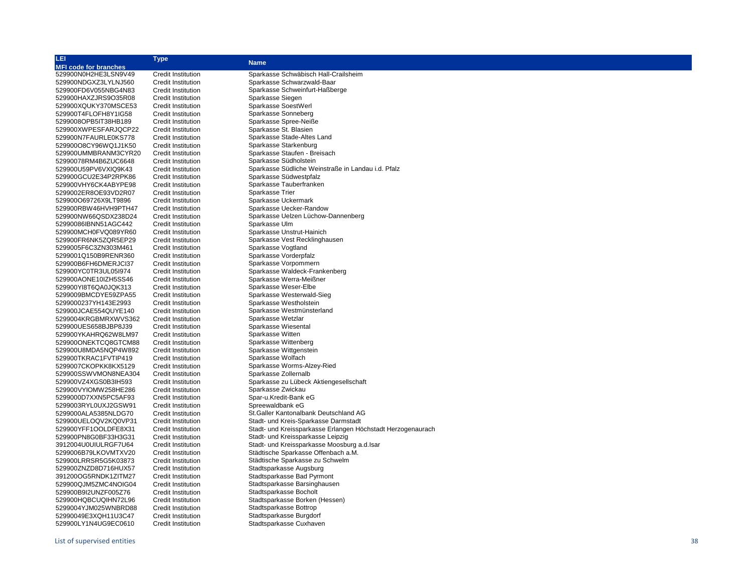| LEI<br>MFI code for branches | Type | Name |
|---|---|---|
| 529900N0H2HE3LSN9V49 | Credit Institution | Sparkasse Schwäbisch Hall-Crailsheim |
| 529900NDGXZ3LYLNJ560 | Credit Institution | Sparkasse Schwarzwald-Baar |
| 529900FD6V055NBG4N83 | Credit Institution | Sparkasse Schweinfurt-Haßberge |
| 529900HAXZJRS9O35R08 | Credit Institution | Sparkasse Siegen |
| 529900XQUKY370MSCE53 | Credit Institution | Sparkasse SoestWerl |
| 529900T4FLOFH8Y1IG58 | Credit Institution | Sparkasse Sonneberg |
| 5299008OPB5IT38HB189 | Credit Institution | Sparkasse Spree-Neiße |
| 529900XWPESFARJQCP22 | Credit Institution | Sparkasse St. Blasien |
| 529900N7FAURLE0KS778 | Credit Institution | Sparkasse Stade-Altes Land |
| 529900O8CY96WQ1J1K50 | Credit Institution | Sparkasse Starkenburg |
| 529900UMMBRANM3CYR20 | Credit Institution | Sparkasse Staufen - Breisach |
| 52990078RM4B6ZUC6648 | Credit Institution | Sparkasse Südholstein |
| 529900U59PV6VXIQ9K43 | Credit Institution | Sparkasse Südliche Weinstraße in Landau i.d. Pfalz |
| 529900GCU2E34P2RPK86 | Credit Institution | Sparkasse Südwestpfalz |
| 529900VHY6CK4ABYPE98 | Credit Institution | Sparkasse Tauberfranken |
| 5299002ER8OE93VD2R07 | Credit Institution | Sparkasse Trier |
| 529900O69726X9LT9896 | Credit Institution | Sparkasse Uckermark |
| 529900RBW46HVH9PTH47 | Credit Institution | Sparkasse Uecker-Randow |
| 529900NW66QSDX238D24 | Credit Institution | Sparkasse Uelzen Lüchow-Dannenberg |
| 52990086IBNN51AGC442 | Credit Institution | Sparkasse Ulm |
| 529900MCH0FVQ089YR60 | Credit Institution | Sparkasse Unstrut-Hainich |
| 529900FR6NK5ZQR5EP29 | Credit Institution | Sparkasse Vest Recklinghausen |
| 5299005F6C3ZN303M461 | Credit Institution | Sparkasse Vogtland |
| 5299001Q150B9RENR360 | Credit Institution | Sparkasse Vorderpfalz |
| 529900B6FH6DMERJCI37 | Credit Institution | Sparkasse Vorpommern |
| 529900YC0TR3UL05I974 | Credit Institution | Sparkasse Waldeck-Frankenberg |
| 529900AONE10IZH5SS46 | Credit Institution | Sparkasse Werra-Meißner |
| 529900YI8T6QA0JQK313 | Credit Institution | Sparkasse Weser-Elbe |
| 5299009BMCDYE59ZPA55 | Credit Institution | Sparkasse Westerwald-Sieg |
| 5299000237YH143E2993 | Credit Institution | Sparkasse Westholstein |
| 529900JCAE554QUYE140 | Credit Institution | Sparkasse Westmünsterland |
| 5299004KRGBMRXWVS362 | Credit Institution | Sparkasse Wetzlar |
| 529900UES658BJBP8J39 | Credit Institution | Sparkasse Wiesental |
| 529900YKAHRQ62W8LM97 | Credit Institution | Sparkasse Witten |
| 529900ONEKTCQ8GTCM88 | Credit Institution | Sparkasse Wittenberg |
| 529900U8MDA5NQP4W892 | Credit Institution | Sparkasse Wittgenstein |
| 529900TKRAC1FVTIP419 | Credit Institution | Sparkasse Wolfach |
| 5299007CKOPKK8KX5129 | Credit Institution | Sparkasse Worms-Alzey-Ried |
| 529900SSWVMON8NEA304 | Credit Institution | Sparkasse Zollernalb |
| 529900VZ4XGS0B3IH593 | Credit Institution | Sparkasse zu Lübeck Aktiengesellschaft |
| 529900VYIOMW258HE286 | Credit Institution | Sparkasse Zwickau |
| 5299000D7XXN5PC5AF93 | Credit Institution | Spar-u.Kredit-Bank eG |
| 5299003RYL0UXJ2GSW91 | Credit Institution | Spreewaldbank eG |
| 5299000ALA5385NLDG70 | Credit Institution | St.Galler Kantonalbank Deutschland AG |
| 529900UELOQV2KQ0VP31 | Credit Institution | Stadt- und Kreis-Sparkasse Darmstadt |
| 529900YFF1OOLDFE8X31 | Credit Institution | Stadt- und Kreissparkasse Erlangen Höchstadt Herzogenaurach |
| 529900PN8G0BF33H3G31 | Credit Institution | Stadt- und Kreissparkasse Leipzig |
| 3912004U0UIULRGF7U64 | Credit Institution | Stadt- und Kreissparkasse Moosburg a.d.Isar |
| 5299006B79LKOVMTXV20 | Credit Institution | Städtische Sparkasse Offenbach a.M. |
| 529900LRRSR5G5K03873 | Credit Institution | Städtische Sparkasse zu Schwelm |
| 529900ZNZD8D716HUX57 | Credit Institution | Stadtsparkasse Augsburg |
| 391200OG5RNDK1ZITM27 | Credit Institution | Stadtsparkasse Bad Pyrmont |
| 529900QJM5ZMC4NOIG04 | Credit Institution | Stadtsparkasse Barsinghausen |
| 529900B9I2UNZF005Z76 | Credit Institution | Stadtsparkasse Bocholt |
| 529900HQBCUQIHN72L96 | Credit Institution | Stadtsparkasse Borken (Hessen) |
| 5299004YJM025WNBRD88 | Credit Institution | Stadtsparkasse Bottrop |
| 52990049E3XQH11U3C47 | Credit Institution | Stadtsparkasse Burgdorf |
| 529900LY1N4UG9EC0610 | Credit Institution | Stadtsparkasse Cuxhaven |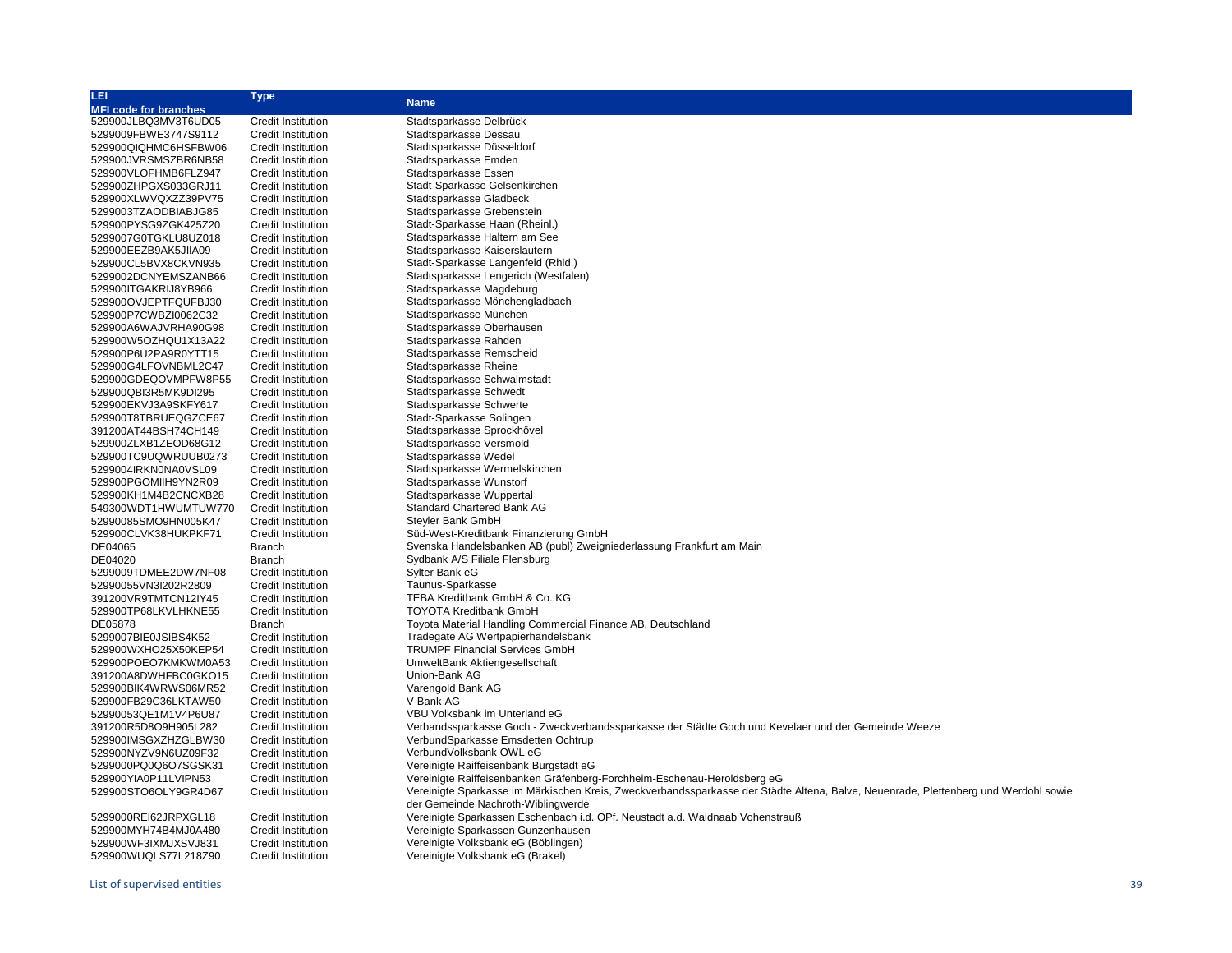| LEI<br>MFI code for branches | Type | Name |
|---|---|---|
| 529900JLBQ3MV3T6UD05 | Credit Institution | Stadtsparkasse Delbrück |
| 5299009FBWE3747S9112 | Credit Institution | Stadtsparkasse Dessau |
| 529900QIQHMC6HSFBW06 | Credit Institution | Stadtsparkasse Düsseldorf |
| 529900JVRSMSZBR6NB58 | Credit Institution | Stadtsparkasse Emden |
| 529900VLOFHMB6FLZ947 | Credit Institution | Stadtsparkasse Essen |
| 529900ZHPGXS033GRJ11 | Credit Institution | Stadt-Sparkasse Gelsenkirchen |
| 529900XLWVQXZZ39PV75 | Credit Institution | Stadtsparkasse Gladbeck |
| 5299003TZAODBIABJG85 | Credit Institution | Stadtsparkasse Grebenstein |
| 529900PYSG9ZGK425Z20 | Credit Institution | Stadt-Sparkasse Haan (Rheinl.) |
| 5299007G0TGKLU8UZ018 | Credit Institution | Stadtsparkasse Haltern am See |
| 529900EEZB9AK5JIIA09 | Credit Institution | Stadtsparkasse Kaiserslautern |
| 529900CL5BVX8CKVN935 | Credit Institution | Stadt-Sparkasse Langenfeld (Rhld.) |
| 5299002DCNYEMSZANB66 | Credit Institution | Stadtsparkasse Lengerich (Westfalen) |
| 529900ITGAKRIJ8YB966 | Credit Institution | Stadtsparkasse Magdeburg |
| 529900OVJEPTFQUFBJ30 | Credit Institution | Stadtsparkasse Mönchengladbach |
| 529900P7CWBZI0062C32 | Credit Institution | Stadtsparkasse München |
| 529900A6WAJVRHA90G98 | Credit Institution | Stadtsparkasse Oberhausen |
| 529900W5OZHQU1X13A22 | Credit Institution | Stadtsparkasse Rahden |
| 529900P6U2PA9R0YTT15 | Credit Institution | Stadtsparkasse Remscheid |
| 529900G4LFOVNBML2C47 | Credit Institution | Stadtsparkasse Rheine |
| 529900GDEQOVMPFW8P55 | Credit Institution | Stadtsparkasse Schwalmstadt |
| 529900QBI3R5MK9DI295 | Credit Institution | Stadtsparkasse Schwedt |
| 529900EKVJ3A9SKFY617 | Credit Institution | Stadtsparkasse Schwerte |
| 529900T8TBRUEQGZCE67 | Credit Institution | Stadt-Sparkasse Solingen |
| 391200AT44BSH74CH149 | Credit Institution | Stadtsparkasse Sprockhövel |
| 529900ZLXB1ZEOD68G12 | Credit Institution | Stadtsparkasse Versmold |
| 529900TC9UQWRUUB0273 | Credit Institution | Stadtsparkasse Wedel |
| 5299004IRKN0NA0VSL09 | Credit Institution | Stadtsparkasse Wermelskirchen |
| 529900PGOMIIH9YN2R09 | Credit Institution | Stadtsparkasse Wunstorf |
| 529900KH1M4B2CNCXB28 | Credit Institution | Stadtsparkasse Wuppertal |
| 549300WDT1HWUMTUW770 | Credit Institution | Standard Chartered Bank AG |
| 52990085SMO9HN005K47 | Credit Institution | Steyler Bank GmbH |
| 529900CLVK38HUKPKF71 | Credit Institution | Süd-West-Kreditbank Finanzierung GmbH |
| DE04065 | Branch | Svenska Handelsbanken AB (publ) Zweigniederlassung Frankfurt am Main |
| DE04020 | Branch | Sydbank A/S Filiale Flensburg |
| 5299009TDMEE2DW7NF08 | Credit Institution | Sylter Bank eG |
| 52990055VN3I202R2809 | Credit Institution | Taunus-Sparkasse |
| 391200VR9TMTCN12IY45 | Credit Institution | TEBA Kreditbank GmbH & Co. KG |
| 529900TP68LKVLHKNE55 | Credit Institution | TOYOTA Kreditbank GmbH |
| DE05878 | Branch | Toyota Material Handling Commercial Finance AB, Deutschland |
| 5299007BIE0JSIBS4K52 | Credit Institution | Tradegate AG Wertpapierhandelsbank |
| 529900WXHO25X50KEP54 | Credit Institution | TRUMPF Financial Services GmbH |
| 529900POEO7KMKWM0A53 | Credit Institution | UmweltBank Aktiengesellschaft |
| 391200A8DWHFBC0GKO15 | Credit Institution | Union-Bank AG |
| 529900BIK4WRWS06MR52 | Credit Institution | Varengold Bank AG |
| 529900FB29C36LKTAW50 | Credit Institution | V-Bank AG |
| 52990053QE1M1V4P6U87 | Credit Institution | VBU Volksbank im Unterland eG |
| 391200R5D8O9H905L282 | Credit Institution | Verbandssparkasse Goch - Zweckverbandssparkasse der Städte Goch und Kevelaer und der Gemeinde Weeze |
| 529900IMSGXZHZGLBW30 | Credit Institution | VerbundSparkasse Emsdetten Ochtrup |
| 529900NYZV9N6UZ09F32 | Credit Institution | VerbundVolksbank OWL eG |
| 5299000PQ0Q6O7SGSK31 | Credit Institution | Vereinigte Raiffeisenbank Burgstädt eG |
| 529900YIA0P11LVIPN53 | Credit Institution | Vereinigte Raiffeisenbanken Gräfenberg-Forchheim-Eschenau-Heroldsberg eG |
| 529900STO6OLY9GR4D67 | Credit Institution | Vereinigte Sparkasse im Märkischen Kreis, Zweckverbandssparkasse der Städte Altena, Balve, Neuenrade, Plettenberg und Werdohl sowie der Gemeinde Nachroth-Wiblingwerde |
| 5299000REI62JRPXGL18 | Credit Institution | Vereinigte Sparkassen Eschenbach i.d. OPf. Neustadt a.d. Waldnaab Vohenstrauß |
| 529900MYH74B4MJ0A480 | Credit Institution | Vereinigte Sparkassen Gunzenhausen |
| 529900WF3IXMJXSVJ831 | Credit Institution | Vereinigte Volksbank eG (Böblingen) |
| 529900WUQLS77L218Z90 | Credit Institution | Vereinigte Volksbank eG (Brakel) |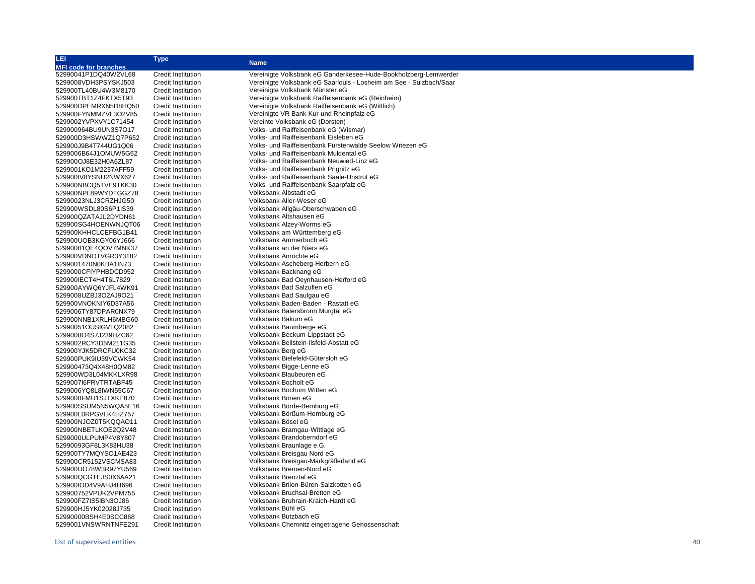| LEI<br>MFI code for branches | Type | Name |
|---|---|---|
| 52990041P1DQ40W2VL68 | Credit Institution | Vereinigte Volksbank eG Ganderkesee-Hude-Bookholzberg-Lemwerder |
| 5299008VDH3PSYSKJ503 | Credit Institution | Vereinigte Volksbank eG Saarlouis - Losheim am See - Sulzbach/Saar |
| 529900TL40BU4W3M8170 | Credit Institution | Vereinigte Volksbank Münster eG |
| 529900TBT1Z4FKTX5T93 | Credit Institution | Vereinigte Volksbank Raiffeisenbank eG (Reinheim) |
| 529900DPEMRXN5D8HQ50 | Credit Institution | Vereinigte Volksbank Raiffeisenbank eG (Wittlich) |
| 529900FYNMMZVL3O2V85 | Credit Institution | Vereinigte VR Bank Kur-und Rheinpfalz eG |
| 5299002YVPXVY1C71454 | Credit Institution | Vereinte Volksbank eG (Dorsten) |
| 529900964BU9UN3S7O17 | Credit Institution | Volks- und Raiffeisenbank eG (Wismar) |
| 529900D3HSWWZ1Q7P652 | Credit Institution | Volks- und Raiffeisenbank Eisleben eG |
| 529900J9B4T744UG1Q06 | Credit Institution | Volks- und Raiffeisenbank Fürstenwalde Seelow Wriezen eG |
| 5299006B64J1OMUW5G62 | Credit Institution | Volks- und Raiffeisenbank Muldental eG |
| 529900OJ8E32H0A6ZL87 | Credit Institution | Volks- und Raiffeisenbank Neuwied-Linz eG |
| 5299001KO1M2237AFF59 | Credit Institution | Volks- und Raiffeisenbank Prignitz eG |
| 529900IV8YSNU2NWX627 | Credit Institution | Volks- und Raiffeisenbank Saale-Unstrut eG |
| 529900NBCQ5TVE9TKK30 | Credit Institution | Volks- und Raiffeisenbank Saarpfalz eG |
| 529900NPL89WYDTGGZ78 | Credit Institution | Volksbank Albstadt eG |
| 52990023NLJ3CRZHJG50 | Credit Institution | Volksbank Aller-Weser eG |
| 529900WSDL80S6P1IS39 | Credit Institution | Volksbank Allgäu-Oberschwaben eG |
| 529900QZATAJL2DYDN61 | Credit Institution | Volksbank Altshausen eG |
| 529900SG4HOENWNJQT06 | Credit Institution | Volksbank Alzey-Worms eG |
| 529900KHHCLCEFBG1B41 | Credit Institution | Volksbank am Württemberg eG |
| 529900UOB3KGY06YJ666 | Credit Institution | Volksbank Ammerbuch eG |
| 52990081QE4QOV7MNK37 | Credit Institution | Volksbank an der Niers eG |
| 529900VDNOTVGR3Y3182 | Credit Institution | Volksbank Anröchte eG |
| 5299001470N0KBA1IN73 | Credit Institution | Volksbank Ascheberg-Herbern eG |
| 5299000CFIYPHBDCD952 | Credit Institution | Volksbank Backnang eG |
| 529900IECT4H4T6L7829 | Credit Institution | Volksbank Bad Oeynhausen-Herford eG |
| 529900AYWQ6YJFL4WK91 | Credit Institution | Volksbank Bad Salzuflen eG |
| 5299008UZBJ3O2AJ9O21 | Credit Institution | Volksbank Bad Saulgau eG |
| 529900VNOKNIY6D37A56 | Credit Institution | Volksbank Baden-Baden - Rastatt eG |
| 5299006TY87DPAR0NX79 | Credit Institution | Volksbank Baiersbronn Murgtal eG |
| 529900NNB1XRLH6MBG60 | Credit Institution | Volksbank Bakum eG |
| 52990051OUSIGVLQ2082 | Credit Institution | Volksbank Baumberge eG |
| 5299008O4S7J239HZC62 | Credit Institution | Volksbank Beckum-Lippstadt eG |
| 5299002RCY3D5M211G35 | Credit Institution | Volksbank Beilstein-Ilsfeld-Abstatt eG |
| 529900YJK5DRCFU0KC32 | Credit Institution | Volksbank Berg eG |
| 529900PUK9IU39VCWK54 | Credit Institution | Volksbank Bielefeld-Gütersloh eG |
| 529900473Q4X48H0QM82 | Credit Institution | Volksbank Bigge-Lenne eG |
| 529900WD3L04MKKLXR98 | Credit Institution | Volksbank Blaubeuren eG |
| 5299007I6FRVTRTABF45 | Credit Institution | Volksbank Bocholt eG |
| 5299006YQ8L8IWN55C67 | Credit Institution | Volksbank Bochum Witten eG |
| 5299008FMU1SJTXKE870 | Credit Institution | Volksbank Bönen eG |
| 529900SSUM5N5WQA5E16 | Credit Institution | Volksbank Börde-Bernburg eG |
| 529900L0RPGVLK4HZ757 | Credit Institution | Volksbank Börßum-Hornburg eG |
| 529900NJOZ0T5KQQAO11 | Credit Institution | Volksbank Bösel eG |
| 529900NBETLKOE2Q2V48 | Credit Institution | Volksbank Bramgau-Wittlage eG |
| 5299000ULPUMP4V8Y807 | Credit Institution | Volksbank Brandoberndorf eG |
| 52990093GF8L3K83HU38 | Credit Institution | Volksbank Braunlage e.G. |
| 529900TY7MQYSO1AE423 | Credit Institution | Volksbank Breisgau Nord eG |
| 529900CR5152VSCMSA83 | Credit Institution | Volksbank Breisgau-Markgräflerland eG |
| 529900UO78W3R97YU569 | Credit Institution | Volksbank Bremen-Nord eG |
| 529900QCGTEJS0X6AA21 | Credit Institution | Volksbank Brenztal eG |
| 529900IOD4V9AHJ4H696 | Credit Institution | Volksbank Brilon-Büren-Salzkotten eG |
| 529900752VPUK2VPM755 | Credit Institution | Volksbank Bruchsal-Bretten eG |
| 529900FZ7IS5IBN3OJ86 | Credit Institution | Volksbank Bruhrain-Kraich-Hardt eG |
| 529900HJ5YK02028J735 | Credit Institution | Volksbank Bühl eG |
| 52990000BSH4E0SCC868 | Credit Institution | Volksbank Butzbach eG |
| 5299001VNSWRNTNFE291 | Credit Institution | Volksbank Chemnitz eingetragene Genossenschaft |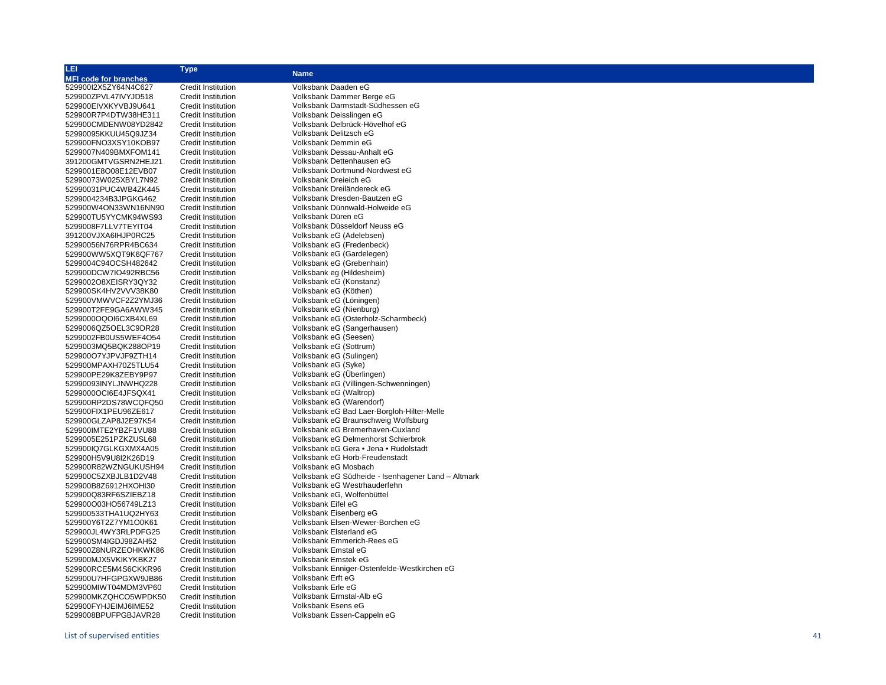| LEI<br>MFI code for branches | Type | Name |
|---|---|---|
| 529900I2X5ZY64N4C627 | Credit Institution | Volksbank Daaden eG |
| 529900ZPVL47IVYJD518 | Credit Institution | Volksbank Dammer Berge eG |
| 529900EIVXKYVBJ9U641 | Credit Institution | Volksbank Darmstadt-Südhessen eG |
| 529900R7P4DTW38HE311 | Credit Institution | Volksbank Deisslingen eG |
| 529900CMDENW08YD2842 | Credit Institution | Volksbank Delbrück-Hövelhof eG |
| 52990095KKUU45Q9JZ34 | Credit Institution | Volksbank Delitzsch eG |
| 529900FNO3XSY10KOB97 | Credit Institution | Volksbank Demmin eG |
| 5299007N409BMXFOM141 | Credit Institution | Volksbank Dessau-Anhalt eG |
| 391200GMTVGSRN2HEJ21 | Credit Institution | Volksbank Dettenhausen eG |
| 5299001E8O08E12EVB07 | Credit Institution | Volksbank Dortmund-Nordwest eG |
| 52990073W025XBYL7N92 | Credit Institution | Volksbank Dreieich eG |
| 52990031PUC4WB4ZK445 | Credit Institution | Volksbank Dreiländereck eG |
| 5299004234B3JPGKG462 | Credit Institution | Volksbank Dresden-Bautzen eG |
| 529900W4ON33WN16NN90 | Credit Institution | Volksbank Dünnwald-Holweide eG |
| 529900TU5YYCMK94WS93 | Credit Institution | Volksbank Düren eG |
| 5299008F7LLV7TEYIT04 | Credit Institution | Volksbank Düsseldorf Neuss eG |
| 391200VJXA6IHJP0RC25 | Credit Institution | Volksbank eG (Adelebsen) |
| 52990056N76RPR4BC634 | Credit Institution | Volksbank eG (Fredenbeck) |
| 529900WW5XQT9K6QF767 | Credit Institution | Volksbank eG (Gardelegen) |
| 5299004C94OCSH482642 | Credit Institution | Volksbank eG (Grebenhain) |
| 529900DCW7IO492RBC56 | Credit Institution | Volksbank eg (Hildesheim) |
| 5299002O8XEISRY3QY32 | Credit Institution | Volksbank eG (Konstanz) |
| 529900SK4HV2VVV38K80 | Credit Institution | Volksbank eG (Köthen) |
| 529900VMWVCF2Z2YMJ36 | Credit Institution | Volksbank eG (Löningen) |
| 529900T2FE9GA6AWW345 | Credit Institution | Volksbank eG (Nienburg) |
| 5299000OQOI6CXB4XL69 | Credit Institution | Volksbank eG (Osterholz-Scharmbeck) |
| 5299006QZ5OEL3C9DR28 | Credit Institution | Volksbank eG (Sangerhausen) |
| 5299002FB0US5WEF4O54 | Credit Institution | Volksbank eG (Seesen) |
| 5299003MQ5BQK288OP19 | Credit Institution | Volksbank eG (Sottrum) |
| 529900O7YJPVJF9ZTH14 | Credit Institution | Volksbank eG (Sulingen) |
| 529900MPAXH70Z5TLU54 | Credit Institution | Volksbank eG (Syke) |
| 529900PE29K8ZEBY9P97 | Credit Institution | Volksbank eG (Überlingen) |
| 52990093INYLJNWHQ228 | Credit Institution | Volksbank eG (Villingen-Schwenningen) |
| 5299000OCI6E4JFSQX41 | Credit Institution | Volksbank eG (Waltrop) |
| 529900RP2DS78WCQFQ50 | Credit Institution | Volksbank eG (Warendorf) |
| 529900FIX1PEU96ZE617 | Credit Institution | Volksbank eG Bad Laer-Borgloh-Hilter-Melle |
| 529900GLZAP8J2E97K54 | Credit Institution | Volksbank eG Braunschweig Wolfsburg |
| 529900IMTE2YBZF1VU88 | Credit Institution | Volksbank eG Bremerhaven-Cuxland |
| 5299005E251PZKZUSL68 | Credit Institution | Volksbank eG Delmenhorst Schierbrok |
| 529900IQ7GLKGXMX4A05 | Credit Institution | Volksbank eG Gera • Jena • Rudolstadt |
| 529900H5V9U8I2K26D19 | Credit Institution | Volksbank eG Horb-Freudenstadt |
| 529900R82WZNGUKUSH94 | Credit Institution | Volksbank eG Mosbach |
| 529900C5ZXBJLB1D2V48 | Credit Institution | Volksbank eG Südheide - Isenhagener Land – Altmark |
| 529900B8Z6912HXOHI30 | Credit Institution | Volksbank eG Westrhauderfehn |
| 529900Q83RF6SZIEBZ18 | Credit Institution | Volksbank eG, Wolfenbüttel |
| 529900O03HO56749LZ13 | Credit Institution | Volksbank Eifel eG |
| 529900533THA1UQ2HY63 | Credit Institution | Volksbank Eisenberg eG |
| 529900Y6T2Z7YM1O0K61 | Credit Institution | Volksbank Elsen-Wewer-Borchen eG |
| 529900JL4WY3RLPDFG25 | Credit Institution | Volksbank Elsterland eG |
| 529900SM4IGDJ98ZAH52 | Credit Institution | Volksbank Emmerich-Rees eG |
| 529900Z8NURZEOHKWK86 | Credit Institution | Volksbank Emstal eG |
| 529900MJX5VKIKYKBK27 | Credit Institution | Volksbank Emstek eG |
| 529900RCE5M4S6CKKR96 | Credit Institution | Volksbank Enniger-Ostenfelde-Westkirchen eG |
| 529900U7HFGPGXW9JB86 | Credit Institution | Volksbank Erft eG |
| 529900MIWT04MDM3VP60 | Credit Institution | Volksbank Erle eG |
| 529900MKZQHCO5WPDK50 | Credit Institution | Volksbank Ermstal-Alb eG |
| 529900FYHJEIMJ6IME52 | Credit Institution | Volksbank Esens eG |
| 5299008BPUFPGBJAVR28 | Credit Institution | Volksbank Essen-Cappeln eG |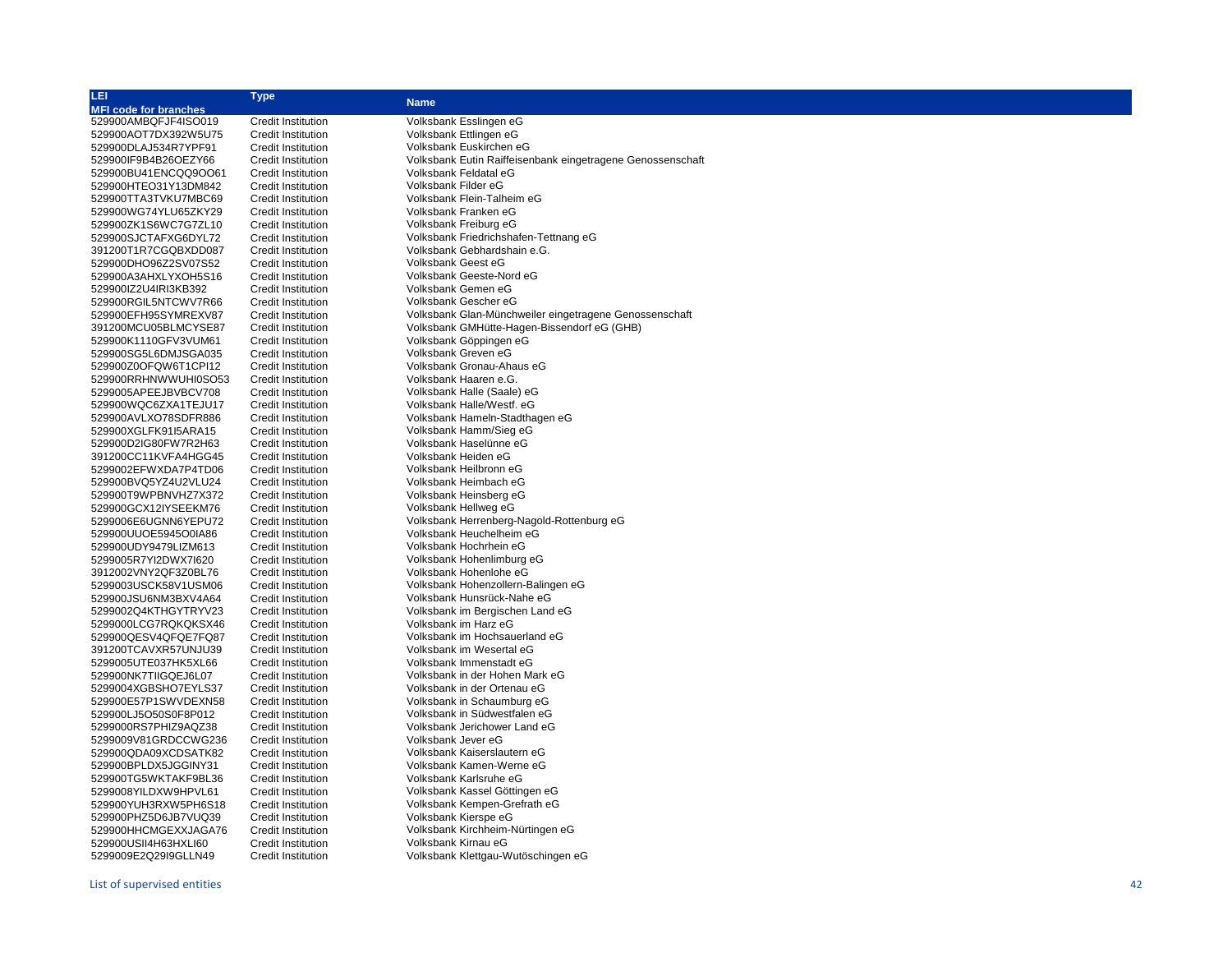| LEI<br>MFI code for branches | Type | Name |
|---|---|---|
| 529900AMBQFJF4ISO019 | Credit Institution | Volksbank Esslingen eG |
| 529900AOT7DX392W5U75 | Credit Institution | Volksbank Ettlingen eG |
| 529900DLAJ534R7YPF91 | Credit Institution | Volksbank Euskirchen eG |
| 529900IF9B4B26OEZY66 | Credit Institution | Volksbank Eutin Raiffeisenbank eingetragene Genossenschaft |
| 529900BU41ENCQQ9OO61 | Credit Institution | Volksbank Feldatal eG |
| 529900HTEO31Y13DM842 | Credit Institution | Volksbank Filder eG |
| 529900TTA3TVKU7MBC69 | Credit Institution | Volksbank Flein-Talheim eG |
| 529900WG74YLU65ZKY29 | Credit Institution | Volksbank Franken eG |
| 529900ZK1S6WC7G7ZL10 | Credit Institution | Volksbank Freiburg eG |
| 529900SJCTAFXG6DYL72 | Credit Institution | Volksbank Friedrichshafen-Tettnang eG |
| 391200T1R7CGQBXDD087 | Credit Institution | Volksbank Gebhardshain e.G. |
| 529900DHO96Z2SV07S52 | Credit Institution | Volksbank Geest eG |
| 529900A3AHXLYXOH5S16 | Credit Institution | Volksbank Geeste-Nord eG |
| 529900IZ2U4IRI3KB392 | Credit Institution | Volksbank Gemen eG |
| 529900RGIL5NTCWV7R66 | Credit Institution | Volksbank Gescher eG |
| 529900EFH95SYMREXV87 | Credit Institution | Volksbank Glan-Münchweiler eingetragene Genossenschaft |
| 391200MCU05BLMCYSE87 | Credit Institution | Volksbank GMHütte-Hagen-Bissendorf eG (GHB) |
| 529900K1110GFV3VUM61 | Credit Institution | Volksbank Göppingen eG |
| 529900SG5L6DMJSGA035 | Credit Institution | Volksbank Greven eG |
| 529900Z0OFQW6T1CPI12 | Credit Institution | Volksbank Gronau-Ahaus eG |
| 529900RRHNWWUHI0SO53 | Credit Institution | Volksbank Haaren e.G. |
| 5299005APEEJBVBCV708 | Credit Institution | Volksbank Halle (Saale) eG |
| 529900WQC6ZXA1TEJU17 | Credit Institution | Volksbank Halle/Westf. eG |
| 529900AVLXO78SDFR886 | Credit Institution | Volksbank Hameln-Stadthagen eG |
| 529900XGLFK91I5ARA15 | Credit Institution | Volksbank Hamm/Sieg eG |
| 529900D2IG80FW7R2H63 | Credit Institution | Volksbank Haselünne eG |
| 391200CC11KVFA4HGG45 | Credit Institution | Volksbank Heiden eG |
| 5299002EFWXDA7P4TD06 | Credit Institution | Volksbank Heilbronn eG |
| 529900BVQ5YZ4U2VLU24 | Credit Institution | Volksbank Heimbach eG |
| 529900T9WPBNVHZ7X372 | Credit Institution | Volksbank Heinsberg eG |
| 529900GCX12IYSEEKM76 | Credit Institution | Volksbank Hellweg eG |
| 5299006E6UGNN6YEPU72 | Credit Institution | Volksbank Herrenberg-Nagold-Rottenburg eG |
| 529900UUOE5945O0IA86 | Credit Institution | Volksbank Heuchelheim eG |
| 529900UDY9479LIZM613 | Credit Institution | Volksbank Hochrhein eG |
| 5299005R7YI2DWX7I620 | Credit Institution | Volksbank Hohenlimburg eG |
| 3912002VNY2QF3Z0BL76 | Credit Institution | Volksbank Hohenlohe eG |
| 5299003USCK58V1USM06 | Credit Institution | Volksbank Hohenzollern-Balingen eG |
| 529900JSU6NM3BXV4A64 | Credit Institution | Volksbank Hunsrück-Nahe eG |
| 5299002Q4KTHGYTRYV23 | Credit Institution | Volksbank im Bergischen Land eG |
| 5299000LCG7RQKQKSX46 | Credit Institution | Volksbank im Harz eG |
| 529900QESV4QFQE7FQ87 | Credit Institution | Volksbank im Hochsauerland eG |
| 391200TCAVXR57UNJU39 | Credit Institution | Volksbank im Wesertal eG |
| 5299005UTE037HK5XL66 | Credit Institution | Volksbank Immenstadt eG |
| 529900NK7TIIGQEJ6L07 | Credit Institution | Volksbank in der Hohen Mark eG |
| 5299004XGBSHO7EYLS37 | Credit Institution | Volksbank in der Ortenau eG |
| 529900E57P1SWVDEXN58 | Credit Institution | Volksbank in Schaumburg eG |
| 529900LJ5O50S0F8P012 | Credit Institution | Volksbank in Südwestfalen eG |
| 5299000RS7PHIZ9AQZ38 | Credit Institution | Volksbank Jerichower Land eG |
| 5299009V81GRDCCWG236 | Credit Institution | Volksbank Jever eG |
| 529900QDA09XCDSATK82 | Credit Institution | Volksbank Kaiserslautern eG |
| 529900BPLDX5JGGINY31 | Credit Institution | Volksbank Kamen-Werne eG |
| 529900TG5WKTAKF9BL36 | Credit Institution | Volksbank Karlsruhe eG |
| 5299008YILDXW9HPVL61 | Credit Institution | Volksbank Kassel Göttingen eG |
| 529900YUH3RXW5PH6S18 | Credit Institution | Volksbank Kempen-Grefrath eG |
| 529900PHZ5D6JB7VUQ39 | Credit Institution | Volksbank Kierspe eG |
| 529900HHCMGEXXJAGA76 | Credit Institution | Volksbank Kirchheim-Nürtingen eG |
| 529900USII4H63HXLI60 | Credit Institution | Volksbank Kirnau eG |
| 5299009E2Q29I9GLLN49 | Credit Institution | Volksbank Klettgau-Wutöschingen eG |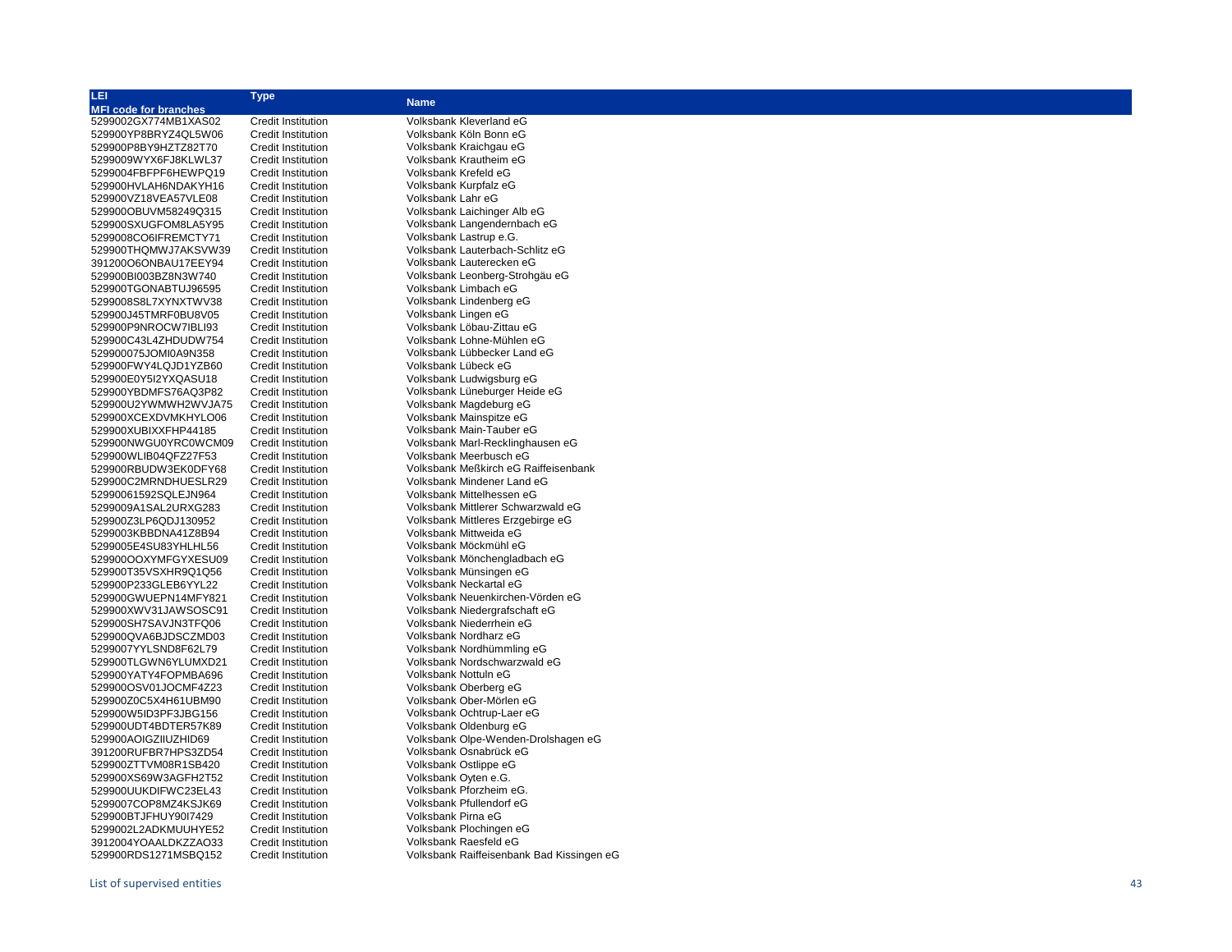| LEI<br>MFI code for branches | Type | Name |
|---|---|---|
| 5299002GX774MB1XAS02 | Credit Institution | Volksbank Kleverland eG |
| 529900YP8BRYZ4QL5W06 | Credit Institution | Volksbank Köln Bonn eG |
| 529900P8BY9HZTZ82T70 | Credit Institution | Volksbank Kraichgau eG |
| 5299009WYX6FJ8KLWL37 | Credit Institution | Volksbank Krautheim eG |
| 5299004FBFPF6HEWPQ19 | Credit Institution | Volksbank Krefeld eG |
| 529900HVLAH6NDAKYH16 | Credit Institution | Volksbank Kurpfalz eG |
| 529900VZ18VEA57VLE08 | Credit Institution | Volksbank Lahr eG |
| 529900OBUVM58249Q315 | Credit Institution | Volksbank Laichinger Alb eG |
| 529900SXUGFOM8LA5Y95 | Credit Institution | Volksbank Langendernbach eG |
| 5299008CO6IFREMCTY71 | Credit Institution | Volksbank Lastrup e.G. |
| 529900THQMWJ7AKSVW39 | Credit Institution | Volksbank Lauterbach-Schlitz eG |
| 391200O6ONBAU17EEY94 | Credit Institution | Volksbank Lauterecken eG |
| 529900BI003BZ8N3W740 | Credit Institution | Volksbank Leonberg-Strohgäu eG |
| 529900TGONABTUJ96595 | Credit Institution | Volksbank Limbach eG |
| 5299008S8L7XYNXTWV38 | Credit Institution | Volksbank Lindenberg eG |
| 529900J45TMRF0BU8V05 | Credit Institution | Volksbank Lingen eG |
| 529900P9NROCW7IBLI93 | Credit Institution | Volksbank Löbau-Zittau eG |
| 529900C43L4ZHDUDW754 | Credit Institution | Volksbank Lohne-Mühlen eG |
| 529900075JOMI0A9N358 | Credit Institution | Volksbank Lübbecker Land eG |
| 529900FWY4LQJD1YZB60 | Credit Institution | Volksbank Lübeck eG |
| 529900E0Y5I2YXQASU18 | Credit Institution | Volksbank Ludwigsburg eG |
| 529900YBDMFS76AQ3P82 | Credit Institution | Volksbank Lüneburger Heide eG |
| 529900U2YWMWH2WVJA75 | Credit Institution | Volksbank Magdeburg eG |
| 529900XCEXDVMKHYLO06 | Credit Institution | Volksbank Mainspitze eG |
| 529900XUBIXXFHP44185 | Credit Institution | Volksbank Main-Tauber eG |
| 529900NWGU0YRC0WCM09 | Credit Institution | Volksbank Marl-Recklinghausen eG |
| 529900WLIB04QFZ27F53 | Credit Institution | Volksbank Meerbusch eG |
| 529900RBUDW3EK0DFY68 | Credit Institution | Volksbank Meßkirch eG Raiffeisenbank |
| 529900C2MRNDHUESLR29 | Credit Institution | Volksbank Mindener Land eG |
| 52990061592SQLEJN964 | Credit Institution | Volksbank Mittelhessen eG |
| 5299009A1SAL2URXG283 | Credit Institution | Volksbank Mittlerer Schwarzwald eG |
| 529900Z3LP6QDJ130952 | Credit Institution | Volksbank Mittleres Erzgebirge eG |
| 5299003KBBDNA41Z8B94 | Credit Institution | Volksbank Mittweida eG |
| 5299005E4SU83YHLHL56 | Credit Institution | Volksbank Möckmühl eG |
| 529900OOXYMFGYXESU09 | Credit Institution | Volksbank Mönchengladbach eG |
| 529900T35VSXHR9Q1Q56 | Credit Institution | Volksbank Münsingen eG |
| 529900P233GLEB6YYL22 | Credit Institution | Volksbank Neckartal eG |
| 529900GWUEPN14MFY821 | Credit Institution | Volksbank Neuenkirchen-Vörden eG |
| 529900XWV31JAWSOSC91 | Credit Institution | Volksbank Niedergrafschaft eG |
| 529900SH7SAVJN3TFQ06 | Credit Institution | Volksbank Niederrhein eG |
| 529900QVA6BJDSCZMD03 | Credit Institution | Volksbank Nordharz eG |
| 5299007YYLSND8F62L79 | Credit Institution | Volksbank Nordhümmling eG |
| 529900TLGWN6YLUMXD21 | Credit Institution | Volksbank Nordschwarzwald eG |
| 529900YATY4FOPMBA696 | Credit Institution | Volksbank Nottuln eG |
| 529900OSV01JOCMF4Z23 | Credit Institution | Volksbank Oberberg eG |
| 529900Z0C5X4H61UBM90 | Credit Institution | Volksbank Ober-Mörlen eG |
| 529900W5ID3PF3JBG156 | Credit Institution | Volksbank Ochtrup-Laer eG |
| 529900UDT4BDTER57K89 | Credit Institution | Volksbank Oldenburg eG |
| 529900AOIGZIIUZHID69 | Credit Institution | Volksbank Olpe-Wenden-Drolshagen eG |
| 391200RUFBR7HPS3ZD54 | Credit Institution | Volksbank Osnabrück eG |
| 529900ZTTVM08R1SB420 | Credit Institution | Volksbank Ostlippe eG |
| 529900XS69W3AGFH2T52 | Credit Institution | Volksbank Oyten e.G. |
| 529900UUKDIFWC23EL43 | Credit Institution | Volksbank Pforzheim eG. |
| 5299007COP8MZ4KSJK69 | Credit Institution | Volksbank Pfullendorf eG |
| 529900BTJFHUY90I7429 | Credit Institution | Volksbank Pirna eG |
| 5299002L2ADKMUUHYE52 | Credit Institution | Volksbank Plochingen eG |
| 3912004YOAALDKZZAO33 | Credit Institution | Volksbank Raesfeld eG |
| 529900RDS1271MSBQ152 | Credit Institution | Volksbank Raiffeisenbank Bad Kissingen eG |

List of supervised entities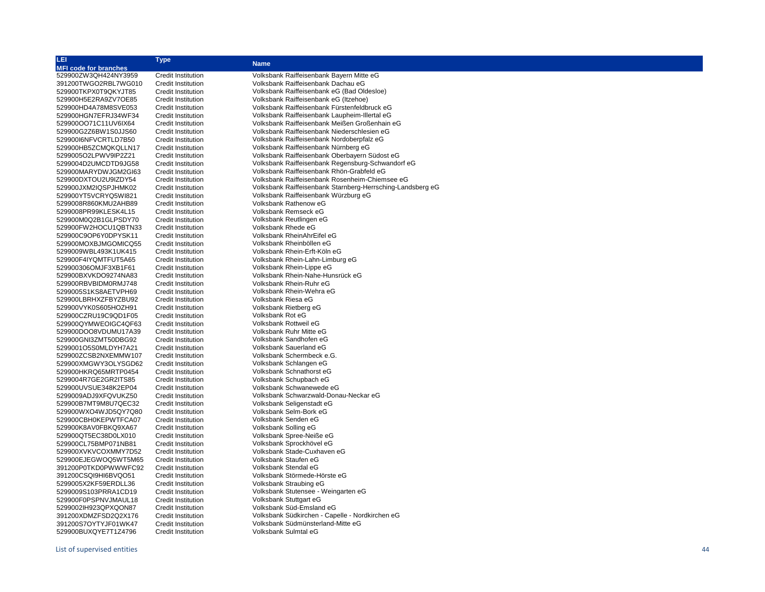| LEI<br>MFI code for branches | Type | Name |
|---|---|---|
| 529900ZW3QH424NY3959 | Credit Institution | Volksbank Raiffeisenbank Bayern Mitte eG |
| 391200TWGO2RBL7WG010 | Credit Institution | Volksbank Raiffeisenbank Dachau eG |
| 529900TKPX0T9QKYJT85 | Credit Institution | Volksbank Raiffeisenbank eG (Bad Oldesloe) |
| 529900H5E2RA9ZV7OE85 | Credit Institution | Volksbank Raiffeisenbank eG (Itzehoe) |
| 529900HD4A78M8SVE053 | Credit Institution | Volksbank Raiffeisenbank Fürstenfeldbruck eG |
| 529900HGN7EFRJ34WF34 | Credit Institution | Volksbank Raiffeisenbank Laupheim-Illertal eG |
| 529900OO71C11UV6IX64 | Credit Institution | Volksbank Raiffeisenbank Meißen Großenhain eG |
| 529900G2Z6BW1S0JJS60 | Credit Institution | Volksbank Raiffeisenbank Niederschlesien eG |
| 529900I6NFVCRTLD7B50 | Credit Institution | Volksbank Raiffeisenbank Nordoberpfalz eG |
| 529900HB5ZCMQKQLLN17 | Credit Institution | Volksbank Raiffeisenbank Nürnberg eG |
| 5299005O2LPWV9IP2Z21 | Credit Institution | Volksbank Raiffeisenbank Oberbayern Südost eG |
| 5299004D2UMCDTD9JG58 | Credit Institution | Volksbank Raiffeisenbank Regensburg-Schwandorf eG |
| 529900MARYDWJGM2GI63 | Credit Institution | Volksbank Raiffeisenbank Rhön-Grabfeld eG |
| 529900DXTOU2U9IZDY54 | Credit Institution | Volksbank Raiffeisenbank Rosenheim-Chiemsee eG |
| 529900JXM2IQSPJHMK02 | Credit Institution | Volksbank Raiffeisenbank Starnberg-Herrsching-Landsberg eG |
| 529900YT5VCRYQ5WI821 | Credit Institution | Volksbank Raiffeisenbank Würzburg eG |
| 5299008R860KMU2AHB89 | Credit Institution | Volksbank Rathenow eG |
| 5299008PR99KLESK4L15 | Credit Institution | Volksbank Remseck eG |
| 529900M0Q2B1GLPSDY70 | Credit Institution | Volksbank Reutlingen eG |
| 529900FW2HOCU1QBTN33 | Credit Institution | Volksbank Rhede eG |
| 529900C9OP6Y0DPYSK11 | Credit Institution | Volksbank RheinAhrEifel eG |
| 529900MOXBJMGOMICQ55 | Credit Institution | Volksbank Rheinböllen eG |
| 5299009WBL493K1UK415 | Credit Institution | Volksbank Rhein-Erft-Köln eG |
| 529900F4IYQMTFUT5A65 | Credit Institution | Volksbank Rhein-Lahn-Limburg eG |
| 529900306OMJF3XB1F61 | Credit Institution | Volksbank Rhein-Lippe eG |
| 529900BXVKDO9274NA83 | Credit Institution | Volksbank Rhein-Nahe-Hunsrück eG |
| 529900RBVBIDM0RMJ748 | Credit Institution | Volksbank Rhein-Ruhr eG |
| 5299005S1KS8AETVPH69 | Credit Institution | Volksbank Rhein-Wehra eG |
| 529900LBRHXZFBYZBU92 | Credit Institution | Volksbank Riesa eG |
| 529900VYK0S605HOZH91 | Credit Institution | Volksbank Rietberg eG |
| 529900CZRU19C9QD1F05 | Credit Institution | Volksbank Rot eG |
| 529900QYMWEOIGC4QF63 | Credit Institution | Volksbank Rottweil eG |
| 529900DOO8VDUMU17A39 | Credit Institution | Volksbank Ruhr Mitte eG |
| 529900GNI3ZMT50DBG92 | Credit Institution | Volksbank Sandhofen eG |
| 5299001O5S0MLDYH7A21 | Credit Institution | Volksbank Sauerland eG |
| 529900ZCSB2NXEMMW107 | Credit Institution | Volksbank Schermbeck e.G. |
| 529900XMGWY3OLYSGD62 | Credit Institution | Volksbank Schlangen eG |
| 529900HKRQ65MRTP0454 | Credit Institution | Volksbank Schnathorst eG |
| 5299004R7GE2GR2ITS85 | Credit Institution | Volksbank Schupbach eG |
| 529900UVSUE348K2EP04 | Credit Institution | Volksbank Schwanewede eG |
| 5299009ADJ9XFQVUKZ50 | Credit Institution | Volksbank Schwarzwald-Donau-Neckar eG |
| 529900B7MT9M8U7QEC32 | Credit Institution | Volksbank Seligenstadt eG |
| 529900WXO4WJD5QY7Q80 | Credit Institution | Volksbank Selm-Bork eG |
| 529900CBH0KEPWTFCA07 | Credit Institution | Volksbank Senden eG |
| 529900K8AV0FBKQ9XA67 | Credit Institution | Volksbank Solling eG |
| 529900QT5EC38D0LX010 | Credit Institution | Volksbank Spree-Neiße eG |
| 529900CL75BMP071NB81 | Credit Institution | Volksbank Sprockhövel eG |
| 529900XVKVCOXMMY7D52 | Credit Institution | Volksbank Stade-Cuxhaven eG |
| 529900EJEGWOQ5WT5M65 | Credit Institution | Volksbank Staufen eG |
| 391200P0TKD0PWWWFC92 | Credit Institution | Volksbank Stendal eG |
| 391200CSQI9HI6BVQO51 | Credit Institution | Volksbank Störmede-Hörste eG |
| 5299005X2KF59ERDLL36 | Credit Institution | Volksbank Straubing eG |
| 5299009S103PRRA1CD19 | Credit Institution | Volksbank Stutensee - Weingarten eG |
| 529900F0PSPNVJMAUL18 | Credit Institution | Volksbank Stuttgart eG |
| 5299002IH923QPXQON87 | Credit Institution | Volksbank Süd-Emsland eG |
| 391200XDMZFSD2Q2X176 | Credit Institution | Volksbank Südkirchen - Capelle - Nordkirchen eG |
| 391200S7OYTYJF01WK47 | Credit Institution | Volksbank Südmünsterland-Mitte eG |
| 529900BUXQYE7T1Z4796 | Credit Institution | Volksbank Sulmtal eG |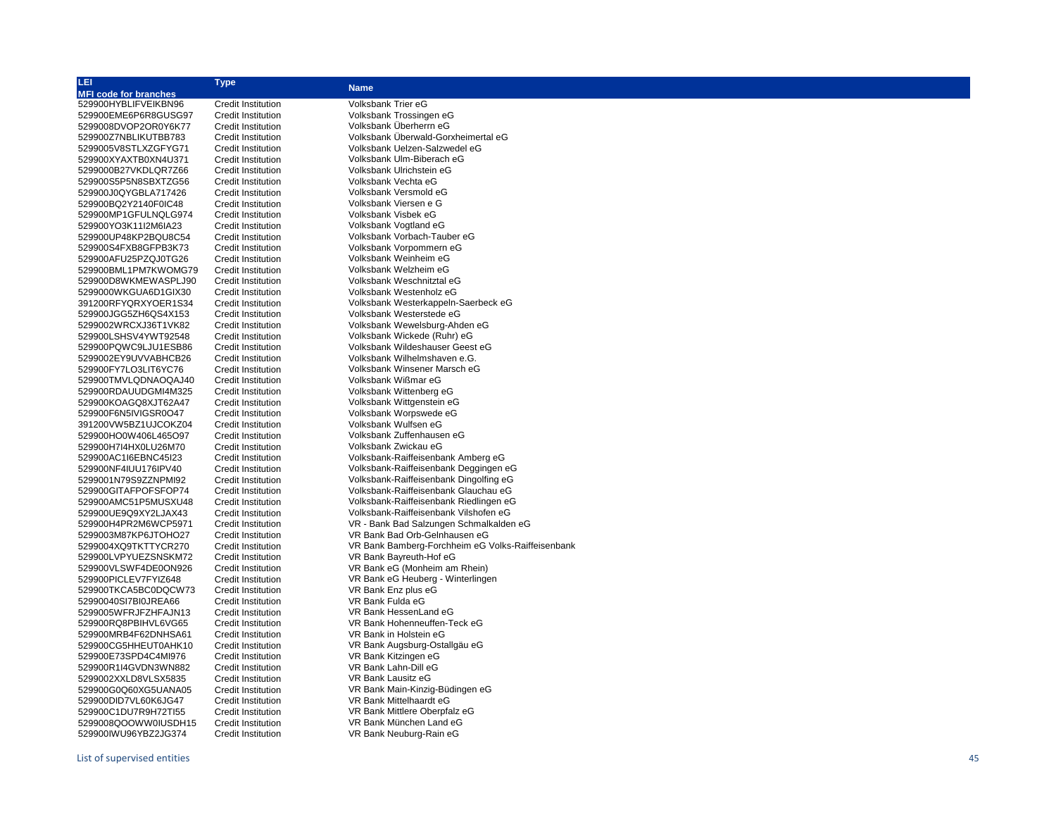| LEI<br>MFI code for branches | Type | Name |
|---|---|---|
| 529900HYBLIFVEIKBN96 | Credit Institution | Volksbank Trier eG |
| 529900EME6P6R8GUSG97 | Credit Institution | Volksbank Trossingen eG |
| 5299008DVOP2OR0Y6K77 | Credit Institution | Volksbank Überherrn eG |
| 529900Z7NBLIKUTBB783 | Credit Institution | Volksbank Überwald-Gorxheimertal eG |
| 5299005V8STLXZGFYG71 | Credit Institution | Volksbank Uelzen-Salzwedel eG |
| 529900XYAXTB0XN4U371 | Credit Institution | Volksbank Ulm-Biberach eG |
| 5299000B27VKDLQR7Z66 | Credit Institution | Volksbank Ulrichstein eG |
| 529900S5P5N8SBXTZG56 | Credit Institution | Volksbank Vechta eG |
| 529900J0QYGBLA717426 | Credit Institution | Volksbank Versmold eG |
| 529900BQ2Y2140F0IC48 | Credit Institution | Volksbank Viersen e G |
| 529900MP1GFULNQLG974 | Credit Institution | Volksbank Visbek eG |
| 529900YO3K11I2M6IA23 | Credit Institution | Volksbank Vogtland eG |
| 529900UP48KP2BQU8C54 | Credit Institution | Volksbank Vorbach-Tauber eG |
| 529900S4FXB8GFPB3K73 | Credit Institution | Volksbank Vorpommern eG |
| 529900AFU25PZQJ0TG26 | Credit Institution | Volksbank Weinheim eG |
| 529900BML1PM7KWOMG79 | Credit Institution | Volksbank Welzheim eG |
| 529900D8WKMEWASPLJ90 | Credit Institution | Volksbank Weschnitztal eG |
| 5299000WKGUA6D1GIX30 | Credit Institution | Volksbank Westenholz eG |
| 391200RFYQRXYOER1S34 | Credit Institution | Volksbank Westerkappeln-Saerbeck eG |
| 529900JGG5ZH6QS4X153 | Credit Institution | Volksbank Westerstede eG |
| 5299002WRCXJ36T1VK82 | Credit Institution | Volksbank Wewelsburg-Ahden eG |
| 529900LSHSV4YWT92548 | Credit Institution | Volksbank Wickede (Ruhr) eG |
| 529900PQWC9LJU1ESB86 | Credit Institution | Volksbank Wildeshauser Geest eG |
| 5299002EY9UVVABHCB26 | Credit Institution | Volksbank Wilhelmshaven e.G. |
| 529900FY7LO3LIT6YC76 | Credit Institution | Volksbank Winsener Marsch eG |
| 529900TMVLQDNAOQAJ40 | Credit Institution | Volksbank Wißmar eG |
| 529900RDAUUDGMI4M325 | Credit Institution | Volksbank Wittenberg eG |
| 529900KOAGQ8XJT62A47 | Credit Institution | Volksbank Wittgenstein eG |
| 529900F6N5IVIGSR0O47 | Credit Institution | Volksbank Worpswede eG |
| 391200VW5BZ1UJCOKZ04 | Credit Institution | Volksbank Wulfsen eG |
| 529900HO0W406L465O97 | Credit Institution | Volksbank Zuffenhausen eG |
| 529900H7I4HX0LU26M70 | Credit Institution | Volksbank Zwickau eG |
| 529900AC1I6EBNC45I23 | Credit Institution | Volksbank-Raiffeisenbank Amberg eG |
| 529900NF4IUU176IPV40 | Credit Institution | Volksbank-Raiffeisenbank Deggingen eG |
| 5299001N79S9ZZNPMI92 | Credit Institution | Volksbank-Raiffeisenbank Dingolfing eG |
| 529900GITAFPOFSFOP74 | Credit Institution | Volksbank-Raiffeisenbank Glauchau eG |
| 529900AMC51P5MUSXU48 | Credit Institution | Volksbank-Raiffeisenbank Riedlingen eG |
| 529900UE9Q9XY2LJAX43 | Credit Institution | Volksbank-Raiffeisenbank Vilshofen eG |
| 529900H4PR2M6WCP5971 | Credit Institution | VR - Bank Bad Salzungen Schmalkalden eG |
| 5299003M87KP6JTOHO27 | Credit Institution | VR Bank Bad Orb-Gelnhausen eG |
| 5299004XQ9TKTTYCR270 | Credit Institution | VR Bank Bamberg-Forchheim eG Volks-Raiffeisenbank |
| 529900LVPYUEZSNSKM72 | Credit Institution | VR Bank Bayreuth-Hof eG |
| 529900VLSWF4DE0ON926 | Credit Institution | VR Bank eG (Monheim am Rhein) |
| 529900PICLEV7FYIZ648 | Credit Institution | VR Bank eG Heuberg - Winterlingen |
| 529900TKCA5BC0DQCW73 | Credit Institution | VR Bank Enz plus eG |
| 52990040SI7BI0JREA66 | Credit Institution | VR Bank Fulda eG |
| 5299005WFRJFZHFAJN13 | Credit Institution | VR Bank HessenLand eG |
| 529900RQ8PBIHVL6VG65 | Credit Institution | VR Bank Hohenneuffen-Teck eG |
| 529900MRB4F62DNHSA61 | Credit Institution | VR Bank in Holstein eG |
| 529900CG5HHEUT0AHK10 | Credit Institution | VR Bank Augsburg-Ostallgäu eG |
| 529900E73SPD4C4MI976 | Credit Institution | VR Bank Kitzingen eG |
| 529900R1I4GVDN3WN882 | Credit Institution | VR Bank Lahn-Dill eG |
| 5299002XXLD8VLSX5835 | Credit Institution | VR Bank Lausitz eG |
| 529900G0Q60XG5UANA05 | Credit Institution | VR Bank Main-Kinzig-Büdingen eG |
| 529900DID7VL60K6JG47 | Credit Institution | VR Bank Mittelhaardt eG |
| 529900C1DU7R9H72TI55 | Credit Institution | VR Bank Mittlere Oberpfalz eG |
| 5299008QOOWW0IUSDH15 | Credit Institution | VR Bank München Land eG |
| 529900IWU96YBZ2JG374 | Credit Institution | VR Bank Neuburg-Rain eG |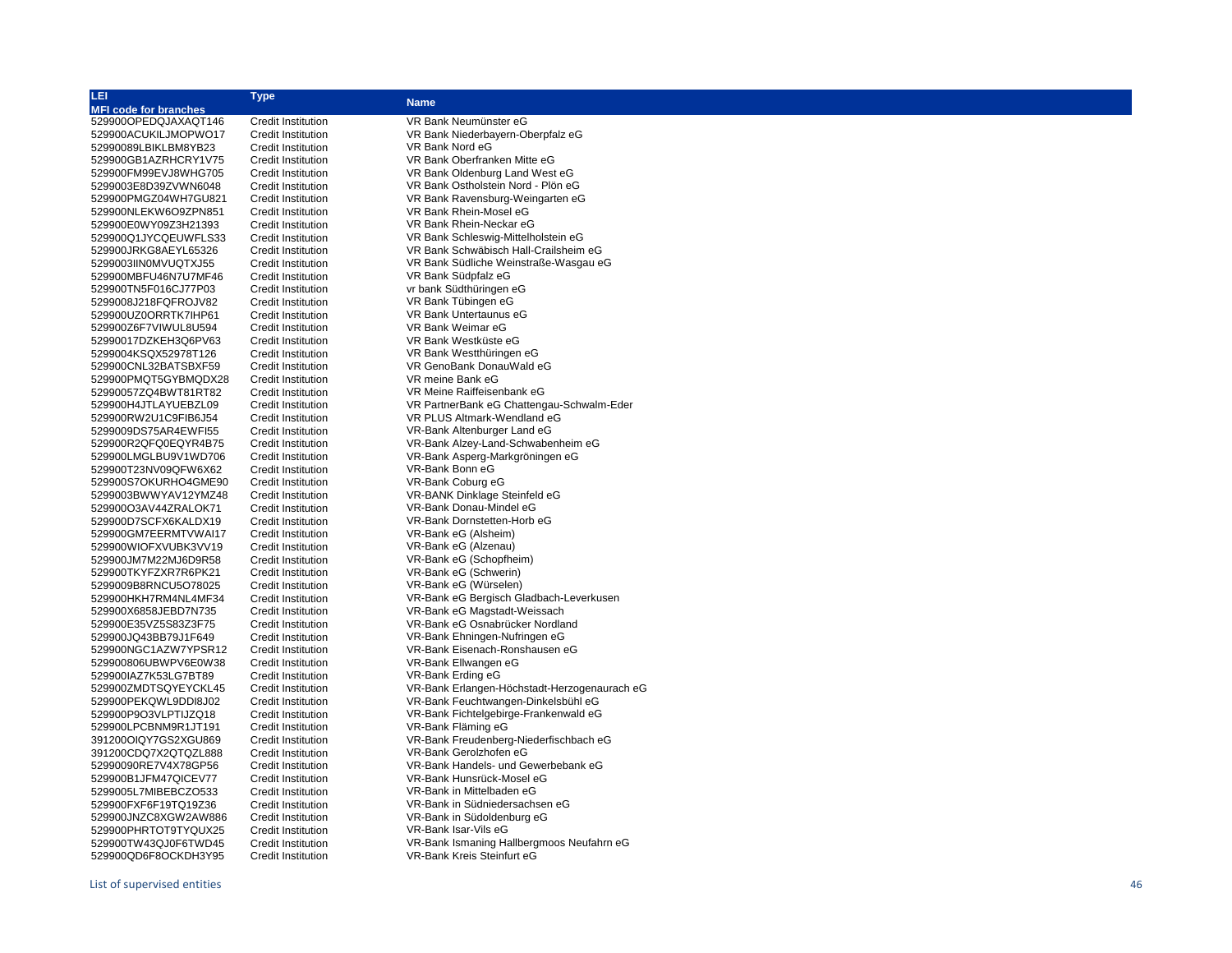| LEI<br>MFI code for branches | Type | Name |
|---|---|---|
| 529900OPEDQJAXAQT146 | Credit Institution | VR Bank Neumünster eG |
| 529900ACUKILJMOPWO17 | Credit Institution | VR Bank Niederbayern-Oberpfalz eG |
| 52990089LBIKLBM8YB23 | Credit Institution | VR Bank Nord eG |
| 529900GB1AZRHCRY1V75 | Credit Institution | VR Bank Oberfranken Mitte eG |
| 529900FM99EVJ8WHG705 | Credit Institution | VR Bank Oldenburg Land West eG |
| 5299003E8D39ZVWN6048 | Credit Institution | VR Bank Ostholstein Nord - Plön eG |
| 529900PMGZ04WH7GU821 | Credit Institution | VR Bank Ravensburg-Weingarten eG |
| 529900NLEKW6O9ZPN851 | Credit Institution | VR Bank Rhein-Mosel eG |
| 529900E0WY09Z3H21393 | Credit Institution | VR Bank Rhein-Neckar eG |
| 529900Q1JYCQEUWFLS33 | Credit Institution | VR Bank Schleswig-Mittelholstein eG |
| 529900JRKG8AEYL65326 | Credit Institution | VR Bank Schwäbisch Hall-Crailsheim eG |
| 5299003IIN0MVUQTXJ55 | Credit Institution | VR Bank Südliche Weinstraße-Wasgau eG |
| 529900MBFU46N7U7MF46 | Credit Institution | VR Bank Südpfalz eG |
| 529900TN5F016CJ77P03 | Credit Institution | vr bank Südthüringen eG |
| 5299008J218FQFROJV82 | Credit Institution | VR Bank Tübingen eG |
| 529900UZ0ORRTK7IHP61 | Credit Institution | VR Bank Untertaunus eG |
| 529900Z6F7VIWUL8U594 | Credit Institution | VR Bank Weimar eG |
| 52990017DZKEH3Q6PV63 | Credit Institution | VR Bank Westküste eG |
| 5299004KSQX52978T126 | Credit Institution | VR Bank Westthüringen eG |
| 529900CNL32BATSBXF59 | Credit Institution | VR GenoBank DonauWald eG |
| 529900PMQT5GYBMQDX28 | Credit Institution | VR meine Bank eG |
| 52990057ZQ4BWT81RT82 | Credit Institution | VR Meine Raiffeisenbank eG |
| 529900H4JTLAYUEBZL09 | Credit Institution | VR PartnerBank eG Chattengau-Schwalm-Eder |
| 529900RW2U1C9FIB6J54 | Credit Institution | VR PLUS Altmark-Wendland eG |
| 5299009DS75AR4EWFI55 | Credit Institution | VR-Bank Altenburger Land eG |
| 529900R2QFQ0EQYR4B75 | Credit Institution | VR-Bank Alzey-Land-Schwabenheim eG |
| 529900LMGLBU9V1WD706 | Credit Institution | VR-Bank Asperg-Markgröningen eG |
| 529900T23NV09QFW6X62 | Credit Institution | VR-Bank Bonn eG |
| 529900S7OKURHO4GME90 | Credit Institution | VR-Bank Coburg eG |
| 5299003BWWYAV12YMZ48 | Credit Institution | VR-BANK Dinklage Steinfeld eG |
| 529900O3AV44ZRALOK71 | Credit Institution | VR-Bank Donau-Mindel eG |
| 529900D7SCFX6KALDX19 | Credit Institution | VR-Bank Dornstetten-Horb eG |
| 529900GM7EERMTVWAI17 | Credit Institution | VR-Bank eG (Alsheim) |
| 529900WIOFXVUBK3VV19 | Credit Institution | VR-Bank eG (Alzenau) |
| 529900JM7M22MJ6D9R58 | Credit Institution | VR-Bank eG (Schopfheim) |
| 529900TKYFZXR7R6PK21 | Credit Institution | VR-Bank eG (Schwerin) |
| 5299009B8RNCU5O78025 | Credit Institution | VR-Bank eG (Würselen) |
| 529900HKH7RM4NL4MF34 | Credit Institution | VR-Bank eG Bergisch Gladbach-Leverkusen |
| 529900X6858JEBD7N735 | Credit Institution | VR-Bank eG Magstadt-Weissach |
| 529900E35VZ5S83Z3F75 | Credit Institution | VR-Bank eG Osnabrücker Nordland |
| 529900JQ43BB79J1F649 | Credit Institution | VR-Bank Ehningen-Nufringen eG |
| 529900NGC1AZW7YPSR12 | Credit Institution | VR-Bank Eisenach-Ronshausen eG |
| 529900806UBWPV6E0W38 | Credit Institution | VR-Bank Ellwangen eG |
| 529900IAZ7K53LG7BT89 | Credit Institution | VR-Bank Erding eG |
| 529900ZMDTSQYEYCKL45 | Credit Institution | VR-Bank Erlangen-Höchstadt-Herzogenaurach eG |
| 529900PEKQWL9DDI8J02 | Credit Institution | VR-Bank Feuchtwangen-Dinkelsbühl eG |
| 529900P9O3VLPTIJZQ18 | Credit Institution | VR-Bank Fichtelgebirge-Frankenwald eG |
| 529900LPCBNM9R1JT191 | Credit Institution | VR-Bank Fläming eG |
| 391200OIQY7GS2XGU869 | Credit Institution | VR-Bank Freudenberg-Niederfischbach eG |
| 391200CDQ7X2QTQZL888 | Credit Institution | VR-Bank Gerolzhofen eG |
| 52990090RE7V4X78GP56 | Credit Institution | VR-Bank Handels- und Gewerbebank eG |
| 529900B1JFM47QICEV77 | Credit Institution | VR-Bank Hunsrück-Mosel eG |
| 5299005L7MIBEBCZO533 | Credit Institution | VR-Bank in Mittelbaden eG |
| 529900FXF6F19TQ19Z36 | Credit Institution | VR-Bank in Südniedersachsen eG |
| 529900JNZC8XGW2AW886 | Credit Institution | VR-Bank in Südoldenburg eG |
| 529900PHRTOT9TYQUX25 | Credit Institution | VR-Bank Isar-Vils eG |
| 529900TW43QJ0F6TWD45 | Credit Institution | VR-Bank Ismaning Hallbergmoos Neufahrn eG |
| 529900QD6F8OCKDH3Y95 | Credit Institution | VR-Bank Kreis Steinfurt eG |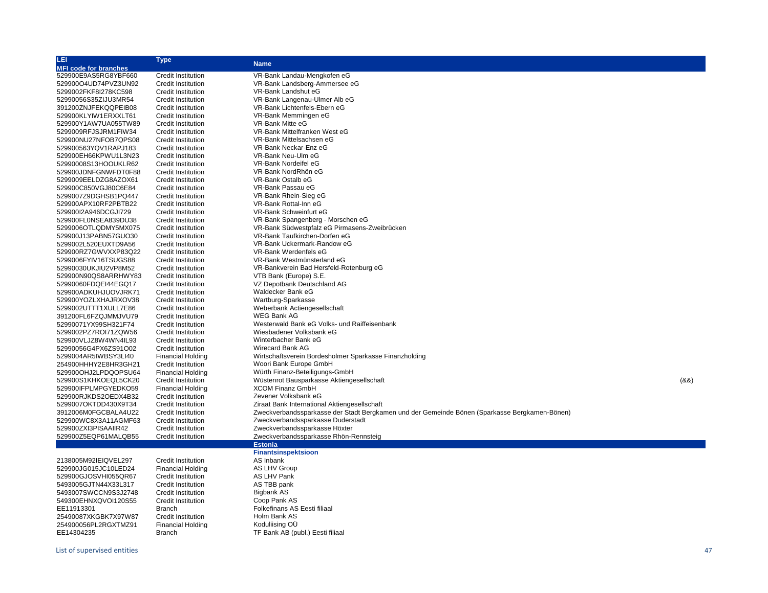| LEI<br>MFI code for branches | Type | Name | |
|---|---|---|---|
| 529900E9AS5RG8YBF660 | Credit Institution | VR-Bank Landau-Mengkofen eG | |
| 529900O4UD74PVZ3UN92 | Credit Institution | VR-Bank Landsberg-Ammersee eG | |
| 5299002FKF8I278KC598 | Credit Institution | VR-Bank Landshut eG | |
| 52990056S35ZIJU3MR54 | Credit Institution | VR-Bank Langenau-Ulmer Alb eG | |
| 391200ZNJFEKQQPEIB08 | Credit Institution | VR-Bank Lichtenfels-Ebern eG | |
| 529900KLYIW1ERXXLT61 | Credit Institution | VR-Bank Memmingen eG | |
| 529900Y1AW7UA055TW89 | Credit Institution | VR-Bank Mitte eG | |
| 5299009RFJSJRM1FIW34 | Credit Institution | VR-Bank Mittelfranken West eG | |
| 529900NU27NFOB7QPS08 | Credit Institution | VR-Bank Mittelsachsen eG | |
| 529900563YQV1RAPJ183 | Credit Institution | VR-Bank Neckar-Enz eG | |
| 529900EH66KPWU1L3N23 | Credit Institution | VR-Bank Neu-Ulm eG | |
| 52990008S13HOOUKLR62 | Credit Institution | VR-Bank Nordeifel eG | |
| 529900JDNFGNWFDT0F88 | Credit Institution | VR-Bank NordRhön eG | |
| 5299009EELDZG8AZOX61 | Credit Institution | VR-Bank Ostalb eG | |
| 529900C850VGJ80C6E84 | Credit Institution | VR-Bank Passau eG | |
| 5299007Z9DGHSB1PQ447 | Credit Institution | VR-Bank Rhein-Sieg eG | |
| 529900APX10RF2PBTB22 | Credit Institution | VR-Bank Rottal-Inn eG | |
| 529900I2A946DCGJI729 | Credit Institution | VR-Bank Schweinfurt eG | |
| 529900FL0NSEA839DU38 | Credit Institution | VR-Bank Spangenberg - Morschen eG | |
| 5299006OTLQDMY5MX075 | Credit Institution | VR-Bank Südwestpfalz eG Pirmasens-Zweibrücken | |
| 529900J13PABN57GUO30 | Credit Institution | VR-Bank Taufkirchen-Dorfen eG | |
| 5299002L520EUXTD9A56 | Credit Institution | VR-Bank Uckermark-Randow eG | |
| 529900RZ7GWVXXP83Q22 | Credit Institution | VR-Bank Werdenfels eG | |
| 5299006FYIV16TSUGS88 | Credit Institution | VR-Bank Westmünsterland eG | |
| 52990030UKJIU2VP8M52 | Credit Institution | VR-Bankverein Bad Hersfeld-Rotenburg eG | |
| 529900N90QS8ARRHWY83 | Credit Institution | VTB Bank (Europe) S.E. | |
| 52990060FDQEI44EGQ17 | Credit Institution | VZ Depotbank Deutschland AG | |
| 529900ADKUHJUOVJRK71 | Credit Institution | Waldecker Bank eG | |
| 529900YOZLXHAJRXOV38 | Credit Institution | Wartburg-Sparkasse | |
| 5299002UTTT1XULL7E86 | Credit Institution | Weberbank Actiengesellschaft | |
| 391200FL6FZQJMMJVU79 | Credit Institution | WEG Bank AG | |
| 52990071YX99SH321F74 | Credit Institution | Westerwald Bank eG Volks- und Raiffeisenbank | |
| 5299002PZ7ROI71ZQW56 | Credit Institution | Wiesbadener Volksbank eG | |
| 529900VLJZ8W4WN4IL93 | Credit Institution | Winterbacher Bank eG | |
| 52990056G4PX6ZS91O02 | Credit Institution | Wirecard Bank AG | |
| 5299004AR5IWBSY3LI40 | Financial Holding | Wirtschaftsverein Bordesholmer Sparkasse Finanzholding | |
| 254900HHHY2E8HR3GH21 | Credit Institution | Woori Bank Europe GmbH | |
| 529900OHJ2LPDQOPSU64 | Financial Holding | Würth Finanz-Beteiligungs-GmbH | |
| 529900S1KHKOEQL5CK20 | Credit Institution | Wüstenrot Bausparkasse Aktiengesellschaft | (&&) |
| 529900IFPLMPGYEDKO59 | Financial Holding | XCOM Finanz GmbH | |
| 529900RJKDS2OEDX4B32 | Credit Institution | Zevener Volksbank eG | |
| 5299007OKTDD430X9T34 | Credit Institution | Ziraat Bank International Aktiengesellschaft | |
| 3912006M0FGCBALA4U22 | Credit Institution | Zweckverbandssparkasse der Stadt Bergkamen und der Gemeinde Bönen (Sparkasse Bergkamen-Bönen) | |
| 529900WC8X3A11AGMF63 | Credit Institution | Zweckverbandssparkasse Duderstadt | |
| 529900ZXI3PISAAIIR42 | Credit Institution | Zweckverbandssparkasse Höxter | |
| 529900Z5EQP61MALQB55 | Credit Institution | Zweckverbandssparkasse Rhön-Rennsteig | |
| | | **Estonia** | |
| | | **Finantsinspektsioon** | |
| 2138005M92IEIQVEL297 | Credit Institution | AS Inbank | |
| 529900JG015JC10LED24 | Financial Holding | AS LHV Group | |
| 529900GJOSVHI055QR67 | Credit Institution | AS LHV Pank | |
| 5493005GJTN44X33L317 | Credit Institution | AS TBB pank | |
| 5493007SWCCN9S3J2748 | Credit Institution | Bigbank AS | |
| 549300EHNXQVOI120S55 | Credit Institution | Coop Pank AS | |
| EE11913301 | Branch | Folkefinans AS Eesti filiaal | |
| 25490087XKGBK7X97W87 | Credit Institution | Holm Bank AS | |
| 254900056PL2RGXTMZ91 | Financial Holding | Koduliising OÜ | |
| EE14304235 | Branch | TF Bank AB (publ.) Eesti filiaal | |

List of supervised entities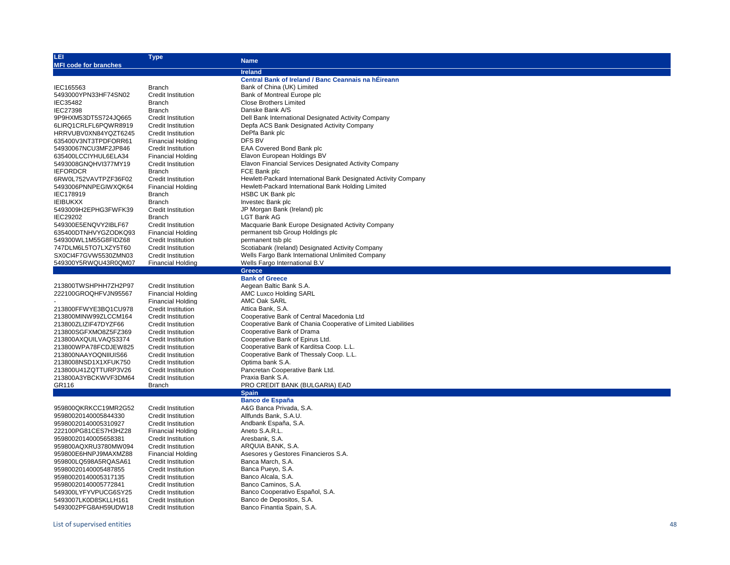| LEI<br>MFI code for branches | Type | Name |
|---|---|---|
| | | **Ireland** |
| | | **Central Bank of Ireland / Banc Ceannais na hÉireann** |
| IEC165563 | Branch | Bank of China (UK) Limited |
| 5493000YPN33HF74SN02 | Credit Institution | Bank of Montreal Europe plc |
| IEC35482 | Branch | Close Brothers Limited |
| IEC27398 | Branch | Danske Bank A/S |
| 9P9HXM53DT5S724JQ665 | Credit Institution | Dell Bank International Designated Activity Company |
| 6LIRQ1CRLFL6PQWR8919 | Credit Institution | Depfa ACS Bank Designated Activity Company |
| HRRVUBV0XN84YQZT6245 | Credit Institution | DePfa Bank plc |
| 635400V3NT3TPDFORR61 | Financial Holding | DFS BV |
| 54930067NCU3MF2JP846 | Credit Institution | EAA Covered Bond Bank plc |
| 635400LCCIYHUL6ELA34 | Financial Holding | Elavon European Holdings BV |
| 5493008GNQHVI377MY19 | Credit Institution | Elavon Financial Services Designated Activity Company |
| IEFORDCR | Branch | FCE Bank plc |
| 6RW0L752VAVTPZF36F02 | Credit Institution | Hewlett-Packard International Bank Designated Activity Company |
| 5493006PNNPEGIWXQK64 | Financial Holding | Hewlett-Packard International Bank Holding Limited |
| IEC178919 | Branch | HSBC UK Bank plc |
| IEIBUKXX | Branch | Investec Bank plc |
| 5493009H2EPHG3FWFK39 | Credit Institution | JP Morgan Bank (Ireland) plc |
| IEC29202 | Branch | LGT Bank AG |
| 549300E5ENQVY2IBLF67 | Credit Institution | Macquarie Bank Europe Designated Activity Company |
| 635400DTNHVYGZODKQ93 | Financial Holding | permanent tsb Group Holdings plc |
| 549300WL1M55G8FIDZ68 | Credit Institution | permanent tsb plc |
| 747DLM6L5TO7LXZY5T60 | Credit Institution | Scotiabank (Ireland) Designated Activity Company |
| SX0CI4F7GVW5530ZMN03 | Credit Institution | Wells Fargo Bank International Unlimited Company |
| 549300Y5RWQU43R0QM07 | Financial Holding | Wells Fargo International B.V |
| | | **Greece** |
| | | **Bank of Greece** |
| 213800TWSHPHH7ZH2P97 | Credit Institution | Aegean Baltic Bank S.A. |
| 222100GROQHFVJN95567 | Financial Holding | AMC Luxco Holding SARL |
| - | Financial Holding | AMC Oak SARL |
| 213800FFWYE3BQ1CU978 | Credit Institution | Attica Bank, S.A. |
| 213800MINW99ZLCCM164 | Credit Institution | Cooperative Bank of Central Macedonia Ltd |
| 213800ZLIZIF47DYZF66 | Credit Institution | Cooperative Bank of Chania Cooperative of Limited Liabilities |
| 213800SGFXMO8Z5FZ369 | Credit Institution | Cooperative Bank of Drama |
| 213800AXQUILVAQS3374 | Credit Institution | Cooperative Bank of Epirus Ltd. |
| 213800WPA78FCDJEW825 | Credit Institution | Cooperative Bank of Karditsa Coop. L.L. |
| 213800NAAYOQNIIUIS66 | Credit Institution | Cooperative Bank of Thessaly Coop. L.L. |
| 2138008NSD1X1XFUK750 | Credit Institution | Optima bank S.A. |
| 213800U41ZQTTURP3V26 | Credit Institution | Pancretan Cooperative Bank Ltd. |
| 213800A3YBCKWVF3DM64 | Credit Institution | Praxia Bank S.A. |
| GR116 | Branch | PRO CREDIT BANK (BULGARIA) EAD |
| | | **Spain** |
| | | **Banco de España** |
| 959800QKRKCC19MR2G52 | Credit Institution | A&G Banca Privada, S.A. |
| 95980020140005844330 | Credit Institution | Allfunds Bank, S.A.U. |
| 95980020140005310927 | Credit Institution | Andbank España, S.A. |
| 222100PG81CES7H3HZ28 | Financial Holding | Aneto S.A.R.L. |
| 95980020140005658381 | Credit Institution | Aresbank, S.A. |
| 959800AQXRU3780MW094 | Credit Institution | ARQUIA BANK, S.A. |
| 959800E6HNPJ9MAXMZ88 | Financial Holding | Asesores y Gestores Financieros S.A. |
| 959800LQ598A5RQASA61 | Credit Institution | Banca March, S.A. |
| 95980020140005487855 | Credit Institution | Banca Pueyo, S.A. |
| 95980020140005317135 | Credit Institution | Banco Alcala, S.A. |
| 95980020140005772841 | Credit Institution | Banco Caminos, S.A. |
| 549300LYFYVPUCG6SY25 | Credit Institution | Banco Cooperativo Español, S.A. |
| 5493007LK0D8SKLLH161 | Credit Institution | Banco de Depositos, S.A. |
| 5493002PFG8AH59UDW18 | Credit Institution | Banco Finantia Spain, S.A. |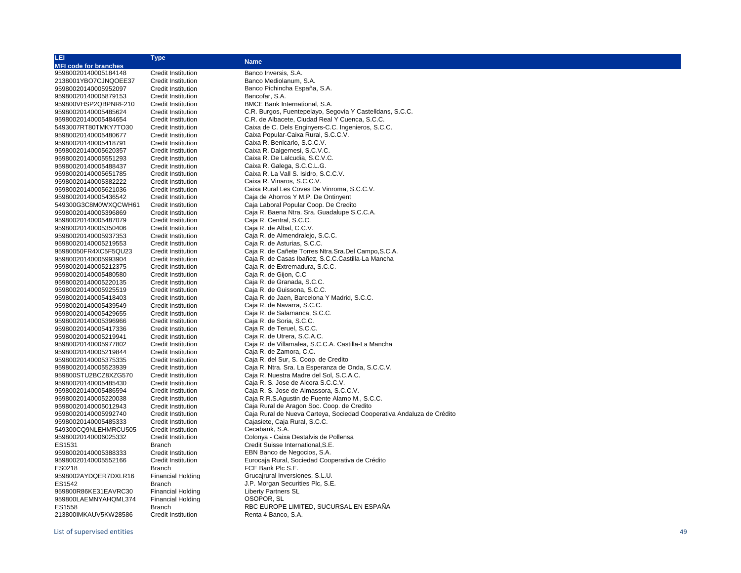| LEI<br>MFI code for branches | Type | Name |
|---|---|---|
| 95980020140005184148 | Credit Institution | Banco Inversis, S.A. |
| 2138001YBO7CJNQOEE37 | Credit Institution | Banco Mediolanum, S.A. |
| 95980020140005952097 | Credit Institution | Banco Pichincha España, S.A. |
| 95980020140005879153 | Credit Institution | Bancofar, S.A. |
| 959800VHSP2QBPNRF210 | Credit Institution | BMCE Bank International, S.A. |
| 95980020140005485624 | Credit Institution | C.R. Burgos, Fuentepelayo, Segovia Y Castelldans, S.C.C. |
| 95980020140005484654 | Credit Institution | C.R. de Albacete, Ciudad Real Y Cuenca, S.C.C. |
| 5493007RT80TMKY7TO30 | Credit Institution | Caixa de C. Dels Enginyers-C.C. Ingenieros, S.C.C. |
| 95980020140005480677 | Credit Institution | Caixa Popular-Caixa Rural, S.C.C.V. |
| 95980020140005418791 | Credit Institution | Caixa R. Benicarlo, S.C.C.V. |
| 95980020140005620357 | Credit Institution | Caixa R. Dalgemesi, S.C.V.C. |
| 95980020140005551293 | Credit Institution | Caixa R. De Lalcudia, S.C.V.C. |
| 95980020140005488437 | Credit Institution | Caixa R. Galega, S.C.C.L.G. |
| 95980020140005651785 | Credit Institution | Caixa R. La Vall S. Isidro, S.C.C.V. |
| 95980020140005382222 | Credit Institution | Caixa R. Vinaros, S.C.C.V. |
| 95980020140005621036 | Credit Institution | Caixa Rural Les Coves De Vinroma, S.C.C.V. |
| 95980020140005436542 | Credit Institution | Caja de Ahorros Y M.P. De Ontinyent |
| 549300G3C8M0WXQCWH61 | Credit Institution | Caja Laboral Popular Coop. De Credito |
| 95980020140005396869 | Credit Institution | Caja R. Baena Ntra. Sra. Guadalupe S.C.C.A. |
| 95980020140005487079 | Credit Institution | Caja R. Central, S.C.C. |
| 95980020140005350406 | Credit Institution | Caja R. de Albal, C.C.V. |
| 95980020140005937353 | Credit Institution | Caja R. de Almendralejo, S.C.C. |
| 95980020140005219553 | Credit Institution | Caja R. de Asturias, S.C.C. |
| 95980050FR4XC5F5QU23 | Credit Institution | Caja R. de Cañete Torres Ntra.Sra.Del Campo,S.C.A. |
| 95980020140005993904 | Credit Institution | Caja R. de Casas Ibañez, S.C.C.Castilla-La Mancha |
| 95980020140005212375 | Credit Institution | Caja R. de Extremadura, S.C.C. |
| 95980020140005480580 | Credit Institution | Caja R. de Gijon, C.C |
| 95980020140005220135 | Credit Institution | Caja R. de Granada, S.C.C. |
| 95980020140005925519 | Credit Institution | Caja R. de Guissona, S.C.C. |
| 95980020140005418403 | Credit Institution | Caja R. de Jaen, Barcelona Y Madrid, S.C.C. |
| 95980020140005439549 | Credit Institution | Caja R. de Navarra, S.C.C. |
| 95980020140005429655 | Credit Institution | Caja R. de Salamanca, S.C.C. |
| 95980020140005396966 | Credit Institution | Caja R. de Soria, S.C.C. |
| 95980020140005417336 | Credit Institution | Caja R. de Teruel, S.C.C. |
| 95980020140005219941 | Credit Institution | Caja R. de Utrera, S.C.A.C. |
| 95980020140005977802 | Credit Institution | Caja R. de Villamalea, S.C.C.A. Castilla-La Mancha |
| 95980020140005219844 | Credit Institution | Caja R. de Zamora, C.C. |
| 95980020140005375335 | Credit Institution | Caja R. del Sur, S. Coop. de Credito |
| 95980020140005523939 | Credit Institution | Caja R. Ntra. Sra. La Esperanza de Onda, S.C.C.V. |
| 959800STU2BCZ8XZG570 | Credit Institution | Caja R. Nuestra Madre del Sol, S.C.A.C. |
| 95980020140005485430 | Credit Institution | Caja R. S. Jose de Alcora S.C.C.V. |
| 95980020140005486594 | Credit Institution | Caja R. S. Jose de Almassora, S.C.C.V. |
| 95980020140005220038 | Credit Institution | Caja R.R.S.Agustin de Fuente Alamo M., S.C.C. |
| 95980020140005012943 | Credit Institution | Caja Rural de Aragon Soc. Coop. de Credito |
| 95980020140005992740 | Credit Institution | Caja Rural de Nueva Carteya, Sociedad Cooperativa Andaluza de Crédito |
| 95980020140005485333 | Credit Institution | Cajasiete, Caja Rural, S.C.C. |
| 549300CQ9NLEHMRCU505 | Credit Institution | Cecabank, S.A. |
| 95980020140006025332 | Credit Institution | Colonya - Caixa Destalvis de Pollensa |
| ES1531 | Branch | Credit Suisse International,S.E. |
| 95980020140005388333 | Credit Institution | EBN Banco de Negocios, S.A. |
| 95980020140005552166 | Credit Institution | Eurocaja Rural, Sociedad Cooperativa de Crédito |
| ES0218 | Branch | FCE Bank Plc S.E. |
| 9598002AYDQER7DXLR16 | Financial Holding | Grucajrural Inversiones, S.L.U. |
| ES1542 | Branch | J.P. Morgan Securities Plc, S.E. |
| 959800R86KE31EAVRC30 | Financial Holding | Liberty Partners SL |
| 959800LAEMNYAHQML374 | Financial Holding | OSOPOR, SL |
| ES1558 | Branch | RBC EUROPE LIMITED, SUCURSAL EN ESPAÑA |
| 213800IMKAUV5KW28586 | Credit Institution | Renta 4 Banco, S.A. |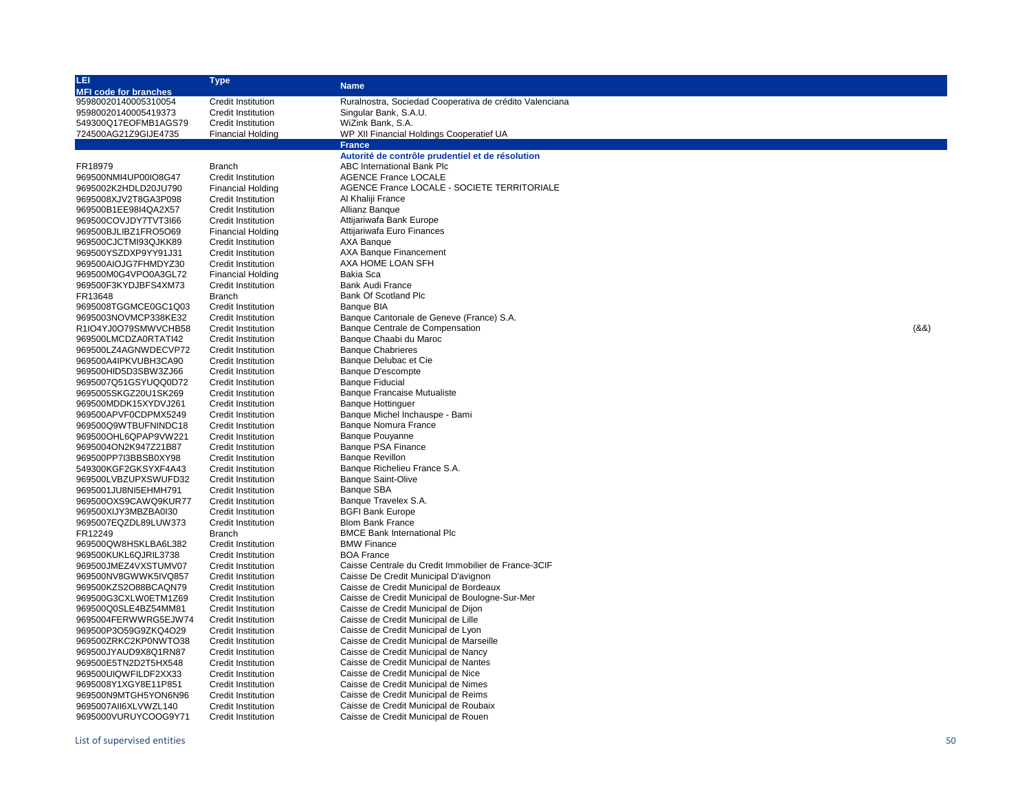| LEI<br>MFI code for branches | Type | Name | |
|---|---|---|---|
| 95980020140005310054 | Credit Institution | Ruralnostra, Sociedad Cooperativa de crédito Valenciana | |
| 95980020140005419373 | Credit Institution | Singular Bank, S.A.U. | |
| 549300Q17EOFMB1AGS79 | Credit Institution | WiZink Bank, S.A. | |
| 724500AG21Z9GIJE4735 | Financial Holding | WP XII Financial Holdings Cooperatief UA | |
| | | **France** | |
| | | **Autorité de contrôle prudentiel et de résolution** | |
| FR18979 | Branch | ABC International Bank Plc | |
| 969500NMI4UP00IO8G47 | Credit Institution | AGENCE France LOCALE | |
| 9695002K2HDLD20JU790 | Financial Holding | AGENCE France LOCALE - SOCIETE TERRITORIALE | |
| 9695008XJV2T8GA3P098 | Credit Institution | Al Khaliji France | |
| 969500B1EE98I4QA2X57 | Credit Institution | Allianz Banque | |
| 969500COVJDY7TVT3I66 | Credit Institution | Attijariwafa Bank Europe | |
| 969500BJLIBZ1FRO5O69 | Financial Holding | Attijariwafa Euro Finances | |
| 969500CJCTMI93QJKK89 | Credit Institution | AXA Banque | |
| 969500YSZDXP9YY91J31 | Credit Institution | AXA Banque Financement | |
| 969500AIOJG7FHMDYZ30 | Credit Institution | AXA HOME LOAN SFH | |
| 969500M0G4VPO0A3GL72 | Financial Holding | Bakia Sca | |
| 969500F3KYDJBFS4XM73 | Credit Institution | Bank Audi France | |
| FR13648 | Branch | Bank Of Scotland Plc | |
| 9695008TGGMCE0GC1Q03 | Credit Institution | Banque BIA | |
| 9695003NOVMCP338KE32 | Credit Institution | Banque Cantonale de Geneve (France) S.A. | |
| R1IO4YJ0O79SMWVCHB58 | Credit Institution | Banque Centrale de Compensation | (&&) |
| 969500LMCDZA0RTATI42 | Credit Institution | Banque Chaabi du Maroc | |
| 969500LZ4AGNWDECVP72 | Credit Institution | Banque Chabrieres | |
| 969500A4IPKVUBH3CA90 | Credit Institution | Banque Delubac et Cie | |
| 969500HID5D3SBW3ZJ66 | Credit Institution | Banque D'escompte | |
| 9695007Q51GSYUQQ0D72 | Credit Institution | Banque Fiducial | |
| 9695005SKGZ20U1SK269 | Credit Institution | Banque Francaise Mutualiste | |
| 969500MDDK15XYDVJ261 | Credit Institution | Banque Hottinguer | |
| 969500APVF0CDPMX5249 | Credit Institution | Banque Michel Inchauspe - Bami | |
| 969500Q9WTBUFNINDC18 | Credit Institution | Banque Nomura France | |
| 969500OHL6QPAP9VW221 | Credit Institution | Banque Pouyanne | |
| 9695004ON2K947Z21B87 | Credit Institution | Banque PSA Finance | |
| 969500PP7I3BBSB0XY98 | Credit Institution | Banque Revillon | |
| 549300KGF2GKSYXF4A43 | Credit Institution | Banque Richelieu France S.A. | |
| 969500LVBZUPXSWUFD32 | Credit Institution | Banque Saint-Olive | |
| 9695001JU8NI5EHMH791 | Credit Institution | Banque SBA | |
| 969500OXS9CAWQ9KUR77 | Credit Institution | Banque Travelex S.A. | |
| 969500XIJY3MBZBA0I30 | Credit Institution | BGFI Bank Europe | |
| 9695007EQZDL89LUW373 | Credit Institution | Blom Bank France | |
| FR12249 | Branch | BMCE Bank International Plc | |
| 969500QW8HSKLBA6L382 | Credit Institution | BMW Finance | |
| 969500KUKL6QJRIL3738 | Credit Institution | BOA France | |
| 969500JMEZ4VXSTUMV07 | Credit Institution | Caisse Centrale du Credit Immobilier de France-3CIF | |
| 969500NV8GWWK5IVQ857 | Credit Institution | Caisse De Credit Municipal D'avignon | |
| 969500KZS2O88BCAQN79 | Credit Institution | Caisse de Credit Municipal de Bordeaux | |
| 969500G3CXLW0ETM1Z69 | Credit Institution | Caisse de Credit Municipal de Boulogne-Sur-Mer | |
| 969500Q0SLE4BZ54MM81 | Credit Institution | Caisse de Credit Municipal de Dijon | |
| 9695004FERWWRG5EJW74 | Credit Institution | Caisse de Credit Municipal de Lille | |
| 969500P3O59G9ZKQ4O29 | Credit Institution | Caisse de Credit Municipal de Lyon | |
| 969500ZRKC2KP0NWTO38 | Credit Institution | Caisse de Credit Municipal de Marseille | |
| 969500JYAUD9X8Q1RN87 | Credit Institution | Caisse de Credit Municipal de Nancy | |
| 969500E5TN2D2T5HX548 | Credit Institution | Caisse de Credit Municipal de Nantes | |
| 969500UIQWFILDF2XX33 | Credit Institution | Caisse de Credit Municipal de Nice | |
| 9695008Y1XGY8E11P851 | Credit Institution | Caisse de Credit Municipal de Nimes | |
| 969500N9MTGH5YON6N96 | Credit Institution | Caisse de Credit Municipal de Reims | |
| 9695007AII6XLVWZL140 | Credit Institution | Caisse de Credit Municipal de Roubaix | |
| 9695000VURUYCOOG9Y71 | Credit Institution | Caisse de Credit Municipal de Rouen | |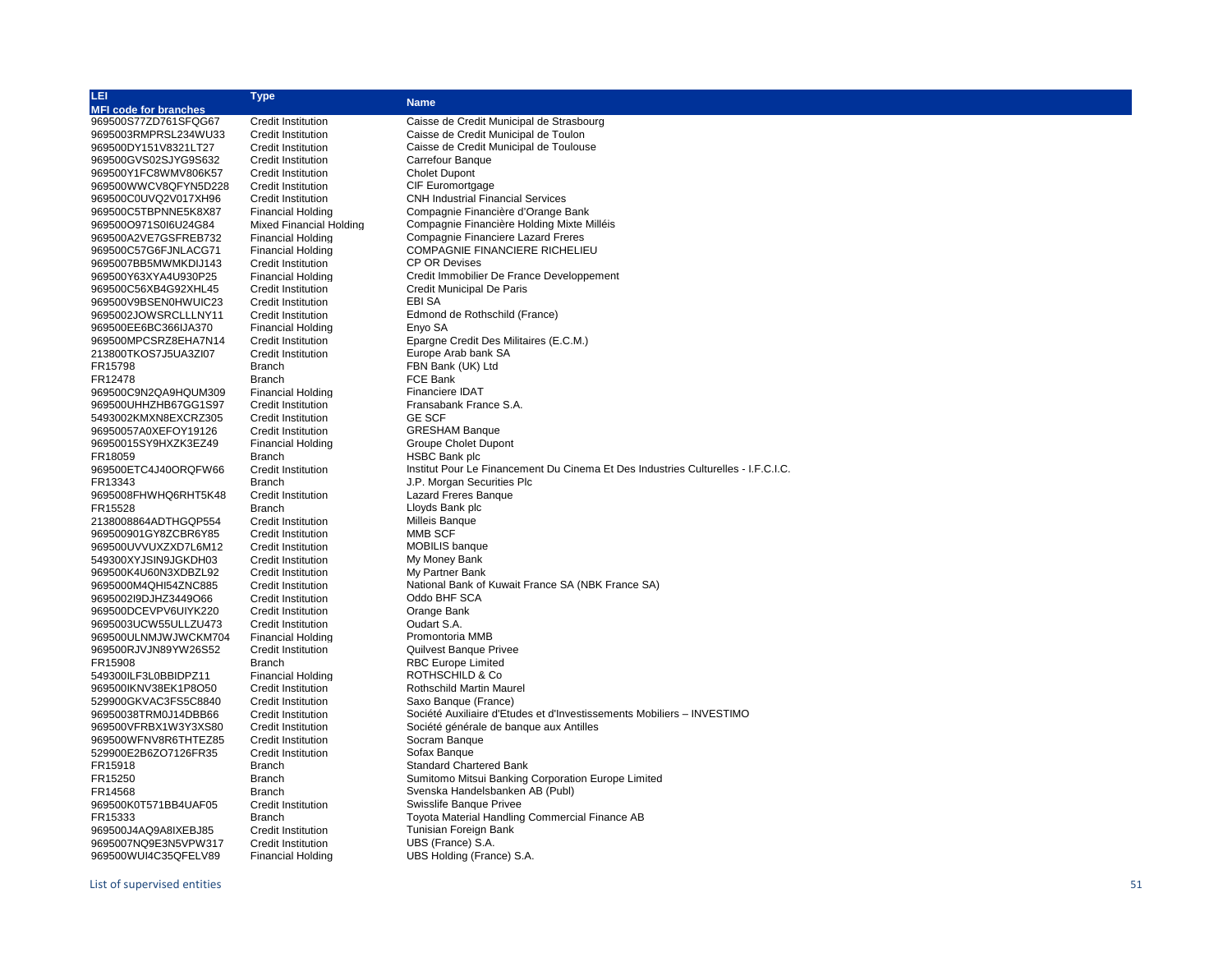| LEI<br>MFI code for branches | Type | Name |
|---|---|---|
| 969500S77ZD761SFQG67 | Credit Institution | Caisse de Credit Municipal de Strasbourg |
| 9695003RMPRSL234WU33 | Credit Institution | Caisse de Credit Municipal de Toulon |
| 969500DY151V8321LT27 | Credit Institution | Caisse de Credit Municipal de Toulouse |
| 969500GVS02SJYG9S632 | Credit Institution | Carrefour Banque |
| 969500Y1FC8WMV806K57 | Credit Institution | Cholet Dupont |
| 969500WWCV8QFYN5D228 | Credit Institution | CIF Euromortgage |
| 969500C0UVQ2V017XH96 | Credit Institution | CNH Industrial Financial Services |
| 969500C5TBPNNE5K8X87 | Financial Holding | Compagnie Financière d'Orange Bank |
| 969500O971S0I6U24G84 | Mixed Financial Holding | Compagnie Financière Holding Mixte Milléis |
| 969500A2VE7GSFREB732 | Financial Holding | Compagnie Financiere Lazard Freres |
| 969500C57G6FJNLACG71 | Financial Holding | COMPAGNIE FINANCIERE RICHELIEU |
| 9695007BB5MWMKDIJ143 | Credit Institution | CP OR Devises |
| 969500Y63XYA4U930P25 | Financial Holding | Credit Immobilier De France Developpement |
| 969500C56XB4G92XHL45 | Credit Institution | Credit Municipal De Paris |
| 969500V9BSEN0HWUIC23 | Credit Institution | EBI SA |
| 9695002JOWSRCLLLNY11 | Credit Institution | Edmond de Rothschild (France) |
| 969500EE6BC366IJA370 | Financial Holding | Enyo SA |
| 969500MPCSRZ8EHA7N14 | Credit Institution | Epargne Credit Des Militaires (E.C.M.) |
| 213800TKOS7J5UA3ZI07 | Credit Institution | Europe Arab bank SA |
| FR15798 | Branch | FBN Bank (UK) Ltd |
| FR12478 | Branch | FCE Bank |
| 969500C9N2QA9HQUM309 | Financial Holding | Financiere IDAT |
| 969500UHHZHB67GG1S97 | Credit Institution | Fransabank France S.A. |
| 5493002KMXN8EXCRZ305 | Credit Institution | GE SCF |
| 96950057A0XEFOY19126 | Credit Institution | GRESHAM Banque |
| 96950015SY9HXZK3EZ49 | Financial Holding | Groupe Cholet Dupont |
| FR18059 | Branch | HSBC Bank plc |
| 969500ETC4J40ORQFW66 | Credit Institution | Institut Pour Le Financement Du Cinema Et Des Industries Culturelles - I.F.C.I.C. |
| FR13343 | Branch | J.P. Morgan Securities Plc |
| 9695008FHWHQ6RHT5K48 | Credit Institution | Lazard Freres Banque |
| FR15528 | Branch | Lloyds Bank plc |
| 2138008864ADTHGQP554 | Credit Institution | Milleis Banque |
| 969500901GY8ZCBR6Y85 | Credit Institution | MMB SCF |
| 969500UVVUXZXD7L6M12 | Credit Institution | MOBILIS banque |
| 549300XYJSIN9JGKDH03 | Credit Institution | My Money Bank |
| 969500K4U60N3XDBZL92 | Credit Institution | My Partner Bank |
| 9695000M4QHI54ZNC885 | Credit Institution | National Bank of Kuwait France SA (NBK France SA) |
| 9695002I9DJHZ3449O66 | Credit Institution | Oddo BHF SCA |
| 969500DCEVPV6UIYK220 | Credit Institution | Orange Bank |
| 9695003UCW55ULLZU473 | Credit Institution | Oudart S.A. |
| 969500ULNMJWJWCKM704 | Financial Holding | Promontoria MMB |
| 969500RJVJN89YW26S52 | Credit Institution | Quilvest Banque Privee |
| FR15908 | Branch | RBC Europe Limited |
| 549300ILF3L0BBIDPZ11 | Financial Holding | ROTHSCHILD & Co |
| 969500IKNV38EK1P8O50 | Credit Institution | Rothschild Martin Maurel |
| 529900GKVAC3FS5C8840 | Credit Institution | Saxo Banque (France) |
| 96950038TRM0J14DBB66 | Credit Institution | Société Auxiliaire d'Etudes et d'Investissements Mobiliers – INVESTIMO |
| 969500VFRBX1W3Y3XS80 | Credit Institution | Société générale de banque aux Antilles |
| 969500WFNV8R6THTEZ85 | Credit Institution | Socram Banque |
| 529900E2B6ZO7126FR35 | Credit Institution | Sofax Banque |
| FR15918 | Branch | Standard Chartered Bank |
| FR15250 | Branch | Sumitomo Mitsui Banking Corporation Europe Limited |
| FR14568 | Branch | Svenska Handelsbanken AB (Publ) |
| 969500K0T571BB4UAF05 | Credit Institution | Swisslife Banque Privee |
| FR15333 | Branch | Toyota Material Handling Commercial Finance AB |
| 969500J4AQ9A8IXEBJ85 | Credit Institution | Tunisian Foreign Bank |
| 9695007NQ9E3N5VPW317 | Credit Institution | UBS (France) S.A. |
| 969500WUI4C35QFELV89 | Financial Holding | UBS Holding (France) S.A. |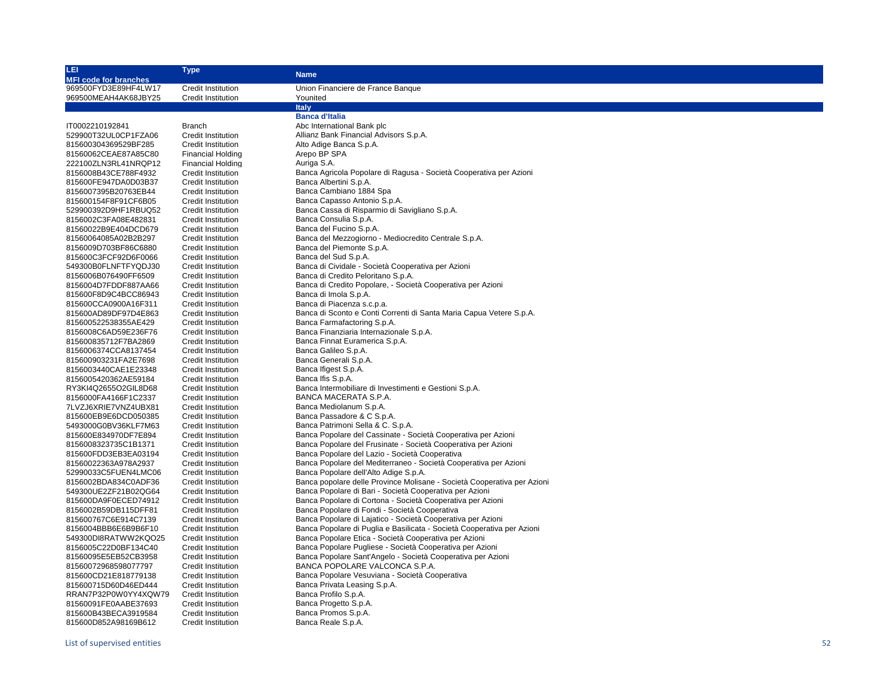| LEI<br>MFI code for branches | Type | Name |
|---|---|---|
| 969500FYD3E89HF4LW17 | Credit Institution | Union Financiere de France Banque |
| 969500MEAH4AK68JBY25 | Credit Institution | Younited |
| | | **Italy** |
| | | **Banca d'Italia** |
| IT0002210192841 | Branch | Abc International Bank plc |
| 529900T32UL0CP1FZA06 | Credit Institution | Allianz Bank Financial Advisors S.p.A. |
| 815600304369529BF285 | Credit Institution | Alto Adige Banca S.p.A. |
| 81560062CEAE87A85C80 | Financial Holding | Arepo BP SPA |
| 222100ZLN3RL41NRQP12 | Financial Holding | Auriga S.A. |
| 8156008B43CE788F4932 | Credit Institution | Banca Agricola Popolare di Ragusa - Società Cooperativa per Azioni |
| 815600FE947DA0D03B37 | Credit Institution | Banca Albertini S.p.A. |
| 8156007395B20763EB44 | Credit Institution | Banca Cambiano 1884 Spa |
| 815600154F8F91CF6B05 | Credit Institution | Banca Capasso Antonio S.p.A. |
| 529900392D9HF1RBUQ52 | Credit Institution | Banca Cassa di Risparmio di Savigliano S.p.A. |
| 8156002C3FA08E482831 | Credit Institution | Banca Consulia S.p.A. |
| 81560022B9E404DCD679 | Credit Institution | Banca del Fucino S.p.A. |
| 81560064085A02B2B297 | Credit Institution | Banca del Mezzogiorno - Mediocredito Centrale S.p.A. |
| 8156009D703BF86C6880 | Credit Institution | Banca del Piemonte S.p.A. |
| 815600C3FCF92D6F0066 | Credit Institution | Banca del Sud S.p.A. |
| 549300B0FLNFTFYQDJ30 | Credit Institution | Banca di Cividale - Società Cooperativa per Azioni |
| 8156006B076490FF6509 | Credit Institution | Banca di Credito Peloritano S.p.A. |
| 8156004D7FDDF887AA66 | Credit Institution | Banca di Credito Popolare, - Società Cooperativa per Azioni |
| 815600F8D9C4BCC86943 | Credit Institution | Banca di Imola S.p.A. |
| 815600CCA0900A16F311 | Credit Institution | Banca di Piacenza s.c.p.a. |
| 815600AD89DF97D4E863 | Credit Institution | Banca di Sconto e Conti Correnti di Santa Maria Capua Vetere S.p.A. |
| 815600522538355AE429 | Credit Institution | Banca Farmafactoring S.p.A. |
| 8156008C6AD59E236F76 | Credit Institution | Banca Finanziaria Internazionale S.p.A. |
| 815600835712F7BA2869 | Credit Institution | Banca Finnat Euramerica S.p.A. |
| 8156006374CCA8137454 | Credit Institution | Banca Galileo S.p.A. |
| 815600903231FA2E7698 | Credit Institution | Banca Generali S.p.A. |
| 8156003440CAE1E23348 | Credit Institution | Banca Ifigest S.p.A. |
| 8156005420362AE59184 | Credit Institution | Banca Ifis S.p.A. |
| RY3KI4Q2655O2GIL8D68 | Credit Institution | Banca Intermobiliare di Investimenti e Gestioni S.p.A. |
| 8156000FA4166F1C2337 | Credit Institution | BANCA MACERATA S.P.A. |
| 7LVZJ6XRIE7VNZ4UBX81 | Credit Institution | Banca Mediolanum S.p.A. |
| 815600EB9E6DCD050385 | Credit Institution | Banca Passadore & C S.p.A. |
| 5493000G0BV36KLF7M63 | Credit Institution | Banca Patrimoni Sella & C. S.p.A. |
| 815600E834970DF7E894 | Credit Institution | Banca Popolare del Cassinate - Società Cooperativa per Azioni |
| 8156008323735C1B1371 | Credit Institution | Banca Popolare del Frusinate - Società Cooperativa per Azioni |
| 815600FDD3EB3EA03194 | Credit Institution | Banca Popolare del Lazio - Società Cooperativa |
| 81560022363A978A2937 | Credit Institution | Banca Popolare del Mediterraneo - Società Cooperativa per Azioni |
| 52990033C5FUEN4LMC06 | Credit Institution | Banca Popolare dell'Alto Adige S.p.A. |
| 8156002BDA834C0ADF36 | Credit Institution | Banca popolare delle Province Molisane - Società Cooperativa per Azioni |
| 549300UE2ZF21B02QG64 | Credit Institution | Banca Popolare di Bari - Società Cooperativa per Azioni |
| 815600DA9F0ECED74912 | Credit Institution | Banca Popolare di Cortona - Società Cooperativa per Azioni |
| 8156002B59DB115DFF81 | Credit Institution | Banca Popolare di Fondi - Società Cooperativa |
| 815600767C6E914C7139 | Credit Institution | Banca Popolare di Lajatico - Società Cooperativa per Azioni |
| 8156004BBB6E6B9B6F10 | Credit Institution | Banca Popolare di Puglia e Basilicata - Società Cooperativa per Azioni |
| 549300DI8RATWW2KQO25 | Credit Institution | Banca Popolare Etica - Società Cooperativa per Azioni |
| 8156005C22D0BF134C40 | Credit Institution | Banca Popolare Pugliese - Società Cooperativa per Azioni |
| 81560095E5EB52CB3958 | Credit Institution | Banca Popolare Sant'Angelo - Società Cooperativa per Azioni |
| 81560072968598077797 | Credit Institution | BANCA POPOLARE VALCONCA S.P.A. |
| 815600CD21E818779138 | Credit Institution | Banca Popolare Vesuviana - Società Cooperativa |
| 815600715D60D46ED444 | Credit Institution | Banca Privata Leasing S.p.A. |
| RRAN7P32P0W0YY4XQW79 | Credit Institution | Banca Profilo S.p.A. |
| 81560091FE0AABE37693 | Credit Institution | Banca Progetto S.p.A. |
| 815600B43BECA3919584 | Credit Institution | Banca Promos S.p.A. |
| 815600D852A98169B612 | Credit Institution | Banca Reale S.p.A. |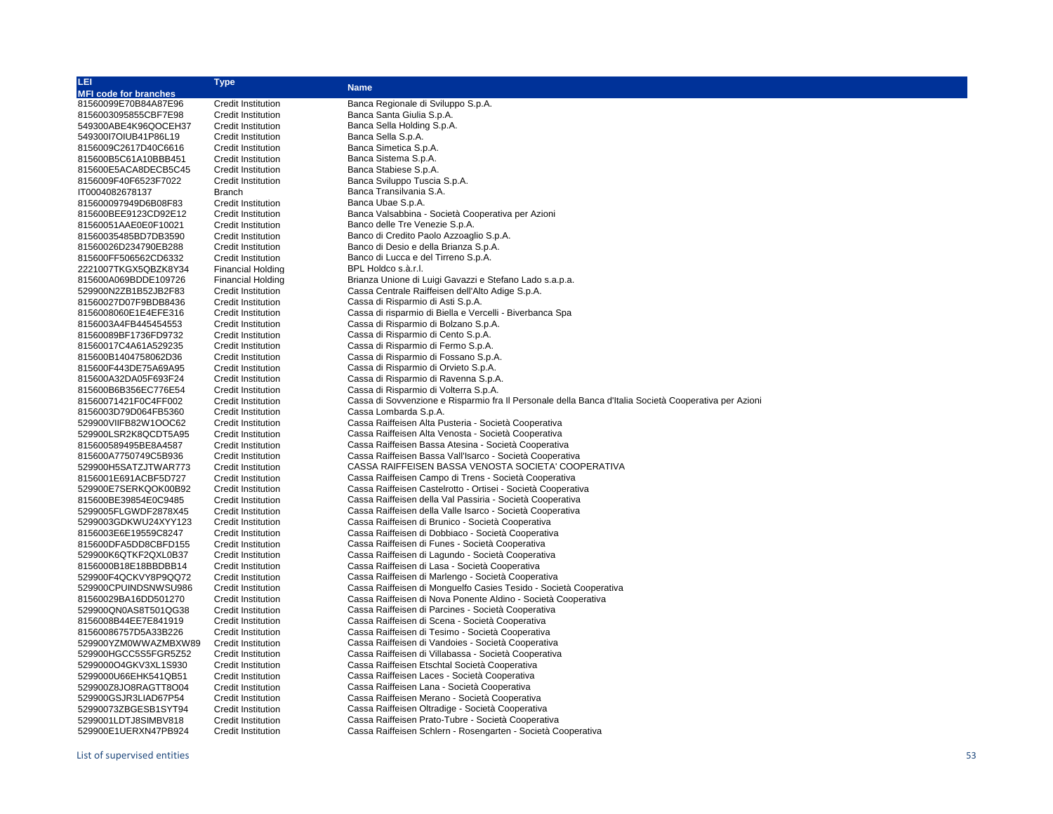| LEI<br>MFI code for branches | Type | Name |
|---|---|---|
| 81560099E70B84A87E96 | Credit Institution | Banca Regionale di Sviluppo S.p.A. |
| 8156003095855CBF7E98 | Credit Institution | Banca Santa Giulia S.p.A. |
| 549300ABE4K96QOCEH37 | Credit Institution | Banca Sella Holding S.p.A. |
| 549300I7OIUB41P86L19 | Credit Institution | Banca Sella S.p.A. |
| 8156009C2617D40C6616 | Credit Institution | Banca Simetica S.p.A. |
| 815600B5C61A10BBB451 | Credit Institution | Banca Sistema S.p.A. |
| 815600E5ACA8DECB5C45 | Credit Institution | Banca Stabiese S.p.A. |
| 8156009F40F6523F7022 | Credit Institution | Banca Sviluppo Tuscia S.p.A. |
| IT0004082678137 | Branch | Banca Transilvania S.A. |
| 815600097949D6B08F83 | Credit Institution | Banca Ubae S.p.A. |
| 815600BEE9123CD92E12 | Credit Institution | Banca Valsabbina - Società Cooperativa per Azioni |
| 81560051AAE0E0F10021 | Credit Institution | Banco delle Tre Venezie S.p.A. |
| 81560035485BD7DB3590 | Credit Institution | Banco di Credito Paolo Azzoaglio S.p.A. |
| 81560026D234790EB288 | Credit Institution | Banco di Desio e della Brianza S.p.A. |
| 815600FF506562CD6332 | Credit Institution | Banco di Lucca e del Tirreno S.p.A. |
| 2221007TKGX5QBZK8Y34 | Financial Holding | BPL Holdco s.à.r.l. |
| 815600A069BDDE109726 | Financial Holding | Brianza Unione di Luigi Gavazzi e Stefano Lado s.a.p.a. |
| 529900N2ZB1B52JB2F83 | Credit Institution | Cassa Centrale Raiffeisen dell'Alto Adige S.p.A. |
| 81560027D07F9BDB8436 | Credit Institution | Cassa di Risparmio di Asti S.p.A. |
| 8156008060E1E4EFE316 | Credit Institution | Cassa di risparmio di Biella e Vercelli - Biverbanca Spa |
| 8156003A4FB445454553 | Credit Institution | Cassa di Risparmio di Bolzano S.p.A. |
| 81560089BF1736FD9732 | Credit Institution | Cassa di Risparmio di Cento S.p.A. |
| 81560017C4A61A529235 | Credit Institution | Cassa di Risparmio di Fermo S.p.A. |
| 815600B1404758062D36 | Credit Institution | Cassa di Risparmio di Fossano S.p.A. |
| 815600F443DE75A69A95 | Credit Institution | Cassa di Risparmio di Orvieto S.p.A. |
| 815600A32DA05F693F24 | Credit Institution | Cassa di Risparmio di Ravenna S.p.A. |
| 815600B6B356EC776E54 | Credit Institution | Cassa di Risparmio di Volterra S.p.A. |
| 81560071421F0C4FF002 | Credit Institution | Cassa di Sovvenzione e Risparmio fra Il Personale della Banca d'Italia Società Cooperativa per Azioni |
| 8156003D79D064FB5360 | Credit Institution | Cassa Lombarda S.p.A. |
| 529900VIIFB82W1OOC62 | Credit Institution | Cassa Raiffeisen Alta Pusteria - Società Cooperativa |
| 529900LSR2K8QCDT5A95 | Credit Institution | Cassa Raiffeisen Alta Venosta - Società Cooperativa |
| 815600589495BE8A4587 | Credit Institution | Cassa Raiffeisen Bassa Atesina - Società Cooperativa |
| 815600A7750749C5B936 | Credit Institution | Cassa Raiffeisen Bassa Vall'Isarco - Società Cooperativa |
| 529900H5SATZJTWAR773 | Credit Institution | CASSA RAIFFEISEN BASSA VENOSTA SOCIETA' COOPERATIVA |
| 8156001E691ACBF5D727 | Credit Institution | Cassa Raiffeisen Campo di Trens - Società Cooperativa |
| 529900E7SERKQOK00B92 | Credit Institution | Cassa Raiffeisen Castelrotto - Ortisei - Società Cooperativa |
| 815600BE39854E0C9485 | Credit Institution | Cassa Raiffeisen della Val Passiria - Società Cooperativa |
| 5299005FLGWDF2878X45 | Credit Institution | Cassa Raiffeisen della Valle Isarco - Società Cooperativa |
| 5299003GDKWU24XYY123 | Credit Institution | Cassa Raiffeisen di Brunico - Società Cooperativa |
| 8156003E6E19559C8247 | Credit Institution | Cassa Raiffeisen di Dobbiaco - Società Cooperativa |
| 815600DFA5DD8CBFD155 | Credit Institution | Cassa Raiffeisen di Funes - Società Cooperativa |
| 529900K6QTKF2QXL0B37 | Credit Institution | Cassa Raiffeisen di Lagundo - Società Cooperativa |
| 8156000B18E18BBDBB14 | Credit Institution | Cassa Raiffeisen di Lasa - Società Cooperativa |
| 529900F4QCKVY8P9QQ72 | Credit Institution | Cassa Raiffeisen di Marlengo - Società Cooperativa |
| 529900CPUINDSNWSU986 | Credit Institution | Cassa Raiffeisen di Monguelfo Casies Tesido - Società Cooperativa |
| 81560029BA16DD501270 | Credit Institution | Cassa Raiffeisen di Nova Ponente Aldino - Società Cooperativa |
| 529900QN0AS8T501QG38 | Credit Institution | Cassa Raiffeisen di Parcines - Società Cooperativa |
| 8156008B44EE7E841919 | Credit Institution | Cassa Raiffeisen di Scena - Società Cooperativa |
| 81560086757D5A33B226 | Credit Institution | Cassa Raiffeisen di Tesimo - Società Cooperativa |
| 529900YZM0WWAZMBXW89 | Credit Institution | Cassa Raiffeisen di Vandoies - Società Cooperativa |
| 529900HGCC5S5FGR5Z52 | Credit Institution | Cassa Raiffeisen di Villabassa - Società Cooperativa |
| 5299000O4GKV3XL1S930 | Credit Institution | Cassa Raiffeisen Etschtal Società Cooperativa |
| 5299000U66EHK541QB51 | Credit Institution | Cassa Raiffeisen Laces - Società Cooperativa |
| 529900Z8JO8RAGTT8O04 | Credit Institution | Cassa Raiffeisen Lana - Società Cooperativa |
| 529900GSJR3LIAD67P54 | Credit Institution | Cassa Raiffeisen Merano - Società Cooperativa |
| 52990073ZBGESB1SYT94 | Credit Institution | Cassa Raiffeisen Oltradige - Società Cooperativa |
| 5299001LDTJ8SIMBV818 | Credit Institution | Cassa Raiffeisen Prato-Tubre - Società Cooperativa |
| 529900E1UERXN47PB924 | Credit Institution | Cassa Raiffeisen Schlern - Rosengarten - Società Cooperativa |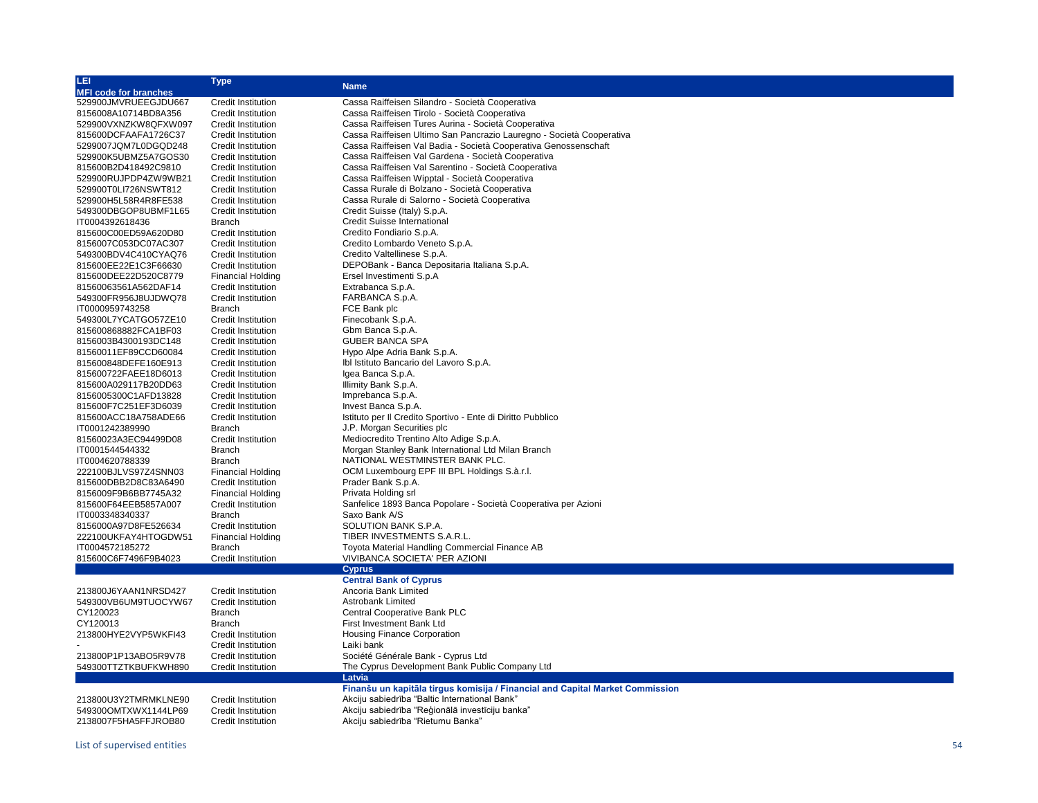| LEI<br>MFI code for branches | Type | Name |
|---|---|---|
| 529900JMVRUEEGJDU667 | Credit Institution | Cassa Raiffeisen Silandro - Società Cooperativa |
| 8156008A10714BD8A356 | Credit Institution | Cassa Raiffeisen Tirolo - Società Cooperativa |
| 529900VXNZKW8QFXW097 | Credit Institution | Cassa Raiffeisen Tures Aurina - Società Cooperativa |
| 815600DCFAAFA1726C37 | Credit Institution | Cassa Raiffeisen Ultimo San Pancrazio Lauregno - Società Cooperativa |
| 5299007JQM7L0DGQD248 | Credit Institution | Cassa Raiffeisen Val Badia - Società Cooperativa Genossenschaft |
| 529900K5UBMZ5A7GOS30 | Credit Institution | Cassa Raiffeisen Val Gardena - Società Cooperativa |
| 815600B2D418492C9810 | Credit Institution | Cassa Raiffeisen Val Sarentino - Società Cooperativa |
| 529900RUJPDP4ZW9WB21 | Credit Institution | Cassa Raiffeisen Wipptal - Società Cooperativa |
| 529900T0LI726NSWT812 | Credit Institution | Cassa Rurale di Bolzano - Società Cooperativa |
| 529900H5L58R4R8FE538 | Credit Institution | Cassa Rurale di Salorno - Società Cooperativa |
| 549300DBGOP8UBMF1L65 | Credit Institution | Credit Suisse (Italy) S.p.A. |
| IT0004392618436 | Branch | Credit Suisse International |
| 815600C00ED59A620D80 | Credit Institution | Credito Fondiario S.p.A. |
| 8156007C053DC07AC307 | Credit Institution | Credito Lombardo Veneto S.p.A. |
| 549300BDV4C410CYAQ76 | Credit Institution | Credito Valtellinese S.p.A. |
| 815600EE22E1C3F66630 | Credit Institution | DEPOBank - Banca Depositaria Italiana S.p.A. |
| 815600DEE22D520C8779 | Financial Holding | Ersel Investimenti S.p.A |
| 81560063561A562DAF14 | Credit Institution | Extrabanca S.p.A. |
| 549300FR956J8UJDWQ78 | Credit Institution | FARBANCA S.p.A. |
| IT0000959743258 | Branch | FCE Bank plc |
| 549300L7YCATGO57ZE10 | Credit Institution | Finecobank S.p.A. |
| 815600868882FCA1BF03 | Credit Institution | Gbm Banca S.p.A. |
| 8156003B4300193DC148 | Credit Institution | GUBER BANCA SPA |
| 81560011EF89CCD60084 | Credit Institution | Hypo Alpe Adria Bank S.p.A. |
| 815600848DEFE160E913 | Credit Institution | Ibl Istituto Bancario del Lavoro S.p.A. |
| 815600722FAEE18D6013 | Credit Institution | Igea Banca S.p.A. |
| 815600A029117B20DD63 | Credit Institution | Illimity Bank S.p.A. |
| 8156005300C1AFD13828 | Credit Institution | Imprebanca S.p.A. |
| 815600F7C251EF3D6039 | Credit Institution | Invest Banca S.p.A. |
| 815600ACC18A758ADE66 | Credit Institution | Istituto per Il Credito Sportivo - Ente di Diritto Pubblico |
| IT0001242389990 | Branch | J.P. Morgan Securities plc |
| 81560023A3EC94499D08 | Credit Institution | Mediocredito Trentino Alto Adige S.p.A. |
| IT0001544544332 | Branch | Morgan Stanley Bank International Ltd Milan Branch |
| IT0004620788339 | Branch | NATIONAL WESTMINSTER BANK PLC. |
| 222100BJLVS97Z4SNN03 | Financial Holding | OCM Luxembourg EPF III BPL Holdings S.à.r.l. |
| 815600DBB2D8C83A6490 | Credit Institution | Prader Bank S.p.A. |
| 8156009F9B6BB7745A32 | Financial Holding | Privata Holding srl |
| 815600F64EEB5857A007 | Credit Institution | Sanfelice 1893 Banca Popolare - Società Cooperativa per Azioni |
| IT0003348340337 | Branch | Saxo Bank A/S |
| 8156000A97D8FE526634 | Credit Institution | SOLUTION BANK S.P.A. |
| 222100UKFAY4HTOGDW51 | Financial Holding | TIBER INVESTMENTS S.A.R.L. |
| IT0004572185272 | Branch | Toyota Material Handling Commercial Finance AB |
| 815600C6F7496F9B4023 | Credit Institution | VIVIBANCA SOCIETA' PER AZIONI |
| | | **Cyprus** |
| | | **Central Bank of Cyprus** |
| 213800J6YAAN1NRSD427 | Credit Institution | Ancoria Bank Limited |
| 549300VB6UM9TUOCYW67 | Credit Institution | Astrobank Limited |
| CY120023 | Branch | Central Cooperative Bank PLC |
| CY120013 | Branch | First Investment Bank Ltd |
| 213800HYE2VYP5WKFI43 | Credit Institution | Housing Finance Corporation |
| - | Credit Institution | Laiki bank |
| 213800P1P13ABO5R9V78 | Credit Institution | Société Générale Bank - Cyprus Ltd |
| 549300TTZTKBUFKWH890 | Credit Institution | The Cyprus Development Bank Public Company Ltd |
| | | **Latvia** |
| | | **Finanšu un kapitāla tirgus komisija / Financial and Capital Market Commission** |
| 213800U3Y2TMRMKLNE90 | Credit Institution | Akciju sabiedrība "Baltic International Bank" |
| 549300OMTXWX1144LP69 | Credit Institution | Akciju sabiedrība "Reģionālā investīciju banka" |
| 2138007F5HA5FFJROB80 | Credit Institution | Akciju sabiedrība "Rietumu Banka" |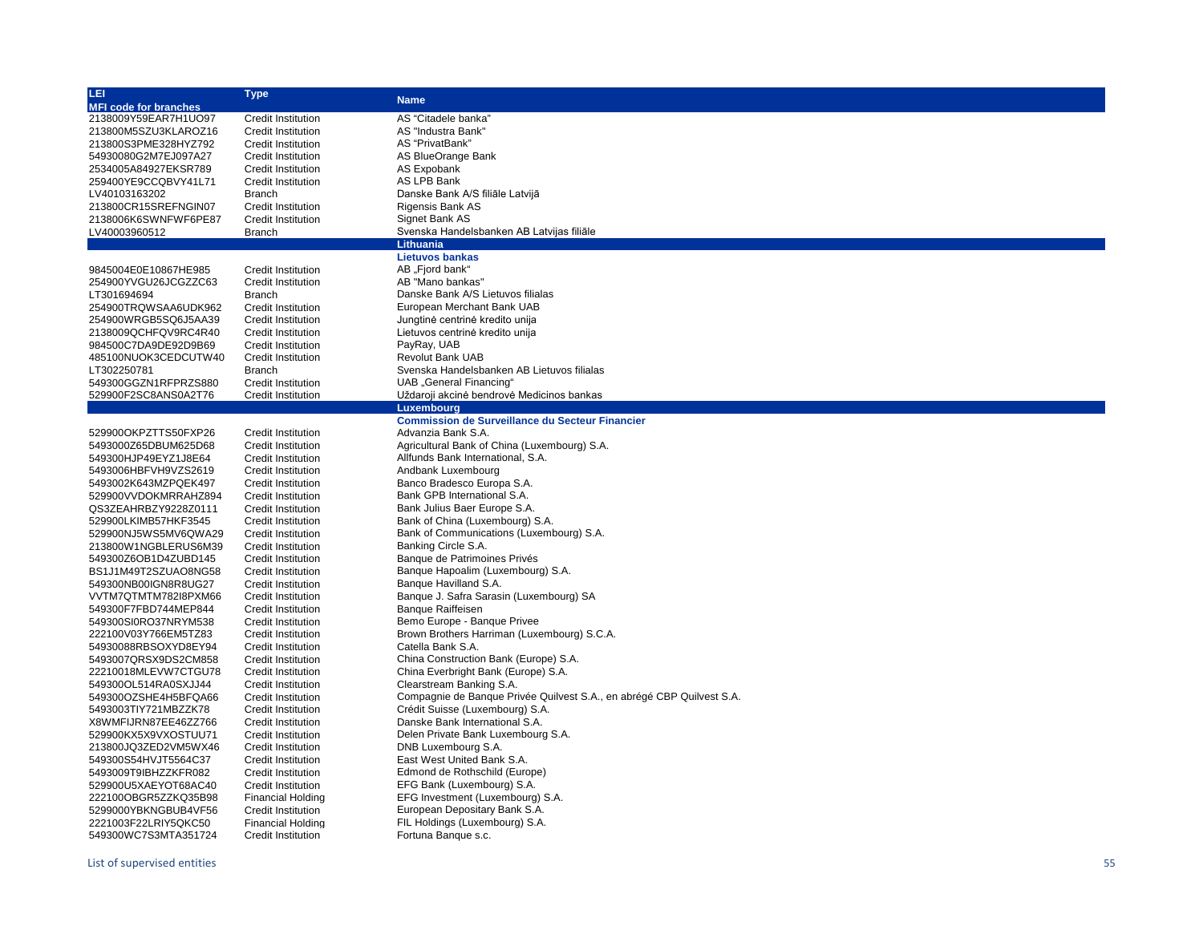| LEI<br>MFI code for branches | Type | Name |
|---|---|---|
| 2138009Y59EAR7H1UO97 | Credit Institution | AS "Citadele banka" |
| 213800M5SZU3KLAROZ16 | Credit Institution | AS "Industra Bank" |
| 213800S3PME328HYZ792 | Credit Institution | AS "PrivatBank" |
| 54930080G2M7EJ097A27 | Credit Institution | AS BlueOrange Bank |
| 2534005A84927EKSR789 | Credit Institution | AS Expobank |
| 259400YE9CCQBVY41L71 | Credit Institution | AS LPB Bank |
| LV40103163202 | Branch | Danske Bank A/S filiāle Latvijā |
| 213800CR15SREFNGIN07 | Credit Institution | Rigensis Bank AS |
| 2138006K6SWNFWF6PE87 | Credit Institution | Signet Bank AS |
| LV40003960512 | Branch | Svenska Handelsbanken AB Latvijas filiāle |
| | | **Lithuania** |
| | | **Lietuvos bankas** |
| 9845004E0E10867HE985 | Credit Institution | AB „Fjord bank" |
| 254900YVGU26JCGZZC63 | Credit Institution | AB "Mano bankas" |
| LT301694694 | Branch | Danske Bank A/S Lietuvos filialas |
| 254900TRQWSAA6UDK962 | Credit Institution | European Merchant Bank UAB |
| 254900WRGB5SQ6J5AA39 | Credit Institution | Jungtinė centrinė kredito unija |
| 2138009QCHFQV9RC4R40 | Credit Institution | Lietuvos centrinė kredito unija |
| 984500C7DA9DE92D9B69 | Credit Institution | PayRay, UAB |
| 485100NUOK3CEDCUTW40 | Credit Institution | Revolut Bank UAB |
| LT302250781 | Branch | Svenska Handelsbanken AB Lietuvos filialas |
| 549300GGZN1RFPRZS880 | Credit Institution | UAB „General Financing" |
| 529900F2SC8ANS0A2T76 | Credit Institution | Uždaroji akcinė bendrovė Medicinos bankas |
| | | **Luxembourg** |
| | | **Commission de Surveillance du Secteur Financier** |
| 529900OKPZTTS50FXP26 | Credit Institution | Advanzia Bank S.A. |
| 5493000Z65DBUM625D68 | Credit Institution | Agricultural Bank of China (Luxembourg) S.A. |
| 549300HJP49EYZ1J8E64 | Credit Institution | Allfunds Bank International, S.A. |
| 5493006HBFVH9VZS2619 | Credit Institution | Andbank Luxembourg |
| 5493002K643MZPQEK497 | Credit Institution | Banco Bradesco Europa S.A. |
| 529900VVDOKMRRAHZ894 | Credit Institution | Bank GPB International S.A. |
| QS3ZEAHRBZY9228Z0111 | Credit Institution | Bank Julius Baer Europe S.A. |
| 529900LKIMB57HKF3545 | Credit Institution | Bank of China (Luxembourg) S.A. |
| 529900NJ5WS5MV6QWA29 | Credit Institution | Bank of Communications (Luxembourg) S.A. |
| 213800W1NGBLERUS6M39 | Credit Institution | Banking Circle S.A. |
| 549300Z6OB1D4ZUBD145 | Credit Institution | Banque de Patrimoines Privés |
| BS1J1M49T2SZUAO8NG58 | Credit Institution | Banque Hapoalim (Luxembourg) S.A. |
| 549300NB00IGN8R8UG27 | Credit Institution | Banque Havilland S.A. |
| VVTM7QTMTM782I8PXM66 | Credit Institution | Banque J. Safra Sarasin (Luxembourg) SA |
| 549300F7FBD744MEP844 | Credit Institution | Banque Raiffeisen |
| 549300SI0RO37NRYM538 | Credit Institution | Bemo Europe - Banque Privee |
| 222100V03Y766EM5TZ83 | Credit Institution | Brown Brothers Harriman (Luxembourg) S.C.A. |
| 54930088RBSOXYD8EY94 | Credit Institution | Catella Bank S.A. |
| 5493007QRSX9DS2CM858 | Credit Institution | China Construction Bank (Europe) S.A. |
| 22210018MLEVW7CTGU78 | Credit Institution | China Everbright Bank (Europe) S.A. |
| 549300OL514RA0SXJJ44 | Credit Institution | Clearstream Banking S.A. |
| 549300OZSHE4H5BFQA66 | Credit Institution | Compagnie de Banque Privée Quilvest S.A., en abrégé CBP Quilvest S.A. |
| 5493003TIY721MBZZK78 | Credit Institution | Crédit Suisse (Luxembourg) S.A. |
| X8WMFIJRN87EE46ZZ766 | Credit Institution | Danske Bank International S.A. |
| 529900KX5X9VXOSTUU71 | Credit Institution | Delen Private Bank Luxembourg S.A. |
| 213800JQ3ZED2VM5WX46 | Credit Institution | DNB Luxembourg S.A. |
| 549300S54HVJT5564C37 | Credit Institution | East West United Bank S.A. |
| 5493009T9IBHZZKFR082 | Credit Institution | Edmond de Rothschild (Europe) |
| 529900U5XAEYOT68AC40 | Credit Institution | EFG Bank (Luxembourg) S.A. |
| 222100OBGR5ZZKQ35B98 | Financial Holding | EFG Investment (Luxembourg) S.A. |
| 5299000YBKNGBUB4VF56 | Credit Institution | European Depositary Bank S.A. |
| 2221003F22LRIY5QKC50 | Financial Holding | FIL Holdings (Luxembourg) S.A. |
| 549300WC7S3MTA351724 | Credit Institution | Fortuna Banque s.c. |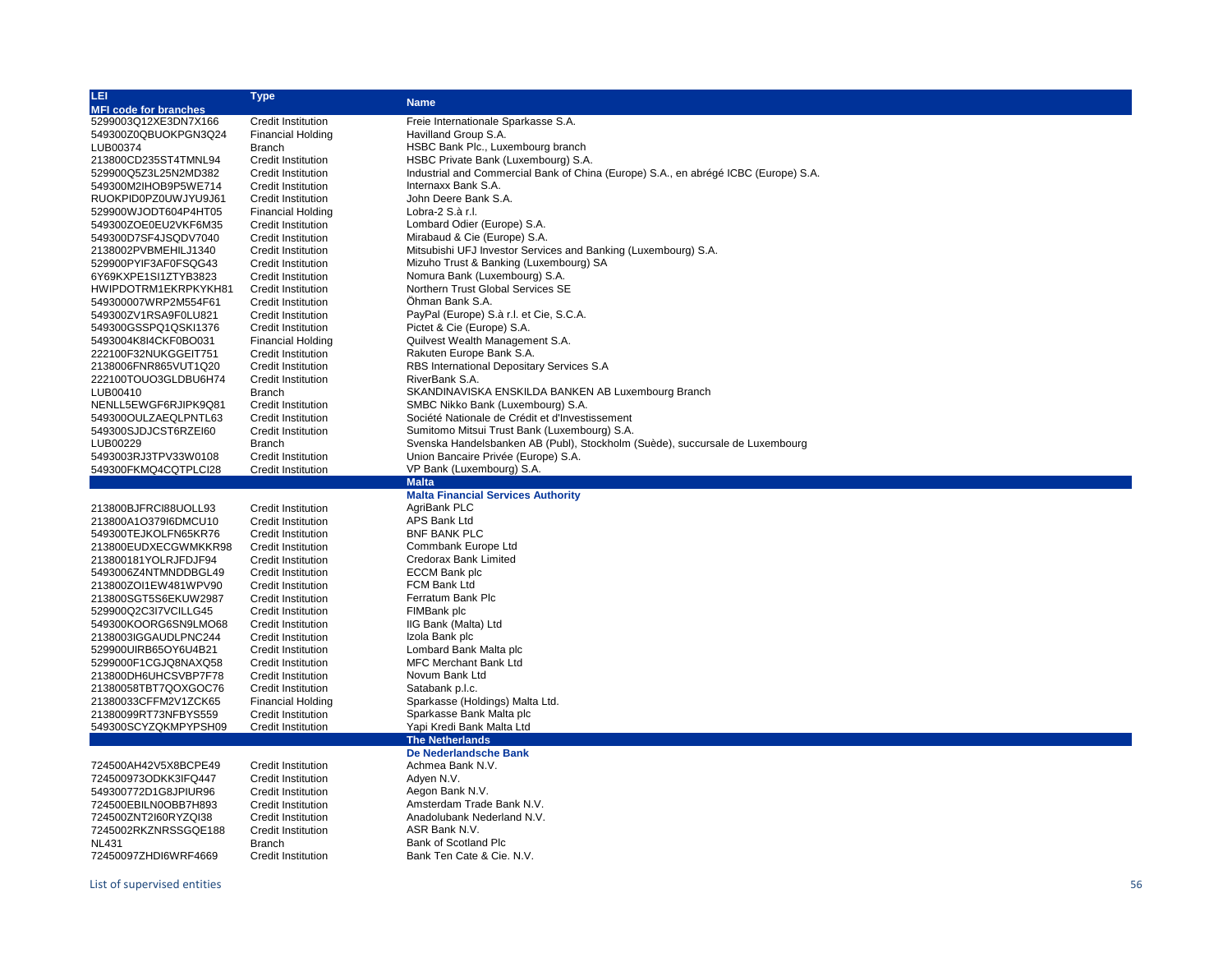| LEI<br>MFI code for branches | Type | Name |
|---|---|---|
| 5299003Q12XE3DN7X166 | Credit Institution | Freie Internationale Sparkasse S.A. |
| 549300Z0QBUOKPGN3Q24 | Financial Holding | Havilland Group S.A. |
| LUB00374 | Branch | HSBC Bank Plc., Luxembourg branch |
| 213800CD235ST4TMNL94 | Credit Institution | HSBC Private Bank (Luxembourg) S.A. |
| 529900Q5Z3L25N2MD382 | Credit Institution | Industrial and Commercial Bank of China (Europe) S.A., en abrégé ICBC (Europe) S.A. |
| 549300M2IHOB9P5WE714 | Credit Institution | Internaxx Bank S.A. |
| RUOKPID0PZ0UWJYU9J61 | Credit Institution | John Deere Bank S.A. |
| 529900WJODT604P4HT05 | Financial Holding | Lobra-2 S.à r.l. |
| 549300ZOE0EU2VKF6M35 | Credit Institution | Lombard Odier (Europe) S.A. |
| 549300D7SF4JSQDV7040 | Credit Institution | Mirabaud & Cie (Europe) S.A. |
| 2138002PVBMEHILJ1340 | Credit Institution | Mitsubishi UFJ Investor Services and Banking (Luxembourg) S.A. |
| 529900PYIF3AF0FSQG43 | Credit Institution | Mizuho Trust & Banking (Luxembourg) SA |
| 6Y69KXPE1SI1ZTYB3823 | Credit Institution | Nomura Bank (Luxembourg) S.A. |
| HWIPDOTRM1EKRPKYKH81 | Credit Institution | Northern Trust Global Services SE |
| 549300007WRP2M554F61 | Credit Institution | Öhman Bank S.A. |
| 549300ZV1RSA9F0LU821 | Credit Institution | PayPal (Europe) S.à r.l. et Cie, S.C.A. |
| 549300GSSPQ1QSKI1376 | Credit Institution | Pictet & Cie (Europe) S.A. |
| 5493004K8I4CKF0BO031 | Financial Holding | Quilvest Wealth Management S.A. |
| 222100F32NUKGGEIT751 | Credit Institution | Rakuten Europe Bank S.A. |
| 2138006FNR865VUT1Q20 | Credit Institution | RBS International Depositary Services S.A |
| 222100TOUO3GLDBU6H74 | Credit Institution | RiverBank S.A. |
| LUB00410 | Branch | SKANDINAVISKA ENSKILDA BANKEN AB Luxembourg Branch |
| NENLL5EWGF6RJIPK9Q81 | Credit Institution | SMBC Nikko Bank (Luxembourg) S.A. |
| 549300OULZAEQLPNTL63 | Credit Institution | Société Nationale de Crédit et d'Investissement |
| 549300SJDJCST6RZEI60 | Credit Institution | Sumitomo Mitsui Trust Bank (Luxembourg) S.A. |
| LUB00229 | Branch | Svenska Handelsbanken AB (Publ), Stockholm (Suède), succursale de Luxembourg |
| 5493003RJ3TPV33W0108 | Credit Institution | Union Bancaire Privée (Europe) S.A. |
| 549300FKMQ4CQTPLCI28 | Credit Institution | VP Bank (Luxembourg) S.A. |
| | | **Malta** |
| | | **Malta Financial Services Authority** |
| 213800BJFRCI88UOLL93 | Credit Institution | AgriBank PLC |
| 213800A1O379I6DMCU10 | Credit Institution | APS Bank Ltd |
| 549300TEJKOLFN65KR76 | Credit Institution | BNF BANK PLC |
| 213800EUDXECGWMKKR98 | Credit Institution | Commbank Europe Ltd |
| 213800181YOLRJFDJF94 | Credit Institution | Credorax Bank Limited |
| 5493006Z4NTMNDDBGL49 | Credit Institution | ECCM Bank plc |
| 213800ZOI1EW481WPV90 | Credit Institution | FCM Bank Ltd |
| 213800SGT5S6EKUW2987 | Credit Institution | Ferratum Bank Plc |
| 529900Q2C3I7VCILLG45 | Credit Institution | FIMBank plc |
| 549300KOORG6SN9LMO68 | Credit Institution | IIG Bank (Malta) Ltd |
| 2138003IGGAUDLPNC244 | Credit Institution | Izola Bank plc |
| 529900UIRB65OY6U4B21 | Credit Institution | Lombard Bank Malta plc |
| 5299000F1CGJQ8NAXQ58 | Credit Institution | MFC Merchant Bank Ltd |
| 213800DH6UHCSVBP7F78 | Credit Institution | Novum Bank Ltd |
| 21380058TBT7QOXGOC76 | Credit Institution | Satabank p.l.c. |
| 21380033CFFM2V1ZCK65 | Financial Holding | Sparkasse (Holdings) Malta Ltd. |
| 21380099RT73NFBYS559 | Credit Institution | Sparkasse Bank Malta plc |
| 549300SCYZQKMPYPSH09 | Credit Institution | Yapi Kredi Bank Malta Ltd |
| | | **The Netherlands** |
| | | **De Nederlandsche Bank** |
| 724500AH42V5X8BCPE49 | Credit Institution | Achmea Bank N.V. |
| 724500973ODKK3IFQ447 | Credit Institution | Adyen N.V. |
| 549300772D1G8JPIUR96 | Credit Institution | Aegon Bank N.V. |
| 724500EBILN0OBB7H893 | Credit Institution | Amsterdam Trade Bank N.V. |
| 724500ZNT2I60RYZQI38 | Credit Institution | Anadolubank Nederland N.V. |
| 7245002RKZNRSSGQE188 | Credit Institution | ASR Bank N.V. |
| NL431 | Branch | Bank of Scotland Plc |
| 72450097ZHDI6WRF4669 | Credit Institution | Bank Ten Cate & Cie. N.V. |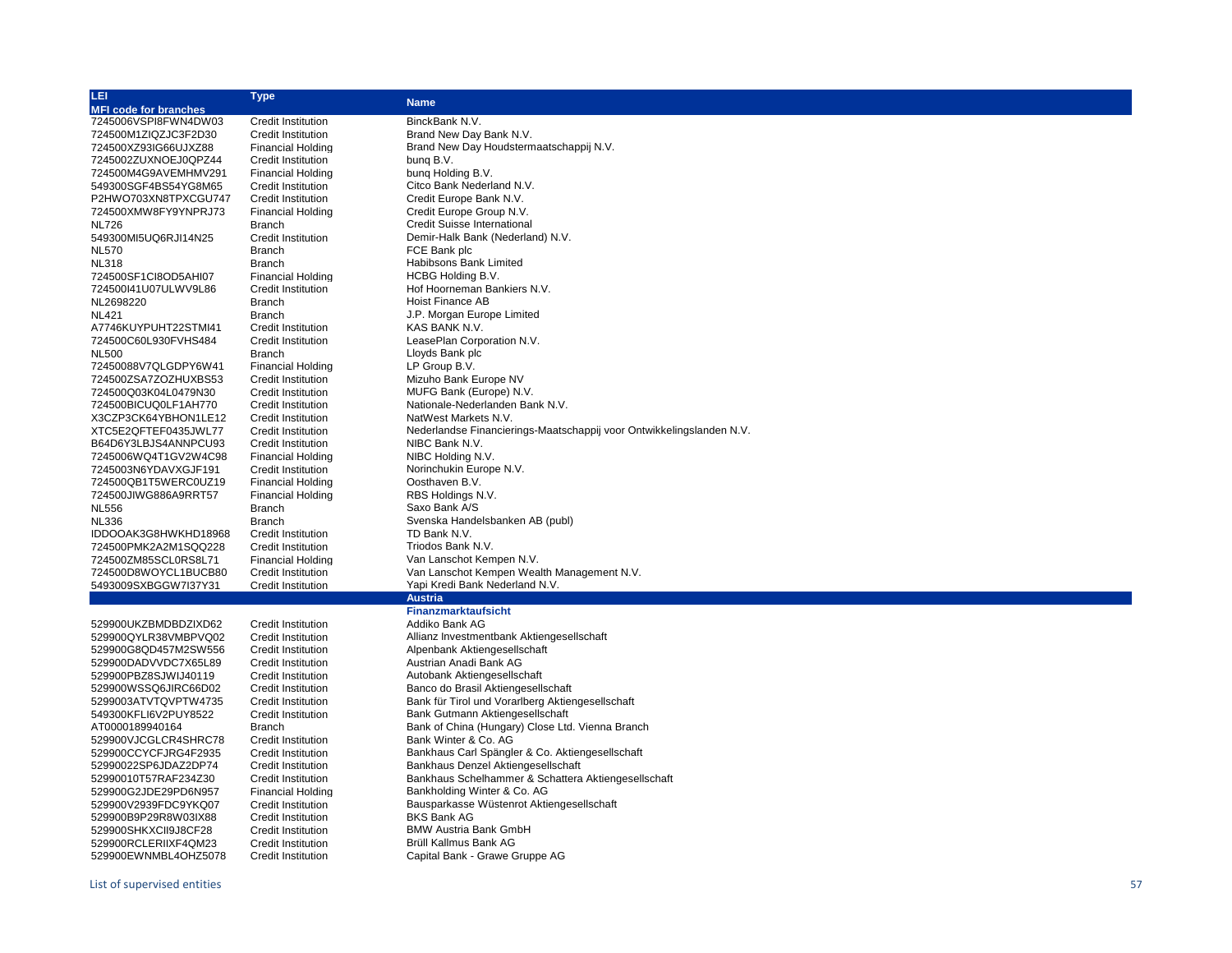| LEI<br>MFI code for branches | Type | Name |
|---|---|---|
| 7245006VSPI8FWN4DW03 | Credit Institution | BinckBank N.V. |
| 724500M1ZIQZJC3F2D30 | Credit Institution | Brand New Day Bank N.V. |
| 724500XZ93IG66UJXZ88 | Financial Holding | Brand New Day Houdstermaatschappij N.V. |
| 7245002ZUXNOEJ0QPZ44 | Credit Institution | bunq B.V. |
| 724500M4G9AVEMHMV291 | Financial Holding | bunq Holding B.V. |
| 549300SGF4BS54YG8M65 | Credit Institution | Citco Bank Nederland N.V. |
| P2HWO703XN8TPXCGU747 | Credit Institution | Credit Europe Bank N.V. |
| 724500XMW8FY9YNPRJ73 | Financial Holding | Credit Europe Group N.V. |
| NL726 | Branch | Credit Suisse International |
| 549300MI5UQ6RJI14N25 | Credit Institution | Demir-Halk Bank (Nederland) N.V. |
| NL570 | Branch | FCE Bank plc |
| NL318 | Branch | Habibsons Bank Limited |
| 724500SF1CI8OD5AHI07 | Financial Holding | HCBG Holding B.V. |
| 724500I41U07ULWV9L86 | Credit Institution | Hof Hoorneman Bankiers N.V. |
| NL2698220 | Branch | Hoist Finance AB |
| NL421 | Branch | J.P. Morgan Europe Limited |
| A7746KUYPUHT22STMI41 | Credit Institution | KAS BANK N.V. |
| 724500C60L930FVHS484 | Credit Institution | LeasePlan Corporation N.V. |
| NL500 | Branch | Lloyds Bank plc |
| 72450088V7QLGDPY6W41 | Financial Holding | LP Group B.V. |
| 724500ZSA7ZOZHUXBS53 | Credit Institution | Mizuho Bank Europe NV |
| 724500Q03K04L0479N30 | Credit Institution | MUFG Bank (Europe) N.V. |
| 724500BICUQ0LF1AH770 | Credit Institution | Nationale-Nederlanden Bank N.V. |
| X3CZP3CK64YBHON1LE12 | Credit Institution | NatWest Markets N.V. |
| XTC5E2QFTEF0435JWL77 | Credit Institution | Nederlandse Financierings-Maatschappij voor Ontwikkelingslanden N.V. |
| B64D6Y3LBJS4ANNPCU93 | Credit Institution | NIBC Bank N.V. |
| 7245006WQ4T1GV2W4C98 | Financial Holding | NIBC Holding N.V. |
| 7245003N6YDAVXGJF191 | Credit Institution | Norinchukin Europe N.V. |
| 724500QB1T5WERC0UZ19 | Financial Holding | Oosthaven B.V. |
| 724500JIWG886A9RRT57 | Financial Holding | RBS Holdings N.V. |
| NL556 | Branch | Saxo Bank A/S |
| NL336 | Branch | Svenska Handelsbanken AB (publ) |
| IDDOOAK3G8HWKHD18968 | Credit Institution | TD Bank N.V. |
| 724500PMK2A2M1SQQ228 | Credit Institution | Triodos Bank N.V. |
| 724500ZM85SCL0RS8L71 | Financial Holding | Van Lanschot Kempen N.V. |
| 724500D8WOYCL1BUCB80 | Credit Institution | Van Lanschot Kempen Wealth Management N.V. |
| 5493009SXBGGW7I37Y31 | Credit Institution | Yapi Kredi Bank Nederland N.V. |
| | | **Austria** |
| | | **Finanzmarktaufsicht** |
| 529900UKZBMDBDZIXD62 | Credit Institution | Addiko Bank AG |
| 529900QYLR38VMBPVQ02 | Credit Institution | Allianz Investmentbank Aktiengesellschaft |
| 529900G8QD457M2SW556 | Credit Institution | Alpenbank Aktiengesellschaft |
| 529900DADVVDC7X65L89 | Credit Institution | Austrian Anadi Bank AG |
| 529900PBZ8SJWIJ40119 | Credit Institution | Autobank Aktiengesellschaft |
| 529900WSSQ6JIRC66D02 | Credit Institution | Banco do Brasil Aktiengesellschaft |
| 5299003ATVTQVPTW4735 | Credit Institution | Bank für Tirol und Vorarlberg Aktiengesellschaft |
| 549300KFLI6V2PUY8522 | Credit Institution | Bank Gutmann Aktiengesellschaft |
| AT0000189940164 | Branch | Bank of China (Hungary) Close Ltd. Vienna Branch |
| 529900VJCGLCR4SHRC78 | Credit Institution | Bank Winter & Co. AG |
| 529900CCYCFJRG4F2935 | Credit Institution | Bankhaus Carl Spängler & Co. Aktiengesellschaft |
| 52990022SP6JDAZ2DP74 | Credit Institution | Bankhaus Denzel Aktiengesellschaft |
| 52990010T57RAF234Z30 | Credit Institution | Bankhaus Schelhammer & Schattera Aktiengesellschaft |
| 529900G2JDE29PD6N957 | Financial Holding | Bankholding Winter & Co. AG |
| 529900V2939FDC9YKQ07 | Credit Institution | Bausparkasse Wüstenrot Aktiengesellschaft |
| 529900B9P29R8W03IX88 | Credit Institution | BKS Bank AG |
| 529900SHKXCII9J8CF28 | Credit Institution | BMW Austria Bank GmbH |
| 529900RCLERIIXF4QM23 | Credit Institution | Brüll Kallmus Bank AG |
| 529900EWNMBL4OHZ5078 | Credit Institution | Capital Bank - Grawe Gruppe AG |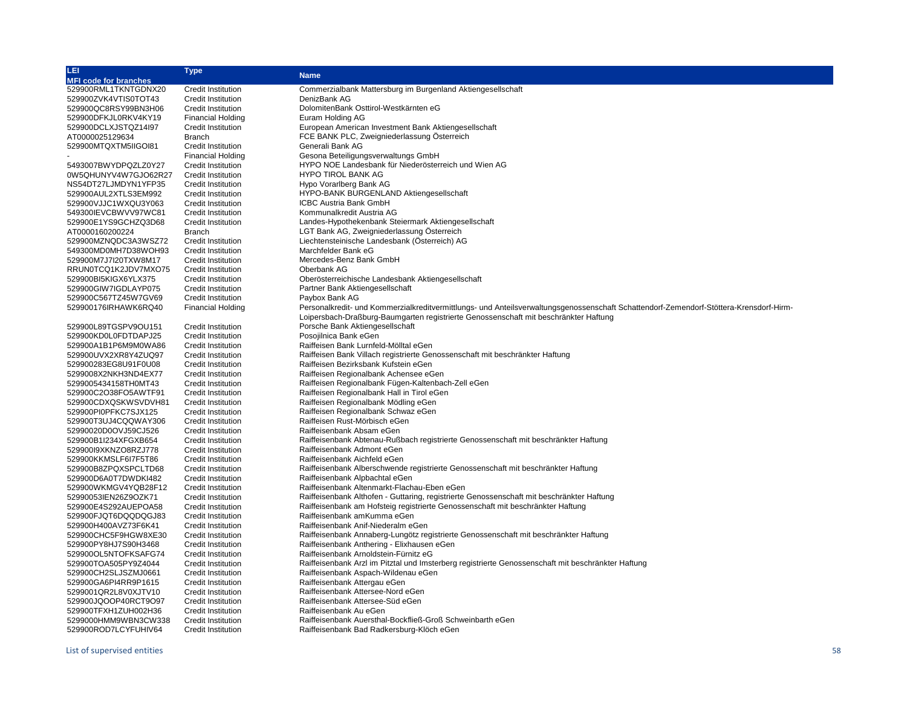| LEI<br>MFI code for branches | Type | Name |
|---|---|---|
| 529900RML1TKNTGDNX20 | Credit Institution | Commerzialbank Mattersburg im Burgenland Aktiengesellschaft |
| 529900ZVK4VTIS0TOT43 | Credit Institution | DenizBank AG |
| 529900QC8RSY99BN3H06 | Credit Institution | DolomitenBank Osttirol-Westkärnten eG |
| 529900DFKJL0RKV4KY19 | Financial Holding | Euram Holding AG |
| 529900DCLXJSTQZ14I97 | Credit Institution | European American Investment Bank Aktiengesellschaft |
| AT0000025129634 | Branch | FCE BANK PLC, Zweigniederlassung Österreich |
| 529900MTQXTM5IIGOI81 | Credit Institution | Generali Bank AG |
| - | Financial Holding | Gesona Beteiligungsverwaltungs GmbH |
| 5493007BWYDPQZLZ0Y27 | Credit Institution | HYPO NOE Landesbank für Niederösterreich und Wien AG |
| 0W5QHUNYV4W7GJO62R27 | Credit Institution | HYPO TIROL BANK AG |
| NS54DT27LJMDYN1YFP35 | Credit Institution | Hypo Vorarlberg Bank AG |
| 529900AUL2XTLS3EM992 | Credit Institution | HYPO-BANK BURGENLAND Aktiengesellschaft |
| 529900VJJC1WXQU3Y063 | Credit Institution | ICBC Austria Bank GmbH |
| 549300IEVCBWVV97WC81 | Credit Institution | Kommunalkredit Austria AG |
| 529900E1YS9GCHZQ3D68 | Credit Institution | Landes-Hypothekenbank Steiermark Aktiengesellschaft |
| AT0000160200224 | Branch | LGT Bank AG, Zweigniederlassung Österreich |
| 529900MZNQDC3A3WSZ72 | Credit Institution | Liechtensteinische Landesbank (Österreich) AG |
| 549300MD0MH7D38WOH93 | Credit Institution | Marchfelder Bank eG |
| 529900M7J7I20TXW8M17 | Credit Institution | Mercedes-Benz Bank GmbH |
| RRUN0TCQ1K2JDV7MXO75 | Credit Institution | Oberbank AG |
| 529900BI5KIGX6YLX375 | Credit Institution | Oberösterreichische Landesbank Aktiengesellschaft |
| 529900GIW7IGDLAYP075 | Credit Institution | Partner Bank Aktiengesellschaft |
| 529900C567TZ45W7GV69 | Credit Institution | Paybox Bank AG |
| 529900176IRHAWK6RQ40 | Financial Holding | Personalkredit- und Kommerzialkreditvermittlungs- und Anteilsverwaltungsgenossenschaft Schattendorf-Zemendorf-Stöttera-Krensdorf-Hirm-Loipersbach-Draßburg-Baumgarten registrierte Genossenschaft mit beschränkter Haftung |
| 529900L89TGSPV9OU151 | Credit Institution | Porsche Bank Aktiengesellschaft |
| 529900KD0L0FDTDAPJ25 | Credit Institution | Posojilnica Bank eGen |
| 529900A1B1P6M9M0WA86 | Credit Institution | Raiffeisen Bank Lurnfeld-Mölltal eGen |
| 529900UVX2XR8Y4ZUQ97 | Credit Institution | Raiffeisen Bank Villach registrierte Genossenschaft mit beschränkter Haftung |
| 529900283EG8U91F0U08 | Credit Institution | Raiffeisen Bezirksbank Kufstein eGen |
| 5299008X2NKH3ND4EX77 | Credit Institution | Raiffeisen Regionalbank Achensee eGen |
| 5299005434158TH0MT43 | Credit Institution | Raiffeisen Regionalbank Fügen-Kaltenbach-Zell eGen |
| 529900C2O38FO5AWTF91 | Credit Institution | Raiffeisen Regionalbank Hall in Tirol eGen |
| 529900CDXQSKWSVDVH81 | Credit Institution | Raiffeisen Regionalbank Mödling eGen |
| 529900PI0PFKC7SJX125 | Credit Institution | Raiffeisen Regionalbank Schwaz eGen |
| 529900T3UJ4CQQWAY306 | Credit Institution | Raiffeisen Rust-Mörbisch eGen |
| 52990020D0OVJ59CJ526 | Credit Institution | Raiffeisenbank Absam eGen |
| 529900B1I234XFGXB654 | Credit Institution | Raiffeisenbank Abtenau-Rußbach registrierte Genossenschaft mit beschränkter Haftung |
| 529900I9XKNZO8RZJ778 | Credit Institution | Raiffeisenbank Admont eGen |
| 529900KKMSLF6I7F5T86 | Credit Institution | Raiffeisenbank Aichfeld eGen |
| 529900B8ZPQXSPCLTD68 | Credit Institution | Raiffeisenbank Alberschwende registrierte Genossenschaft mit beschränkter Haftung |
| 529900D6A0T7DWDKI482 | Credit Institution | Raiffeisenbank Alpbachtal eGen |
| 529900WKMGV4YQB28F12 | Credit Institution | Raiffeisenbank Altenmarkt-Flachau-Eben eGen |
| 52990053IEN26Z9OZK71 | Credit Institution | Raiffeisenbank Althofen - Guttaring, registrierte Genossenschaft mit beschränkter Haftung |
| 529900E4S292AUEPOA58 | Credit Institution | Raiffeisenbank am Hofsteig registrierte Genossenschaft mit beschränkter Haftung |
| 529900FJQT6DQQDQGJ83 | Credit Institution | Raiffeisenbank amKumma eGen |
| 529900H400AVZ73F6K41 | Credit Institution | Raiffeisenbank Anif-Niederalm eGen |
| 529900CHC5F9HGW8XE30 | Credit Institution | Raiffeisenbank Annaberg-Lungötz registrierte Genossenschaft mit beschränkter Haftung |
| 529900PY8HJ7S90H3468 | Credit Institution | Raiffeisenbank Anthering - Elixhausen eGen |
| 529900OL5NTOFKSAFG74 | Credit Institution | Raiffeisenbank Arnoldstein-Fürnitz eG |
| 529900TOA505PY9Z4044 | Credit Institution | Raiffeisenbank Arzl im Pitztal und Imsterberg registrierte Genossenschaft mit beschränkter Haftung |
| 529900CH2SLJSZMJ0661 | Credit Institution | Raiffeisenbank Aspach-Wildenau eGen |
| 529900GA6PI4RR9P1615 | Credit Institution | Raiffeisenbank Attergau eGen |
| 5299001QR2L8V0XJTV10 | Credit Institution | Raiffeisenbank Attersee-Nord eGen |
| 529900JQOOP40RCT9O97 | Credit Institution | Raiffeisenbank Attersee-Süd eGen |
| 529900TFXH1ZUH002H36 | Credit Institution | Raiffeisenbank Au eGen |
| 5299000HMM9WBN3CW338 | Credit Institution | Raiffeisenbank Auersthal-Bockfließ-Groß Schweinbarth eGen |
| 529900ROD7LCYFUHIV64 | Credit Institution | Raiffeisenbank Bad Radkersburg-Klöch eGen |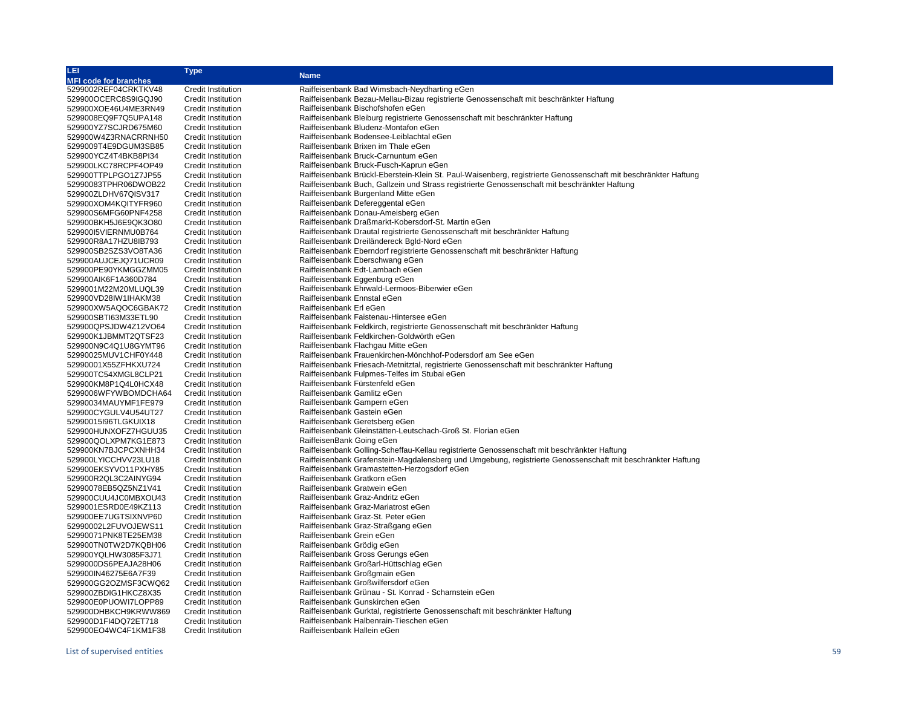| LEI<br>MFI code for branches | Type | Name |
|---|---|---|
| 5299002REF04CRKTKV48 | Credit Institution | Raiffeisenbank Bad Wimsbach-Neydharting eGen |
| 529900OCERC8S9IGQJ90 | Credit Institution | Raiffeisenbank Bezau-Mellau-Bizau registrierte Genossenschaft mit beschränkter Haftung |
| 529900XOE46U4ME3RN49 | Credit Institution | Raiffeisenbank Bischofshofen eGen |
| 5299008EQ9F7Q5UPA148 | Credit Institution | Raiffeisenbank Bleiburg registrierte Genossenschaft mit beschränkter Haftung |
| 529900YZ7SCJRD675M60 | Credit Institution | Raiffeisenbank Bludenz-Montafon eGen |
| 529900W4Z3RNACRRNH50 | Credit Institution | Raiffeisenbank Bodensee-Leiblachtal eGen |
| 5299009T4E9DGUM3SB85 | Credit Institution | Raiffeisenbank Brixen im Thale eGen |
| 529900YCZ4T4BKB8PI34 | Credit Institution | Raiffeisenbank Bruck-Carnuntum eGen |
| 529900LKC78RCPF4OP49 | Credit Institution | Raiffeisenbank Bruck-Fusch-Kaprun eGen |
| 529900TTPLPGO1Z7JP55 | Credit Institution | Raiffeisenbank Brückl-Eberstein-Klein St. Paul-Waisenberg, registrierte Genossenschaft mit beschränkter Haftung |
| 52990083TPHR06DWOB22 | Credit Institution | Raiffeisenbank Buch, Gallzein und Strass registrierte Genossenschaft mit beschränkter Haftung |
| 529900ZLDHV67QISV317 | Credit Institution | Raiffeisenbank Burgenland Mitte eGen |
| 529900XOM4KQITYFR960 | Credit Institution | Raiffeisenbank Defereggental eGen |
| 529900S6MFG60PNF4258 | Credit Institution | Raiffeisenbank Donau-Ameisberg eGen |
| 529900BKH5J6E9QK3O80 | Credit Institution | Raiffeisenbank Draßmarkt-Kobersdorf-St. Martin eGen |
| 529900I5VIERNMU0B764 | Credit Institution | Raiffeisenbank Drautal registrierte Genossenschaft mit beschränkter Haftung |
| 529900R8A17HZU8IB793 | Credit Institution | Raiffeisenbank Dreiländereck Bgld-Nord eGen |
| 529900SB2SZS3VO8TA36 | Credit Institution | Raiffeisenbank Eberndorf registrierte Genossenschaft mit beschränkter Haftung |
| 529900AUJCEJQ71UCR09 | Credit Institution | Raiffeisenbank Eberschwang eGen |
| 529900PE90YKMGGZMM05 | Credit Institution | Raiffeisenbank Edt-Lambach eGen |
| 529900AIK6F1A360D784 | Credit Institution | Raiffeisenbank Eggenburg eGen |
| 5299001M22M20MLUQL39 | Credit Institution | Raiffeisenbank Ehrwald-Lermoos-Biberwier eGen |
| 529900VD28IW1IHAKM38 | Credit Institution | Raiffeisenbank Ennstal eGen |
| 529900XW5AQOC6GBAK72 | Credit Institution | Raiffeisenbank Erl eGen |
| 529900SBTI63M33ETL90 | Credit Institution | Raiffeisenbank Faistenau-Hintersee eGen |
| 529900QPSJDW4Z12VO64 | Credit Institution | Raiffeisenbank Feldkirch, registrierte Genossenschaft mit beschränkter Haftung |
| 529900K1JBMMT2QTSF23 | Credit Institution | Raiffeisenbank Feldkirchen-Goldwörth eGen |
| 529900N9C4Q1U8GYMT96 | Credit Institution | Raiffeisenbank Flachgau Mitte eGen |
| 52990025MUV1CHF0Y448 | Credit Institution | Raiffeisenbank Frauenkirchen-Mönchhof-Podersdorf am See eGen |
| 52990001X55ZFHKXU724 | Credit Institution | Raiffeisenbank Friesach-Metnitztal, registrierte Genossenschaft mit beschränkter Haftung |
| 529900TC54XMGL8CLP21 | Credit Institution | Raiffeisenbank Fulpmes-Telfes im Stubai eGen |
| 529900KM8P1Q4L0HCX48 | Credit Institution | Raiffeisenbank Fürstenfeld eGen |
| 5299006WFYWBOMDCHA64 | Credit Institution | Raiffeisenbank Gamlitz eGen |
| 52990034MAUYMF1FE979 | Credit Institution | Raiffeisenbank Gampern eGen |
| 529900CYGULV4U54UT27 | Credit Institution | Raiffeisenbank Gastein eGen |
| 52990015I96TLGKUIX18 | Credit Institution | Raiffeisenbank Geretsberg eGen |
| 529900HUNXOFZ7HGUU35 | Credit Institution | Raiffeisenbank Gleinstätten-Leutschach-Groß St. Florian eGen |
| 529900QOLXPM7KG1E873 | Credit Institution | RaiffeisenBank Going eGen |
| 529900KN7BJCPCXNHH34 | Credit Institution | Raiffeisenbank Golling-Scheffau-Kellau registrierte Genossenschaft mit beschränkter Haftung |
| 529900LYICCHVV23LU18 | Credit Institution | Raiffeisenbank Grafenstein-Magdalensberg und Umgebung, registrierte Genossenschaft mit beschränkter Haftung |
| 529900EKSYVO11PXHY85 | Credit Institution | Raiffeisenbank Gramastetten-Herzogsdorf eGen |
| 529900R2QL3C2AINYG94 | Credit Institution | Raiffeisenbank Gratkorn eGen |
| 52990078EB5QZ5NZ1V41 | Credit Institution | Raiffeisenbank Gratwein eGen |
| 529900CUU4JC0MBXOU43 | Credit Institution | Raiffeisenbank Graz-Andritz eGen |
| 5299001ESRD0E49KZ113 | Credit Institution | Raiffeisenbank Graz-Mariatrost eGen |
| 529900EE7UGTSIXNVP60 | Credit Institution | Raiffeisenbank Graz-St. Peter eGen |
| 52990002L2FUVOJEWS11 | Credit Institution | Raiffeisenbank Graz-Straßgang eGen |
| 52990071PNK8TE25EM38 | Credit Institution | Raiffeisenbank Grein eGen |
| 529900TN0TW2D7KQBH06 | Credit Institution | Raiffeisenbank Grödig eGen |
| 529900YQLHW3085F3J71 | Credit Institution | Raiffeisenbank Gross Gerungs eGen |
| 5299000DS6PEAJA28H06 | Credit Institution | Raiffeisenbank Großarl-Hüttschlag eGen |
| 529900IN46275E6A7F39 | Credit Institution | Raiffeisenbank Großgmain eGen |
| 529900GG2OZMSF3CWQ62 | Credit Institution | Raiffeisenbank Großwilfersdorf eGen |
| 529900ZBDIG1HKCZ8X35 | Credit Institution | Raiffeisenbank Grünau - St. Konrad - Scharnstein eGen |
| 529900E0PUOWI7LOPP89 | Credit Institution | Raiffeisenbank Gunskirchen eGen |
| 529900DHBKCH9KRWW869 | Credit Institution | Raiffeisenbank Gurktal, registrierte Genossenschaft mit beschränkter Haftung |
| 529900D1FI4DQ72ET718 | Credit Institution | Raiffeisenbank Halbenrain-Tieschen eGen |
| 529900EO4WC4F1KM1F38 | Credit Institution | Raiffeisenbank Hallein eGen |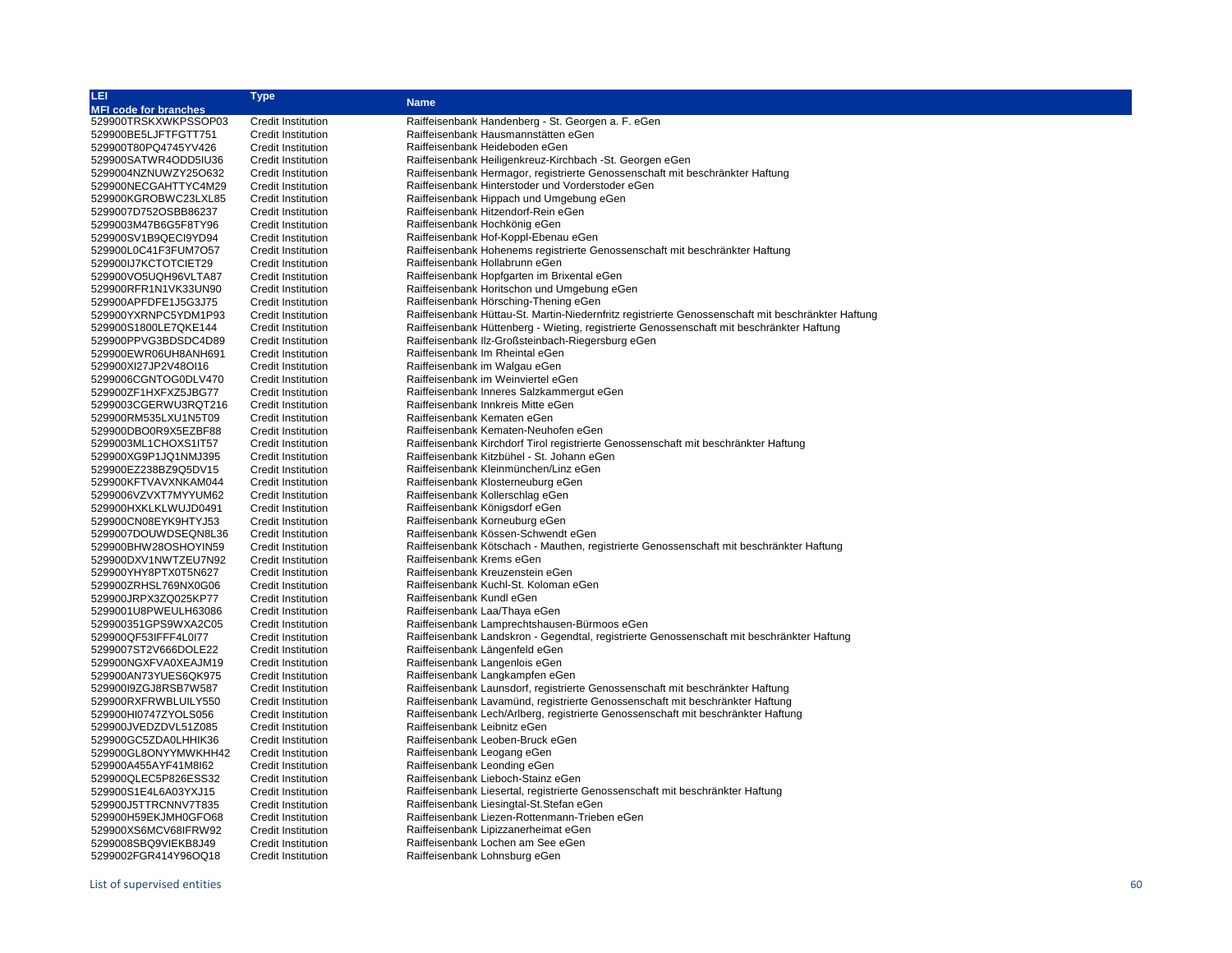| LEI<br>MFI code for branches | Type | Name |
|---|---|---|
| 529900TRSKXWKPSSOP03 | Credit Institution | Raiffeisenbank Handenberg - St. Georgen a. F. eGen |
| 529900BE5LJFTFGTT751 | Credit Institution | Raiffeisenbank Hausmannstätten eGen |
| 529900T80PQ4745YV426 | Credit Institution | Raiffeisenbank Heideboden eGen |
| 529900SATWR4ODD5IU36 | Credit Institution | Raiffeisenbank Heiligenkreuz-Kirchbach -St. Georgen eGen |
| 5299004NZNUWZY25O632 | Credit Institution | Raiffeisenbank Hermagor, registrierte Genossenschaft mit beschränkter Haftung |
| 529900NECGAHTTYC4M29 | Credit Institution | Raiffeisenbank Hinterstoder und Vorderstoder eGen |
| 529900KGROBWC23LXL85 | Credit Institution | Raiffeisenbank Hippach und Umgebung eGen |
| 5299007D752OSBB86237 | Credit Institution | Raiffeisenbank Hitzendorf-Rein eGen |
| 5299003M47B6G5F8TY96 | Credit Institution | Raiffeisenbank Hochkönig eGen |
| 529900SV1B9QECI9YD94 | Credit Institution | Raiffeisenbank Hof-Koppl-Ebenau eGen |
| 529900L0C41F3FUM7O57 | Credit Institution | Raiffeisenbank Hohenems registrierte Genossenschaft mit beschränkter Haftung |
| 529900IJ7KCTOTCIET29 | Credit Institution | Raiffeisenbank Hollabrunn eGen |
| 529900VO5UQH96VLTA87 | Credit Institution | Raiffeisenbank Hopfgarten im Brixental eGen |
| 529900RFR1N1VK33UN90 | Credit Institution | Raiffeisenbank Horitschon und Umgebung eGen |
| 529900APFDFE1J5G3J75 | Credit Institution | Raiffeisenbank Hörsching-Thening eGen |
| 529900YXRNPC5YDM1P93 | Credit Institution | Raiffeisenbank Hüttau-St. Martin-Niedernfritz registrierte Genossenschaft mit beschränkter Haftung |
| 529900S1800LE7QKE144 | Credit Institution | Raiffeisenbank Hüttenberg - Wieting, registrierte Genossenschaft mit beschränkter Haftung |
| 529900PPVG3BDSDC4D89 | Credit Institution | Raiffeisenbank Ilz-Großsteinbach-Riegersburg eGen |
| 529900EWR06UH8ANH691 | Credit Institution | Raiffeisenbank Im Rheintal eGen |
| 529900XI27JP2V48OI16 | Credit Institution | Raiffeisenbank im Walgau eGen |
| 5299006CGNTOG0DLV470 | Credit Institution | Raiffeisenbank im Weinviertel eGen |
| 529900ZF1HXFXZ5JBG77 | Credit Institution | Raiffeisenbank Inneres Salzkammergut eGen |
| 5299003CGERWU3RQT216 | Credit Institution | Raiffeisenbank Innkreis Mitte eGen |
| 529900RM535LXU1N5T09 | Credit Institution | Raiffeisenbank Kematen eGen |
| 529900DBO0R9X5EZBF88 | Credit Institution | Raiffeisenbank Kematen-Neuhofen eGen |
| 5299003ML1CHOXS1IT57 | Credit Institution | Raiffeisenbank Kirchdorf Tirol registrierte Genossenschaft mit beschränkter Haftung |
| 529900XG9P1JQ1NMJ395 | Credit Institution | Raiffeisenbank Kitzbühel - St. Johann eGen |
| 529900EZ238BZ9Q5DV15 | Credit Institution | Raiffeisenbank Kleinmünchen/Linz eGen |
| 529900KFTVAVXNKAM044 | Credit Institution | Raiffeisenbank Klosterneuburg eGen |
| 5299006VZVXT7MYYUM62 | Credit Institution | Raiffeisenbank Kollerschlag eGen |
| 529900HXKLKLWUJD0491 | Credit Institution | Raiffeisenbank Königsdorf eGen |
| 529900CN08EYK9HTYJ53 | Credit Institution | Raiffeisenbank Korneuburg eGen |
| 5299007DOUWDSEQN8L36 | Credit Institution | Raiffeisenbank Kössen-Schwendt eGen |
| 529900BHW28OSHOYIN59 | Credit Institution | Raiffeisenbank Kötschach - Mauthen, registrierte Genossenschaft mit beschränkter Haftung |
| 529900DXV1NWTZEU7N92 | Credit Institution | Raiffeisenbank Krems eGen |
| 529900YHY8PTX0T5N627 | Credit Institution | Raiffeisenbank Kreuzenstein eGen |
| 529900ZRHSL769NX0G06 | Credit Institution | Raiffeisenbank Kuchl-St. Koloman eGen |
| 529900JRPX3ZQ025KP77 | Credit Institution | Raiffeisenbank Kundl eGen |
| 5299001U8PWEULH63086 | Credit Institution | Raiffeisenbank Laa/Thaya eGen |
| 529900351GPS9WXA2C05 | Credit Institution | Raiffeisenbank Lamprechtshausen-Bürmoos eGen |
| 529900QF53IFFF4L0I77 | Credit Institution | Raiffeisenbank Landskron - Gegendtal, registrierte Genossenschaft mit beschränkter Haftung |
| 5299007ST2V666DOLE22 | Credit Institution | Raiffeisenbank Längenfeld eGen |
| 529900NGXFVA0XEAJM19 | Credit Institution | Raiffeisenbank Langenlois eGen |
| 529900AN73YUES6QK975 | Credit Institution | Raiffeisenbank Langkampfen eGen |
| 529900I9ZGJ8RSB7W587 | Credit Institution | Raiffeisenbank Launsdorf, registrierte Genossenschaft mit beschränkter Haftung |
| 529900RXFRWBLUILY550 | Credit Institution | Raiffeisenbank Lavamünd, registrierte Genossenschaft mit beschränkter Haftung |
| 529900HI0747ZYOLS056 | Credit Institution | Raiffeisenbank Lech/Arlberg, registrierte Genossenschaft mit beschränkter Haftung |
| 529900JVEDZDVL51Z085 | Credit Institution | Raiffeisenbank Leibnitz eGen |
| 529900GC5ZDA0LHHIK36 | Credit Institution | Raiffeisenbank Leoben-Bruck eGen |
| 529900GL8ONYYMWKHH42 | Credit Institution | Raiffeisenbank Leogang eGen |
| 529900A455AYF41M8I62 | Credit Institution | Raiffeisenbank Leonding eGen |
| 529900QLEC5P826ESS32 | Credit Institution | Raiffeisenbank Lieboch-Stainz eGen |
| 529900S1E4L6A03YXJ15 | Credit Institution | Raiffeisenbank Liesertal, registrierte Genossenschaft mit beschränkter Haftung |
| 529900J5TTRCNNV7T835 | Credit Institution | Raiffeisenbank Liesingtal-St.Stefan eGen |
| 529900H59EKJMH0GFO68 | Credit Institution | Raiffeisenbank Liezen-Rottenmann-Trieben eGen |
| 529900XS6MCV68IFRW92 | Credit Institution | Raiffeisenbank Lipizzanerheimat eGen |
| 5299008SBQ9VIEKB8J49 | Credit Institution | Raiffeisenbank Lochen am See eGen |
| 5299002FGR414Y96OQ18 | Credit Institution | Raiffeisenbank Lohnsburg eGen |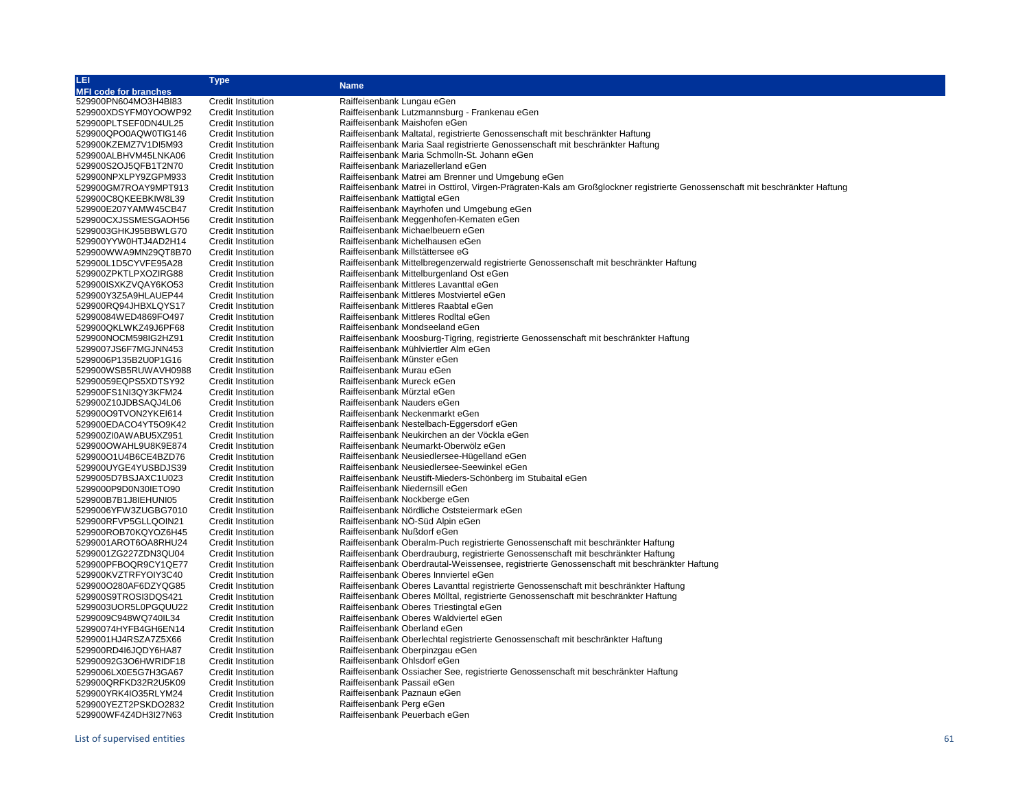| LEI<br>MFI code for branches | Type | Name |
|---|---|---|
| 529900PN604MO3H4BI83 | Credit Institution | Raiffeisenbank Lungau eGen |
| 529900XDSYFM0YOOWP92 | Credit Institution | Raiffeisenbank Lutzmannsburg - Frankenau eGen |
| 529900PLTSEF0DN4UL25 | Credit Institution | Raiffeisenbank Maishofen eGen |
| 529900QPO0AQW0TIG146 | Credit Institution | Raiffeisenbank Maltatal, registrierte Genossenschaft mit beschränkter Haftung |
| 529900KZEMZ7V1DI5M93 | Credit Institution | Raiffeisenbank Maria Saal registrierte Genossenschaft mit beschränkter Haftung |
| 529900ALBHVM45LNKA06 | Credit Institution | Raiffeisenbank Maria Schmolln-St. Johann eGen |
| 529900S2OJ5QFB1T2N70 | Credit Institution | Raiffeisenbank Mariazellerland eGen |
| 529900NPXLPY9ZGPM933 | Credit Institution | Raiffeisenbank Matrei am Brenner und Umgebung eGen |
| 529900GM7ROAY9MPT913 | Credit Institution | Raiffeisenbank Matrei in Osttirol, Virgen-Prägraten-Kals am Großglockner registrierte Genossenschaft mit beschränkter Haftung |
| 529900C8QKEEBKIW8L39 | Credit Institution | Raiffeisenbank Mattigtal eGen |
| 529900E207YAMW45CB47 | Credit Institution | Raiffeisenbank Mayrhofen und Umgebung eGen |
| 529900CXJSSMESGAOH56 | Credit Institution | Raiffeisenbank Meggenhofen-Kematen eGen |
| 5299003GHKJ95BBWLG70 | Credit Institution | Raiffeisenbank Michaelbeuern eGen |
| 529900YYW0HTJ4AD2H14 | Credit Institution | Raiffeisenbank Michelhausen eGen |
| 529900WWA9MN29QT8B70 | Credit Institution | Raiffeisenbank Millstättersee eG |
| 529900L1D5CYVFE95A28 | Credit Institution | Raiffeisenbank Mittelbregenzerwald registrierte Genossenschaft mit beschränkter Haftung |
| 529900ZPKTLPXOZIRG88 | Credit Institution | Raiffeisenbank Mittelburgenland Ost eGen |
| 529900ISXKZVQAY6KO53 | Credit Institution | Raiffeisenbank Mittleres Lavanttal eGen |
| 529900Y3Z5A9HLAUEP44 | Credit Institution | Raiffeisenbank Mittleres Mostviertel eGen |
| 529900RQ94JHBXLQYS17 | Credit Institution | Raiffeisenbank Mittleres Raabtal eGen |
| 52990084WED4869FO497 | Credit Institution | Raiffeisenbank Mittleres Rodltal eGen |
| 529900QKLWKZ49J6PF68 | Credit Institution | Raiffeisenbank Mondseeland eGen |
| 529900NOCM598IG2HZ91 | Credit Institution | Raiffeisenbank Moosburg-Tigring, registrierte Genossenschaft mit beschränkter Haftung |
| 5299007JS6F7MGJNN453 | Credit Institution | Raiffeisenbank Mühlviertler Alm eGen |
| 5299006P135B2U0P1G16 | Credit Institution | Raiffeisenbank Münster eGen |
| 529900WSB5RUWAVH0988 | Credit Institution | Raiffeisenbank Murau eGen |
| 52990059EQPS5XDTSY92 | Credit Institution | Raiffeisenbank Mureck eGen |
| 529900FS1NI3QY3KFM24 | Credit Institution | Raiffeisenbank Mürztal eGen |
| 529900Z10JDBSAQJ4L06 | Credit Institution | Raiffeisenbank Nauders eGen |
| 529900O9TVON2YKEI614 | Credit Institution | Raiffeisenbank Neckenmarkt eGen |
| 529900EDACO4YT5O9K42 | Credit Institution | Raiffeisenbank Nestelbach-Eggersdorf eGen |
| 529900ZI0AWABU5XZ951 | Credit Institution | Raiffeisenbank Neukirchen an der Vöckla eGen |
| 529900OWAHL9U8K9E874 | Credit Institution | Raiffeisenbank Neumarkt-Oberwölz eGen |
| 529900O1U4B6CE4BZD76 | Credit Institution | Raiffeisenbank Neusiedlersee-Hügelland eGen |
| 529900UYGE4YUSBDJS39 | Credit Institution | Raiffeisenbank Neusiedlersee-Seewinkel eGen |
| 5299005D7BSJAXC1U023 | Credit Institution | Raiffeisenbank Neustift-Mieders-Schönberg im Stubaital eGen |
| 5299000P9D0N30IETO90 | Credit Institution | Raiffeisenbank Niedernsill eGen |
| 529900B7B1J8IEHUNI05 | Credit Institution | Raiffeisenbank Nockberge eGen |
| 5299006YFW3ZUGBG7010 | Credit Institution | Raiffeisenbank Nördliche Oststeiermark eGen |
| 529900RFVP5GLLQOIN21 | Credit Institution | Raiffeisenbank NÖ-Süd Alpin eGen |
| 529900ROB70KQYOZ6H45 | Credit Institution | Raiffeisenbank Nußdorf eGen |
| 5299001AROT6OA8RHU24 | Credit Institution | Raiffeisenbank Oberalm-Puch registrierte Genossenschaft mit beschränkter Haftung |
| 5299001ZG227ZDN3QU04 | Credit Institution | Raiffeisenbank Oberdrauburg, registrierte Genossenschaft mit beschränkter Haftung |
| 529900PFBOQR9CY1QE77 | Credit Institution | Raiffeisenbank Oberdrautal-Weissensee, registrierte Genossenschaft mit beschränkter Haftung |
| 529900KVZTRFYOIY3C40 | Credit Institution | Raiffeisenbank Oberes Innviertel eGen |
| 529900O280AF6DZYQG85 | Credit Institution | Raiffeisenbank Oberes Lavanttal registrierte Genossenschaft mit beschränkter Haftung |
| 529900S9TROSI3DQS421 | Credit Institution | Raiffeisenbank Oberes Mölltal, registrierte Genossenschaft mit beschränkter Haftung |
| 5299003UOR5L0PGQUU22 | Credit Institution | Raiffeisenbank Oberes Triestingtal eGen |
| 5299009C948WQ740IL34 | Credit Institution | Raiffeisenbank Oberes Waldviertel eGen |
| 52990074HYFB4GH6EN14 | Credit Institution | Raiffeisenbank Oberland eGen |
| 5299001HJ4RSZA7Z5X66 | Credit Institution | Raiffeisenbank Oberlechtal registrierte Genossenschaft mit beschränkter Haftung |
| 529900RD4I6JQDY6HA87 | Credit Institution | Raiffeisenbank Oberpinzgau eGen |
| 52990092G3O6HWRIDF18 | Credit Institution | Raiffeisenbank Ohlsdorf eGen |
| 5299006LX0E5G7H3GA67 | Credit Institution | Raiffeisenbank Ossiacher See, registrierte Genossenschaft mit beschränkter Haftung |
| 529900QRFKD32R2U5K09 | Credit Institution | Raiffeisenbank Passail eGen |
| 529900YRK4IO35RLYM24 | Credit Institution | Raiffeisenbank Paznaun eGen |
| 529900YEZT2PSKDO2832 | Credit Institution | Raiffeisenbank Perg eGen |
| 529900WF4Z4DH3I27N63 | Credit Institution | Raiffeisenbank Peuerbach eGen |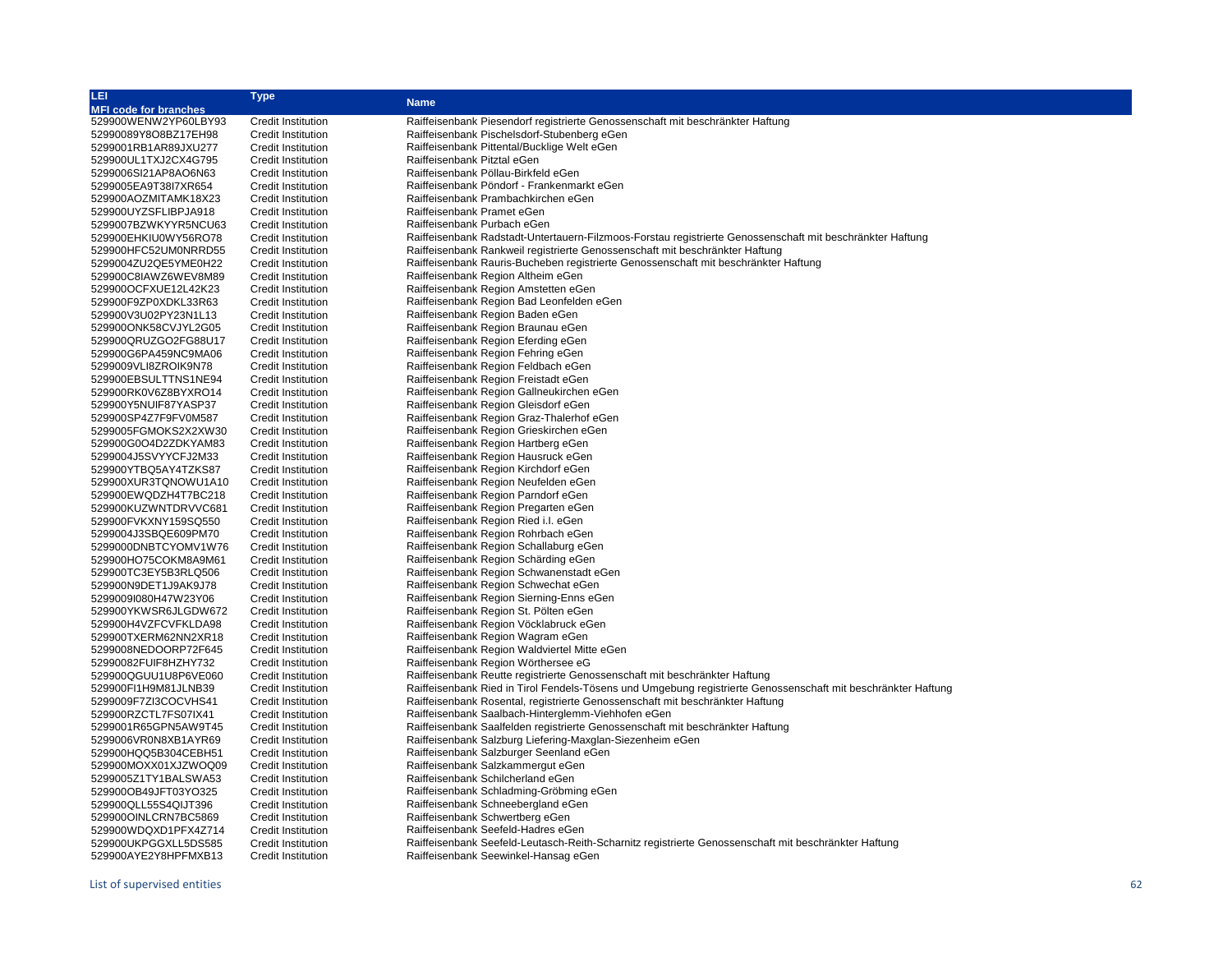| LEI<br>MFI code for branches | Type | Name |
|---|---|---|
| 529900WENW2YP60LBY93 | Credit Institution | Raiffeisenbank Piesendorf registrierte Genossenschaft mit beschränkter Haftung |
| 52990089Y8O8BZ17EH98 | Credit Institution | Raiffeisenbank Pischelsdorf-Stubenberg eGen |
| 5299001RB1AR89JXU277 | Credit Institution | Raiffeisenbank Pittental/Bucklige Welt eGen |
| 529900UL1TXJ2CX4G795 | Credit Institution | Raiffeisenbank Pitztal eGen |
| 5299006SI21AP8AO6N63 | Credit Institution | Raiffeisenbank Pöllau-Birkfeld eGen |
| 5299005EA9T38I7XR654 | Credit Institution | Raiffeisenbank Pöndorf - Frankenmarkt eGen |
| 529900AOZMITAMK18X23 | Credit Institution | Raiffeisenbank Prambachkirchen eGen |
| 529900UYZSFLIBPJA918 | Credit Institution | Raiffeisenbank Pramet eGen |
| 5299007BZWKYYR5NCU63 | Credit Institution | Raiffeisenbank Purbach eGen |
| 529900EHKIU0WY56RO78 | Credit Institution | Raiffeisenbank Radstadt-Untertauern-Filzmoos-Forstau registrierte Genossenschaft mit beschränkter Haftung |
| 529900HFC52UM0NRRD55 | Credit Institution | Raiffeisenbank Rankweil registrierte Genossenschaft mit beschränkter Haftung |
| 5299004ZU2QE5YME0H22 | Credit Institution | Raiffeisenbank Rauris-Bucheben registrierte Genossenschaft mit beschränkter Haftung |
| 529900C8IAWZ6WEV8M89 | Credit Institution | Raiffeisenbank Region Altheim eGen |
| 529900OCFXUE12L42K23 | Credit Institution | Raiffeisenbank Region Amstetten eGen |
| 529900F9ZP0XDKL33R63 | Credit Institution | Raiffeisenbank Region Bad Leonfelden eGen |
| 529900V3U02PY23N1L13 | Credit Institution | Raiffeisenbank Region Baden eGen |
| 529900ONK58CVJYL2G05 | Credit Institution | Raiffeisenbank Region Braunau eGen |
| 529900QRUZGO2FG88U17 | Credit Institution | Raiffeisenbank Region Eferding eGen |
| 529900G6PA459NC9MA06 | Credit Institution | Raiffeisenbank Region Fehring eGen |
| 5299009VLI8ZROIK9N78 | Credit Institution | Raiffeisenbank Region Feldbach eGen |
| 529900EBSULTTNS1NE94 | Credit Institution | Raiffeisenbank Region Freistadt eGen |
| 529900RK0V6Z8BYXRO14 | Credit Institution | Raiffeisenbank Region Gallneukirchen eGen |
| 529900Y5NUIF87YASP37 | Credit Institution | Raiffeisenbank Region Gleisdorf eGen |
| 529900SP4Z7F9FV0M587 | Credit Institution | Raiffeisenbank Region Graz-Thalerhof eGen |
| 5299005FGMOKS2X2XW30 | Credit Institution | Raiffeisenbank Region Grieskirchen eGen |
| 529900G0O4D2ZDKYAM83 | Credit Institution | Raiffeisenbank Region Hartberg eGen |
| 5299004J5SVYYCFJ2M33 | Credit Institution | Raiffeisenbank Region Hausruck eGen |
| 529900YTBQ5AY4TZKS87 | Credit Institution | Raiffeisenbank Region Kirchdorf eGen |
| 529900XUR3TQNOWU1A10 | Credit Institution | Raiffeisenbank Region Neufelden eGen |
| 529900EWQDZH4T7BC218 | Credit Institution | Raiffeisenbank Region Parndorf eGen |
| 529900KUZWNTDRVVC681 | Credit Institution | Raiffeisenbank Region Pregarten eGen |
| 529900FVKXNY159SQ550 | Credit Institution | Raiffeisenbank Region Ried i.I. eGen |
| 5299004J3SBQE609PM70 | Credit Institution | Raiffeisenbank Region Rohrbach eGen |
| 5299000DNBTCYOMV1W76 | Credit Institution | Raiffeisenbank Region Schallaburg eGen |
| 529900HO75COKM8A9M61 | Credit Institution | Raiffeisenbank Region Schärding eGen |
| 529900TC3EY5B3RLQ506 | Credit Institution | Raiffeisenbank Region Schwanenstadt eGen |
| 529900N9DET1J9AK9J78 | Credit Institution | Raiffeisenbank Region Schwechat eGen |
| 5299009I080H47W23Y06 | Credit Institution | Raiffeisenbank Region Sierning-Enns eGen |
| 529900YKWSR6JLGDW672 | Credit Institution | Raiffeisenbank Region St. Pölten eGen |
| 529900H4VZFCVFKLDA98 | Credit Institution | Raiffeisenbank Region Vöcklabruck eGen |
| 529900TXERM62NN2XR18 | Credit Institution | Raiffeisenbank Region Wagram eGen |
| 5299008NEDOORP72F645 | Credit Institution | Raiffeisenbank Region Waldviertel Mitte eGen |
| 52990082FUIF8HZHY732 | Credit Institution | Raiffeisenbank Region Wörthersee eG |
| 529900QGUU1U8P6VE060 | Credit Institution | Raiffeisenbank Reutte registrierte Genossenschaft mit beschränkter Haftung |
| 529900FI1H9M81JLNB39 | Credit Institution | Raiffeisenbank Ried in Tirol Fendels-Tösens und Umgebung registrierte Genossenschaft mit beschränkter Haftung |
| 5299009F7ZI3COCVHS41 | Credit Institution | Raiffeisenbank Rosental, registrierte Genossenschaft mit beschränkter Haftung |
| 529900RZCTL7FS07IX41 | Credit Institution | Raiffeisenbank Saalbach-Hinterglemm-Viehhofen eGen |
| 5299001R65GPN5AW9T45 | Credit Institution | Raiffeisenbank Saalfelden registrierte Genossenschaft mit beschränkter Haftung |
| 5299006VR0N8XB1AYR69 | Credit Institution | Raiffeisenbank Salzburg Liefering-Maxglan-Siezenheim eGen |
| 529900HQQ5B304CEBH51 | Credit Institution | Raiffeisenbank Salzburger Seenland eGen |
| 529900MOXX01XJZWOQ09 | Credit Institution | Raiffeisenbank Salzkammergut eGen |
| 5299005Z1TY1BALSWA53 | Credit Institution | Raiffeisenbank Schilcherland eGen |
| 529900OB49JFT03YO325 | Credit Institution | Raiffeisenbank Schladming-Gröbming eGen |
| 529900QLL55S4QIJT396 | Credit Institution | Raiffeisenbank Schneebergland eGen |
| 529900OINLCRN7BC5869 | Credit Institution | Raiffeisenbank Schwertberg eGen |
| 529900WDQXD1PFX4Z714 | Credit Institution | Raiffeisenbank Seefeld-Hadres eGen |
| 529900UKPGGXLL5DS585 | Credit Institution | Raiffeisenbank Seefeld-Leutasch-Reith-Scharnitz registrierte Genossenschaft mit beschränkter Haftung |
| 529900AYE2Y8HPFMXB13 | Credit Institution | Raiffeisenbank Seewinkel-Hansag eGen |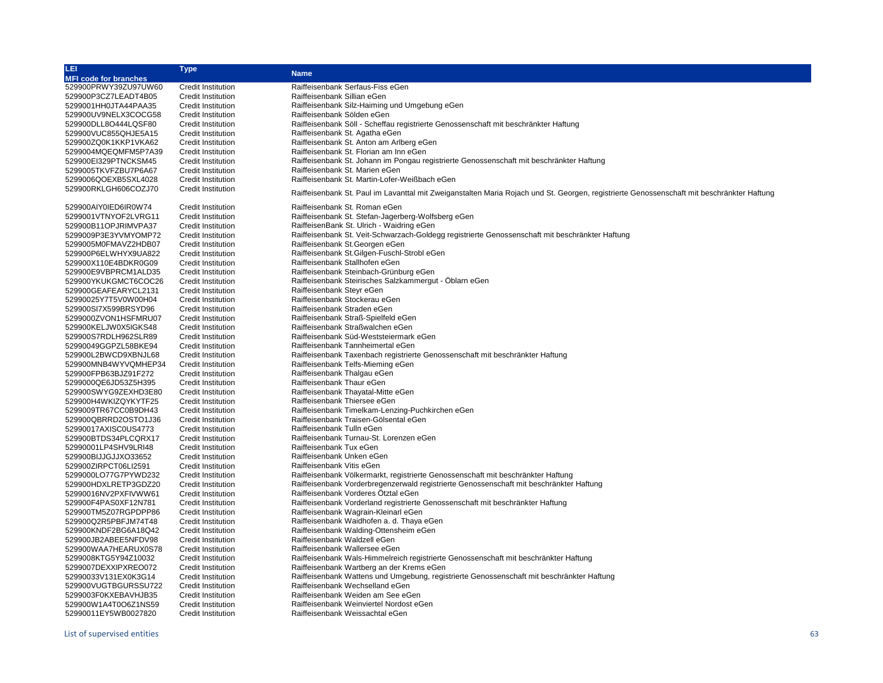| LEI<br>MFI code for branches | Type | Name |
|---|---|---|
| 529900PRWY39ZU97UW60 | Credit Institution | Raiffeisenbank Serfaus-Fiss eGen |
| 529900P3CZ7LEADT4B05 | Credit Institution | Raiffeisenbank Sillian eGen |
| 5299001HH0JTA44PAA35 | Credit Institution | Raiffeisenbank Silz-Haiming und Umgebung eGen |
| 529900UV9NELX3COCG58 | Credit Institution | Raiffeisenbank Sölden eGen |
| 529900DLL8O444LQSF80 | Credit Institution | Raiffeisenbank Söll - Scheffau registrierte Genossenschaft mit beschränkter Haftung |
| 529900VUC855QHJE5A15 | Credit Institution | Raiffeisenbank St. Agatha eGen |
| 529900ZQ0K1KKP1VKA62 | Credit Institution | Raiffeisenbank St. Anton am Arlberg eGen |
| 5299004MQEQMFM5P7A39 | Credit Institution | Raiffeisenbank St. Florian am Inn eGen |
| 529900EI329PTNCKSM45 | Credit Institution | Raiffeisenbank St. Johann im Pongau registrierte Genossenschaft mit beschränkter Haftung |
| 5299005TKVFZBU7P6A67 | Credit Institution | Raiffeisenbank St. Marien eGen |
| 5299006QOEXB5SXL4028 | Credit Institution | Raiffeisenbank St. Martin-Lofer-Weißbach eGen |
| 529900RKLGH606COZJ70 | Credit Institution | Raiffeisenbank St. Paul im Lavanttal mit Zweiganstalten Maria Rojach und St. Georgen, registrierte Genossenschaft mit beschränkter Haftung |
| 529900AIY0IED6IR0W74 | Credit Institution | Raiffeisenbank St. Roman eGen |
| 5299001VTNYOF2LVRG11 | Credit Institution | Raiffeisenbank St. Stefan-Jagerberg-Wolfsberg eGen |
| 529900B11OPJRIMVPA37 | Credit Institution | RaiffeisenBank St. Ulrich - Waidring eGen |
| 5299009P3E3YVMYOMP72 | Credit Institution | Raiffeisenbank St. Veit-Schwarzach-Goldegg registrierte Genossenschaft mit beschränkter Haftung |
| 5299005M0FMAVZ2HDB07 | Credit Institution | Raiffeisenbank St.Georgen eGen |
| 529900P6ELWHYX9UA822 | Credit Institution | Raiffeisenbank St.Gilgen-Fuschl-Strobl eGen |
| 529900X110E4BDKR0G09 | Credit Institution | Raiffeisenbank Stallhofen eGen |
| 529900E9VBPRCM1ALD35 | Credit Institution | Raiffeisenbank Steinbach-Grünburg eGen |
| 529900YKUKGMCT6COC26 | Credit Institution | Raiffeisenbank Steirisches Salzkammergut - Öblarn eGen |
| 529900GEAFEARYCL2131 | Credit Institution | Raiffeisenbank Steyr eGen |
| 52990025Y7T5V0W00H04 | Credit Institution | Raiffeisenbank Stockerau eGen |
| 529900SI7X599BRSYD96 | Credit Institution | Raiffeisenbank Straden eGen |
| 5299000ZVON1HSFMRU07 | Credit Institution | Raiffeisenbank Straß-Spielfeld eGen |
| 529900KELJW0X5IGKS48 | Credit Institution | Raiffeisenbank Straßwalchen eGen |
| 529900S7RDLH962SLR89 | Credit Institution | Raiffeisenbank Süd-Weststeiermark eGen |
| 52990049GGPZL58BKE94 | Credit Institution | Raiffeisenbank Tannheimertal eGen |
| 529900L2BWCD9XBNJL68 | Credit Institution | Raiffeisenbank Taxenbach registrierte Genossenschaft mit beschränkter Haftung |
| 529900MNB4WYVQMHEP34 | Credit Institution | Raiffeisenbank Telfs-Mieming eGen |
| 529900FPB63BJZ91F272 | Credit Institution | Raiffeisenbank Thalgau eGen |
| 5299000QE6JD53Z5H395 | Credit Institution | Raiffeisenbank Thaur eGen |
| 529900SWYG9ZEXHD3E80 | Credit Institution | Raiffeisenbank Thayatal-Mitte eGen |
| 529900H4WKIZQYKYTF25 | Credit Institution | Raiffeisenbank Thiersee eGen |
| 5299009TR67CC0B9DH43 | Credit Institution | Raiffeisenbank Timelkam-Lenzing-Puchkirchen eGen |
| 529900QBRRD2OSTO1J36 | Credit Institution | Raiffeisenbank Traisen-Gölsental eGen |
| 52990017AXISC0US4773 | Credit Institution | Raiffeisenbank Tulln eGen |
| 529900BTDS34PLCQRX17 | Credit Institution | Raiffeisenbank Turnau-St. Lorenzen eGen |
| 52990001LP4SHV9LRI48 | Credit Institution | Raiffeisenbank Tux eGen |
| 529900BIJJGJJXO33652 | Credit Institution | Raiffeisenbank Unken eGen |
| 529900ZIRPCT06LI2591 | Credit Institution | Raiffeisenbank Vitis eGen |
| 5299000LO77G7PYWD232 | Credit Institution | Raiffeisenbank Völkermarkt, registrierte Genossenschaft mit beschränkter Haftung |
| 529900HDXLRETP3GDZ20 | Credit Institution | Raiffeisenbank Vorderbregenzerwald registrierte Genossenschaft mit beschränkter Haftung |
| 52990016NV2PXFIVWW61 | Credit Institution | Raiffeisenbank Vorderes Ötztal eGen |
| 529900F4PAS0XF12N781 | Credit Institution | Raiffeisenbank Vorderland registrierte Genossenschaft mit beschränkter Haftung |
| 529900TM5Z07RGPDPP86 | Credit Institution | Raiffeisenbank Wagrain-Kleinarl eGen |
| 529900Q2R5PBFJM74T48 | Credit Institution | Raiffeisenbank Waidhofen a. d. Thaya eGen |
| 529900KNDF2BG6A18Q42 | Credit Institution | Raiffeisenbank Walding-Ottensheim eGen |
| 529900JB2ABEE5NFDV98 | Credit Institution | Raiffeisenbank Waldzell eGen |
| 529900WAA7HEARUX0S78 | Credit Institution | Raiffeisenbank Wallersee eGen |
| 5299008KTG5Y94Z10032 | Credit Institution | Raiffeisenbank Wals-Himmelreich registrierte Genossenschaft mit beschränkter Haftung |
| 5299007DEXXIPXREO072 | Credit Institution | Raiffeisenbank Wartberg an der Krems eGen |
| 52990033V131EX0K3G14 | Credit Institution | Raiffeisenbank Wattens und Umgebung, registrierte Genossenschaft mit beschränkter Haftung |
| 529900VUGTBGURSSU722 | Credit Institution | Raiffeisenbank Wechselland eGen |
| 5299003F0KXEBAVHJB35 | Credit Institution | Raiffeisenbank Weiden am See eGen |
| 529900W1A4T0O6Z1NS59 | Credit Institution | Raiffeisenbank Weinviertel Nordost eGen |
| 52990011EY5WB0027820 | Credit Institution | Raiffeisenbank Weissachtal eGen |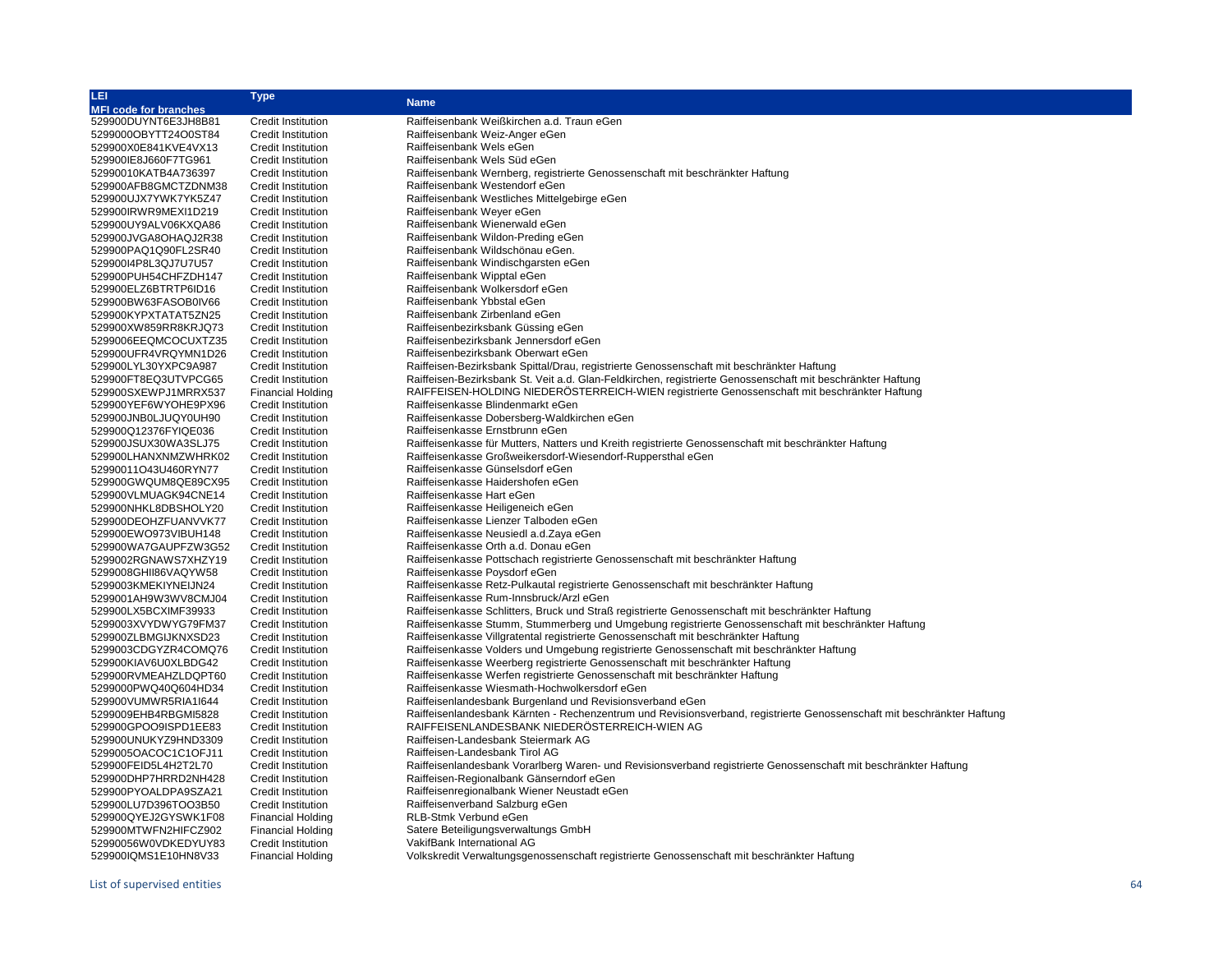| LEI<br>MFI code for branches | Type | Name |
| --- | --- | --- |
| 529900DUYNT6E3JH8B81 | Credit Institution | Raiffeisenbank Weißkirchen a.d. Traun eGen |
| 5299000OBYTT24O0ST84 | Credit Institution | Raiffeisenbank Weiz-Anger eGen |
| 529900X0E841KVE4VX13 | Credit Institution | Raiffeisenbank Wels eGen |
| 529900IE8J660F7TG961 | Credit Institution | Raiffeisenbank Wels Süd eGen |
| 52990010KATB4A736397 | Credit Institution | Raiffeisenbank Wernberg, registrierte Genossenschaft mit beschränkter Haftung |
| 529900AFB8GMCTZDNM38 | Credit Institution | Raiffeisenbank Westendorf eGen |
| 529900UJX7YWK7YK5Z47 | Credit Institution | Raiffeisenbank Westliches Mittelgebirge eGen |
| 529900IRWR9MEXI1D219 | Credit Institution | Raiffeisenbank Weyer eGen |
| 529900UY9ALV06KXQA86 | Credit Institution | Raiffeisenbank Wienerwald eGen |
| 529900JVGA8OHAQJ2R38 | Credit Institution | Raiffeisenbank Wildon-Preding eGen |
| 529900PAQ1Q90FL2SR40 | Credit Institution | Raiffeisenbank Wildschönau eGen. |
| 529900I4P8L3QJ7U7U57 | Credit Institution | Raiffeisenbank Windischgarsten eGen |
| 529900PUH54CHFZDH147 | Credit Institution | Raiffeisenbank Wipptal eGen |
| 529900ELZ6BTRTP6ID16 | Credit Institution | Raiffeisenbank Wolkersdorf eGen |
| 529900BW63FASOB0IV66 | Credit Institution | Raiffeisenbank Ybbstal eGen |
| 529900KYPXTATAT5ZN25 | Credit Institution | Raiffeisenbank Zirbenland eGen |
| 529900XW859RR8KRJQ73 | Credit Institution | Raiffeisenbezirksbank Güssing eGen |
| 5299006EEQMCOCUXTZ35 | Credit Institution | Raiffeisenbezirksbank Jennersdorf eGen |
| 529900UFR4VRQYMN1D26 | Credit Institution | Raiffeisenbezirksbank Oberwart eGen |
| 529900LYL30YXPC9A987 | Credit Institution | Raiffeisen-Bezirksbank Spittal/Drau, registrierte Genossenschaft mit beschränkter Haftung |
| 529900FT8EQ3UTVPCG65 | Credit Institution | Raiffeisen-Bezirksbank St. Veit a.d. Glan-Feldkirchen, registrierte Genossenschaft mit beschränkter Haftung |
| 529900SXEWPJ1MRRX537 | Financial Holding | RAIFFEISEN-HOLDING NIEDERÖSTERREICH-WIEN registrierte Genossenschaft mit beschränkter Haftung |
| 529900YEF6WYOHE9PX96 | Credit Institution | Raiffeisenkasse Blindenmarkt eGen |
| 529900JNB0LJUQY0UH90 | Credit Institution | Raiffeisenkasse Dobersberg-Waldkirchen eGen |
| 529900Q12376FYIQE036 | Credit Institution | Raiffeisenkasse Ernstbrunn eGen |
| 529900JSUX30WA3SLJ75 | Credit Institution | Raiffeisenkasse für Mutters, Natters und Kreith registrierte Genossenschaft mit beschränkter Haftung |
| 529900LHANXNMZWHRK02 | Credit Institution | Raiffeisenkasse Großweikersdorf-Wiesendorf-Ruppersthal eGen |
| 52990011O43U460RYN77 | Credit Institution | Raiffeisenkasse Günselsdorf eGen |
| 529900GWQUM8QE89CX95 | Credit Institution | Raiffeisenkasse Haidershofen eGen |
| 529900VLMUAGK94CNE14 | Credit Institution | Raiffeisenkasse Hart eGen |
| 529900NHKL8DBSHOLY20 | Credit Institution | Raiffeisenkasse Heiligeneich eGen |
| 529900DEOHZFUANVVK77 | Credit Institution | Raiffeisenkasse Lienzer Talboden eGen |
| 529900EWO973VIBUH148 | Credit Institution | Raiffeisenkasse Neusiedl a.d.Zaya eGen |
| 529900WA7GAUPFZW3G52 | Credit Institution | Raiffeisenkasse Orth a.d. Donau eGen |
| 5299002RGNAWS7XHZY19 | Credit Institution | Raiffeisenkasse Pottschach registrierte Genossenschaft mit beschränkter Haftung |
| 5299008GHII86VAQYW58 | Credit Institution | Raiffeisenkasse Poysdorf eGen |
| 5299003KMEKIYNEIJN24 | Credit Institution | Raiffeisenkasse Retz-Pulkautal registrierte Genossenschaft mit beschränkter Haftung |
| 5299001AH9W3WV8CMJ04 | Credit Institution | Raiffeisenkasse Rum-Innsbruck/Arzl eGen |
| 529900LX5BCXIMF39933 | Credit Institution | Raiffeisenkasse Schlitters, Bruck und Straß registrierte Genossenschaft mit beschränkter Haftung |
| 5299003XVYDWYG79FM37 | Credit Institution | Raiffeisenkasse Stumm, Stummerberg und Umgebung registrierte Genossenschaft mit beschränkter Haftung |
| 529900ZLBMGIJKNXSD23 | Credit Institution | Raiffeisenkasse Villgratental registrierte Genossenschaft mit beschränkter Haftung |
| 5299003CDGYZR4COMQ76 | Credit Institution | Raiffeisenkasse Volders und Umgebung registrierte Genossenschaft mit beschränkter Haftung |
| 529900KIAV6U0XLBDG42 | Credit Institution | Raiffeisenkasse Weerberg registrierte Genossenschaft mit beschränkter Haftung |
| 529900RVMEAHZLDQPT60 | Credit Institution | Raiffeisenkasse Werfen registrierte Genossenschaft mit beschränkter Haftung |
| 5299000PWQ40Q604HD34 | Credit Institution | Raiffeisenkasse Wiesmath-Hochwolkersdorf eGen |
| 529900VUMWR5RIA1I644 | Credit Institution | Raiffeisenlandesbank Burgenland und Revisionsverband eGen |
| 5299009EHB4RBGMI5828 | Credit Institution | Raiffeisenlandesbank Kärnten - Rechenzentrum und Revisionsverband, registrierte Genossenschaft mit beschränkter Haftung |
| 529900GPOO9ISPD1EE83 | Credit Institution | RAIFFEISENLANDESBANK NIEDERÖSTERREICH-WIEN AG |
| 529900UNUKYZ9HND3309 | Credit Institution | Raiffeisen-Landesbank Steiermark AG |
| 5299005OACOC1C1OFJ11 | Credit Institution | Raiffeisen-Landesbank Tirol AG |
| 529900FEID5L4H2T2L70 | Credit Institution | Raiffeisenlandesbank Vorarlberg Waren- und Revisionsverband registrierte Genossenschaft mit beschränkter Haftung |
| 529900DHP7HRRD2NH428 | Credit Institution | Raiffeisen-Regionalbank Gänserndorf eGen |
| 529900PYOALDPA9SZA21 | Credit Institution | Raiffeisenregionalbank Wiener Neustadt eGen |
| 529900LU7D396TOO3B50 | Credit Institution | Raiffeisenverband Salzburg eGen |
| 529900QYEJ2GYSWK1F08 | Financial Holding | RLB-Stmk Verbund eGen |
| 529900MTWFN2HIFCZ902 | Financial Holding | Satere Beteiligungsverwaltungs GmbH |
| 52990056W0VDKEDYUY83 | Credit Institution | VakifBank International AG |
| 529900IQMS1E10HN8V33 | Financial Holding | Volkskredit Verwaltungsgenossenschaft registrierte Genossenschaft mit beschränkter Haftung |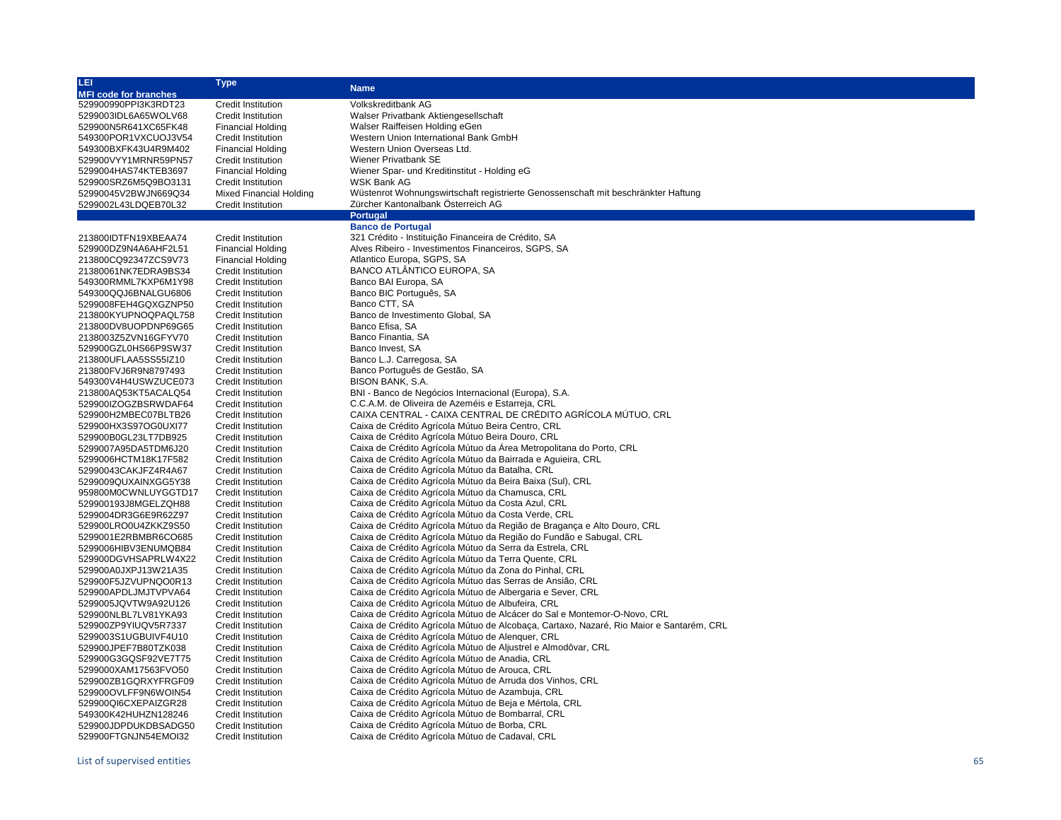| LEI<br>MFI code for branches | Type | Name |
|---|---|---|
| 529900990PPI3K3RDT23 | Credit Institution | Volkskreditbank AG |
| 5299003IDL6A65WOLV68 | Credit Institution | Walser Privatbank Aktiengesellschaft |
| 529900N5R641XC65FK48 | Financial Holding | Walser Raiffeisen Holding eGen |
| 549300POR1VXCUOJ3V54 | Credit Institution | Western Union International Bank GmbH |
| 549300BXFK43U4R9M402 | Financial Holding | Western Union Overseas Ltd. |
| 529900VYY1MRNR59PN57 | Credit Institution | Wiener Privatbank SE |
| 5299004HAS74KTEB3697 | Financial Holding | Wiener Spar- und Kreditinstitut - Holding eG |
| 529900SRZ6M5Q9BO3131 | Credit Institution | WSK Bank AG |
| 52990045V2BWJN669Q34 | Mixed Financial Holding | Wüstenrot Wohnungswirtschaft registrierte Genossenschaft mit beschränkter Haftung |
| 5299002L43LDQEB70L32 | Credit Institution | Zürcher Kantonalbank Österreich AG |
| | | **Portugal** |
| | | **Banco de Portugal** |
| 213800IDTFN19XBEAA74 | Credit Institution | 321 Crédito - Instituição Financeira de Crédito, SA |
| 529900DZ9N4A6AHF2L51 | Financial Holding | Alves Ribeiro - Investimentos Financeiros, SGPS, SA |
| 213800CQ92347ZCS9V73 | Financial Holding | Atlantico Europa, SGPS, SA |
| 21380061NK7EDRA9BS34 | Credit Institution | BANCO ATLÂNTICO EUROPA, SA |
| 549300RMML7KXP6M1Y98 | Credit Institution | Banco BAI Europa, SA |
| 549300QQJ6BNALGU6806 | Credit Institution | Banco BIC Português, SA |
| 5299008FEH4GQXGZNP50 | Credit Institution | Banco CTT, SA |
| 213800KYUPNOQPAQL758 | Credit Institution | Banco de Investimento Global, SA |
| 213800DV8UOPDNP69G65 | Credit Institution | Banco Efisa, SA |
| 2138003Z5ZVN16GFYV70 | Credit Institution | Banco Finantia, SA |
| 529900GZL0HS66P9SW37 | Credit Institution | Banco Invest, SA |
| 213800UFLAA5SS55IZ10 | Credit Institution | Banco L.J. Carregosa, SA |
| 213800FVJ6R9N8797493 | Credit Institution | Banco Português de Gestão, SA |
| 549300V4H4USWZUCE073 | Credit Institution | BISON BANK, S.A. |
| 213800AQ53KT5ACALQ54 | Credit Institution | BNI - Banco de Negócios Internacional (Europa), S.A. |
| 529900IZOGZBSRWDAF64 | Credit Institution | C.C.A.M. de Oliveira de Azeméis e Estarreja, CRL |
| 529900H2MBEC07BLTB26 | Credit Institution | CAIXA CENTRAL - CAIXA CENTRAL DE CRÉDITO AGRÍCOLA MÚTUO, CRL |
| 529900HX3S97OG0UXI77 | Credit Institution | Caixa de Crédito Agrícola Mútuo Beira Centro, CRL |
| 529900B0GL23LT7DB925 | Credit Institution | Caixa de Crédito Agrícola Mútuo Beira Douro, CRL |
| 5299007A95DA5TDM6J20 | Credit Institution | Caixa de Crédito Agrícola Mútuo da Área Metropolitana do Porto, CRL |
| 5299006HCTM18K17F582 | Credit Institution | Caixa de Crédito Agrícola Mútuo da Bairrada e Aguieira, CRL |
| 52990043CAKJFZ4R4A67 | Credit Institution | Caixa de Crédito Agrícola Mútuo da Batalha, CRL |
| 5299009QUXAINXGG5Y38 | Credit Institution | Caixa de Crédito Agrícola Mútuo da Beira Baixa (Sul), CRL |
| 959800M0CWNLUYGGTD17 | Credit Institution | Caixa de Crédito Agrícola Mútuo da Chamusca, CRL |
| 529900193J8MGELZQH88 | Credit Institution | Caixa de Crédito Agrícola Mútuo da Costa Azul, CRL |
| 5299004DR3G6E9R62Z97 | Credit Institution | Caixa de Crédito Agrícola Mútuo da Costa Verde, CRL |
| 529900LRO0U4ZKKZ9S50 | Credit Institution | Caixa de Crédito Agrícola Mútuo da Região de Bragança e Alto Douro, CRL |
| 5299001E2RBMBR6CO685 | Credit Institution | Caixa de Crédito Agrícola Mútuo da Região do Fundão e Sabugal, CRL |
| 5299006HIBV3ENUMQB84 | Credit Institution | Caixa de Crédito Agrícola Mútuo da Serra da Estrela, CRL |
| 529900DGVHSAPRLW4X22 | Credit Institution | Caixa de Crédito Agrícola Mútuo da Terra Quente, CRL |
| 529900A0JXPJ13W21A35 | Credit Institution | Caixa de Crédito Agrícola Mútuo da Zona do Pinhal, CRL |
| 529900F5JZVUPNQO0R13 | Credit Institution | Caixa de Crédito Agrícola Mútuo das Serras de Ansião, CRL |
| 529900APDLJMJTVPVA64 | Credit Institution | Caixa de Crédito Agrícola Mútuo de Albergaria e Sever, CRL |
| 5299005JQVTW9A92U126 | Credit Institution | Caixa de Crédito Agrícola Mútuo de Albufeira, CRL |
| 529900NLBL7LV81YKA93 | Credit Institution | Caixa de Crédito Agrícola Mútuo de Alcácer do Sal e Montemor-O-Novo, CRL |
| 529900ZP9YIUQV5R7337 | Credit Institution | Caixa de Crédito Agrícola Mútuo de Alcobaça, Cartaxo, Nazaré, Rio Maior e Santarém, CRL |
| 5299003S1UGBUIVF4U10 | Credit Institution | Caixa de Crédito Agrícola Mútuo de Alenquer, CRL |
| 529900JPEF7B80TZK038 | Credit Institution | Caixa de Crédito Agrícola Mútuo de Aljustrel e Almodôvar, CRL |
| 529900G3GQSF92VE7T75 | Credit Institution | Caixa de Crédito Agrícola Mútuo de Anadia, CRL |
| 5299000XAM17563FVO50 | Credit Institution | Caixa de Crédito Agrícola Mútuo de Arouca, CRL |
| 529900ZB1GQRXYFRGF09 | Credit Institution | Caixa de Crédito Agrícola Mútuo de Arruda dos Vinhos, CRL |
| 529900OVLFF9N6WOIN54 | Credit Institution | Caixa de Crédito Agrícola Mútuo de Azambuja, CRL |
| 529900QI6CXEPAIZGR28 | Credit Institution | Caixa de Crédito Agrícola Mútuo de Beja e Mértola, CRL |
| 549300K42HUHZN128246 | Credit Institution | Caixa de Crédito Agrícola Mútuo de Bombarral, CRL |
| 529900JDPDUKDBSADG50 | Credit Institution | Caixa de Crédito Agrícola Mútuo de Borba, CRL |
| 529900FTGNJN54EMOI32 | Credit Institution | Caixa de Crédito Agrícola Mútuo de Cadaval, CRL |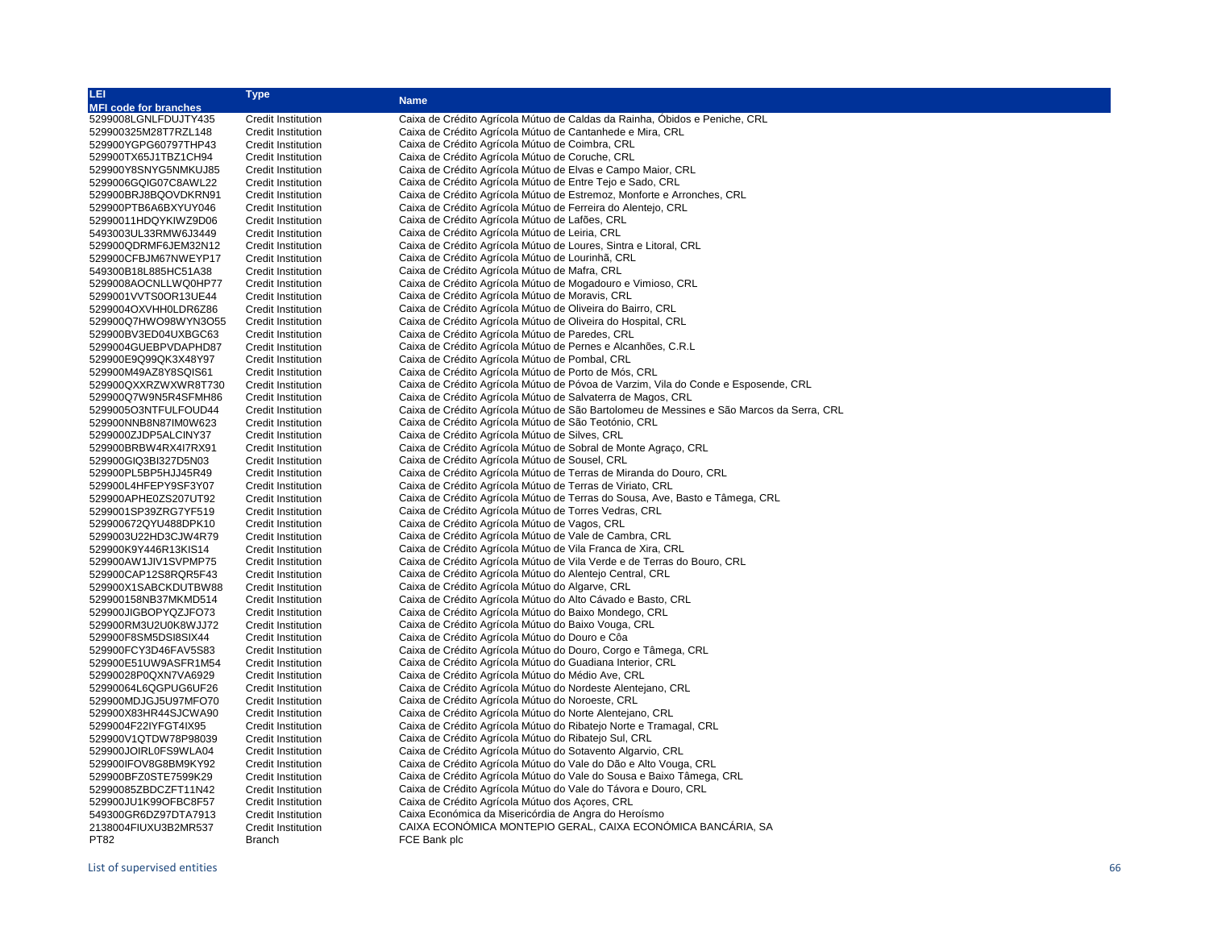| LEI<br>MFI code for branches | Type | Name |
|---|---|---|
| 5299008LGNLFDUJTY435 | Credit Institution | Caixa de Crédito Agrícola Mútuo de Caldas da Rainha, Óbidos e Peniche, CRL |
| 529900325M28T7RZL148 | Credit Institution | Caixa de Crédito Agrícola Mútuo de Cantanhede e Mira, CRL |
| 529900YGPG60797THP43 | Credit Institution | Caixa de Crédito Agrícola Mútuo de Coimbra, CRL |
| 529900TX65J1TBZ1CH94 | Credit Institution | Caixa de Crédito Agrícola Mútuo de Coruche, CRL |
| 529900Y8SNYG5NMKUJ85 | Credit Institution | Caixa de Crédito Agrícola Mútuo de Elvas e Campo Maior, CRL |
| 5299006GQIG07C8AWL22 | Credit Institution | Caixa de Crédito Agrícola Mútuo de Entre Tejo e Sado, CRL |
| 529900BRJ8BQOVDKRN91 | Credit Institution | Caixa de Crédito Agrícola Mútuo de Estremoz, Monforte e Arronches, CRL |
| 529900PTB6A6BXYUY046 | Credit Institution | Caixa de Crédito Agrícola Mútuo de Ferreira do Alentejo, CRL |
| 52990011HDQYKIWZ9D06 | Credit Institution | Caixa de Crédito Agrícola Mútuo de Lafões, CRL |
| 5493003UL33RMW6J3449 | Credit Institution | Caixa de Crédito Agrícola Mútuo de Leiria, CRL |
| 529900QDRMF6JEM32N12 | Credit Institution | Caixa de Crédito Agrícola Mútuo de Loures, Sintra e Litoral, CRL |
| 529900CFBJM67NWEYP17 | Credit Institution | Caixa de Crédito Agrícola Mútuo de Lourinhã, CRL |
| 549300B18L885HC51A38 | Credit Institution | Caixa de Crédito Agrícola Mútuo de Mafra, CRL |
| 5299008AOCNLLWQ0HP77 | Credit Institution | Caixa de Crédito Agrícola Mútuo de Mogadouro e Vimioso, CRL |
| 5299001VVTS0OR13UE44 | Credit Institution | Caixa de Crédito Agrícola Mútuo de Moravis, CRL |
| 5299004OXVHH0LDR6Z86 | Credit Institution | Caixa de Crédito Agrícola Mútuo de Oliveira do Bairro, CRL |
| 529900Q7HWO98WYN3O55 | Credit Institution | Caixa de Crédito Agrícola Mútuo de Oliveira do Hospital, CRL |
| 529900BV3ED04UXBGC63 | Credit Institution | Caixa de Crédito Agrícola Mútuo de Paredes, CRL |
| 5299004GUEBPVDAPHD87 | Credit Institution | Caixa de Crédito Agrícola Mútuo de Pernes e Alcanhões, C.R.L |
| 529900E9Q99QK3X48Y97 | Credit Institution | Caixa de Crédito Agrícola Mútuo de Pombal, CRL |
| 529900M49AZ8Y8SQIS61 | Credit Institution | Caixa de Crédito Agrícola Mútuo de Porto de Mós, CRL |
| 529900QXXRZWXWR8T730 | Credit Institution | Caixa de Crédito Agrícola Mútuo de Póvoa de Varzim, Vila do Conde e Esposende, CRL |
| 529900Q7W9N5R4SFMH86 | Credit Institution | Caixa de Crédito Agrícola Mútuo de Salvaterra de Magos, CRL |
| 5299005O3NTFULFOUD44 | Credit Institution | Caixa de Crédito Agrícola Mútuo de São Bartolomeu de Messines e São Marcos da Serra, CRL |
| 529900NNB8N87IM0W623 | Credit Institution | Caixa de Crédito Agrícola Mútuo de São Teotónio, CRL |
| 5299000ZJDP5ALCINY37 | Credit Institution | Caixa de Crédito Agrícola Mútuo de Silves, CRL |
| 529900BRBW4RX4I7RX91 | Credit Institution | Caixa de Crédito Agrícola Mútuo de Sobral de Monte Agraço, CRL |
| 529900GIQ3BI327D5N03 | Credit Institution | Caixa de Crédito Agrícola Mútuo de Sousel, CRL |
| 529900PL5BP5HJJ45R49 | Credit Institution | Caixa de Crédito Agrícola Mútuo de Terras de Miranda do Douro, CRL |
| 529900L4HFEPY9SF3Y07 | Credit Institution | Caixa de Crédito Agrícola Mútuo de Terras de Viriato, CRL |
| 529900APHE0ZS207UT92 | Credit Institution | Caixa de Crédito Agrícola Mútuo de Terras do Sousa, Ave, Basto e Tâmega, CRL |
| 5299001SP39ZRG7YF519 | Credit Institution | Caixa de Crédito Agrícola Mútuo de Torres Vedras, CRL |
| 529900672QYU488DPK10 | Credit Institution | Caixa de Crédito Agrícola Mútuo de Vagos, CRL |
| 5299003U22HD3CJW4R79 | Credit Institution | Caixa de Crédito Agrícola Mútuo de Vale de Cambra, CRL |
| 529900K9Y446R13KIS14 | Credit Institution | Caixa de Crédito Agrícola Mútuo de Vila Franca de Xira, CRL |
| 529900AW1JIV1SVPMP75 | Credit Institution | Caixa de Crédito Agrícola Mútuo de Vila Verde e de Terras do Bouro, CRL |
| 529900CAP12S8RQR5F43 | Credit Institution | Caixa de Crédito Agrícola Mútuo do Alentejo Central, CRL |
| 529900X1SABCKDUTBW88 | Credit Institution | Caixa de Crédito Agrícola Mútuo do Algarve, CRL |
| 529900158NB37MKMD514 | Credit Institution | Caixa de Crédito Agrícola Mútuo do Alto Cávado e Basto, CRL |
| 529900JIGBOPYQZJFO73 | Credit Institution | Caixa de Crédito Agrícola Mútuo do Baixo Mondego, CRL |
| 529900RM3U2U0K8WJJ72 | Credit Institution | Caixa de Crédito Agrícola Mútuo do Baixo Vouga, CRL |
| 529900F8SM5DSI8SIX44 | Credit Institution | Caixa de Crédito Agrícola Mútuo do Douro e Côa |
| 529900FCY3D46FAV5S83 | Credit Institution | Caixa de Crédito Agrícola Mútuo do Douro, Corgo e Tâmega, CRL |
| 529900E51UW9ASFR1M54 | Credit Institution | Caixa de Crédito Agrícola Mútuo do Guadiana Interior, CRL |
| 52990028P0QXN7VA6929 | Credit Institution | Caixa de Crédito Agrícola Mútuo do Médio Ave, CRL |
| 52990064L6QGPUG6UF26 | Credit Institution | Caixa de Crédito Agrícola Mútuo do Nordeste Alentejano, CRL |
| 529900MDJGJ5U97MFO70 | Credit Institution | Caixa de Crédito Agrícola Mútuo do Noroeste, CRL |
| 529900X83HR44SJCWA90 | Credit Institution | Caixa de Crédito Agrícola Mútuo do Norte Alentejano, CRL |
| 5299004F22IYFGT4IX95 | Credit Institution | Caixa de Crédito Agrícola Mútuo do Ribatejo Norte e Tramagal, CRL |
| 529900V1QTDW78P98039 | Credit Institution | Caixa de Crédito Agrícola Mútuo do Ribatejo Sul, CRL |
| 529900JOIRL0FS9WLA04 | Credit Institution | Caixa de Crédito Agrícola Mútuo do Sotavento Algarvio, CRL |
| 529900IFOV8G8BM9KY92 | Credit Institution | Caixa de Crédito Agrícola Mútuo do Vale do Dão e Alto Vouga, CRL |
| 529900BFZ0STE7599K29 | Credit Institution | Caixa de Crédito Agrícola Mútuo do Vale do Sousa e Baixo Tâmega, CRL |
| 52990085ZBDCZFT11N42 | Credit Institution | Caixa de Crédito Agrícola Mútuo do Vale do Távora e Douro, CRL |
| 529900JU1K99OFBC8F57 | Credit Institution | Caixa de Crédito Agrícola Mútuo dos Açores, CRL |
| 549300GR6DZ97DTA7913 | Credit Institution | Caixa Económica da Misericórdia de Angra do Heroísmo |
| 2138004FIUXU3B2MR537 | Credit Institution | CAIXA ECONÓMICA MONTEPIO GERAL, CAIXA ECONÓMICA BANCÁRIA, SA |
| PT82 | Branch | FCE Bank plc |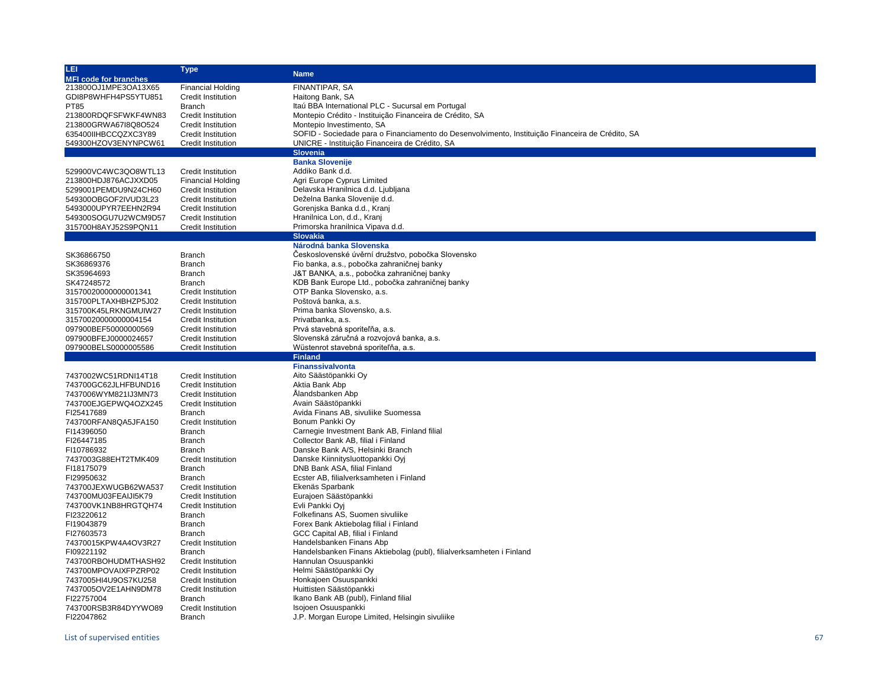| LEI<br>MFI code for branches | Type | Name |
|---|---|---|
| 213800OJ1MPE3OA13X65 | Financial Holding | FINANTIPAR, SA |
| GDI8P8WHFH4PS5YTU851 | Credit Institution | Haitong Bank, SA |
| PT85 | Branch | Itaú BBA International PLC - Sucursal em Portugal |
| 213800RDQFSFWKF4WN83 | Credit Institution | Montepio Crédito - Instituição Financeira de Crédito, SA |
| 213800GRWA67I8Q8O524 | Credit Institution | Montepio Investimento, SA |
| 635400IIHBCCQZXC3Y89 | Credit Institution | SOFID - Sociedade para o Financiamento do Desenvolvimento, Instituição Financeira de Crédito, SA |
| 549300HZOV3ENYNPCW61 | Credit Institution | UNICRE - Instituição Financeira de Crédito, SA |
| | | **Slovenia** |
| | | **Banka Slovenije** |
| 529900VC4WC3QO8WTL13 | Credit Institution | Addiko Bank d.d. |
| 213800HDJ876ACJXXD05 | Financial Holding | Agri Europe Cyprus Limited |
| 5299001PEMDU9N24CH60 | Credit Institution | Delavska Hranilnica d.d. Ljubljana |
| 549300OBGOF2IVUD3L23 | Credit Institution | Deželna Banka Slovenije d.d. |
| 5493000UPYR7EEHN2R94 | Credit Institution | Gorenjska Banka d.d., Kranj |
| 549300SOGU7U2WCM9D57 | Credit Institution | Hranilnica Lon, d.d., Kranj |
| 315700H8AYJ52S9PQN11 | Credit Institution | Primorska hranilnica Vipava d.d. |
| | | **Slovakia** |
| | | **Národná banka Slovenska** |
| SK36866750 | Branch | Československé úvěrní družstvo, pobočka Slovensko |
| SK36869376 | Branch | Fio banka, a.s., pobočka zahraničnej banky |
| SK35964693 | Branch | J&T BANKA, a.s., pobočka zahraničnej banky |
| SK47248572 | Branch | KDB Bank Europe Ltd., pobočka zahraničnej banky |
| 31570020000000001341 | Credit Institution | OTP Banka Slovensko, a.s. |
| 315700PLTAXHBHZP5J02 | Credit Institution | Poštová banka, a.s. |
| 315700K45LRKNGMUIW27 | Credit Institution | Prima banka Slovensko, a.s. |
| 31570020000000004154 | Credit Institution | Privatbanka, a.s. |
| 097900BEF50000000569 | Credit Institution | Prvá stavebná sporiteľňa, a.s. |
| 097900BFEJ0000024657 | Credit Institution | Slovenská záručná a rozvojová banka, a.s. |
| 097900BELS0000005586 | Credit Institution | Wüstenrot stavebná sporiteľňa, a.s. |
| | | **Finland** |
| | | **Finanssivalvonta** |
| 7437002WC51RDNI14T18 | Credit Institution | Aito Säästöpankki Oy |
| 743700GC62JLHFBUND16 | Credit Institution | Aktia Bank Abp |
| 7437006WYM821IJ3MN73 | Credit Institution | Ålandsbanken Abp |
| 743700EJGEPWQ4OZX245 | Credit Institution | Avain Säästöpankki |
| FI25417689 | Branch | Avida Finans AB, sivuliike Suomessa |
| 743700RFAN8QA5JFA150 | Credit Institution | Bonum Pankki Oy |
| FI14396050 | Branch | Carnegie Investment Bank AB, Finland filial |
| FI26447185 | Branch | Collector Bank AB, filial i Finland |
| FI10786932 | Branch | Danske Bank A/S, Helsinki Branch |
| 7437003G88EHT2TMK409 | Credit Institution | Danske Kiinnitysluottopankki Oyj |
| FI18175079 | Branch | DNB Bank ASA, filial Finland |
| FI29950632 | Branch | Ecster AB, filialverksamheten i Finland |
| 743700JEXWUGB62WA537 | Credit Institution | Ekenäs Sparbank |
| 743700MU03FEAIJI5K79 | Credit Institution | Eurajoen Säästöpankki |
| 743700VK1NB8HRGTQH74 | Credit Institution | Evli Pankki Oyj |
| FI23220612 | Branch | Folkefinans AS, Suomen sivuliike |
| FI19043879 | Branch | Forex Bank Aktiebolag filial i Finland |
| FI27603573 | Branch | GCC Capital AB, filial i Finland |
| 74370015KPW4A4OV3R27 | Credit Institution | Handelsbanken Finans Abp |
| FI09221192 | Branch | Handelsbanken Finans Aktiebolag (publ), filialverksamheten i Finland |
| 743700RBOHUDMTHASH92 | Credit Institution | Hannulan Osuuspankki |
| 743700MPOVAIXFPZRP02 | Credit Institution | Helmi Säästöpankki Oy |
| 7437005HI4U9OS7KU258 | Credit Institution | Honkajoen Osuuspankki |
| 7437005OV2E1AHN9DM78 | Credit Institution | Huittisten Säästöpankki |
| FI22757004 | Branch | Ikano Bank AB (publ), Finland filial |
| 743700RSB3R84DYYWO89 | Credit Institution | Isojoen Osuuspankki |
| FI22047862 | Branch | J.P. Morgan Europe Limited, Helsingin sivuliike |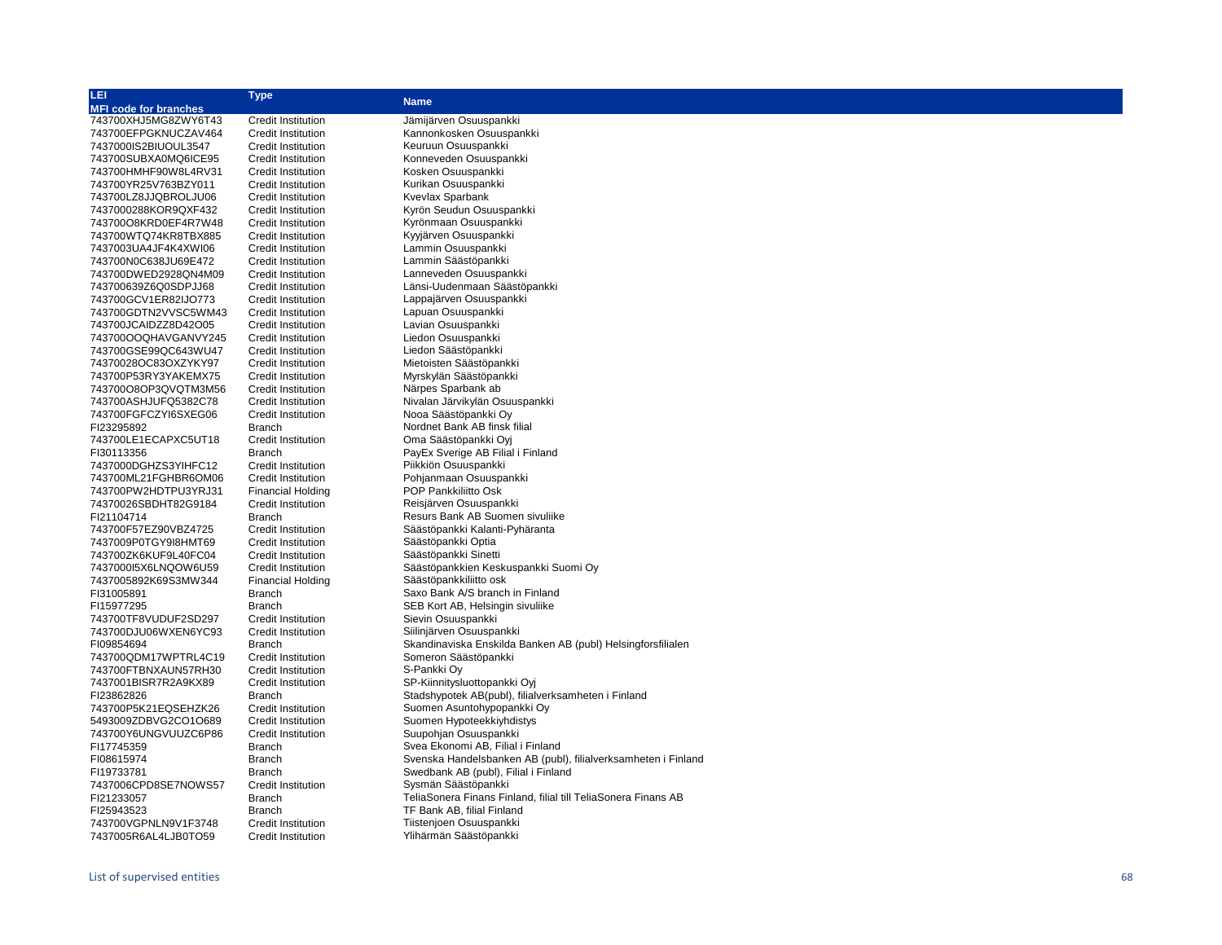| LEI<br>MFI code for branches | Type | Name |
|---|---|---|
| 743700XHJ5MG8ZWY6T43 | Credit Institution | Jämijärven Osuuspankki |
| 743700EFPGKNUCZAV464 | Credit Institution | Kannonkosken Osuuspankki |
| 7437000IS2BIUOUL3547 | Credit Institution | Keuruun Osuuspankki |
| 743700SUBXA0MQ6ICE95 | Credit Institution | Konneveden Osuuspankki |
| 743700HMHF90W8L4RV31 | Credit Institution | Kosken Osuuspankki |
| 743700YR25V763BZY011 | Credit Institution | Kurikan Osuuspankki |
| 743700LZ8JJQBROLJU06 | Credit Institution | Kvevlax Sparbank |
| 7437000288KOR9QXF432 | Credit Institution | Kyrön Seudun Osuuspankki |
| 743700O8KRD0EF4R7W48 | Credit Institution | Kyrönmaan Osuuspankki |
| 743700WTQ74KR8TBX885 | Credit Institution | Kyyjärven Osuuspankki |
| 7437003UA4JF4K4XWI06 | Credit Institution | Lammin Osuuspankki |
| 743700N0C638JU69E472 | Credit Institution | Lammin Säästöpankki |
| 743700DWED2928QN4M09 | Credit Institution | Lanneveden Osuuspankki |
| 743700639Z6Q0SDPJJ68 | Credit Institution | Länsi-Uudenmaan Säästöpankki |
| 743700GCV1ER82IJO773 | Credit Institution | Lappajärven Osuuspankki |
| 743700GDTN2VVSC5WM43 | Credit Institution | Lapuan Osuuspankki |
| 743700JCAIDZZ8D42O05 | Credit Institution | Lavian Osuuspankki |
| 743700OOQHAVGANVY245 | Credit Institution | Liedon Osuuspankki |
| 743700GSE99QC643WU47 | Credit Institution | Liedon Säästöpankki |
| 74370028OC83OXZYKY97 | Credit Institution | Mietoisten Säästöpankki |
| 743700P53RY3YAKEMX75 | Credit Institution | Myrskylän Säästöpankki |
| 743700O8OP3QVQTM3M56 | Credit Institution | Närpes Sparbank ab |
| 743700ASHJUFQ5382C78 | Credit Institution | Nivalan Järvikylän Osuuspankki |
| 743700FGFCZYI6SXEG06 | Credit Institution | Nooa Säästöpankki Oy |
| FI23295892 | Branch | Nordnet Bank AB finsk filial |
| 743700LE1ECAPXC5UT18 | Credit Institution | Oma Säästöpankki Oyj |
| FI30113356 | Branch | PayEx Sverige AB Filial i Finland |
| 7437000DGHZS3YIHFC12 | Credit Institution | Piikkiön Osuuspankki |
| 743700ML21FGHBR6OM06 | Credit Institution | Pohjanmaan Osuuspankki |
| 743700PW2HDTPU3YRJ31 | Financial Holding | POP Pankkiliitto Osk |
| 74370026SBDHT82G9184 | Credit Institution | Reisjärven Osuuspankki |
| FI21104714 | Branch | Resurs Bank AB Suomen sivuliike |
| 743700F57EZ90VBZ4725 | Credit Institution | Säästöpankki Kalanti-Pyhäranta |
| 7437009P0TGY9I8HMT69 | Credit Institution | Säästöpankki Optia |
| 743700ZK6KUF9L40FC04 | Credit Institution | Säästöpankki Sinetti |
| 7437000I5X6LNQOW6U59 | Credit Institution | Säästöpankkien Keskuspankki Suomi Oy |
| 7437005892K69S3MW344 | Financial Holding | Säästöpankkiliitto osk |
| FI31005891 | Branch | Saxo Bank A/S branch in Finland |
| FI15977295 | Branch | SEB Kort AB, Helsingin sivuliike |
| 743700TF8VUDUF2SD297 | Credit Institution | Sievin Osuuspankki |
| 743700DJU06WXEN6YC93 | Credit Institution | Siilinjärven Osuuspankki |
| FI09854694 | Branch | Skandinaviska Enskilda Banken AB (publ) Helsingforsfilialen |
| 743700QDM17WPTRL4C19 | Credit Institution | Someron Säästöpankki |
| 743700FTBNXAUN57RH30 | Credit Institution | S-Pankki Oy |
| 7437001BISR7R2A9KX89 | Credit Institution | SP-Kiinnitysluottopankki Oyj |
| FI23862826 | Branch | Stadshypotek AB(publ), filialverksamheten i Finland |
| 743700P5K21EQSEHZK26 | Credit Institution | Suomen Asuntohypopankki Oy |
| 5493009ZDBVG2CO1O689 | Credit Institution | Suomen Hypoteekkiyhdistys |
| 743700Y6UNGVUUZC6P86 | Credit Institution | Suupohjan Osuuspankki |
| FI17745359 | Branch | Svea Ekonomi AB, Filial i Finland |
| FI08615974 | Branch | Svenska Handelsbanken AB (publ), filialverksamheten i Finland |
| FI19733781 | Branch | Swedbank AB (publ), Filial i Finland |
| 7437006CPD8SE7NOWS57 | Credit Institution | Sysmän Säästöpankki |
| FI21233057 | Branch | TeliaSonera Finans Finland, filial till TeliaSonera Finans AB |
| FI25943523 | Branch | TF Bank AB, filial Finland |
| 743700VGPNLN9V1F3748 | Credit Institution | Tiistenjoen Osuuspankki |
| 7437005R6AL4LJB0TO59 | Credit Institution | Ylihärmän Säästöpankki |

List of supervised entities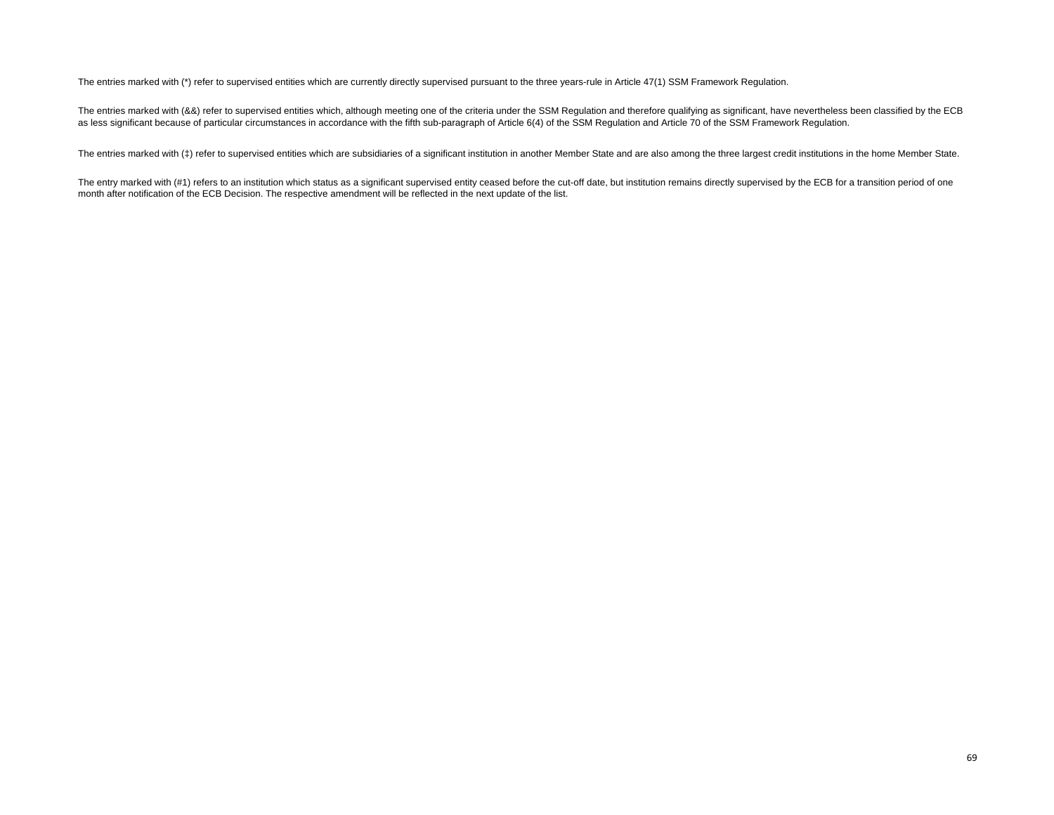The entries marked with (*) refer to supervised entities which are currently directly supervised pursuant to the three years-rule in Article 47(1) SSM Framework Regulation.

The entries marked with (&&) refer to supervised entities which, although meeting one of the criteria under the SSM Regulation and therefore qualifying as significant, have nevertheless been classified by the ECB as less significant because of particular circumstances in accordance with the fifth sub-paragraph of Article 6(4) of the SSM Regulation and Article 70 of the SSM Framework Regulation.

The entries marked with (‡) refer to supervised entities which are subsidiaries of a significant institution in another Member State and are also among the three largest credit institutions in the home Member State.

The entry marked with (#1) refers to an institution which status as a significant supervised entity ceased before the cut-off date, but institution remains directly supervised by the ECB for a transition period of one month after notification of the ECB Decision. The respective amendment will be reflected in the next update of the list.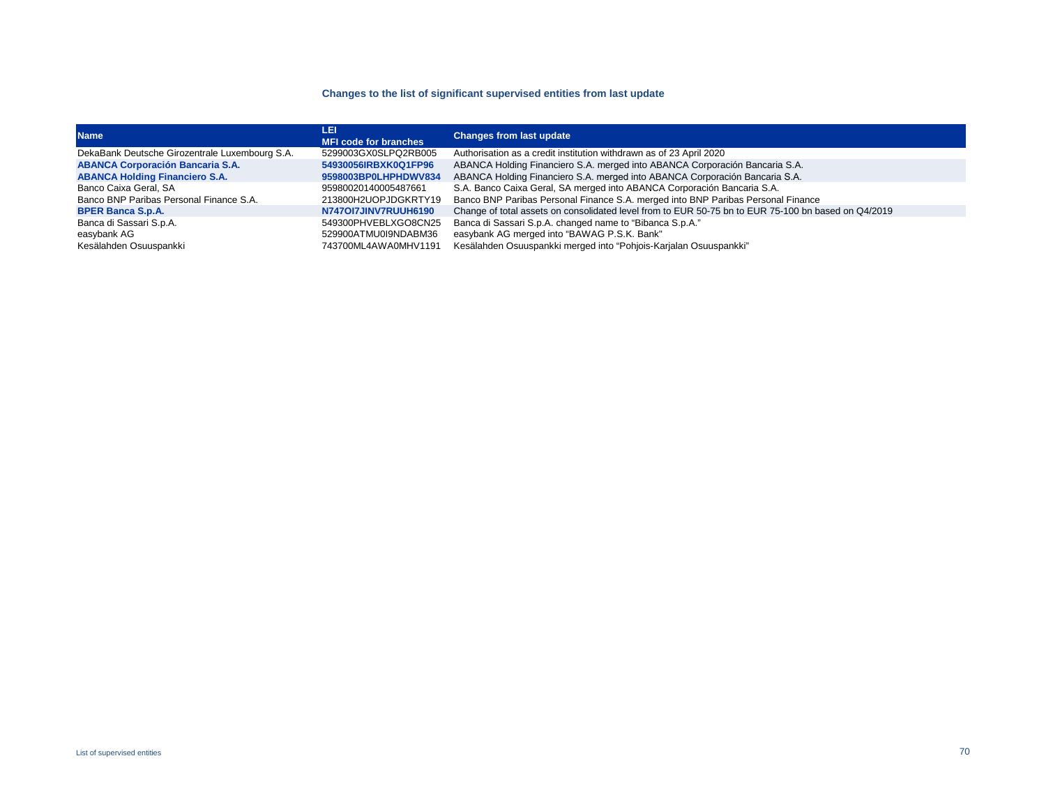### Changes to the list of significant supervised entities from last update

| Name | LEI<br>MFI code for branches | Changes from last update |
|---|---|---|
| DekaBank Deutsche Girozentrale Luxembourg S.A. | 5299003GX0SLPQ2RB005 | Authorisation as a credit institution withdrawn as of 23 April 2020 |
| **ABANCA Corporación Bancaria S.A.** | **54930056IRBXK0Q1FP96** | ABANCA Holding Financiero S.A. merged into ABANCA Corporación Bancaria S.A. |
| **ABANCA Holding Financiero S.A.** | **9598003BP0LHPHDWV834** | ABANCA Holding Financiero S.A. merged into ABANCA Corporación Bancaria S.A. |
| Banco Caixa Geral, SA | 95980020140005487661 | S.A. Banco Caixa Geral, SA merged into ABANCA Corporación Bancaria S.A. |
| Banco BNP Paribas Personal Finance S.A. | 213800H2UOPJDGKRTY19 | Banco BNP Paribas Personal Finance S.A. merged into BNP Paribas Personal Finance |
| **BPER Banca S.p.A.** | **N747OI7JINV7RUUH6190** | Change of total assets on consolidated level from to EUR 50-75 bn to EUR 75-100 bn based on Q4/2019 |
| Banca di Sassari S.p.A. | 549300PHVEBLXGO8CN25 | Banca di Sassari S.p.A. changed name to “Bibanca S.p.A.” |
| easybank AG | 529900ATMU0I9NDABM36 | easybank AG merged into “BAWAG P.S.K. Bank” |
| Kesälahden Osuuspankki | 743700ML4AWA0MHV1191 | Kesälahden Osuuspankki merged into “Pohjois-Karjalan Osuuspankki” |